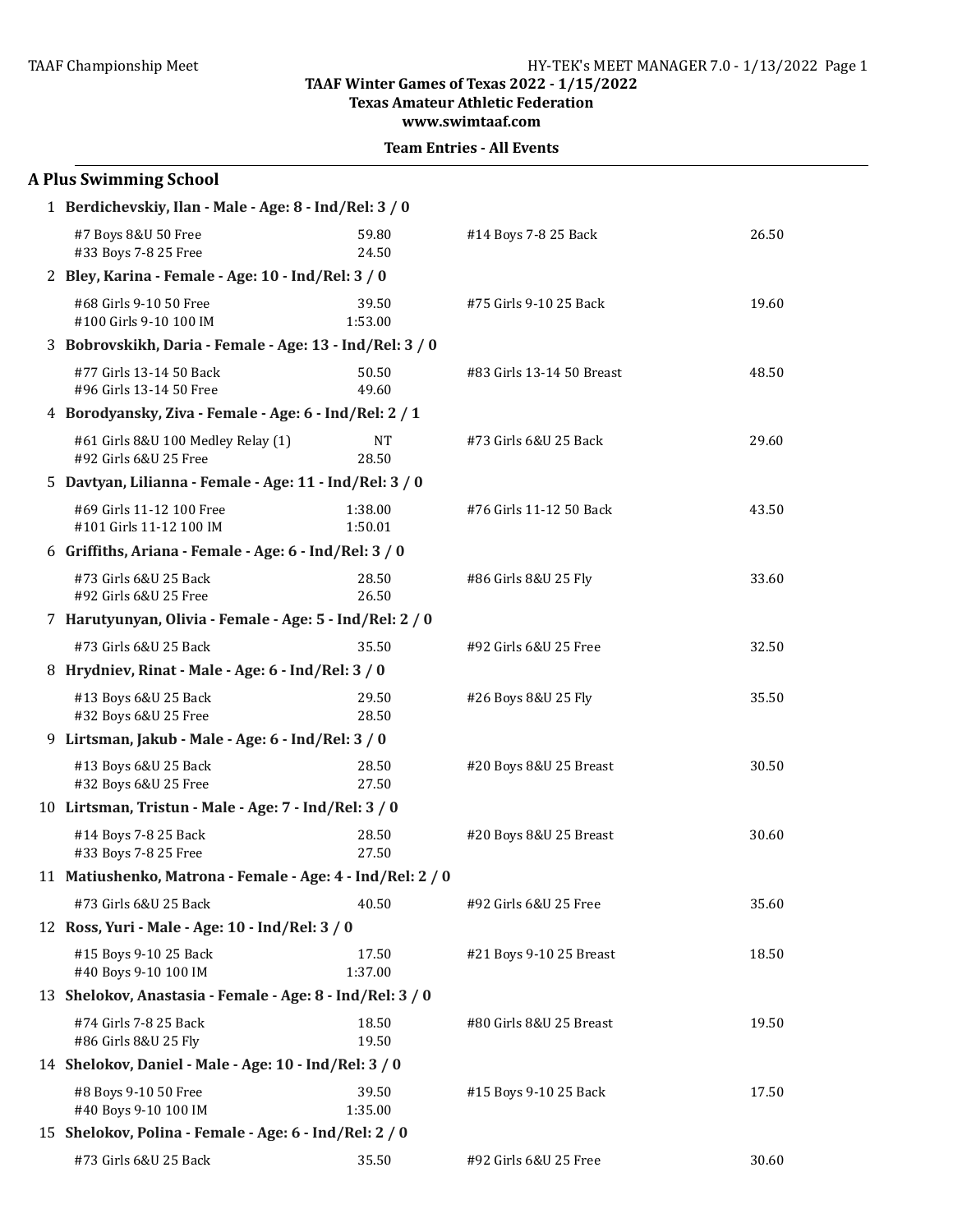# TAAF Winter Games of Texas 2022 - 1/15/2022

**Texas Amateur Athletic Federation**

**www.swimtaaf.com**

**Team Entries - All Events**

## A Plus Swimming School

**1 Berdichevskiy, Ilan - Male - Age: 8 - Ind/Rel: 3 / 0**

| Event | Time | Event | Time |
|---|---|---|---|
| #7 Boys 8&U 50 Free | 59.80 | #14 Boys 7-8 25 Back | 26.50 |
| #33 Boys 7-8 25 Free | 24.50 | | |

**2 Bley, Karina - Female - Age: 10 - Ind/Rel: 3 / 0**

| Event | Time | Event | Time |
|---|---|---|---|
| #68 Girls 9-10 50 Free | 39.50 | #75 Girls 9-10 25 Back | 19.60 |
| #100 Girls 9-10 100 IM | 1:53.00 | | |

**3 Bobrovskikh, Daria - Female - Age: 13 - Ind/Rel: 3 / 0**

| Event | Time | Event | Time |
|---|---|---|---|
| #77 Girls 13-14 50 Back | 50.50 | #83 Girls 13-14 50 Breast | 48.50 |
| #96 Girls 13-14 50 Free | 49.60 | | |

**4 Borodyansky, Ziva - Female - Age: 6 - Ind/Rel: 2 / 1**

| Event | Time | Event | Time |
|---|---|---|---|
| #61 Girls 8&U 100 Medley Relay (1) | NT | #73 Girls 6&U 25 Back | 29.60 |
| #92 Girls 6&U 25 Free | 28.50 | | |

**5 Davtyan, Lilianna - Female - Age: 11 - Ind/Rel: 3 / 0**

| Event | Time | Event | Time |
|---|---|---|---|
| #69 Girls 11-12 100 Free | 1:38.00 | #76 Girls 11-12 50 Back | 43.50 |
| #101 Girls 11-12 100 IM | 1:50.01 | | |

**6 Griffiths, Ariana - Female - Age: 6 - Ind/Rel: 3 / 0**

| Event | Time | Event | Time |
|---|---|---|---|
| #73 Girls 6&U 25 Back | 28.50 | #86 Girls 8&U 25 Fly | 33.60 |
| #92 Girls 6&U 25 Free | 26.50 | | |

**7 Harutyunyan, Olivia - Female - Age: 5 - Ind/Rel: 2 / 0**

| Event | Time | Event | Time |
|---|---|---|---|
| #73 Girls 6&U 25 Back | 35.50 | #92 Girls 6&U 25 Free | 32.50 |

**8 Hrydniev, Rinat - Male - Age: 6 - Ind/Rel: 3 / 0**

| Event | Time | Event | Time |
|---|---|---|---|
| #13 Boys 6&U 25 Back | 29.50 | #26 Boys 8&U 25 Fly | 35.50 |
| #32 Boys 6&U 25 Free | 28.50 | | |

**9 Lirtsman, Jakub - Male - Age: 6 - Ind/Rel: 3 / 0**

| Event | Time | Event | Time |
|---|---|---|---|
| #13 Boys 6&U 25 Back | 28.50 | #20 Boys 8&U 25 Breast | 30.50 |
| #32 Boys 6&U 25 Free | 27.50 | | |

**10 Lirtsman, Tristun - Male - Age: 7 - Ind/Rel: 3 / 0**

| Event | Time | Event | Time |
|---|---|---|---|
| #14 Boys 7-8 25 Back | 28.50 | #20 Boys 8&U 25 Breast | 30.60 |
| #33 Boys 7-8 25 Free | 27.50 | | |

**11 Matiushenko, Matrona - Female - Age: 4 - Ind/Rel: 2 / 0**

| Event | Time | Event | Time |
|---|---|---|---|
| #73 Girls 6&U 25 Back | 40.50 | #92 Girls 6&U 25 Free | 35.60 |

**12 Ross, Yuri - Male - Age: 10 - Ind/Rel: 3 / 0**

| Event | Time | Event | Time |
|---|---|---|---|
| #15 Boys 9-10 25 Back | 17.50 | #21 Boys 9-10 25 Breast | 18.50 |
| #40 Boys 9-10 100 IM | 1:37.00 | | |

**13 Shelokov, Anastasia - Female - Age: 8 - Ind/Rel: 3 / 0**

| Event | Time | Event | Time |
|---|---|---|---|
| #74 Girls 7-8 25 Back | 18.50 | #80 Girls 8&U 25 Breast | 19.50 |
| #86 Girls 8&U 25 Fly | 19.50 | | |

**14 Shelokov, Daniel - Male - Age: 10 - Ind/Rel: 3 / 0**

| Event | Time | Event | Time |
|---|---|---|---|
| #8 Boys 9-10 50 Free | 39.50 | #15 Boys 9-10 25 Back | 17.50 |
| #40 Boys 9-10 100 IM | 1:35.00 | | |

**15 Shelokov, Polina - Female - Age: 6 - Ind/Rel: 2 / 0**

| Event | Time | Event | Time |
|---|---|---|---|
| #73 Girls 6&U 25 Back | 35.50 | #92 Girls 6&U 25 Free | 30.60 |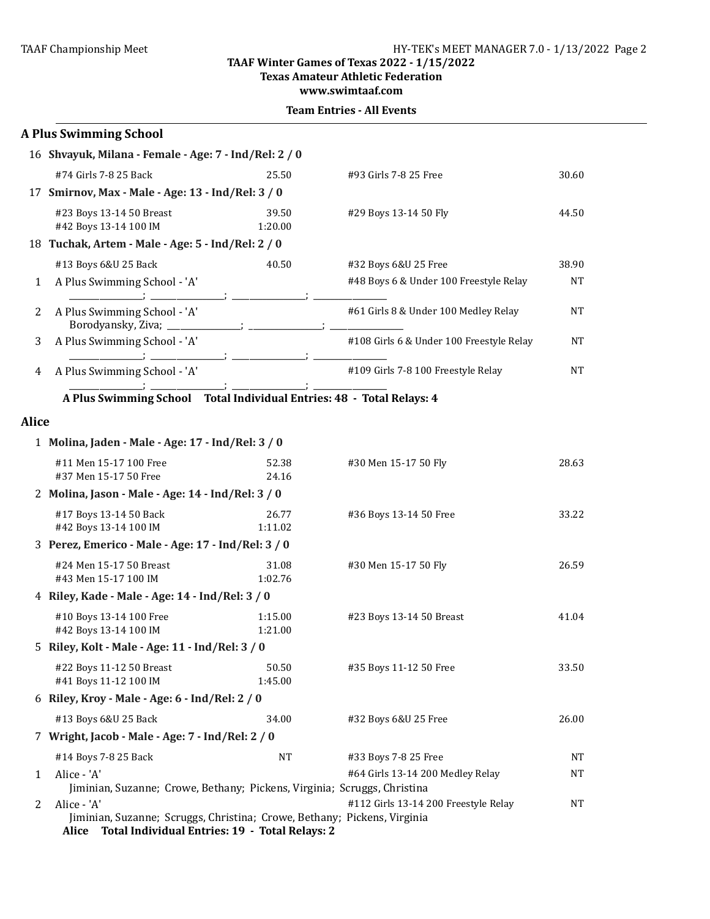**TAAF Winter Games of Texas 2022 - 1/15/2022**
**Texas Amateur Athletic Federation**
**www.swimtaaf.com**

**Team Entries - All Events**

## A Plus Swimming School

16 **Shvayuk, Milana - Female - Age: 7 - Ind/Rel: 2 / 0**

| | | | |
|---|---|---|---|
| #74 Girls 7-8 25 Back | 25.50 | #93 Girls 7-8 25 Free | 30.60 |

17 **Smirnov, Max - Male - Age: 13 - Ind/Rel: 3 / 0**

| | | | |
|---|---|---|---|
| #23 Boys 13-14 50 Breast | 39.50 | #29 Boys 13-14 50 Fly | 44.50 |
| #42 Boys 13-14 100 IM | 1:20.00 | | |

18 **Tuchak, Artem - Male - Age: 5 - Ind/Rel: 2 / 0**

| | | | |
|---|---|---|---|
| #13 Boys 6&U 25 Back | 40.50 | #32 Boys 6&U 25 Free | 38.90 |

| | | | |
|---|---|---|---|
| 1 | A Plus Swimming School - 'A'<br>_______________; _______________; _______________; _______________ | #48 Boys 6 & Under 100 Freestyle Relay | NT |
| 2 | A Plus Swimming School - 'A'<br>Borodyansky, Ziva; _______________; _______________; _______________ | #61 Girls 8 & Under 100 Medley Relay | NT |
| 3 | A Plus Swimming School - 'A'<br>_______________; _______________; _______________; _______________ | #108 Girls 6 & Under 100 Freestyle Relay | NT |
| 4 | A Plus Swimming School - 'A'<br>_______________; _______________; _______________; _______________ | #109 Girls 7-8 100 Freestyle Relay | NT |

**A Plus Swimming School Total Individual Entries: 48 - Total Relays: 4**

## Alice

1 **Molina, Jaden - Male - Age: 17 - Ind/Rel: 3 / 0**

| | | | |
|---|---|---|---|
| #11 Men 15-17 100 Free | 52.38 | #30 Men 15-17 50 Fly | 28.63 |
| #37 Men 15-17 50 Free | 24.16 | | |

2 **Molina, Jason - Male - Age: 14 - Ind/Rel: 3 / 0**

| | | | |
|---|---|---|---|
| #17 Boys 13-14 50 Back | 26.77 | #36 Boys 13-14 50 Free | 33.22 |
| #42 Boys 13-14 100 IM | 1:11.02 | | |

3 **Perez, Emerico - Male - Age: 17 - Ind/Rel: 3 / 0**

| | | | |
|---|---|---|---|
| #24 Men 15-17 50 Breast | 31.08 | #30 Men 15-17 50 Fly | 26.59 |
| #43 Men 15-17 100 IM | 1:02.76 | | |

4 **Riley, Kade - Male - Age: 14 - Ind/Rel: 3 / 0**

| | | | |
|---|---|---|---|
| #10 Boys 13-14 100 Free | 1:15.00 | #23 Boys 13-14 50 Breast | 41.04 |
| #42 Boys 13-14 100 IM | 1:21.00 | | |

5 **Riley, Kolt - Male - Age: 11 - Ind/Rel: 3 / 0**

| | | | |
|---|---|---|---|
| #22 Boys 11-12 50 Breast | 50.50 | #35 Boys 11-12 50 Free | 33.50 |
| #41 Boys 11-12 100 IM | 1:45.00 | | |

6 **Riley, Kroy - Male - Age: 6 - Ind/Rel: 2 / 0**

| | | | |
|---|---|---|---|
| #13 Boys 6&U 25 Back | 34.00 | #32 Boys 6&U 25 Free | 26.00 |

7 **Wright, Jacob - Male - Age: 7 - Ind/Rel: 2 / 0**

| | | | |
|---|---|---|---|
| #14 Boys 7-8 25 Back | NT | #33 Boys 7-8 25 Free | NT |

| | | | |
|---|---|---|---|
| 1 | Alice - 'A'<br>Jiminian, Suzanne; Crowe, Bethany; Pickens, Virginia; Scruggs, Christina | #64 Girls 13-14 200 Medley Relay | NT |
| 2 | Alice - 'A'<br>Jiminian, Suzanne; Scruggs, Christina; Crowe, Bethany; Pickens, Virginia | #112 Girls 13-14 200 Freestyle Relay | NT |

**Alice Total Individual Entries: 19 - Total Relays: 2**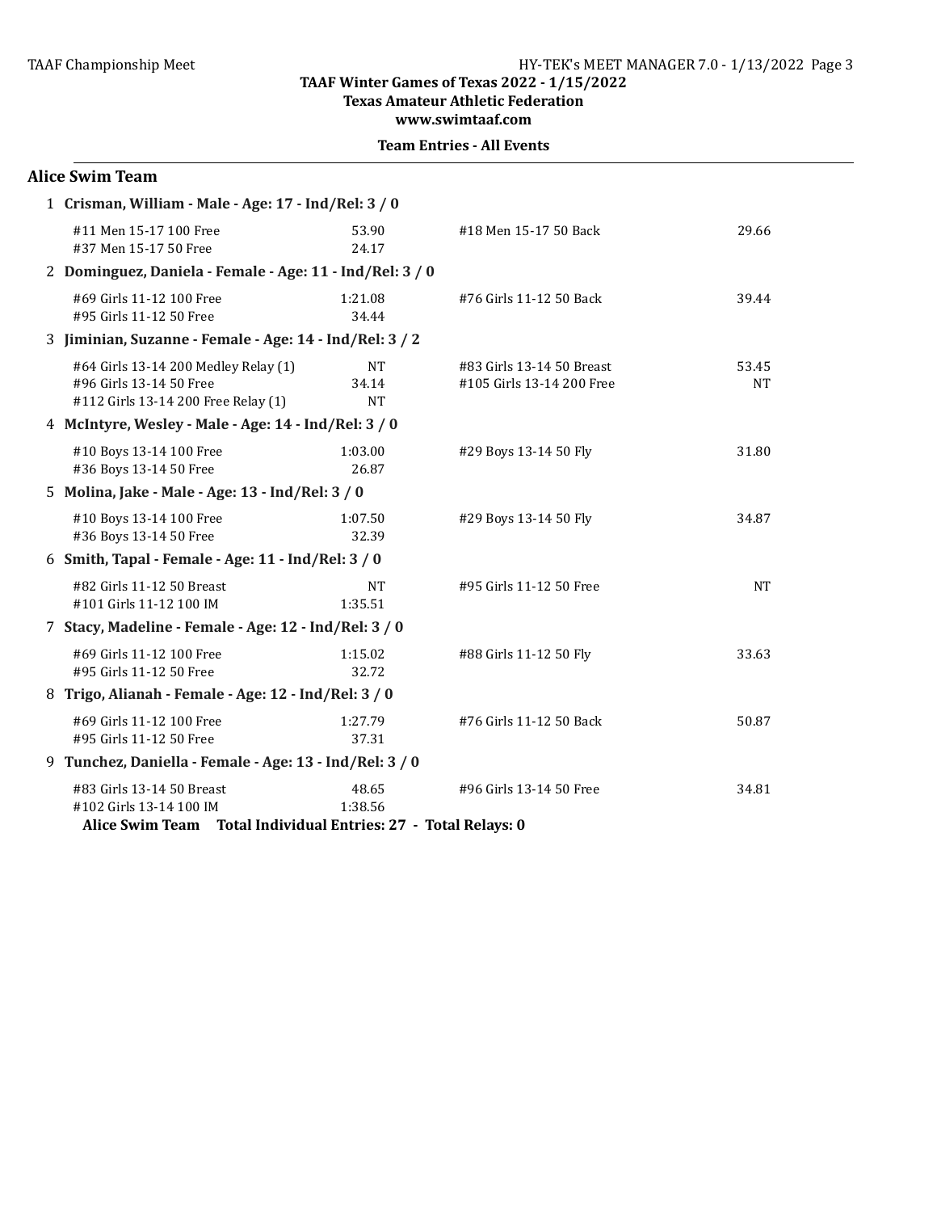TAAF Winter Games of Texas 2022 - 1/15/2022
Texas Amateur Athletic Federation
www.swimtaaf.com

**Team Entries - All Events**

## Alice Swim Team

**1 Crisman, William - Male - Age: 17 - Ind/Rel: 3 / 0**

| Event | Time | Event | Time |
|---|---|---|---|
| #11 Men 15-17 100 Free | 53.90 | #18 Men 15-17 50 Back | 29.66 |
| #37 Men 15-17 50 Free | 24.17 | | |

**2 Dominguez, Daniela - Female - Age: 11 - Ind/Rel: 3 / 0**

| Event | Time | Event | Time |
|---|---|---|---|
| #69 Girls 11-12 100 Free | 1:21.08 | #76 Girls 11-12 50 Back | 39.44 |
| #95 Girls 11-12 50 Free | 34.44 | | |

**3 Jiminian, Suzanne - Female - Age: 14 - Ind/Rel: 3 / 2**

| Event | Time | Event | Time |
|---|---|---|---|
| #64 Girls 13-14 200 Medley Relay (1) | NT | #83 Girls 13-14 50 Breast | 53.45 |
| #96 Girls 13-14 50 Free | 34.14 | #105 Girls 13-14 200 Free | NT |
| #112 Girls 13-14 200 Free Relay (1) | NT | | |

**4 McIntyre, Wesley - Male - Age: 14 - Ind/Rel: 3 / 0**

| Event | Time | Event | Time |
|---|---|---|---|
| #10 Boys 13-14 100 Free | 1:03.00 | #29 Boys 13-14 50 Fly | 31.80 |
| #36 Boys 13-14 50 Free | 26.87 | | |

**5 Molina, Jake - Male - Age: 13 - Ind/Rel: 3 / 0**

| Event | Time | Event | Time |
|---|---|---|---|
| #10 Boys 13-14 100 Free | 1:07.50 | #29 Boys 13-14 50 Fly | 34.87 |
| #36 Boys 13-14 50 Free | 32.39 | | |

**6 Smith, Tapal - Female - Age: 11 - Ind/Rel: 3 / 0**

| Event | Time | Event | Time |
|---|---|---|---|
| #82 Girls 11-12 50 Breast | NT | #95 Girls 11-12 50 Free | NT |
| #101 Girls 11-12 100 IM | 1:35.51 | | |

**7 Stacy, Madeline - Female - Age: 12 - Ind/Rel: 3 / 0**

| Event | Time | Event | Time |
|---|---|---|---|
| #69 Girls 11-12 100 Free | 1:15.02 | #88 Girls 11-12 50 Fly | 33.63 |
| #95 Girls 11-12 50 Free | 32.72 | | |

**8 Trigo, Alianah - Female - Age: 12 - Ind/Rel: 3 / 0**

| Event | Time | Event | Time |
|---|---|---|---|
| #69 Girls 11-12 100 Free | 1:27.79 | #76 Girls 11-12 50 Back | 50.87 |
| #95 Girls 11-12 50 Free | 37.31 | | |

**9 Tunchez, Daniella - Female - Age: 13 - Ind/Rel: 3 / 0**

| Event | Time | Event | Time |
|---|---|---|---|
| #83 Girls 13-14 50 Breast | 48.65 | #96 Girls 13-14 50 Free | 34.81 |
| #102 Girls 13-14 100 IM | 1:38.56 | | |

**Alice Swim Team Total Individual Entries: 27 - Total Relays: 0**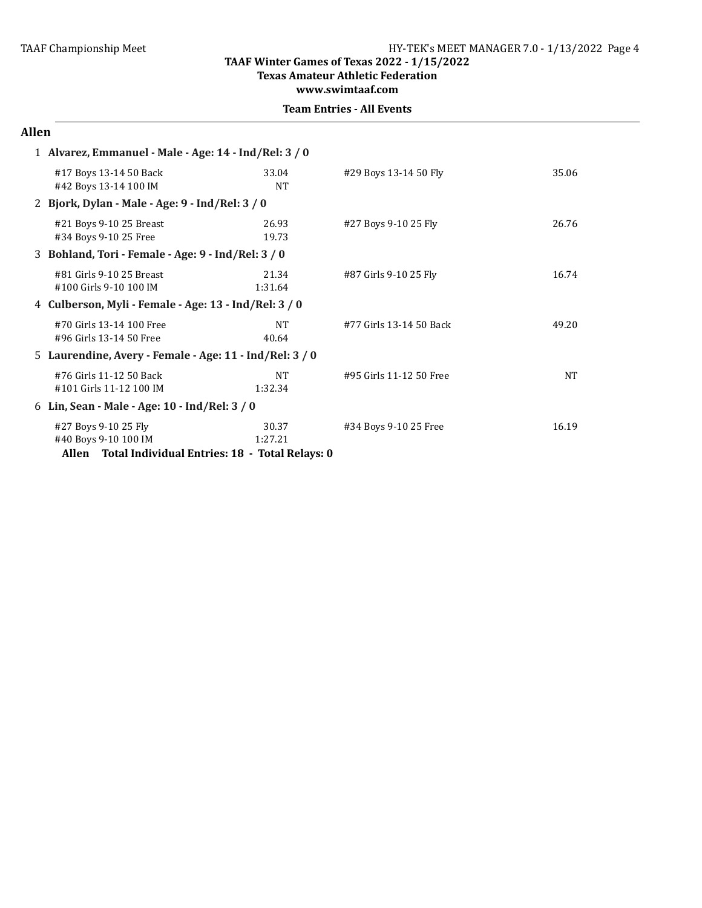TAAF Winter Games of Texas 2022 - 1/15/2022
Texas Amateur Athletic Federation
www.swimtaaf.com

**Team Entries - All Events**

## Allen

**1 Alvarez, Emmanuel - Male - Age: 14 - Ind/Rel: 3 / 0**

| Event | Time | Event | Time |
|---|---|---|---|
| #17 Boys 13-14 50 Back | 33.04 | #29 Boys 13-14 50 Fly | 35.06 |
| #42 Boys 13-14 100 IM | NT | | |

**2 Bjork, Dylan - Male - Age: 9 - Ind/Rel: 3 / 0**

| Event | Time | Event | Time |
|---|---|---|---|
| #21 Boys 9-10 25 Breast | 26.93 | #27 Boys 9-10 25 Fly | 26.76 |
| #34 Boys 9-10 25 Free | 19.73 | | |

**3 Bohland, Tori - Female - Age: 9 - Ind/Rel: 3 / 0**

| Event | Time | Event | Time |
|---|---|---|---|
| #81 Girls 9-10 25 Breast | 21.34 | #87 Girls 9-10 25 Fly | 16.74 |
| #100 Girls 9-10 100 IM | 1:31.64 | | |

**4 Culberson, Myli - Female - Age: 13 - Ind/Rel: 3 / 0**

| Event | Time | Event | Time |
|---|---|---|---|
| #70 Girls 13-14 100 Free | NT | #77 Girls 13-14 50 Back | 49.20 |
| #96 Girls 13-14 50 Free | 40.64 | | |

**5 Laurendine, Avery - Female - Age: 11 - Ind/Rel: 3 / 0**

| Event | Time | Event | Time |
|---|---|---|---|
| #76 Girls 11-12 50 Back | NT | #95 Girls 11-12 50 Free | NT |
| #101 Girls 11-12 100 IM | 1:32.34 | | |

**6 Lin, Sean - Male - Age: 10 - Ind/Rel: 3 / 0**

| Event | Time | Event | Time |
|---|---|---|---|
| #27 Boys 9-10 25 Fly | 30.37 | #34 Boys 9-10 25 Free | 16.19 |
| #40 Boys 9-10 100 IM | 1:27.21 | | |

**Allen Total Individual Entries: 18 - Total Relays: 0**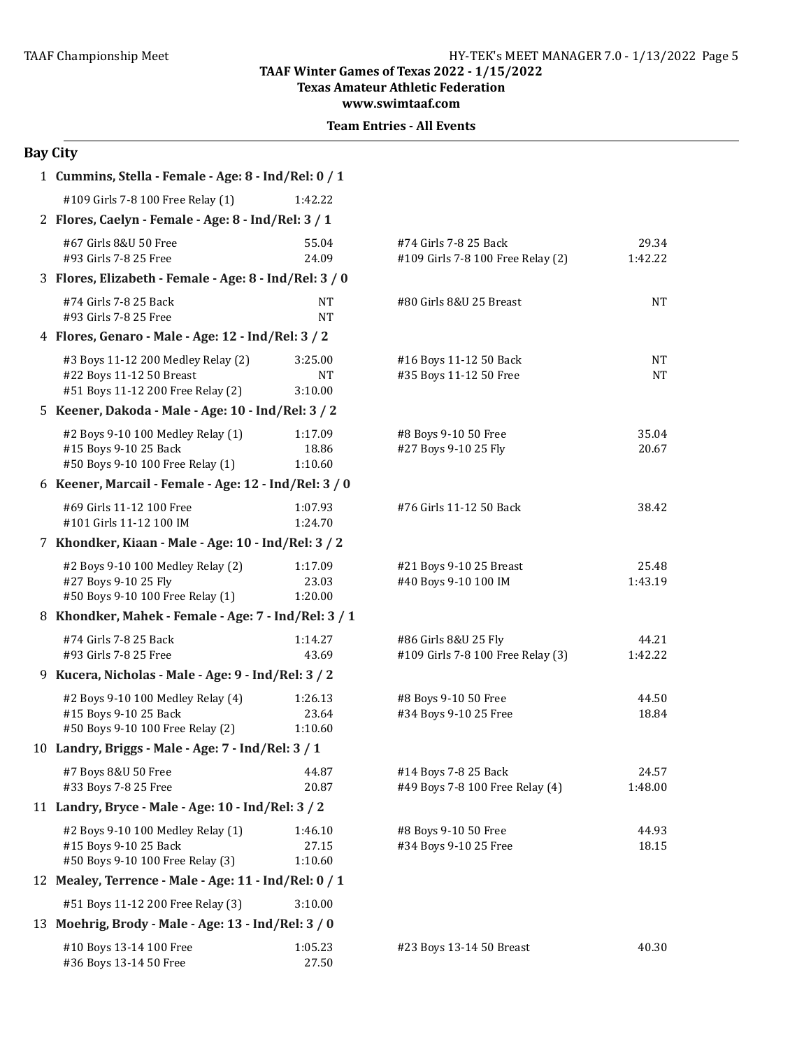TAAF Winter Games of Texas 2022 - 1/15/2022
Texas Amateur Athletic Federation
www.swimtaaf.com

**Team Entries - All Events**

## Bay City

**1 Cummins, Stella - Female - Age: 8 - Ind/Rel: 0 / 1**

| Event | Time | Event | Time |
|---|---|---|---|
| #109 Girls 7-8 100 Free Relay (1) | 1:42.22 | | |

**2 Flores, Caelyn - Female - Age: 8 - Ind/Rel: 3 / 1**

| Event | Time | Event | Time |
|---|---|---|---|
| #67 Girls 8&U 50 Free | 55.04 | #74 Girls 7-8 25 Back | 29.34 |
| #93 Girls 7-8 25 Free | 24.09 | #109 Girls 7-8 100 Free Relay (2) | 1:42.22 |

**3 Flores, Elizabeth - Female - Age: 8 - Ind/Rel: 3 / 0**

| Event | Time | Event | Time |
|---|---|---|---|
| #74 Girls 7-8 25 Back | NT | #80 Girls 8&U 25 Breast | NT |
| #93 Girls 7-8 25 Free | NT | | |

**4 Flores, Genaro - Male - Age: 12 - Ind/Rel: 3 / 2**

| Event | Time | Event | Time |
|---|---|---|---|
| #3 Boys 11-12 200 Medley Relay (2) | 3:25.00 | #16 Boys 11-12 50 Back | NT |
| #22 Boys 11-12 50 Breast | NT | #35 Boys 11-12 50 Free | NT |
| #51 Boys 11-12 200 Free Relay (2) | 3:10.00 | | |

**5 Keener, Dakoda - Male - Age: 10 - Ind/Rel: 3 / 2**

| Event | Time | Event | Time |
|---|---|---|---|
| #2 Boys 9-10 100 Medley Relay (1) | 1:17.09 | #8 Boys 9-10 50 Free | 35.04 |
| #15 Boys 9-10 25 Back | 18.86 | #27 Boys 9-10 25 Fly | 20.67 |
| #50 Boys 9-10 100 Free Relay (1) | 1:10.60 | | |

**6 Keener, Marcail - Female - Age: 12 - Ind/Rel: 3 / 0**

| Event | Time | Event | Time |
|---|---|---|---|
| #69 Girls 11-12 100 Free | 1:07.93 | #76 Girls 11-12 50 Back | 38.42 |
| #101 Girls 11-12 100 IM | 1:24.70 | | |

**7 Khondker, Kiaan - Male - Age: 10 - Ind/Rel: 3 / 2**

| Event | Time | Event | Time |
|---|---|---|---|
| #2 Boys 9-10 100 Medley Relay (2) | 1:17.09 | #21 Boys 9-10 25 Breast | 25.48 |
| #27 Boys 9-10 25 Fly | 23.03 | #40 Boys 9-10 100 IM | 1:43.19 |
| #50 Boys 9-10 100 Free Relay (1) | 1:20.00 | | |

**8 Khondker, Mahek - Female - Age: 7 - Ind/Rel: 3 / 1**

| Event | Time | Event | Time |
|---|---|---|---|
| #74 Girls 7-8 25 Back | 1:14.27 | #86 Girls 8&U 25 Fly | 44.21 |
| #93 Girls 7-8 25 Free | 43.69 | #109 Girls 7-8 100 Free Relay (3) | 1:42.22 |

**9 Kucera, Nicholas - Male - Age: 9 - Ind/Rel: 3 / 2**

| Event | Time | Event | Time |
|---|---|---|---|
| #2 Boys 9-10 100 Medley Relay (4) | 1:26.13 | #8 Boys 9-10 50 Free | 44.50 |
| #15 Boys 9-10 25 Back | 23.64 | #34 Boys 9-10 25 Free | 18.84 |
| #50 Boys 9-10 100 Free Relay (2) | 1:10.60 | | |

**10 Landry, Briggs - Male - Age: 7 - Ind/Rel: 3 / 1**

| Event | Time | Event | Time |
|---|---|---|---|
| #7 Boys 8&U 50 Free | 44.87 | #14 Boys 7-8 25 Back | 24.57 |
| #33 Boys 7-8 25 Free | 20.87 | #49 Boys 7-8 100 Free Relay (4) | 1:48.00 |

**11 Landry, Bryce - Male - Age: 10 - Ind/Rel: 3 / 2**

| Event | Time | Event | Time |
|---|---|---|---|
| #2 Boys 9-10 100 Medley Relay (1) | 1:46.10 | #8 Boys 9-10 50 Free | 44.93 |
| #15 Boys 9-10 25 Back | 27.15 | #34 Boys 9-10 25 Free | 18.15 |
| #50 Boys 9-10 100 Free Relay (3) | 1:10.60 | | |

**12 Mealey, Terrence - Male - Age: 11 - Ind/Rel: 0 / 1**

| Event | Time | Event | Time |
|---|---|---|---|
| #51 Boys 11-12 200 Free Relay (3) | 3:10.00 | | |

**13 Moehrig, Brody - Male - Age: 13 - Ind/Rel: 3 / 0**

| Event | Time | Event | Time |
|---|---|---|---|
| #10 Boys 13-14 100 Free | 1:05.23 | #23 Boys 13-14 50 Breast | 40.30 |
| #36 Boys 13-14 50 Free | 27.50 | | |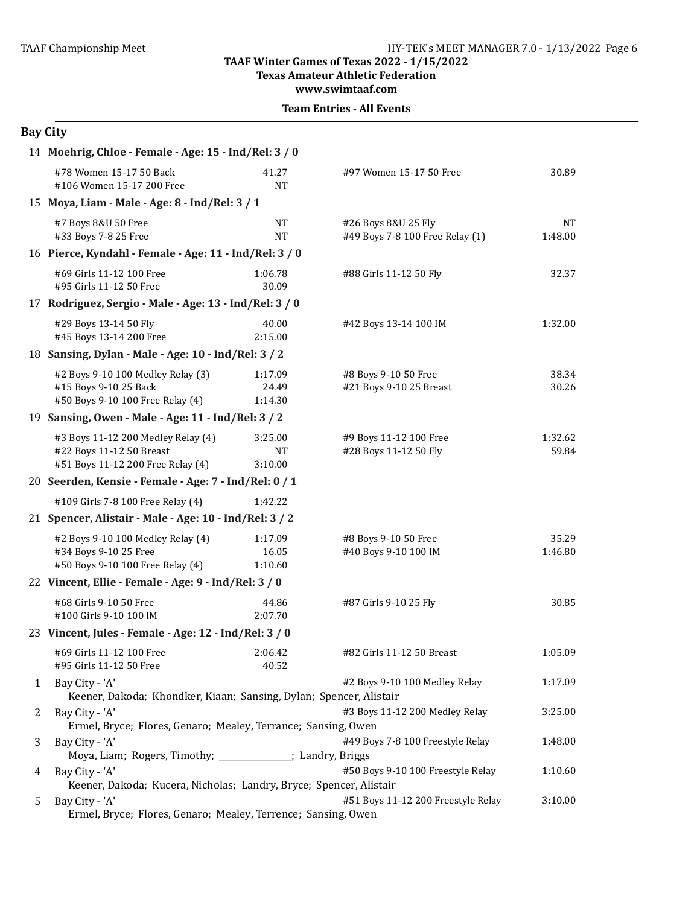TAAF Winter Games of Texas 2022 - 1/15/2022
Texas Amateur Athletic Federation
www.swimtaaf.com

**Team Entries - All Events**

## Bay City

**14 Moehrig, Chloe - Female - Age: 15 - Ind/Rel: 3 / 0**

| Event | Time | Event | Time |
|---|---|---|---|
| #78 Women 15-17 50 Back | 41.27 | #97 Women 15-17 50 Free | 30.89 |
| #106 Women 15-17 200 Free | NT | | |

**15 Moya, Liam - Male - Age: 8 - Ind/Rel: 3 / 1**

| Event | Time | Event | Time |
|---|---|---|---|
| #7 Boys 8&U 50 Free | NT | #26 Boys 8&U 25 Fly | NT |
| #33 Boys 7-8 25 Free | NT | #49 Boys 7-8 100 Free Relay (1) | 1:48.00 |

**16 Pierce, Kyndahl - Female - Age: 11 - Ind/Rel: 3 / 0**

| Event | Time | Event | Time |
|---|---|---|---|
| #69 Girls 11-12 100 Free | 1:06.78 | #88 Girls 11-12 50 Fly | 32.37 |
| #95 Girls 11-12 50 Free | 30.09 | | |

**17 Rodriguez, Sergio - Male - Age: 13 - Ind/Rel: 3 / 0**

| Event | Time | Event | Time |
|---|---|---|---|
| #29 Boys 13-14 50 Fly | 40.00 | #42 Boys 13-14 100 IM | 1:32.00 |
| #45 Boys 13-14 200 Free | 2:15.00 | | |

**18 Sansing, Dylan - Male - Age: 10 - Ind/Rel: 3 / 2**

| Event | Time | Event | Time |
|---|---|---|---|
| #2 Boys 9-10 100 Medley Relay (3) | 1:17.09 | #8 Boys 9-10 50 Free | 38.34 |
| #15 Boys 9-10 25 Back | 24.49 | #21 Boys 9-10 25 Breast | 30.26 |
| #50 Boys 9-10 100 Free Relay (4) | 1:14.30 | | |

**19 Sansing, Owen - Male - Age: 11 - Ind/Rel: 3 / 2**

| Event | Time | Event | Time |
|---|---|---|---|
| #3 Boys 11-12 200 Medley Relay (4) | 3:25.00 | #9 Boys 11-12 100 Free | 1:32.62 |
| #22 Boys 11-12 50 Breast | NT | #28 Boys 11-12 50 Fly | 59.84 |
| #51 Boys 11-12 200 Free Relay (4) | 3:10.00 | | |

**20 Seerden, Kensie - Female - Age: 7 - Ind/Rel: 0 / 1**

| Event | Time | Event | Time |
|---|---|---|---|
| #109 Girls 7-8 100 Free Relay (4) | 1:42.22 | | |

**21 Spencer, Alistair - Male - Age: 10 - Ind/Rel: 3 / 2**

| Event | Time | Event | Time |
|---|---|---|---|
| #2 Boys 9-10 100 Medley Relay (4) | 1:17.09 | #8 Boys 9-10 50 Free | 35.29 |
| #34 Boys 9-10 25 Free | 16.05 | #40 Boys 9-10 100 IM | 1:46.80 |
| #50 Boys 9-10 100 Free Relay (4) | 1:10.60 | | |

**22 Vincent, Ellie - Female - Age: 9 - Ind/Rel: 3 / 0**

| Event | Time | Event | Time |
|---|---|---|---|
| #68 Girls 9-10 50 Free | 44.86 | #87 Girls 9-10 25 Fly | 30.85 |
| #100 Girls 9-10 100 IM | 2:07.70 | | |

**23 Vincent, Jules - Female - Age: 12 - Ind/Rel: 3 / 0**

| Event | Time | Event | Time |
|---|---|---|---|
| #69 Girls 11-12 100 Free | 2:06.42 | #82 Girls 11-12 50 Breast | 1:05.09 |
| #95 Girls 11-12 50 Free | 40.52 | | |

| # | Team | Event | Time |
|---|---|---|---|
| 1 | Bay City - 'A'<br>Keener, Dakoda; Khondker, Kiaan; Sansing, Dylan; Spencer, Alistair | #2 Boys 9-10 100 Medley Relay | 1:17.09 |
| 2 | Bay City - 'A'<br>Ermel, Bryce; Flores, Genaro; Mealey, Terrance; Sansing, Owen | #3 Boys 11-12 200 Medley Relay | 3:25.00 |
| 3 | Bay City - 'A'<br>Moya, Liam; Rogers, Timothy; ________________; Landry, Briggs | #49 Boys 7-8 100 Freestyle Relay | 1:48.00 |
| 4 | Bay City - 'A'<br>Keener, Dakoda; Kucera, Nicholas; Landry, Bryce; Spencer, Alistair | #50 Boys 9-10 100 Freestyle Relay | 1:10.60 |
| 5 | Bay City - 'A'<br>Ermel, Bryce; Flores, Genaro; Mealey, Terrence; Sansing, Owen | #51 Boys 11-12 200 Freestyle Relay | 3:10.00 |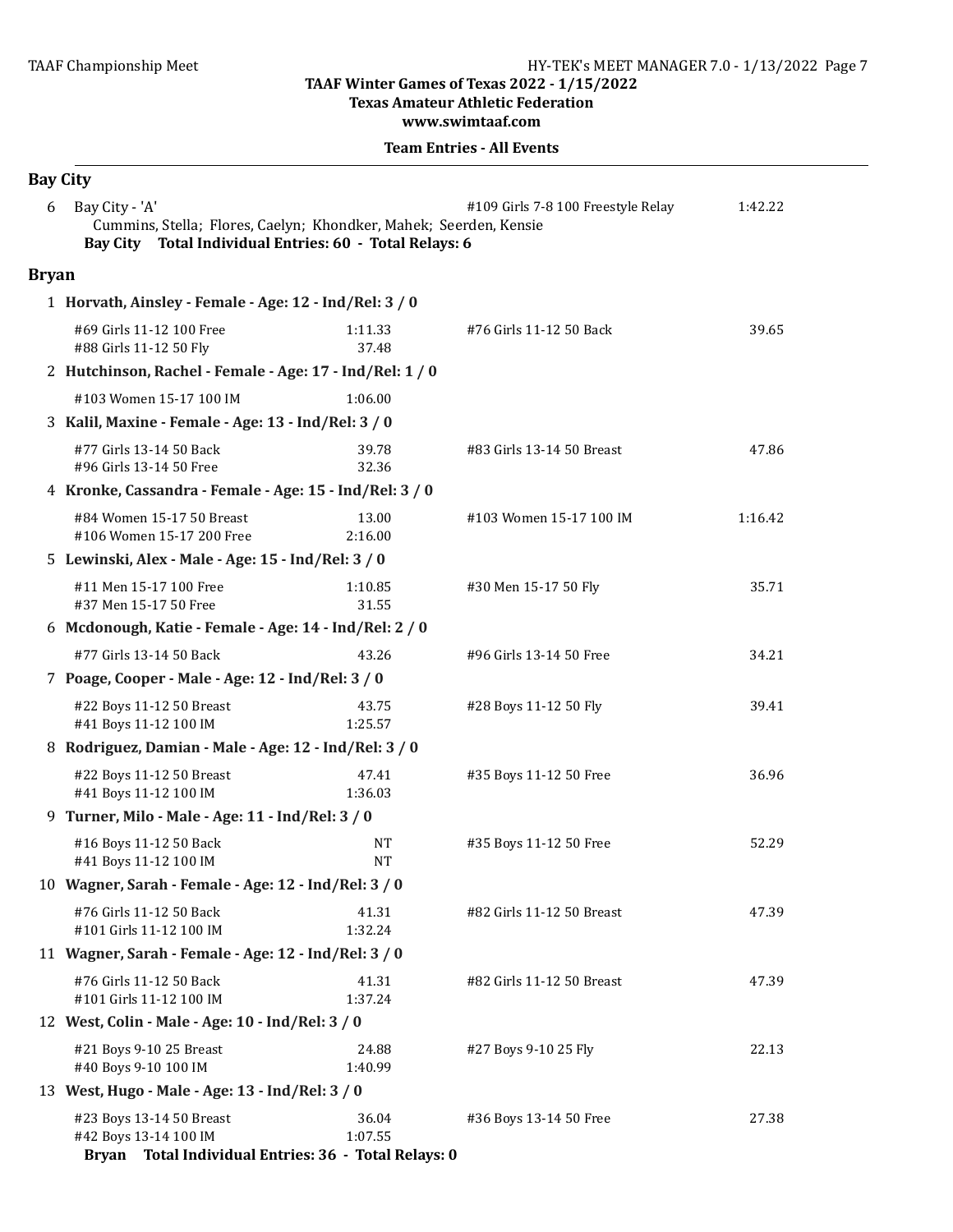TAAF Winter Games of Texas 2022 - 1/15/2022
Texas Amateur Athletic Federation
www.swimtaaf.com

**Team Entries - All Events**

## Bay City

6 Bay City - 'A' — #109 Girls 7-8 100 Freestyle Relay — 1:42.22
Cummins, Stella; Flores, Caelyn; Khondker, Mahek; Seerden, Kensie

**Bay City Total Individual Entries: 60 - Total Relays: 6**

## Bryan

**1 Horvath, Ainsley - Female - Age: 12 - Ind/Rel: 3 / 0**

| Event | Time | Event | Time |
|---|---|---|---|
| #69 Girls 11-12 100 Free | 1:11.33 | #76 Girls 11-12 50 Back | 39.65 |
| #88 Girls 11-12 50 Fly | 37.48 | | |

**2 Hutchinson, Rachel - Female - Age: 17 - Ind/Rel: 1 / 0**

| Event | Time | Event | Time |
|---|---|---|---|
| #103 Women 15-17 100 IM | 1:06.00 | | |

**3 Kalil, Maxine - Female - Age: 13 - Ind/Rel: 3 / 0**

| Event | Time | Event | Time |
|---|---|---|---|
| #77 Girls 13-14 50 Back | 39.78 | #83 Girls 13-14 50 Breast | 47.86 |
| #96 Girls 13-14 50 Free | 32.36 | | |

**4 Kronke, Cassandra - Female - Age: 15 - Ind/Rel: 3 / 0**

| Event | Time | Event | Time |
|---|---|---|---|
| #84 Women 15-17 50 Breast | 13.00 | #103 Women 15-17 100 IM | 1:16.42 |
| #106 Women 15-17 200 Free | 2:16.00 | | |

**5 Lewinski, Alex - Male - Age: 15 - Ind/Rel: 3 / 0**

| Event | Time | Event | Time |
|---|---|---|---|
| #11 Men 15-17 100 Free | 1:10.85 | #30 Men 15-17 50 Fly | 35.71 |
| #37 Men 15-17 50 Free | 31.55 | | |

**6 Mcdonough, Katie - Female - Age: 14 - Ind/Rel: 2 / 0**

| Event | Time | Event | Time |
|---|---|---|---|
| #77 Girls 13-14 50 Back | 43.26 | #96 Girls 13-14 50 Free | 34.21 |

**7 Poage, Cooper - Male - Age: 12 - Ind/Rel: 3 / 0**

| Event | Time | Event | Time |
|---|---|---|---|
| #22 Boys 11-12 50 Breast | 43.75 | #28 Boys 11-12 50 Fly | 39.41 |
| #41 Boys 11-12 100 IM | 1:25.57 | | |

**8 Rodriguez, Damian - Male - Age: 12 - Ind/Rel: 3 / 0**

| Event | Time | Event | Time |
|---|---|---|---|
| #22 Boys 11-12 50 Breast | 47.41 | #35 Boys 11-12 50 Free | 36.96 |
| #41 Boys 11-12 100 IM | 1:36.03 | | |

**9 Turner, Milo - Male - Age: 11 - Ind/Rel: 3 / 0**

| Event | Time | Event | Time |
|---|---|---|---|
| #16 Boys 11-12 50 Back | NT | #35 Boys 11-12 50 Free | 52.29 |
| #41 Boys 11-12 100 IM | NT | | |

**10 Wagner, Sarah - Female - Age: 12 - Ind/Rel: 3 / 0**

| Event | Time | Event | Time |
|---|---|---|---|
| #76 Girls 11-12 50 Back | 41.31 | #82 Girls 11-12 50 Breast | 47.39 |
| #101 Girls 11-12 100 IM | 1:32.24 | | |

**11 Wagner, Sarah - Female - Age: 12 - Ind/Rel: 3 / 0**

| Event | Time | Event | Time |
|---|---|---|---|
| #76 Girls 11-12 50 Back | 41.31 | #82 Girls 11-12 50 Breast | 47.39 |
| #101 Girls 11-12 100 IM | 1:37.24 | | |

**12 West, Colin - Male - Age: 10 - Ind/Rel: 3 / 0**

| Event | Time | Event | Time |
|---|---|---|---|
| #21 Boys 9-10 25 Breast | 24.88 | #27 Boys 9-10 25 Fly | 22.13 |
| #40 Boys 9-10 100 IM | 1:40.99 | | |

**13 West, Hugo - Male - Age: 13 - Ind/Rel: 3 / 0**

| Event | Time | Event | Time |
|---|---|---|---|
| #23 Boys 13-14 50 Breast | 36.04 | #36 Boys 13-14 50 Free | 27.38 |
| #42 Boys 13-14 100 IM | 1:07.55 | | |

**Bryan Total Individual Entries: 36 - Total Relays: 0**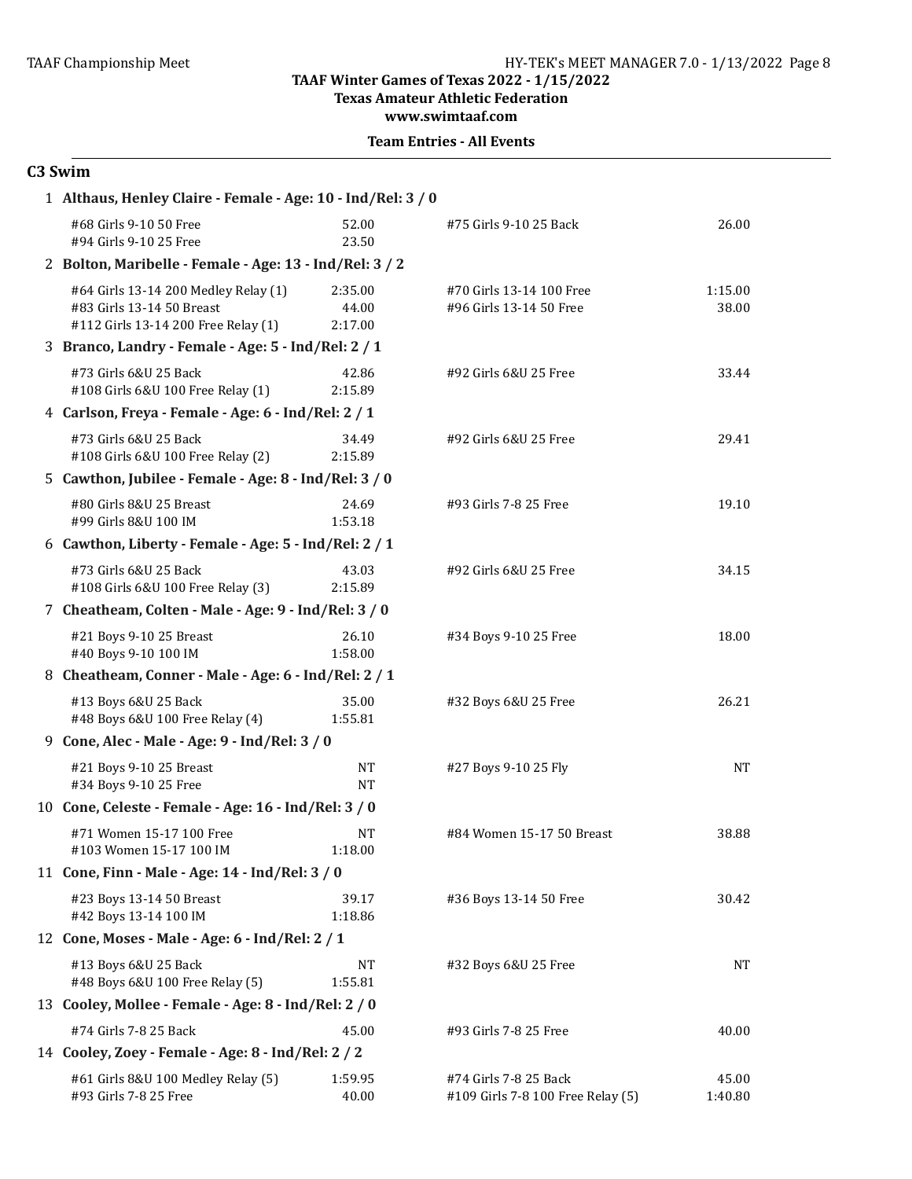**TAAF Winter Games of Texas 2022 - 1/15/2022**
**Texas Amateur Athletic Federation**
**www.swimtaaf.com**

**Team Entries - All Events**

## C3 Swim

**1 Althaus, Henley Claire - Female - Age: 10 - Ind/Rel: 3 / 0**

| Event | Time | Event | Time |
|---|---|---|---|
| #68 Girls 9-10 50 Free | 52.00 | #75 Girls 9-10 25 Back | 26.00 |
| #94 Girls 9-10 25 Free | 23.50 | | |

**2 Bolton, Maribelle - Female - Age: 13 - Ind/Rel: 3 / 2**

| Event | Time | Event | Time |
|---|---|---|---|
| #64 Girls 13-14 200 Medley Relay (1) | 2:35.00 | #70 Girls 13-14 100 Free | 1:15.00 |
| #83 Girls 13-14 50 Breast | 44.00 | #96 Girls 13-14 50 Free | 38.00 |
| #112 Girls 13-14 200 Free Relay (1) | 2:17.00 | | |

**3 Branco, Landry - Female - Age: 5 - Ind/Rel: 2 / 1**

| Event | Time | Event | Time |
|---|---|---|---|
| #73 Girls 6&U 25 Back | 42.86 | #92 Girls 6&U 25 Free | 33.44 |
| #108 Girls 6&U 100 Free Relay (1) | 2:15.89 | | |

**4 Carlson, Freya - Female - Age: 6 - Ind/Rel: 2 / 1**

| Event | Time | Event | Time |
|---|---|---|---|
| #73 Girls 6&U 25 Back | 34.49 | #92 Girls 6&U 25 Free | 29.41 |
| #108 Girls 6&U 100 Free Relay (2) | 2:15.89 | | |

**5 Cawthon, Jubilee - Female - Age: 8 - Ind/Rel: 3 / 0**

| Event | Time | Event | Time |
|---|---|---|---|
| #80 Girls 8&U 25 Breast | 24.69 | #93 Girls 7-8 25 Free | 19.10 |
| #99 Girls 8&U 100 IM | 1:53.18 | | |

**6 Cawthon, Liberty - Female - Age: 5 - Ind/Rel: 2 / 1**

| Event | Time | Event | Time |
|---|---|---|---|
| #73 Girls 6&U 25 Back | 43.03 | #92 Girls 6&U 25 Free | 34.15 |
| #108 Girls 6&U 100 Free Relay (3) | 2:15.89 | | |

**7 Cheatheam, Colten - Male - Age: 9 - Ind/Rel: 3 / 0**

| Event | Time | Event | Time |
|---|---|---|---|
| #21 Boys 9-10 25 Breast | 26.10 | #34 Boys 9-10 25 Free | 18.00 |
| #40 Boys 9-10 100 IM | 1:58.00 | | |

**8 Cheatheam, Conner - Male - Age: 6 - Ind/Rel: 2 / 1**

| Event | Time | Event | Time |
|---|---|---|---|
| #13 Boys 6&U 25 Back | 35.00 | #32 Boys 6&U 25 Free | 26.21 |
| #48 Boys 6&U 100 Free Relay (4) | 1:55.81 | | |

**9 Cone, Alec - Male - Age: 9 - Ind/Rel: 3 / 0**

| Event | Time | Event | Time |
|---|---|---|---|
| #21 Boys 9-10 25 Breast | NT | #27 Boys 9-10 25 Fly | NT |
| #34 Boys 9-10 25 Free | NT | | |

**10 Cone, Celeste - Female - Age: 16 - Ind/Rel: 3 / 0**

| Event | Time | Event | Time |
|---|---|---|---|
| #71 Women 15-17 100 Free | NT | #84 Women 15-17 50 Breast | 38.88 |
| #103 Women 15-17 100 IM | 1:18.00 | | |

**11 Cone, Finn - Male - Age: 14 - Ind/Rel: 3 / 0**

| Event | Time | Event | Time |
|---|---|---|---|
| #23 Boys 13-14 50 Breast | 39.17 | #36 Boys 13-14 50 Free | 30.42 |
| #42 Boys 13-14 100 IM | 1:18.86 | | |

**12 Cone, Moses - Male - Age: 6 - Ind/Rel: 2 / 1**

| Event | Time | Event | Time |
|---|---|---|---|
| #13 Boys 6&U 25 Back | NT | #32 Boys 6&U 25 Free | NT |
| #48 Boys 6&U 100 Free Relay (5) | 1:55.81 | | |

**13 Cooley, Mollee - Female - Age: 8 - Ind/Rel: 2 / 0**

| Event | Time | Event | Time |
|---|---|---|---|
| #74 Girls 7-8 25 Back | 45.00 | #93 Girls 7-8 25 Free | 40.00 |

**14 Cooley, Zoey - Female - Age: 8 - Ind/Rel: 2 / 2**

| Event | Time | Event | Time |
|---|---|---|---|
| #61 Girls 8&U 100 Medley Relay (5) | 1:59.95 | #74 Girls 7-8 25 Back | 45.00 |
| #93 Girls 7-8 25 Free | 40.00 | #109 Girls 7-8 100 Free Relay (5) | 1:40.80 |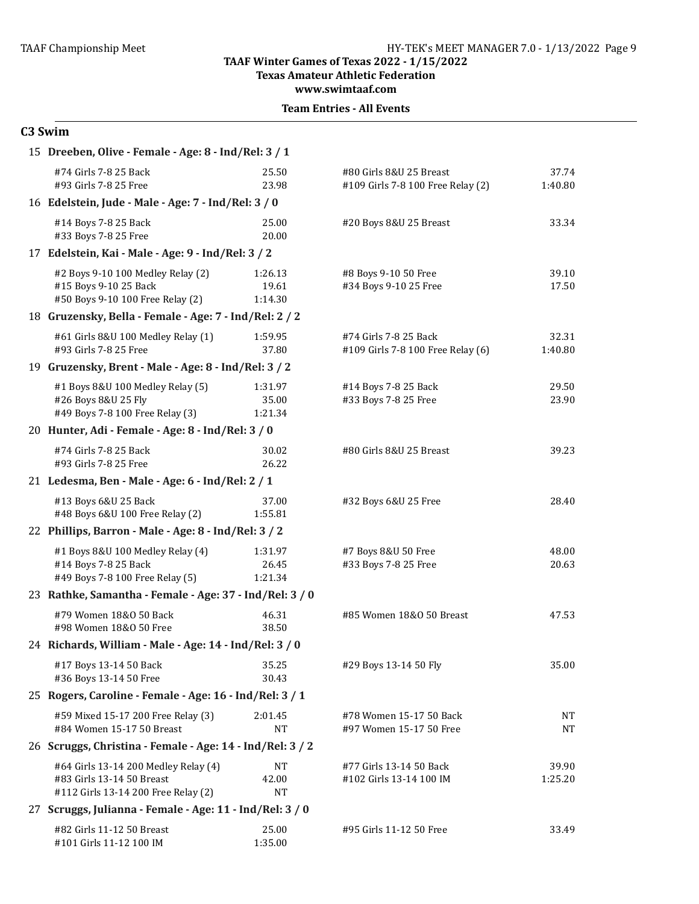# TAAF Winter Games of Texas 2022 - 1/15/2022

**Texas Amateur Athletic Federation**

**www.swimtaaf.com**

**Team Entries - All Events**

## C3 Swim

**15 Dreeben, Olive - Female - Age: 8 - Ind/Rel: 3 / 1**

| Event | Time | Event | Time |
|---|---|---|---|
| #74 Girls 7-8 25 Back | 25.50 | #80 Girls 8&U 25 Breast | 37.74 |
| #93 Girls 7-8 25 Free | 23.98 | #109 Girls 7-8 100 Free Relay (2) | 1:40.80 |

**16 Edelstein, Jude - Male - Age: 7 - Ind/Rel: 3 / 0**

| Event | Time | Event | Time |
|---|---|---|---|
| #14 Boys 7-8 25 Back | 25.00 | #20 Boys 8&U 25 Breast | 33.34 |
| #33 Boys 7-8 25 Free | 20.00 | | |

**17 Edelstein, Kai - Male - Age: 9 - Ind/Rel: 3 / 2**

| Event | Time | Event | Time |
|---|---|---|---|
| #2 Boys 9-10 100 Medley Relay (2) | 1:26.13 | #8 Boys 9-10 50 Free | 39.10 |
| #15 Boys 9-10 25 Back | 19.61 | #34 Boys 9-10 25 Free | 17.50 |
| #50 Boys 9-10 100 Free Relay (2) | 1:14.30 | | |

**18 Gruzensky, Bella - Female - Age: 7 - Ind/Rel: 2 / 2**

| Event | Time | Event | Time |
|---|---|---|---|
| #61 Girls 8&U 100 Medley Relay (1) | 1:59.95 | #74 Girls 7-8 25 Back | 32.31 |
| #93 Girls 7-8 25 Free | 37.80 | #109 Girls 7-8 100 Free Relay (6) | 1:40.80 |

**19 Gruzensky, Brent - Male - Age: 8 - Ind/Rel: 3 / 2**

| Event | Time | Event | Time |
|---|---|---|---|
| #1 Boys 8&U 100 Medley Relay (5) | 1:31.97 | #14 Boys 7-8 25 Back | 29.50 |
| #26 Boys 8&U 25 Fly | 35.00 | #33 Boys 7-8 25 Free | 23.90 |
| #49 Boys 7-8 100 Free Relay (3) | 1:21.34 | | |

**20 Hunter, Adi - Female - Age: 8 - Ind/Rel: 3 / 0**

| Event | Time | Event | Time |
|---|---|---|---|
| #74 Girls 7-8 25 Back | 30.02 | #80 Girls 8&U 25 Breast | 39.23 |
| #93 Girls 7-8 25 Free | 26.22 | | |

**21 Ledesma, Ben - Male - Age: 6 - Ind/Rel: 2 / 1**

| Event | Time | Event | Time |
|---|---|---|---|
| #13 Boys 6&U 25 Back | 37.00 | #32 Boys 6&U 25 Free | 28.40 |
| #48 Boys 6&U 100 Free Relay (2) | 1:55.81 | | |

**22 Phillips, Barron - Male - Age: 8 - Ind/Rel: 3 / 2**

| Event | Time | Event | Time |
|---|---|---|---|
| #1 Boys 8&U 100 Medley Relay (4) | 1:31.97 | #7 Boys 8&U 50 Free | 48.00 |
| #14 Boys 7-8 25 Back | 26.45 | #33 Boys 7-8 25 Free | 20.63 |
| #49 Boys 7-8 100 Free Relay (5) | 1:21.34 | | |

**23 Rathke, Samantha - Female - Age: 37 - Ind/Rel: 3 / 0**

| Event | Time | Event | Time |
|---|---|---|---|
| #79 Women 18&O 50 Back | 46.31 | #85 Women 18&O 50 Breast | 47.53 |
| #98 Women 18&O 50 Free | 38.50 | | |

**24 Richards, William - Male - Age: 14 - Ind/Rel: 3 / 0**

| Event | Time | Event | Time |
|---|---|---|---|
| #17 Boys 13-14 50 Back | 35.25 | #29 Boys 13-14 50 Fly | 35.00 |
| #36 Boys 13-14 50 Free | 30.43 | | |

**25 Rogers, Caroline - Female - Age: 16 - Ind/Rel: 3 / 1**

| Event | Time | Event | Time |
|---|---|---|---|
| #59 Mixed 15-17 200 Free Relay (3) | 2:01.45 | #78 Women 15-17 50 Back | NT |
| #84 Women 15-17 50 Breast | NT | #97 Women 15-17 50 Free | NT |

**26 Scruggs, Christina - Female - Age: 14 - Ind/Rel: 3 / 2**

| Event | Time | Event | Time |
|---|---|---|---|
| #64 Girls 13-14 200 Medley Relay (4) | NT | #77 Girls 13-14 50 Back | 39.90 |
| #83 Girls 13-14 50 Breast | 42.00 | #102 Girls 13-14 100 IM | 1:25.20 |
| #112 Girls 13-14 200 Free Relay (2) | NT | | |

**27 Scruggs, Julianna - Female - Age: 11 - Ind/Rel: 3 / 0**

| Event | Time | Event | Time |
|---|---|---|---|
| #82 Girls 11-12 50 Breast | 25.00 | #95 Girls 11-12 50 Free | 33.49 |
| #101 Girls 11-12 100 IM | 1:35.00 | | |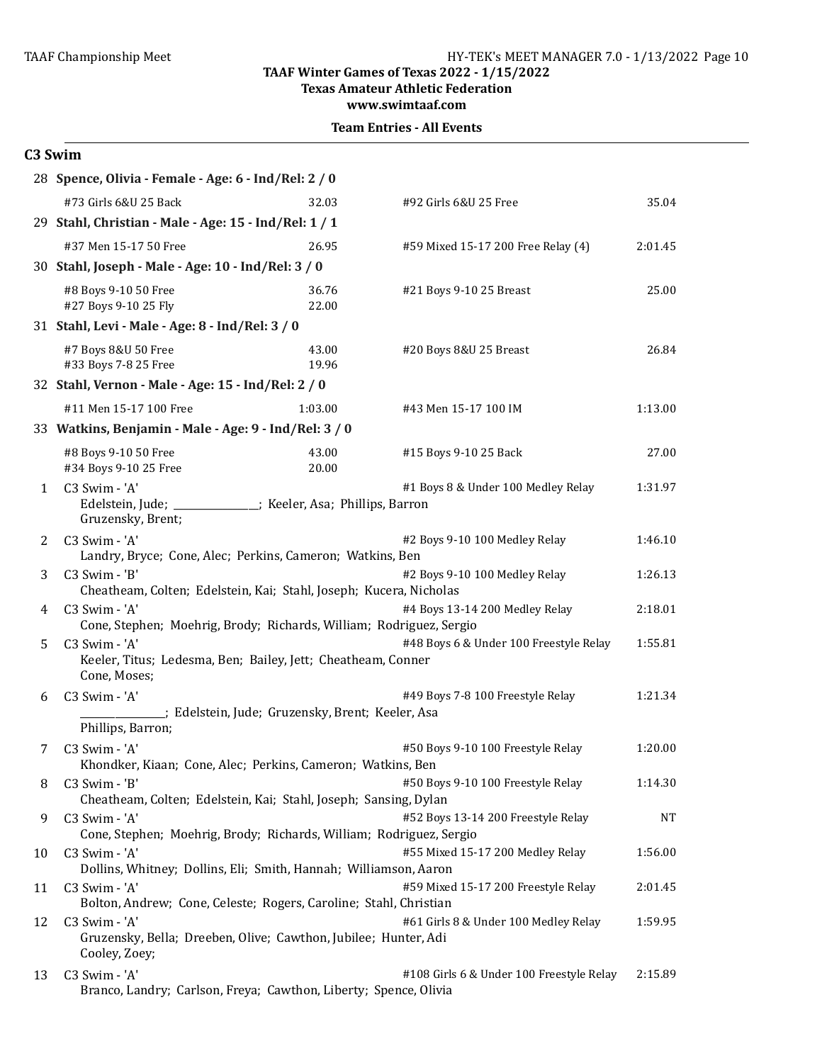# TAAF Winter Games of Texas 2022 - 1/15/2022

**Texas Amateur Athletic Federation**

**www.swimtaaf.com**

**Team Entries - All Events**

## C3 Swim

**28 Spence, Olivia - Female - Age: 6 - Ind/Rel: 2 / 0**

| | | | |
|---|---|---|---|
| #73 Girls 6&U 25 Back | 32.03 | #92 Girls 6&U 25 Free | 35.04 |

**29 Stahl, Christian - Male - Age: 15 - Ind/Rel: 1 / 1**

| | | | |
|---|---|---|---|
| #37 Men 15-17 50 Free | 26.95 | #59 Mixed 15-17 200 Free Relay (4) | 2:01.45 |

**30 Stahl, Joseph - Male - Age: 10 - Ind/Rel: 3 / 0**

| | | | |
|---|---|---|---|
| #8 Boys 9-10 50 Free | 36.76 | #21 Boys 9-10 25 Breast | 25.00 |
| #27 Boys 9-10 25 Fly | 22.00 | | |

**31 Stahl, Levi - Male - Age: 8 - Ind/Rel: 3 / 0**

| | | | |
|---|---|---|---|
| #7 Boys 8&U 50 Free | 43.00 | #20 Boys 8&U 25 Breast | 26.84 |
| #33 Boys 7-8 25 Free | 19.96 | | |

**32 Stahl, Vernon - Male - Age: 15 - Ind/Rel: 2 / 0**

| | | | |
|---|---|---|---|
| #11 Men 15-17 100 Free | 1:03.00 | #43 Men 15-17 100 IM | 1:13.00 |

**33 Watkins, Benjamin - Male - Age: 9 - Ind/Rel: 3 / 0**

| | | | |
|---|---|---|---|
| #8 Boys 9-10 50 Free | 43.00 | #15 Boys 9-10 25 Back | 27.00 |
| #34 Boys 9-10 25 Free | 20.00 | | |

| # | Relay | Event | Time |
|---|---|---|---|
| 1 | C3 Swim - 'A'<br>Edelstein, Jude; ________________; Keeler, Asa; Phillips, Barron<br>Gruzensky, Brent; | #1 Boys 8 & Under 100 Medley Relay | 1:31.97 |
| 2 | C3 Swim - 'A'<br>Landry, Bryce; Cone, Alec; Perkins, Cameron; Watkins, Ben | #2 Boys 9-10 100 Medley Relay | 1:46.10 |
| 3 | C3 Swim - 'B'<br>Cheatheam, Colten; Edelstein, Kai; Stahl, Joseph; Kucera, Nicholas | #2 Boys 9-10 100 Medley Relay | 1:26.13 |
| 4 | C3 Swim - 'A'<br>Cone, Stephen; Moehrig, Brody; Richards, William; Rodriguez, Sergio | #4 Boys 13-14 200 Medley Relay | 2:18.01 |
| 5 | C3 Swim - 'A'<br>Keeler, Titus; Ledesma, Ben; Bailey, Jett; Cheatheam, Conner<br>Cone, Moses; | #48 Boys 6 & Under 100 Freestyle Relay | 1:55.81 |
| 6 | C3 Swim - 'A'<br>________________; Edelstein, Jude; Gruzensky, Brent; Keeler, Asa<br>Phillips, Barron; | #49 Boys 7-8 100 Freestyle Relay | 1:21.34 |
| 7 | C3 Swim - 'A'<br>Khondker, Kiaan; Cone, Alec; Perkins, Cameron; Watkins, Ben | #50 Boys 9-10 100 Freestyle Relay | 1:20.00 |
| 8 | C3 Swim - 'B'<br>Cheatheam, Colten; Edelstein, Kai; Stahl, Joseph; Sansing, Dylan | #50 Boys 9-10 100 Freestyle Relay | 1:14.30 |
| 9 | C3 Swim - 'A'<br>Cone, Stephen; Moehrig, Brody; Richards, William; Rodriguez, Sergio | #52 Boys 13-14 200 Freestyle Relay | NT |
| 10 | C3 Swim - 'A'<br>Dollins, Whitney; Dollins, Eli; Smith, Hannah; Williamson, Aaron | #55 Mixed 15-17 200 Medley Relay | 1:56.00 |
| 11 | C3 Swim - 'A'<br>Bolton, Andrew; Cone, Celeste; Rogers, Caroline; Stahl, Christian | #59 Mixed 15-17 200 Freestyle Relay | 2:01.45 |
| 12 | C3 Swim - 'A'<br>Gruzensky, Bella; Dreeben, Olive; Cawthon, Jubilee; Hunter, Adi<br>Cooley, Zoey; | #61 Girls 8 & Under 100 Medley Relay | 1:59.95 |
| 13 | C3 Swim - 'A'<br>Branco, Landry; Carlson, Freya; Cawthon, Liberty; Spence, Olivia | #108 Girls 6 & Under 100 Freestyle Relay | 2:15.89 |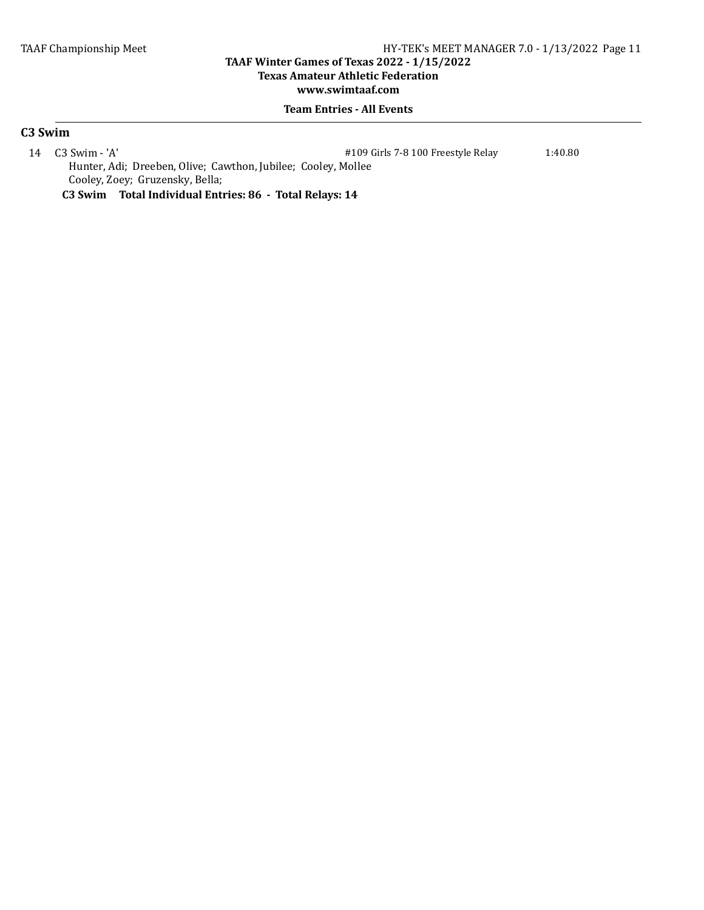## C3 Swim

| | | | |
|---|---|---|---|
| 14 | C3 Swim - 'A' | #109 Girls 7-8 100 Freestyle Relay | 1:40.80 |

Hunter, Adi; Dreeben, Olive; Cawthon, Jubilee; Cooley, Mollee
Cooley, Zoey; Gruzensky, Bella;

**C3 Swim Total Individual Entries: 86 - Total Relays: 14**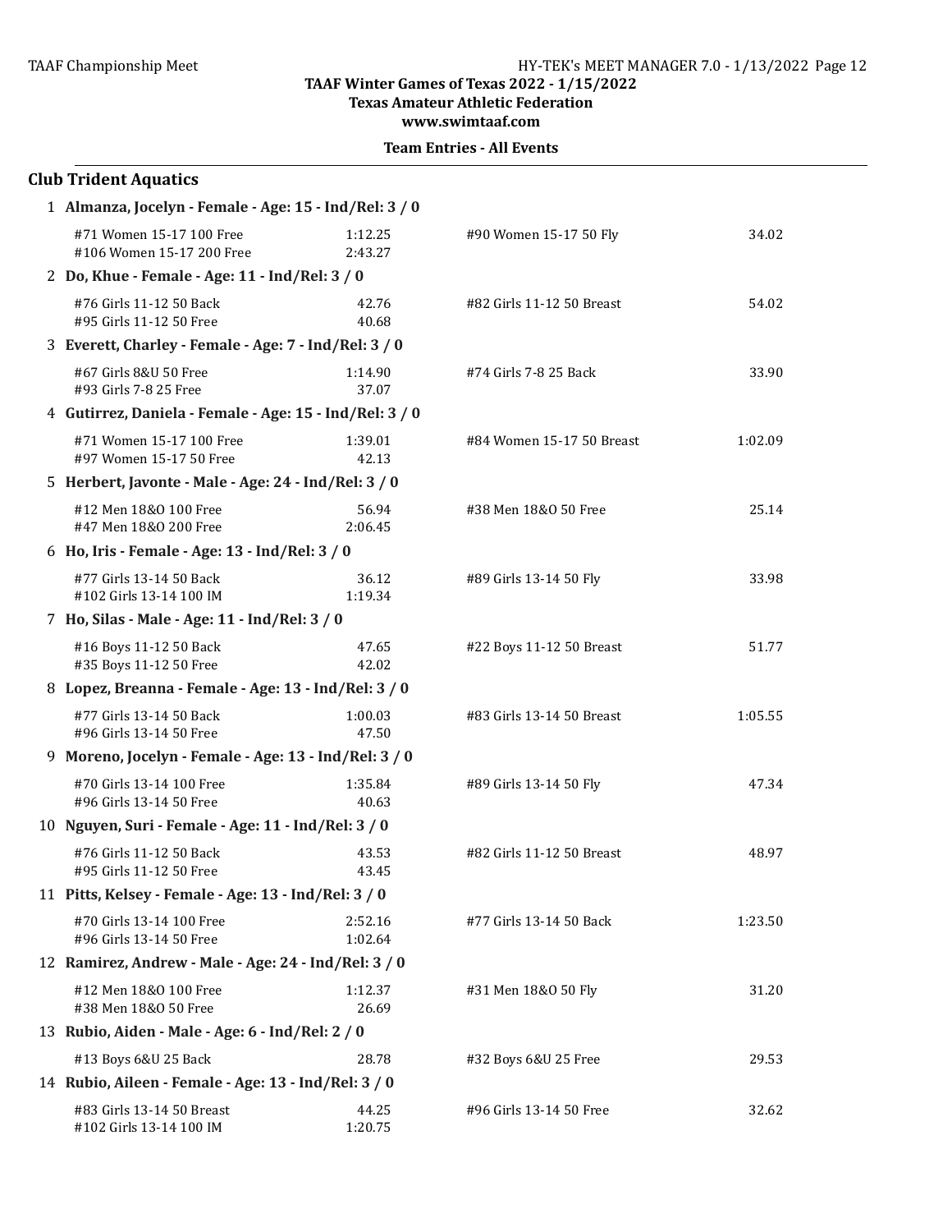TAAF Winter Games of Texas 2022 - 1/15/2022
Texas Amateur Athletic Federation
www.swimtaaf.com

**Team Entries - All Events**

## Club Trident Aquatics

**1 Almanza, Jocelyn - Female - Age: 15 - Ind/Rel: 3 / 0**

| Event | Time | Event | Time |
|---|---|---|---|
| #71 Women 15-17 100 Free | 1:12.25 | #90 Women 15-17 50 Fly | 34.02 |
| #106 Women 15-17 200 Free | 2:43.27 | | |

**2 Do, Khue - Female - Age: 11 - Ind/Rel: 3 / 0**

| Event | Time | Event | Time |
|---|---|---|---|
| #76 Girls 11-12 50 Back | 42.76 | #82 Girls 11-12 50 Breast | 54.02 |
| #95 Girls 11-12 50 Free | 40.68 | | |

**3 Everett, Charley - Female - Age: 7 - Ind/Rel: 3 / 0**

| Event | Time | Event | Time |
|---|---|---|---|
| #67 Girls 8&U 50 Free | 1:14.90 | #74 Girls 7-8 25 Back | 33.90 |
| #93 Girls 7-8 25 Free | 37.07 | | |

**4 Gutirrez, Daniela - Female - Age: 15 - Ind/Rel: 3 / 0**

| Event | Time | Event | Time |
|---|---|---|---|
| #71 Women 15-17 100 Free | 1:39.01 | #84 Women 15-17 50 Breast | 1:02.09 |
| #97 Women 15-17 50 Free | 42.13 | | |

**5 Herbert, Javonte - Male - Age: 24 - Ind/Rel: 3 / 0**

| Event | Time | Event | Time |
|---|---|---|---|
| #12 Men 18&O 100 Free | 56.94 | #38 Men 18&O 50 Free | 25.14 |
| #47 Men 18&O 200 Free | 2:06.45 | | |

**6 Ho, Iris - Female - Age: 13 - Ind/Rel: 3 / 0**

| Event | Time | Event | Time |
|---|---|---|---|
| #77 Girls 13-14 50 Back | 36.12 | #89 Girls 13-14 50 Fly | 33.98 |
| #102 Girls 13-14 100 IM | 1:19.34 | | |

**7 Ho, Silas - Male - Age: 11 - Ind/Rel: 3 / 0**

| Event | Time | Event | Time |
|---|---|---|---|
| #16 Boys 11-12 50 Back | 47.65 | #22 Boys 11-12 50 Breast | 51.77 |
| #35 Boys 11-12 50 Free | 42.02 | | |

**8 Lopez, Breanna - Female - Age: 13 - Ind/Rel: 3 / 0**

| Event | Time | Event | Time |
|---|---|---|---|
| #77 Girls 13-14 50 Back | 1:00.03 | #83 Girls 13-14 50 Breast | 1:05.55 |
| #96 Girls 13-14 50 Free | 47.50 | | |

**9 Moreno, Jocelyn - Female - Age: 13 - Ind/Rel: 3 / 0**

| Event | Time | Event | Time |
|---|---|---|---|
| #70 Girls 13-14 100 Free | 1:35.84 | #89 Girls 13-14 50 Fly | 47.34 |
| #96 Girls 13-14 50 Free | 40.63 | | |

**10 Nguyen, Suri - Female - Age: 11 - Ind/Rel: 3 / 0**

| Event | Time | Event | Time |
|---|---|---|---|
| #76 Girls 11-12 50 Back | 43.53 | #82 Girls 11-12 50 Breast | 48.97 |
| #95 Girls 11-12 50 Free | 43.45 | | |

**11 Pitts, Kelsey - Female - Age: 13 - Ind/Rel: 3 / 0**

| Event | Time | Event | Time |
|---|---|---|---|
| #70 Girls 13-14 100 Free | 2:52.16 | #77 Girls 13-14 50 Back | 1:23.50 |
| #96 Girls 13-14 50 Free | 1:02.64 | | |

**12 Ramirez, Andrew - Male - Age: 24 - Ind/Rel: 3 / 0**

| Event | Time | Event | Time |
|---|---|---|---|
| #12 Men 18&O 100 Free | 1:12.37 | #31 Men 18&O 50 Fly | 31.20 |
| #38 Men 18&O 50 Free | 26.69 | | |

**13 Rubio, Aiden - Male - Age: 6 - Ind/Rel: 2 / 0**

| Event | Time | Event | Time |
|---|---|---|---|
| #13 Boys 6&U 25 Back | 28.78 | #32 Boys 6&U 25 Free | 29.53 |

**14 Rubio, Aileen - Female - Age: 13 - Ind/Rel: 3 / 0**

| Event | Time | Event | Time |
|---|---|---|---|
| #83 Girls 13-14 50 Breast | 44.25 | #96 Girls 13-14 50 Free | 32.62 |
| #102 Girls 13-14 100 IM | 1:20.75 | | |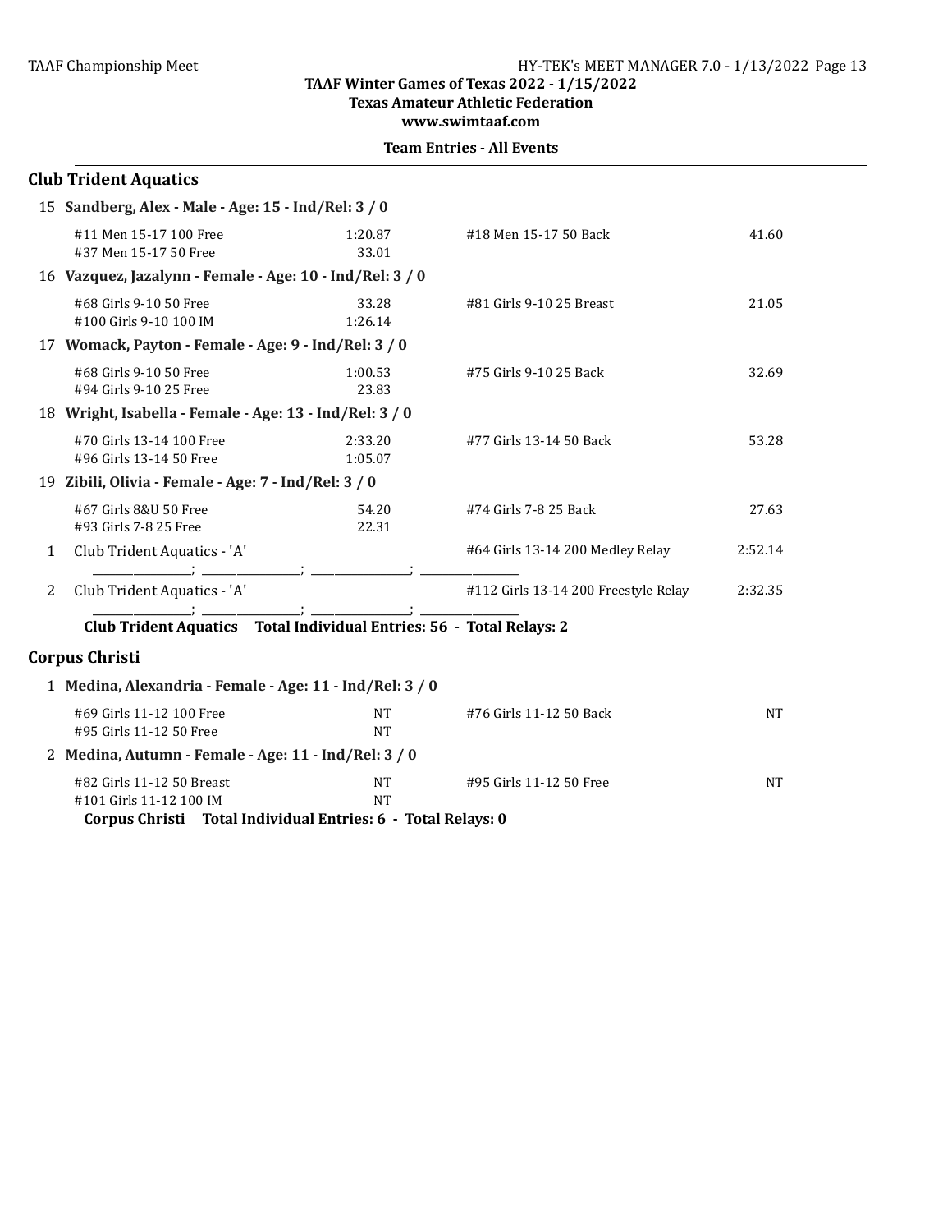TAAF Winter Games of Texas 2022 - 1/15/2022
Texas Amateur Athletic Federation
www.swimtaaf.com

**Team Entries - All Events**

## Club Trident Aquatics

**15 Sandberg, Alex - Male - Age: 15 - Ind/Rel: 3 / 0**

| Event | Time | Event | Time |
|---|---|---|---|
| #11 Men 15-17 100 Free | 1:20.87 | #18 Men 15-17 50 Back | 41.60 |
| #37 Men 15-17 50 Free | 33.01 | | |

**16 Vazquez, Jazalynn - Female - Age: 10 - Ind/Rel: 3 / 0**

| Event | Time | Event | Time |
|---|---|---|---|
| #68 Girls 9-10 50 Free | 33.28 | #81 Girls 9-10 25 Breast | 21.05 |
| #100 Girls 9-10 100 IM | 1:26.14 | | |

**17 Womack, Payton - Female - Age: 9 - Ind/Rel: 3 / 0**

| Event | Time | Event | Time |
|---|---|---|---|
| #68 Girls 9-10 50 Free | 1:00.53 | #75 Girls 9-10 25 Back | 32.69 |
| #94 Girls 9-10 25 Free | 23.83 | | |

**18 Wright, Isabella - Female - Age: 13 - Ind/Rel: 3 / 0**

| Event | Time | Event | Time |
|---|---|---|---|
| #70 Girls 13-14 100 Free | 2:33.20 | #77 Girls 13-14 50 Back | 53.28 |
| #96 Girls 13-14 50 Free | 1:05.07 | | |

**19 Zibili, Olivia - Female - Age: 7 - Ind/Rel: 3 / 0**

| Event | Time | Event | Time |
|---|---|---|---|
| #67 Girls 8&U 50 Free | 54.20 | #74 Girls 7-8 25 Back | 27.63 |
| #93 Girls 7-8 25 Free | 22.31 | | |

| # | Relay Team | Event | Time |
|---|---|---|---|
| 1 | Club Trident Aquatics - 'A' | #64 Girls 13-14 200 Medley Relay | 2:52.14 |
| | ________; ________; ________; ________ | | |
| 2 | Club Trident Aquatics - 'A' | #112 Girls 13-14 200 Freestyle Relay | 2:32.35 |
| | ________; ________; ________; ________ | | |

**Club Trident Aquatics Total Individual Entries: 56 - Total Relays: 2**

## Corpus Christi

**1 Medina, Alexandria - Female - Age: 11 - Ind/Rel: 3 / 0**

| Event | Time | Event | Time |
|---|---|---|---|
| #69 Girls 11-12 100 Free | NT | #76 Girls 11-12 50 Back | NT |
| #95 Girls 11-12 50 Free | NT | | |

**2 Medina, Autumn - Female - Age: 11 - Ind/Rel: 3 / 0**

| Event | Time | Event | Time |
|---|---|---|---|
| #82 Girls 11-12 50 Breast | NT | #95 Girls 11-12 50 Free | NT |
| #101 Girls 11-12 100 IM | NT | | |

**Corpus Christi Total Individual Entries: 6 - Total Relays: 0**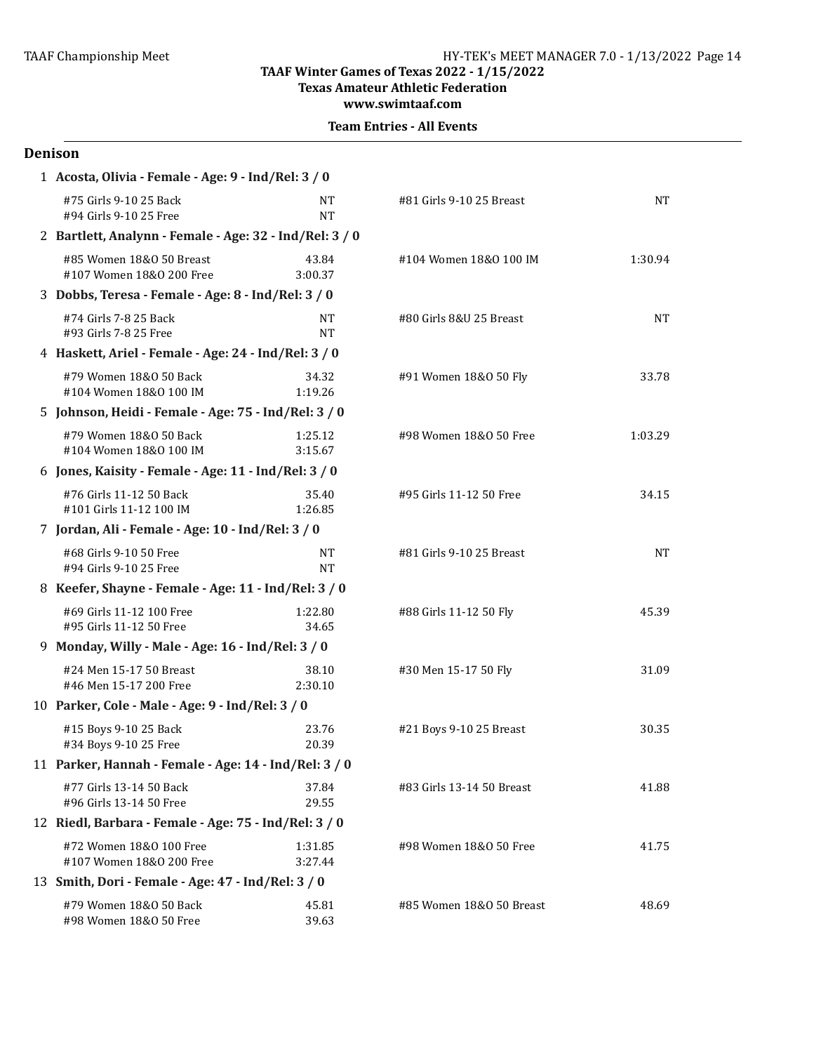**TAAF Winter Games of Texas 2022 - 1/15/2022**
**Texas Amateur Athletic Federation**
**www.swimtaaf.com**

**Team Entries - All Events**

## Denison

**1 Acosta, Olivia - Female - Age: 9 - Ind/Rel: 3 / 0**

| Event | Time | Event | Time |
|---|---|---|---|
| #75 Girls 9-10 25 Back | NT | #81 Girls 9-10 25 Breast | NT |
| #94 Girls 9-10 25 Free | NT | | |

**2 Bartlett, Analynn - Female - Age: 32 - Ind/Rel: 3 / 0**

| Event | Time | Event | Time |
|---|---|---|---|
| #85 Women 18&O 50 Breast | 43.84 | #104 Women 18&O 100 IM | 1:30.94 |
| #107 Women 18&O 200 Free | 3:00.37 | | |

**3 Dobbs, Teresa - Female - Age: 8 - Ind/Rel: 3 / 0**

| Event | Time | Event | Time |
|---|---|---|---|
| #74 Girls 7-8 25 Back | NT | #80 Girls 8&U 25 Breast | NT |
| #93 Girls 7-8 25 Free | NT | | |

**4 Haskett, Ariel - Female - Age: 24 - Ind/Rel: 3 / 0**

| Event | Time | Event | Time |
|---|---|---|---|
| #79 Women 18&O 50 Back | 34.32 | #91 Women 18&O 50 Fly | 33.78 |
| #104 Women 18&O 100 IM | 1:19.26 | | |

**5 Johnson, Heidi - Female - Age: 75 - Ind/Rel: 3 / 0**

| Event | Time | Event | Time |
|---|---|---|---|
| #79 Women 18&O 50 Back | 1:25.12 | #98 Women 18&O 50 Free | 1:03.29 |
| #104 Women 18&O 100 IM | 3:15.67 | | |

**6 Jones, Kaisity - Female - Age: 11 - Ind/Rel: 3 / 0**

| Event | Time | Event | Time |
|---|---|---|---|
| #76 Girls 11-12 50 Back | 35.40 | #95 Girls 11-12 50 Free | 34.15 |
| #101 Girls 11-12 100 IM | 1:26.85 | | |

**7 Jordan, Ali - Female - Age: 10 - Ind/Rel: 3 / 0**

| Event | Time | Event | Time |
|---|---|---|---|
| #68 Girls 9-10 50 Free | NT | #81 Girls 9-10 25 Breast | NT |
| #94 Girls 9-10 25 Free | NT | | |

**8 Keefer, Shayne - Female - Age: 11 - Ind/Rel: 3 / 0**

| Event | Time | Event | Time |
|---|---|---|---|
| #69 Girls 11-12 100 Free | 1:22.80 | #88 Girls 11-12 50 Fly | 45.39 |
| #95 Girls 11-12 50 Free | 34.65 | | |

**9 Monday, Willy - Male - Age: 16 - Ind/Rel: 3 / 0**

| Event | Time | Event | Time |
|---|---|---|---|
| #24 Men 15-17 50 Breast | 38.10 | #30 Men 15-17 50 Fly | 31.09 |
| #46 Men 15-17 200 Free | 2:30.10 | | |

**10 Parker, Cole - Male - Age: 9 - Ind/Rel: 3 / 0**

| Event | Time | Event | Time |
|---|---|---|---|
| #15 Boys 9-10 25 Back | 23.76 | #21 Boys 9-10 25 Breast | 30.35 |
| #34 Boys 9-10 25 Free | 20.39 | | |

**11 Parker, Hannah - Female - Age: 14 - Ind/Rel: 3 / 0**

| Event | Time | Event | Time |
|---|---|---|---|
| #77 Girls 13-14 50 Back | 37.84 | #83 Girls 13-14 50 Breast | 41.88 |
| #96 Girls 13-14 50 Free | 29.55 | | |

**12 Riedl, Barbara - Female - Age: 75 - Ind/Rel: 3 / 0**

| Event | Time | Event | Time |
|---|---|---|---|
| #72 Women 18&O 100 Free | 1:31.85 | #98 Women 18&O 50 Free | 41.75 |
| #107 Women 18&O 200 Free | 3:27.44 | | |

**13 Smith, Dori - Female - Age: 47 - Ind/Rel: 3 / 0**

| Event | Time | Event | Time |
|---|---|---|---|
| #79 Women 18&O 50 Back | 45.81 | #85 Women 18&O 50 Breast | 48.69 |
| #98 Women 18&O 50 Free | 39.63 | | |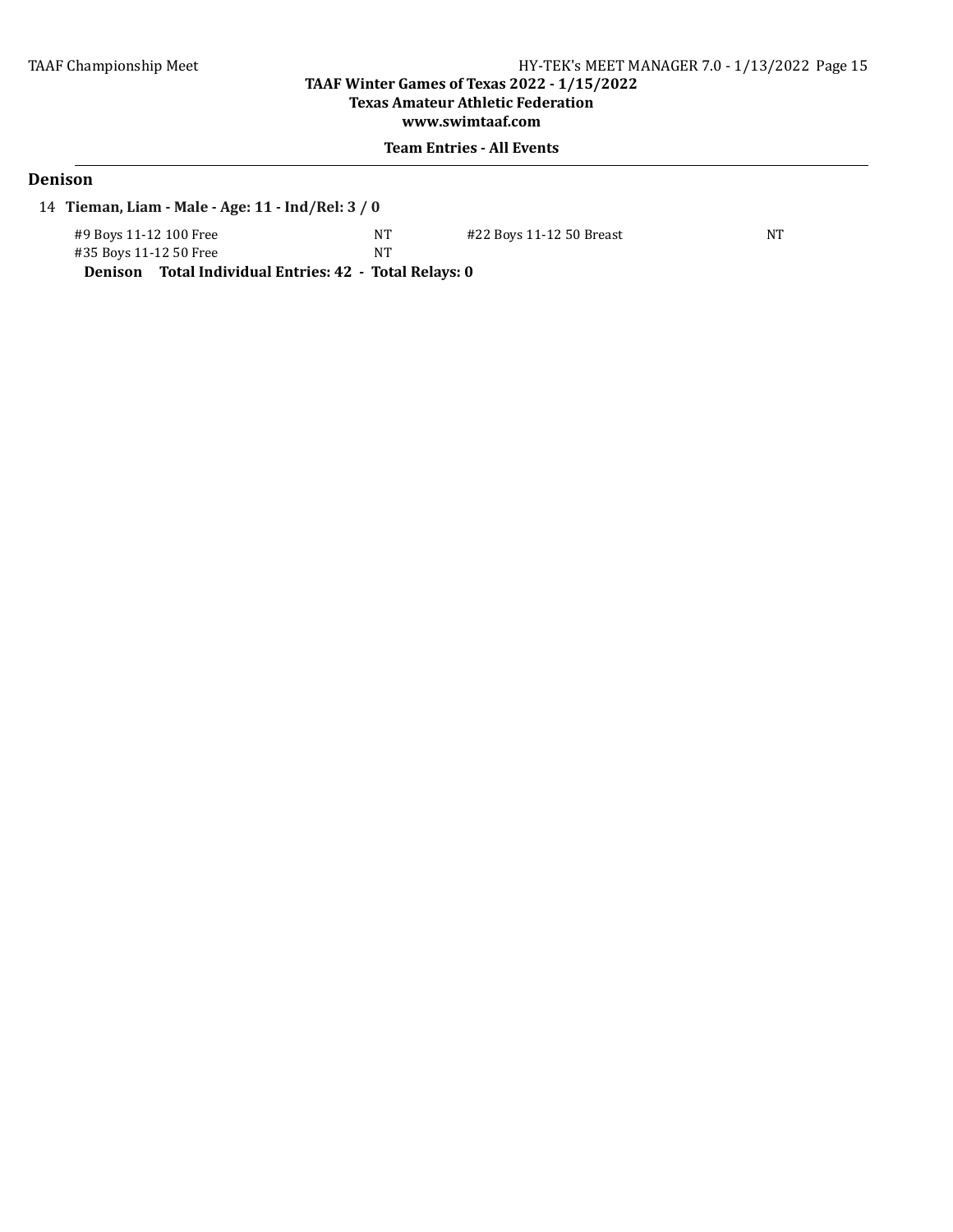## Denison

14 **Tieman, Liam - Male - Age: 11 - Ind/Rel: 3 / 0**

| Event | Seed | Event | Seed |
|---|---|---|---|
| #9 Boys 11-12 100 Free | NT | #22 Boys 11-12 50 Breast | NT |
| #35 Boys 11-12 50 Free | NT | | |

**Denison Total Individual Entries: 42 - Total Relays: 0**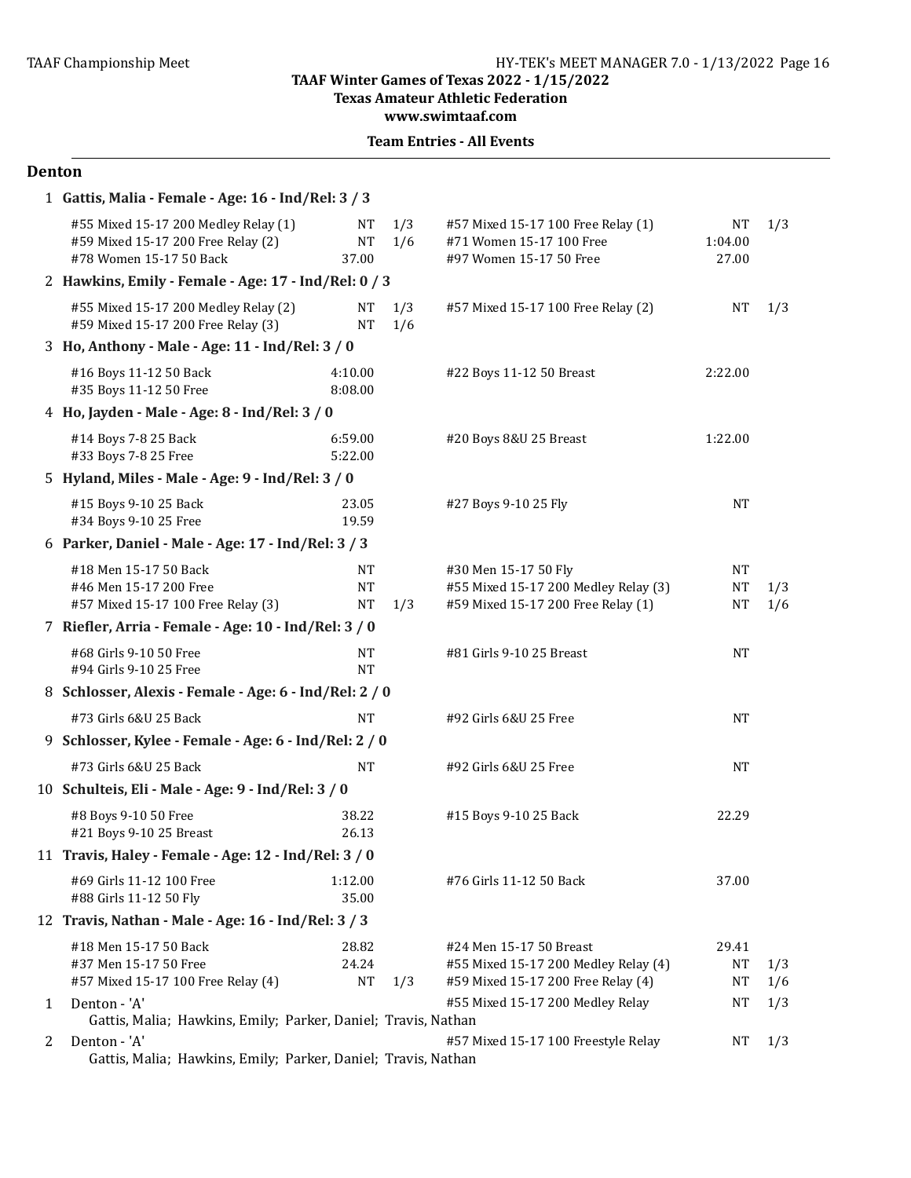## TAAF Winter Games of Texas 2022 - 1/15/2022

**Texas Amateur Athletic Federation**

**www.swimtaaf.com**

**Team Entries - All Events**

### Denton

**1 Gattis, Malia - Female - Age: 16 - Ind/Rel: 3 / 3**

| Event | Time | | Event | Time | |
|---|---|---|---|---|---|
| #55 Mixed 15-17 200 Medley Relay (1) | NT | 1/3 | #57 Mixed 15-17 100 Free Relay (1) | NT | 1/3 |
| #59 Mixed 15-17 200 Free Relay (2) | NT | 1/6 | #71 Women 15-17 100 Free | 1:04.00 | |
| #78 Women 15-17 50 Back | 37.00 | | #97 Women 15-17 50 Free | 27.00 | |

**2 Hawkins, Emily - Female - Age: 17 - Ind/Rel: 0 / 3**

| Event | Time | | Event | Time | |
|---|---|---|---|---|---|
| #55 Mixed 15-17 200 Medley Relay (2) | NT | 1/3 | #57 Mixed 15-17 100 Free Relay (2) | NT | 1/3 |
| #59 Mixed 15-17 200 Free Relay (3) | NT | 1/6 | | | |

**3 Ho, Anthony - Male - Age: 11 - Ind/Rel: 3 / 0**

| Event | Time | | Event | Time | |
|---|---|---|---|---|---|
| #16 Boys 11-12 50 Back | 4:10.00 | | #22 Boys 11-12 50 Breast | 2:22.00 | |
| #35 Boys 11-12 50 Free | 8:08.00 | | | | |

**4 Ho, Jayden - Male - Age: 8 - Ind/Rel: 3 / 0**

| Event | Time | | Event | Time | |
|---|---|---|---|---|---|
| #14 Boys 7-8 25 Back | 6:59.00 | | #20 Boys 8&U 25 Breast | 1:22.00 | |
| #33 Boys 7-8 25 Free | 5:22.00 | | | | |

**5 Hyland, Miles - Male - Age: 9 - Ind/Rel: 3 / 0**

| Event | Time | | Event | Time | |
|---|---|---|---|---|---|
| #15 Boys 9-10 25 Back | 23.05 | | #27 Boys 9-10 25 Fly | NT | |
| #34 Boys 9-10 25 Free | 19.59 | | | | |

**6 Parker, Daniel - Male - Age: 17 - Ind/Rel: 3 / 3**

| Event | Time | | Event | Time | |
|---|---|---|---|---|---|
| #18 Men 15-17 50 Back | NT | | #30 Men 15-17 50 Fly | NT | |
| #46 Men 15-17 200 Free | NT | | #55 Mixed 15-17 200 Medley Relay (3) | NT | 1/3 |
| #57 Mixed 15-17 100 Free Relay (3) | NT | 1/3 | #59 Mixed 15-17 200 Free Relay (1) | NT | 1/6 |

**7 Riefler, Arria - Female - Age: 10 - Ind/Rel: 3 / 0**

| Event | Time | | Event | Time | |
|---|---|---|---|---|---|
| #68 Girls 9-10 50 Free | NT | | #81 Girls 9-10 25 Breast | NT | |
| #94 Girls 9-10 25 Free | NT | | | | |

**8 Schlosser, Alexis - Female - Age: 6 - Ind/Rel: 2 / 0**

| Event | Time | | Event | Time | |
|---|---|---|---|---|---|
| #73 Girls 6&U 25 Back | NT | | #92 Girls 6&U 25 Free | NT | |

**9 Schlosser, Kylee - Female - Age: 6 - Ind/Rel: 2 / 0**

| Event | Time | | Event | Time | |
|---|---|---|---|---|---|
| #73 Girls 6&U 25 Back | NT | | #92 Girls 6&U 25 Free | NT | |

**10 Schulteis, Eli - Male - Age: 9 - Ind/Rel: 3 / 0**

| Event | Time | | Event | Time | |
|---|---|---|---|---|---|
| #8 Boys 9-10 50 Free | 38.22 | | #15 Boys 9-10 25 Back | 22.29 | |
| #21 Boys 9-10 25 Breast | 26.13 | | | | |

**11 Travis, Haley - Female - Age: 12 - Ind/Rel: 3 / 0**

| Event | Time | | Event | Time | |
|---|---|---|---|---|---|
| #69 Girls 11-12 100 Free | 1:12.00 | | #76 Girls 11-12 50 Back | 37.00 | |
| #88 Girls 11-12 50 Fly | 35.00 | | | | |

**12 Travis, Nathan - Male - Age: 16 - Ind/Rel: 3 / 3**

| Event | Time | | Event | Time | |
|---|---|---|---|---|---|
| #18 Men 15-17 50 Back | 28.82 | | #24 Men 15-17 50 Breast | 29.41 | |
| #37 Men 15-17 50 Free | 24.24 | | #55 Mixed 15-17 200 Medley Relay (4) | NT | 1/3 |
| #57 Mixed 15-17 100 Free Relay (4) | NT | 1/3 | #59 Mixed 15-17 200 Free Relay (4) | NT | 1/6 |

| # | Relay | Event | Time | |
|---|---|---|---|---|
| 1 | Denton - 'A' | #55 Mixed 15-17 200 Medley Relay | NT | 1/3 |
| | Gattis, Malia; Hawkins, Emily; Parker, Daniel; Travis, Nathan | | | |
| 2 | Denton - 'A' | #57 Mixed 15-17 100 Freestyle Relay | NT | 1/3 |
| | Gattis, Malia; Hawkins, Emily; Parker, Daniel; Travis, Nathan | | | |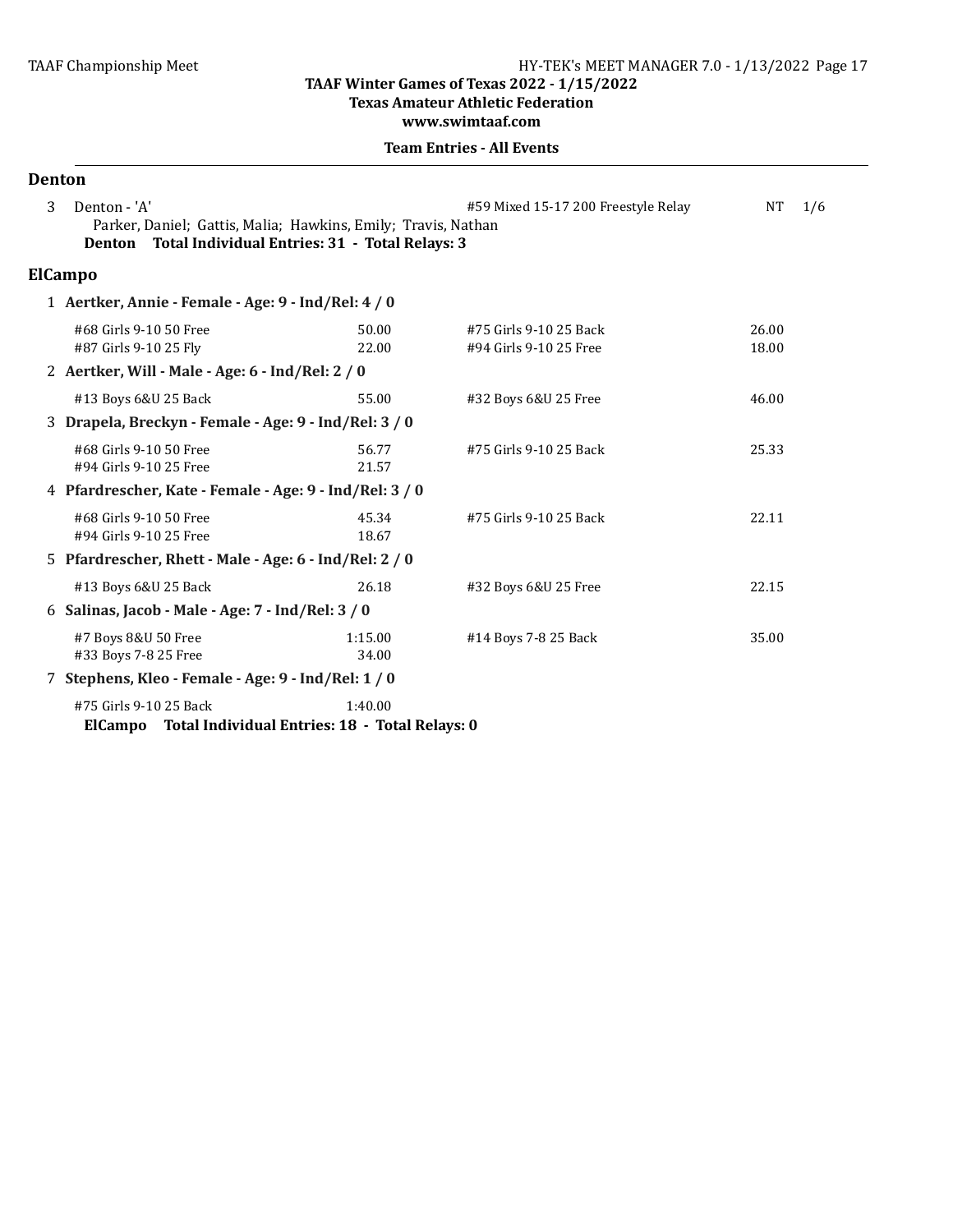TAAF Championship Meet

**TAAF Winter Games of Texas 2022 - 1/15/2022**
**Texas Amateur Athletic Federation**
**www.swimtaaf.com**

**Team Entries - All Events**

## Denton

3 Denton - 'A' — #59 Mixed 15-17 200 Freestyle Relay — NT — 1/6
Parker, Daniel; Gattis, Malia; Hawkins, Emily; Travis, Nathan

**Denton Total Individual Entries: 31 - Total Relays: 3**

## ElCampo

**1 Aertker, Annie - Female - Age: 9 - Ind/Rel: 4 / 0**

| Event | Time | Event | Time |
|---|---|---|---|
| #68 Girls 9-10 50 Free | 50.00 | #75 Girls 9-10 25 Back | 26.00 |
| #87 Girls 9-10 25 Fly | 22.00 | #94 Girls 9-10 25 Free | 18.00 |

**2 Aertker, Will - Male - Age: 6 - Ind/Rel: 2 / 0**

| Event | Time | Event | Time |
|---|---|---|---|
| #13 Boys 6&U 25 Back | 55.00 | #32 Boys 6&U 25 Free | 46.00 |

**3 Drapela, Breckyn - Female - Age: 9 - Ind/Rel: 3 / 0**

| Event | Time | Event | Time |
|---|---|---|---|
| #68 Girls 9-10 50 Free | 56.77 | #75 Girls 9-10 25 Back | 25.33 |
| #94 Girls 9-10 25 Free | 21.57 | | |

**4 Pfardrescher, Kate - Female - Age: 9 - Ind/Rel: 3 / 0**

| Event | Time | Event | Time |
|---|---|---|---|
| #68 Girls 9-10 50 Free | 45.34 | #75 Girls 9-10 25 Back | 22.11 |
| #94 Girls 9-10 25 Free | 18.67 | | |

**5 Pfardrescher, Rhett - Male - Age: 6 - Ind/Rel: 2 / 0**

| Event | Time | Event | Time |
|---|---|---|---|
| #13 Boys 6&U 25 Back | 26.18 | #32 Boys 6&U 25 Free | 22.15 |

**6 Salinas, Jacob - Male - Age: 7 - Ind/Rel: 3 / 0**

| Event | Time | Event | Time |
|---|---|---|---|
| #7 Boys 8&U 50 Free | 1:15.00 | #14 Boys 7-8 25 Back | 35.00 |
| #33 Boys 7-8 25 Free | 34.00 | | |

**7 Stephens, Kleo - Female - Age: 9 - Ind/Rel: 1 / 0**

| Event | Time |
|---|---|
| #75 Girls 9-10 25 Back | 1:40.00 |

**ElCampo Total Individual Entries: 18 - Total Relays: 0**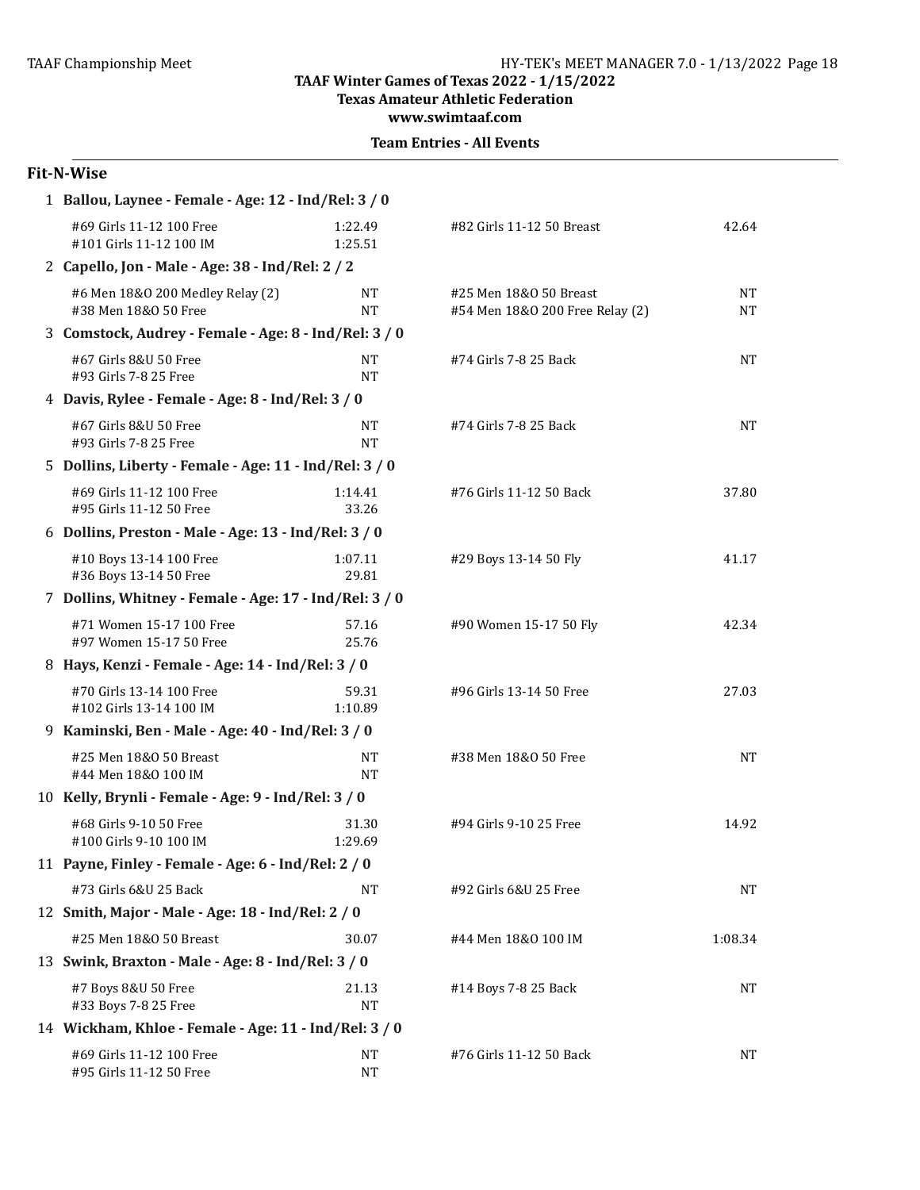**TAAF Winter Games of Texas 2022 - 1/15/2022**
**Texas Amateur Athletic Federation**
**www.swimtaaf.com**

**Team Entries - All Events**

## Fit-N-Wise

**1 Ballou, Laynee - Female - Age: 12 - Ind/Rel: 3 / 0**

| Event | Time | Event | Time |
|---|---|---|---|
| #69 Girls 11-12 100 Free | 1:22.49 | #82 Girls 11-12 50 Breast | 42.64 |
| #101 Girls 11-12 100 IM | 1:25.51 | | |

**2 Capello, Jon - Male - Age: 38 - Ind/Rel: 2 / 2**

| Event | Time | Event | Time |
|---|---|---|---|
| #6 Men 18&O 200 Medley Relay (2) | NT | #25 Men 18&O 50 Breast | NT |
| #38 Men 18&O 50 Free | NT | #54 Men 18&O 200 Free Relay (2) | NT |

**3 Comstock, Audrey - Female - Age: 8 - Ind/Rel: 3 / 0**

| Event | Time | Event | Time |
|---|---|---|---|
| #67 Girls 8&U 50 Free | NT | #74 Girls 7-8 25 Back | NT |
| #93 Girls 7-8 25 Free | NT | | |

**4 Davis, Rylee - Female - Age: 8 - Ind/Rel: 3 / 0**

| Event | Time | Event | Time |
|---|---|---|---|
| #67 Girls 8&U 50 Free | NT | #74 Girls 7-8 25 Back | NT |
| #93 Girls 7-8 25 Free | NT | | |

**5 Dollins, Liberty - Female - Age: 11 - Ind/Rel: 3 / 0**

| Event | Time | Event | Time |
|---|---|---|---|
| #69 Girls 11-12 100 Free | 1:14.41 | #76 Girls 11-12 50 Back | 37.80 |
| #95 Girls 11-12 50 Free | 33.26 | | |

**6 Dollins, Preston - Male - Age: 13 - Ind/Rel: 3 / 0**

| Event | Time | Event | Time |
|---|---|---|---|
| #10 Boys 13-14 100 Free | 1:07.11 | #29 Boys 13-14 50 Fly | 41.17 |
| #36 Boys 13-14 50 Free | 29.81 | | |

**7 Dollins, Whitney - Female - Age: 17 - Ind/Rel: 3 / 0**

| Event | Time | Event | Time |
|---|---|---|---|
| #71 Women 15-17 100 Free | 57.16 | #90 Women 15-17 50 Fly | 42.34 |
| #97 Women 15-17 50 Free | 25.76 | | |

**8 Hays, Kenzi - Female - Age: 14 - Ind/Rel: 3 / 0**

| Event | Time | Event | Time |
|---|---|---|---|
| #70 Girls 13-14 100 Free | 59.31 | #96 Girls 13-14 50 Free | 27.03 |
| #102 Girls 13-14 100 IM | 1:10.89 | | |

**9 Kaminski, Ben - Male - Age: 40 - Ind/Rel: 3 / 0**

| Event | Time | Event | Time |
|---|---|---|---|
| #25 Men 18&O 50 Breast | NT | #38 Men 18&O 50 Free | NT |
| #44 Men 18&O 100 IM | NT | | |

**10 Kelly, Brynli - Female - Age: 9 - Ind/Rel: 3 / 0**

| Event | Time | Event | Time |
|---|---|---|---|
| #68 Girls 9-10 50 Free | 31.30 | #94 Girls 9-10 25 Free | 14.92 |
| #100 Girls 9-10 100 IM | 1:29.69 | | |

**11 Payne, Finley - Female - Age: 6 - Ind/Rel: 2 / 0**

| Event | Time | Event | Time |
|---|---|---|---|
| #73 Girls 6&U 25 Back | NT | #92 Girls 6&U 25 Free | NT |

**12 Smith, Major - Male - Age: 18 - Ind/Rel: 2 / 0**

| Event | Time | Event | Time |
|---|---|---|---|
| #25 Men 18&O 50 Breast | 30.07 | #44 Men 18&O 100 IM | 1:08.34 |

**13 Swink, Braxton - Male - Age: 8 - Ind/Rel: 3 / 0**

| Event | Time | Event | Time |
|---|---|---|---|
| #7 Boys 8&U 50 Free | 21.13 | #14 Boys 7-8 25 Back | NT |
| #33 Boys 7-8 25 Free | NT | | |

**14 Wickham, Khloe - Female - Age: 11 - Ind/Rel: 3 / 0**

| Event | Time | Event | Time |
|---|---|---|---|
| #69 Girls 11-12 100 Free | NT | #76 Girls 11-12 50 Back | NT |
| #95 Girls 11-12 50 Free | NT | | |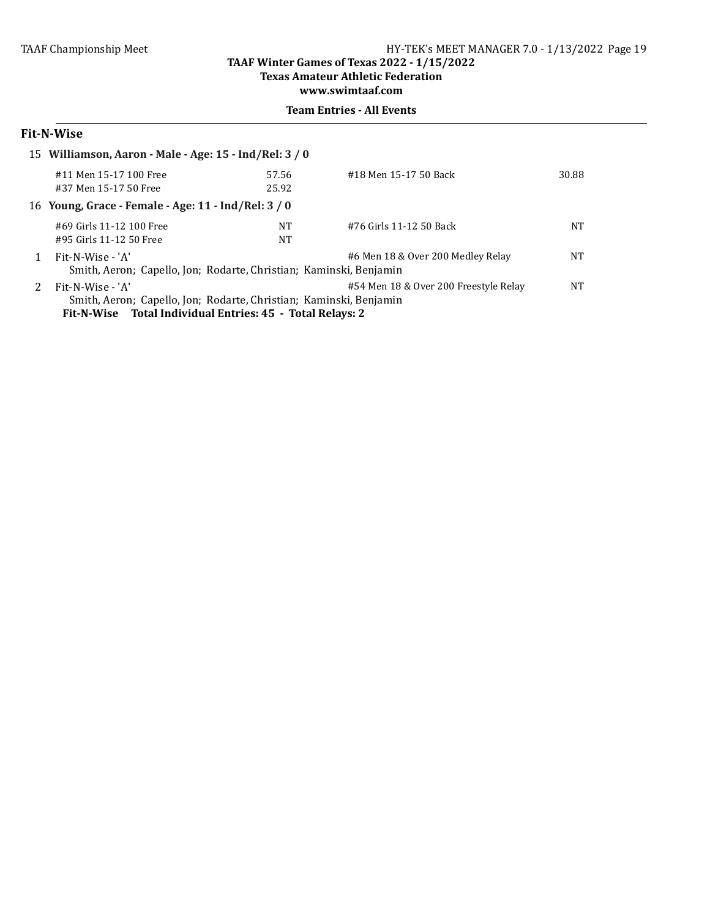TAAF Championship Meet

**TAAF Winter Games of Texas 2022 - 1/15/2022**
**Texas Amateur Athletic Federation**
**www.swimtaaf.com**

**Team Entries - All Events**

## Fit-N-Wise

**15 Williamson, Aaron - Male - Age: 15 - Ind/Rel: 3 / 0**

| Event | Time | Event | Time |
|---|---|---|---|
| #11 Men 15-17 100 Free | 57.56 | #18 Men 15-17 50 Back | 30.88 |
| #37 Men 15-17 50 Free | 25.92 | | |

**16 Young, Grace - Female - Age: 11 - Ind/Rel: 3 / 0**

| Event | Time | Event | Time |
|---|---|---|---|
| #69 Girls 11-12 100 Free | NT | #76 Girls 11-12 50 Back | NT |
| #95 Girls 11-12 50 Free | NT | | |

1 Fit-N-Wise - 'A' — #6 Men 18 & Over 200 Medley Relay — NT
Smith, Aeron; Capello, Jon; Rodarte, Christian; Kaminski, Benjamin

2 Fit-N-Wise - 'A' — #54 Men 18 & Over 200 Freestyle Relay — NT
Smith, Aeron; Capello, Jon; Rodarte, Christian; Kaminski, Benjamin

**Fit-N-Wise Total Individual Entries: 45 - Total Relays: 2**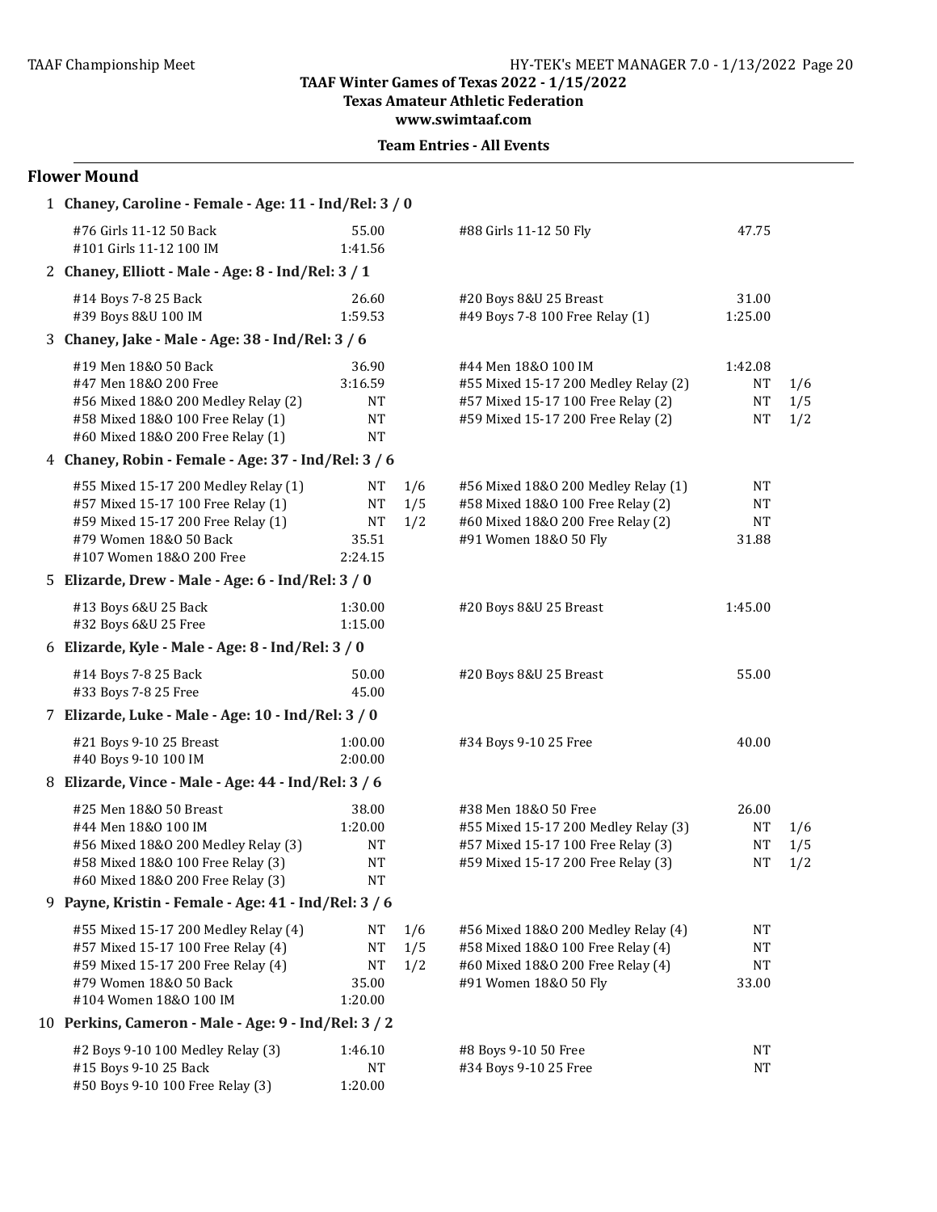TAAF Winter Games of Texas 2022 - 1/15/2022
Texas Amateur Athletic Federation
www.swimtaaf.com

**Team Entries - All Events**

## Flower Mound

**1 Chaney, Caroline - Female - Age: 11 - Ind/Rel: 3 / 0**

| Event | Time | | Event | Time | |
|---|---|---|---|---|---|
| #76 Girls 11-12 50 Back | 55.00 | | #88 Girls 11-12 50 Fly | 47.75 | |
| #101 Girls 11-12 100 IM | 1:41.56 | | | | |

**2 Chaney, Elliott - Male - Age: 8 - Ind/Rel: 3 / 1**

| Event | Time | | Event | Time | |
|---|---|---|---|---|---|
| #14 Boys 7-8 25 Back | 26.60 | | #20 Boys 8&U 25 Breast | 31.00 | |
| #39 Boys 8&U 100 IM | 1:59.53 | | #49 Boys 7-8 100 Free Relay (1) | 1:25.00 | |

**3 Chaney, Jake - Male - Age: 38 - Ind/Rel: 3 / 6**

| Event | Time | | Event | Time | |
|---|---|---|---|---|---|
| #19 Men 18&O 50 Back | 36.90 | | #44 Men 18&O 100 IM | 1:42.08 | |
| #47 Men 18&O 200 Free | 3:16.59 | | #55 Mixed 15-17 200 Medley Relay (2) | NT | 1/6 |
| #56 Mixed 18&O 200 Medley Relay (2) | NT | | #57 Mixed 15-17 100 Free Relay (2) | NT | 1/5 |
| #58 Mixed 18&O 100 Free Relay (1) | NT | | #59 Mixed 15-17 200 Free Relay (2) | NT | 1/2 |
| #60 Mixed 18&O 200 Free Relay (1) | NT | | | | |

**4 Chaney, Robin - Female - Age: 37 - Ind/Rel: 3 / 6**

| Event | Time | | Event | Time | |
|---|---|---|---|---|---|
| #55 Mixed 15-17 200 Medley Relay (1) | NT | 1/6 | #56 Mixed 18&O 200 Medley Relay (1) | NT | |
| #57 Mixed 15-17 100 Free Relay (1) | NT | 1/5 | #58 Mixed 18&O 100 Free Relay (2) | NT | |
| #59 Mixed 15-17 200 Free Relay (1) | NT | 1/2 | #60 Mixed 18&O 200 Free Relay (2) | NT | |
| #79 Women 18&O 50 Back | 35.51 | | #91 Women 18&O 50 Fly | 31.88 | |
| #107 Women 18&O 200 Free | 2:24.15 | | | | |

**5 Elizarde, Drew - Male - Age: 6 - Ind/Rel: 3 / 0**

| Event | Time | | Event | Time | |
|---|---|---|---|---|---|
| #13 Boys 6&U 25 Back | 1:30.00 | | #20 Boys 8&U 25 Breast | 1:45.00 | |
| #32 Boys 6&U 25 Free | 1:15.00 | | | | |

**6 Elizarde, Kyle - Male - Age: 8 - Ind/Rel: 3 / 0**

| Event | Time | | Event | Time | |
|---|---|---|---|---|---|
| #14 Boys 7-8 25 Back | 50.00 | | #20 Boys 8&U 25 Breast | 55.00 | |
| #33 Boys 7-8 25 Free | 45.00 | | | | |

**7 Elizarde, Luke - Male - Age: 10 - Ind/Rel: 3 / 0**

| Event | Time | | Event | Time | |
|---|---|---|---|---|---|
| #21 Boys 9-10 25 Breast | 1:00.00 | | #34 Boys 9-10 25 Free | 40.00 | |
| #40 Boys 9-10 100 IM | 2:00.00 | | | | |

**8 Elizarde, Vince - Male - Age: 44 - Ind/Rel: 3 / 6**

| Event | Time | | Event | Time | |
|---|---|---|---|---|---|
| #25 Men 18&O 50 Breast | 38.00 | | #38 Men 18&O 50 Free | 26.00 | |
| #44 Men 18&O 100 IM | 1:20.00 | | #55 Mixed 15-17 200 Medley Relay (3) | NT | 1/6 |
| #56 Mixed 18&O 200 Medley Relay (3) | NT | | #57 Mixed 15-17 100 Free Relay (3) | NT | 1/5 |
| #58 Mixed 18&O 100 Free Relay (3) | NT | | #59 Mixed 15-17 200 Free Relay (3) | NT | 1/2 |
| #60 Mixed 18&O 200 Free Relay (3) | NT | | | | |

**9 Payne, Kristin - Female - Age: 41 - Ind/Rel: 3 / 6**

| Event | Time | | Event | Time | |
|---|---|---|---|---|---|
| #55 Mixed 15-17 200 Medley Relay (4) | NT | 1/6 | #56 Mixed 18&O 200 Medley Relay (4) | NT | |
| #57 Mixed 15-17 100 Free Relay (4) | NT | 1/5 | #58 Mixed 18&O 100 Free Relay (4) | NT | |
| #59 Mixed 15-17 200 Free Relay (4) | NT | 1/2 | #60 Mixed 18&O 200 Free Relay (4) | NT | |
| #79 Women 18&O 50 Back | 35.00 | | #91 Women 18&O 50 Fly | 33.00 | |
| #104 Women 18&O 100 IM | 1:20.00 | | | | |

**10 Perkins, Cameron - Male - Age: 9 - Ind/Rel: 3 / 2**

| Event | Time | | Event | Time | |
|---|---|---|---|---|---|
| #2 Boys 9-10 100 Medley Relay (3) | 1:46.10 | | #8 Boys 9-10 50 Free | NT | |
| #15 Boys 9-10 25 Back | NT | | #34 Boys 9-10 25 Free | NT | |
| #50 Boys 9-10 100 Free Relay (3) | 1:20.00 | | | | |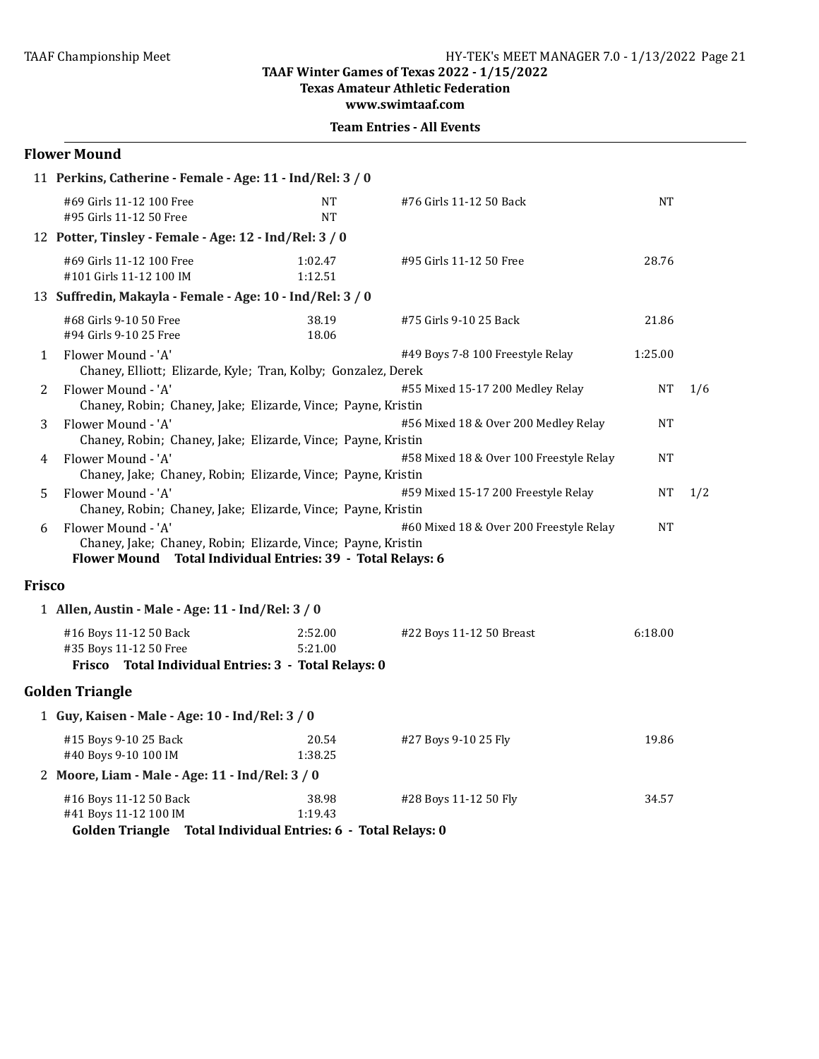TAAF Winter Games of Texas 2022 - 1/15/2022
Texas Amateur Athletic Federation
www.swimtaaf.com

**Team Entries - All Events**

## Flower Mound

**11 Perkins, Catherine - Female - Age: 11 - Ind/Rel: 3 / 0**

| Event | Time | Event | Time |
|---|---|---|---|
| #69 Girls 11-12 100 Free | NT | #76 Girls 11-12 50 Back | NT |
| #95 Girls 11-12 50 Free | NT | | |

**12 Potter, Tinsley - Female - Age: 12 - Ind/Rel: 3 / 0**

| Event | Time | Event | Time |
|---|---|---|---|
| #69 Girls 11-12 100 Free | 1:02.47 | #95 Girls 11-12 50 Free | 28.76 |
| #101 Girls 11-12 100 IM | 1:12.51 | | |

**13 Suffredin, Makayla - Female - Age: 10 - Ind/Rel: 3 / 0**

| Event | Time | Event | Time |
|---|---|---|---|
| #68 Girls 9-10 50 Free | 38.19 | #75 Girls 9-10 25 Back | 21.86 |
| #94 Girls 9-10 25 Free | 18.06 | | |

| # | Relay | Event | Time | |
|---|---|---|---|---|
| 1 | Flower Mound - 'A' | #49 Boys 7-8 100 Freestyle Relay | 1:25.00 | |
| | Chaney, Elliott; Elizarde, Kyle; Tran, Kolby; Gonzalez, Derek | | | |
| 2 | Flower Mound - 'A' | #55 Mixed 15-17 200 Medley Relay | NT | 1/6 |
| | Chaney, Robin; Chaney, Jake; Elizarde, Vince; Payne, Kristin | | | |
| 3 | Flower Mound - 'A' | #56 Mixed 18 & Over 200 Medley Relay | NT | |
| | Chaney, Robin; Chaney, Jake; Elizarde, Vince; Payne, Kristin | | | |
| 4 | Flower Mound - 'A' | #58 Mixed 18 & Over 100 Freestyle Relay | NT | |
| | Chaney, Jake; Chaney, Robin; Elizarde, Vince; Payne, Kristin | | | |
| 5 | Flower Mound - 'A' | #59 Mixed 15-17 200 Freestyle Relay | NT | 1/2 |
| | Chaney, Robin; Chaney, Jake; Elizarde, Vince; Payne, Kristin | | | |
| 6 | Flower Mound - 'A' | #60 Mixed 18 & Over 200 Freestyle Relay | NT | |
| | Chaney, Jake; Chaney, Robin; Elizarde, Vince; Payne, Kristin | | | |

**Flower Mound Total Individual Entries: 39 - Total Relays: 6**

## Frisco

**1 Allen, Austin - Male - Age: 11 - Ind/Rel: 3 / 0**

| Event | Time | Event | Time |
|---|---|---|---|
| #16 Boys 11-12 50 Back | 2:52.00 | #22 Boys 11-12 50 Breast | 6:18.00 |
| #35 Boys 11-12 50 Free | 5:21.00 | | |

**Frisco Total Individual Entries: 3 - Total Relays: 0**

## Golden Triangle

**1 Guy, Kaisen - Male - Age: 10 - Ind/Rel: 3 / 0**

| Event | Time | Event | Time |
|---|---|---|---|
| #15 Boys 9-10 25 Back | 20.54 | #27 Boys 9-10 25 Fly | 19.86 |
| #40 Boys 9-10 100 IM | 1:38.25 | | |

**2 Moore, Liam - Male - Age: 11 - Ind/Rel: 3 / 0**

| Event | Time | Event | Time |
|---|---|---|---|
| #16 Boys 11-12 50 Back | 38.98 | #28 Boys 11-12 50 Fly | 34.57 |
| #41 Boys 11-12 100 IM | 1:19.43 | | |

**Golden Triangle Total Individual Entries: 6 - Total Relays: 0**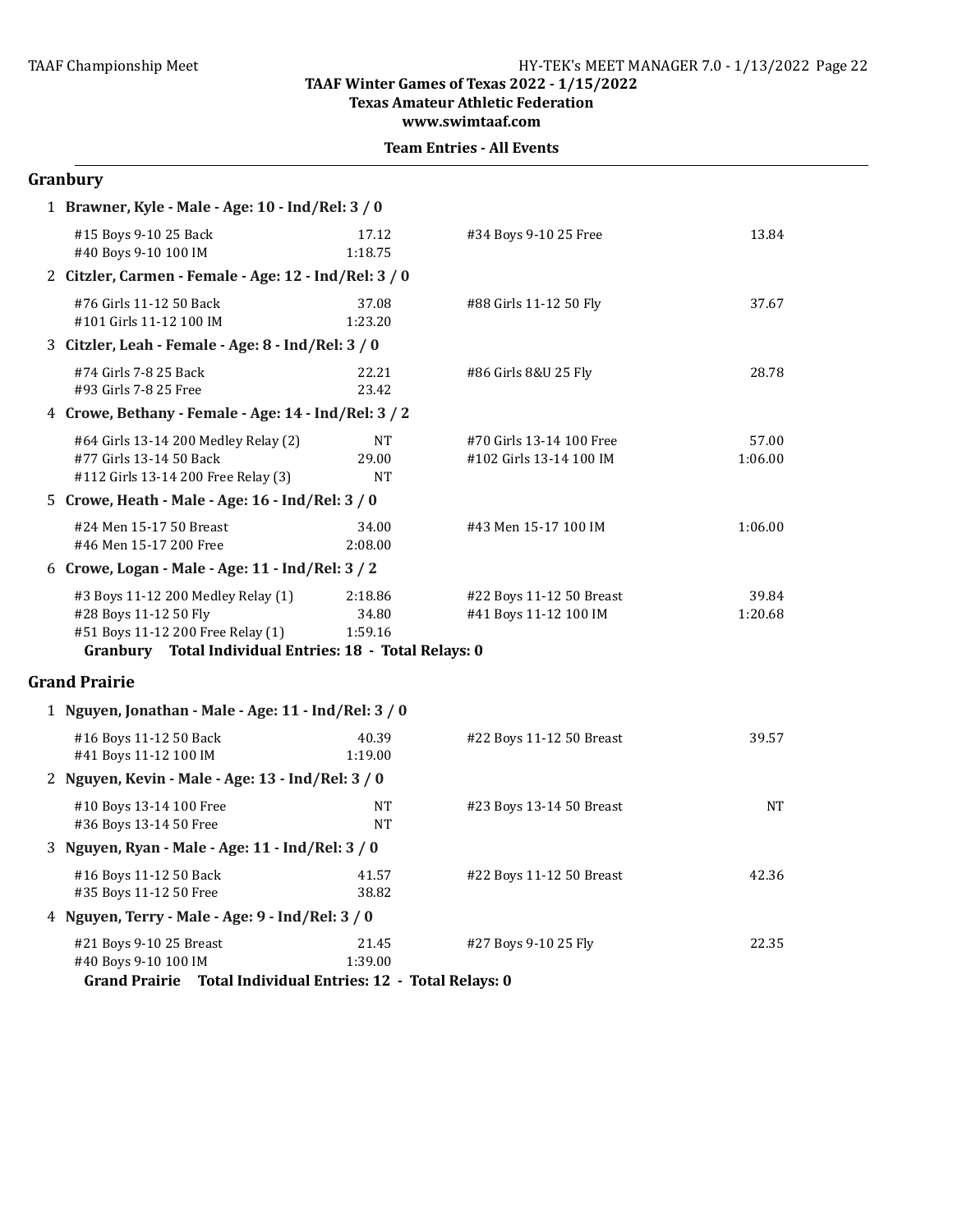TAAF Winter Games of Texas 2022 - 1/15/2022
Texas Amateur Athletic Federation
www.swimtaaf.com

**Team Entries - All Events**

## Granbury

**1 Brawner, Kyle - Male - Age: 10 - Ind/Rel: 3 / 0**

| Event | Time | Event | Time |
|---|---|---|---|
| #15 Boys 9-10 25 Back | 17.12 | #34 Boys 9-10 25 Free | 13.84 |
| #40 Boys 9-10 100 IM | 1:18.75 | | |

**2 Citzler, Carmen - Female - Age: 12 - Ind/Rel: 3 / 0**

| Event | Time | Event | Time |
|---|---|---|---|
| #76 Girls 11-12 50 Back | 37.08 | #88 Girls 11-12 50 Fly | 37.67 |
| #101 Girls 11-12 100 IM | 1:23.20 | | |

**3 Citzler, Leah - Female - Age: 8 - Ind/Rel: 3 / 0**

| Event | Time | Event | Time |
|---|---|---|---|
| #74 Girls 7-8 25 Back | 22.21 | #86 Girls 8&U 25 Fly | 28.78 |
| #93 Girls 7-8 25 Free | 23.42 | | |

**4 Crowe, Bethany - Female - Age: 14 - Ind/Rel: 3 / 2**

| Event | Time | Event | Time |
|---|---|---|---|
| #64 Girls 13-14 200 Medley Relay (2) | NT | #70 Girls 13-14 100 Free | 57.00 |
| #77 Girls 13-14 50 Back | 29.00 | #102 Girls 13-14 100 IM | 1:06.00 |
| #112 Girls 13-14 200 Free Relay (3) | NT | | |

**5 Crowe, Heath - Male - Age: 16 - Ind/Rel: 3 / 0**

| Event | Time | Event | Time |
|---|---|---|---|
| #24 Men 15-17 50 Breast | 34.00 | #43 Men 15-17 100 IM | 1:06.00 |
| #46 Men 15-17 200 Free | 2:08.00 | | |

**6 Crowe, Logan - Male - Age: 11 - Ind/Rel: 3 / 2**

| Event | Time | Event | Time |
|---|---|---|---|
| #3 Boys 11-12 200 Medley Relay (1) | 2:18.86 | #22 Boys 11-12 50 Breast | 39.84 |
| #28 Boys 11-12 50 Fly | 34.80 | #41 Boys 11-12 100 IM | 1:20.68 |
| #51 Boys 11-12 200 Free Relay (1) | 1:59.16 | | |

**Granbury Total Individual Entries: 18 - Total Relays: 0**

## Grand Prairie

**1 Nguyen, Jonathan - Male - Age: 11 - Ind/Rel: 3 / 0**

| Event | Time | Event | Time |
|---|---|---|---|
| #16 Boys 11-12 50 Back | 40.39 | #22 Boys 11-12 50 Breast | 39.57 |
| #41 Boys 11-12 100 IM | 1:19.00 | | |

**2 Nguyen, Kevin - Male - Age: 13 - Ind/Rel: 3 / 0**

| Event | Time | Event | Time |
|---|---|---|---|
| #10 Boys 13-14 100 Free | NT | #23 Boys 13-14 50 Breast | NT |
| #36 Boys 13-14 50 Free | NT | | |

**3 Nguyen, Ryan - Male - Age: 11 - Ind/Rel: 3 / 0**

| Event | Time | Event | Time |
|---|---|---|---|
| #16 Boys 11-12 50 Back | 41.57 | #22 Boys 11-12 50 Breast | 42.36 |
| #35 Boys 11-12 50 Free | 38.82 | | |

**4 Nguyen, Terry - Male - Age: 9 - Ind/Rel: 3 / 0**

| Event | Time | Event | Time |
|---|---|---|---|
| #21 Boys 9-10 25 Breast | 21.45 | #27 Boys 9-10 25 Fly | 22.35 |
| #40 Boys 9-10 100 IM | 1:39.00 | | |

**Grand Prairie Total Individual Entries: 12 - Total Relays: 0**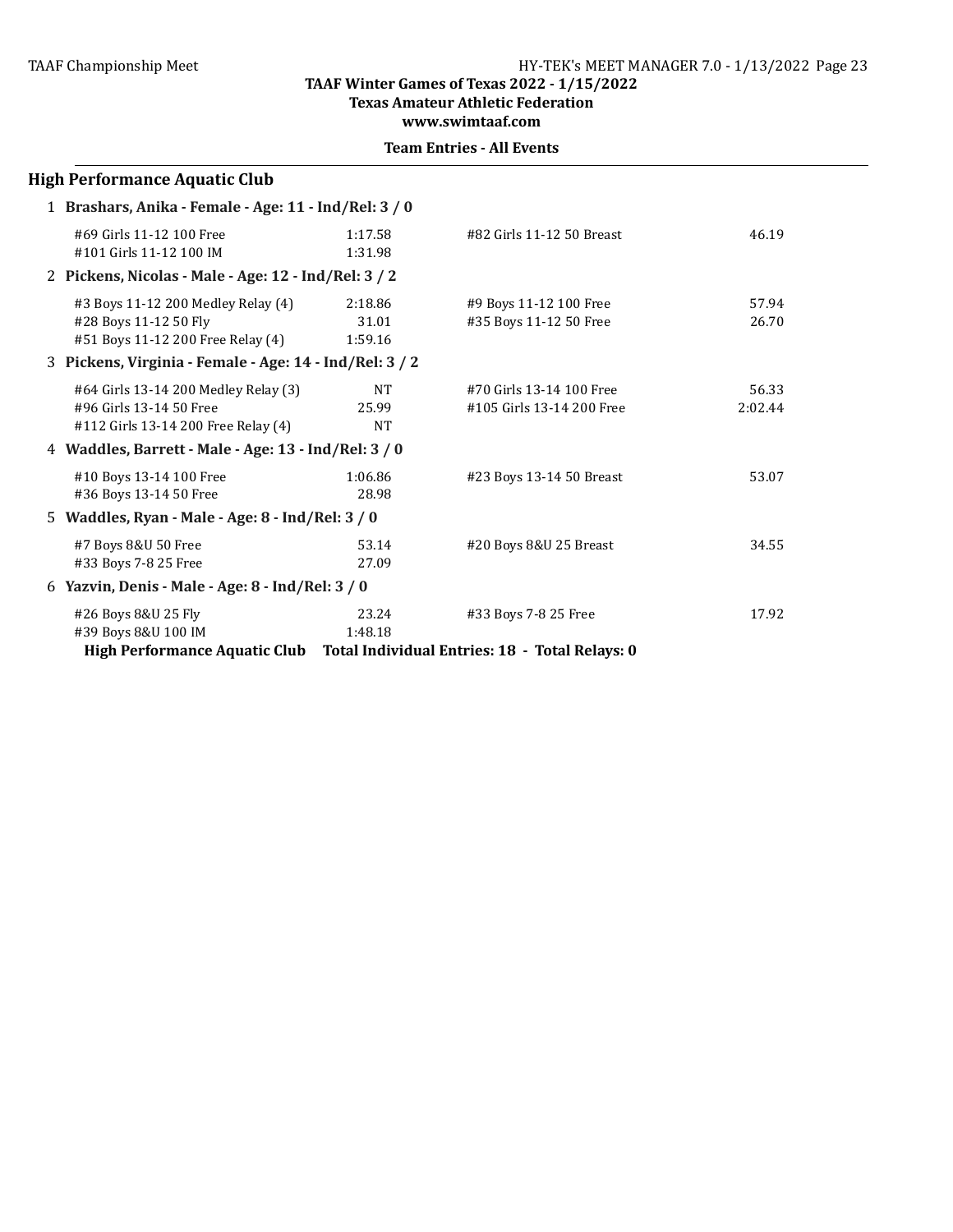**TAAF Winter Games of Texas 2022 - 1/15/2022**
**Texas Amateur Athletic Federation**
**www.swimtaaf.com**

**Team Entries - All Events**

## High Performance Aquatic Club

**1 Brashars, Anika - Female - Age: 11 - Ind/Rel: 3 / 0**

| Event | Time | Event | Time |
|---|---|---|---|
| #69 Girls 11-12 100 Free | 1:17.58 | #82 Girls 11-12 50 Breast | 46.19 |
| #101 Girls 11-12 100 IM | 1:31.98 | | |

**2 Pickens, Nicolas - Male - Age: 12 - Ind/Rel: 3 / 2**

| Event | Time | Event | Time |
|---|---|---|---|
| #3 Boys 11-12 200 Medley Relay (4) | 2:18.86 | #9 Boys 11-12 100 Free | 57.94 |
| #28 Boys 11-12 50 Fly | 31.01 | #35 Boys 11-12 50 Free | 26.70 |
| #51 Boys 11-12 200 Free Relay (4) | 1:59.16 | | |

**3 Pickens, Virginia - Female - Age: 14 - Ind/Rel: 3 / 2**

| Event | Time | Event | Time |
|---|---|---|---|
| #64 Girls 13-14 200 Medley Relay (3) | NT | #70 Girls 13-14 100 Free | 56.33 |
| #96 Girls 13-14 50 Free | 25.99 | #105 Girls 13-14 200 Free | 2:02.44 |
| #112 Girls 13-14 200 Free Relay (4) | NT | | |

**4 Waddles, Barrett - Male - Age: 13 - Ind/Rel: 3 / 0**

| Event | Time | Event | Time |
|---|---|---|---|
| #10 Boys 13-14 100 Free | 1:06.86 | #23 Boys 13-14 50 Breast | 53.07 |
| #36 Boys 13-14 50 Free | 28.98 | | |

**5 Waddles, Ryan - Male - Age: 8 - Ind/Rel: 3 / 0**

| Event | Time | Event | Time |
|---|---|---|---|
| #7 Boys 8&U 50 Free | 53.14 | #20 Boys 8&U 25 Breast | 34.55 |
| #33 Boys 7-8 25 Free | 27.09 | | |

**6 Yazvin, Denis - Male - Age: 8 - Ind/Rel: 3 / 0**

| Event | Time | Event | Time |
|---|---|---|---|
| #26 Boys 8&U 25 Fly | 23.24 | #33 Boys 7-8 25 Free | 17.92 |
| #39 Boys 8&U 100 IM | 1:48.18 | | |

**High Performance Aquatic Club Total Individual Entries: 18 - Total Relays: 0**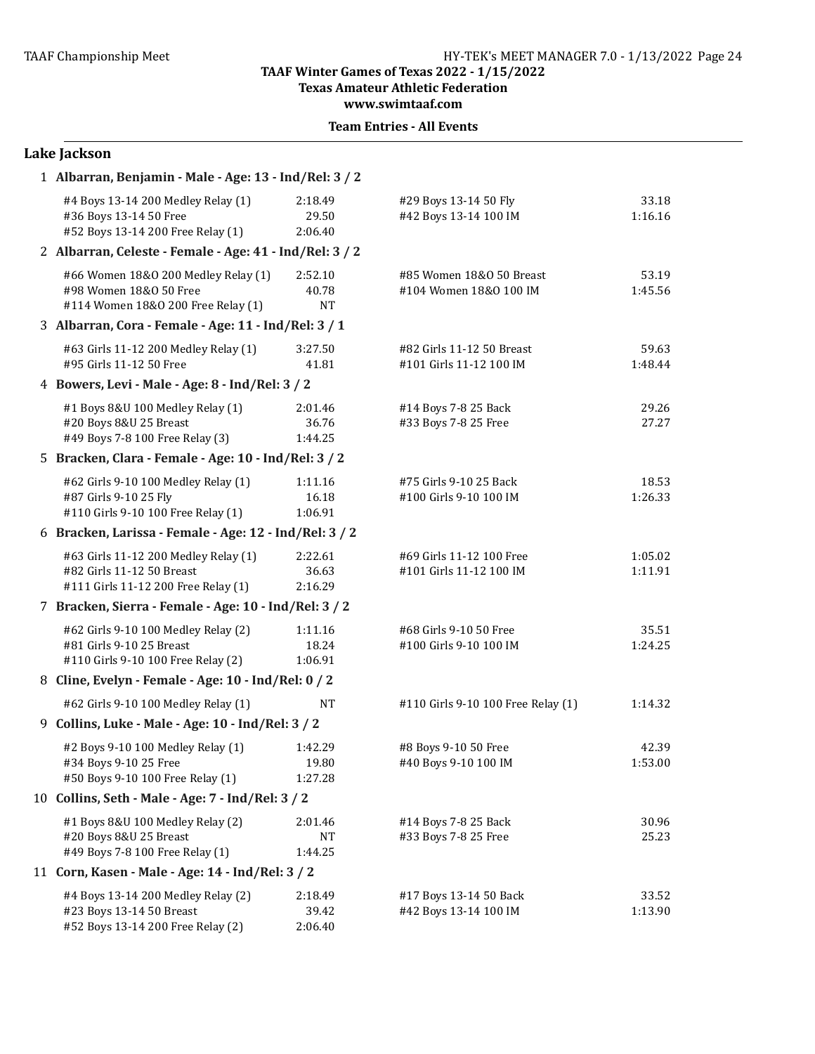**TAAF Winter Games of Texas 2022 - 1/15/2022**
**Texas Amateur Athletic Federation**
**www.swimtaaf.com**

**Team Entries - All Events**

## Lake Jackson

**1 Albarran, Benjamin - Male - Age: 13 - Ind/Rel: 3 / 2**

| Event | Time | Event | Time |
|---|---|---|---|
| #4 Boys 13-14 200 Medley Relay (1) | 2:18.49 | #29 Boys 13-14 50 Fly | 33.18 |
| #36 Boys 13-14 50 Free | 29.50 | #42 Boys 13-14 100 IM | 1:16.16 |
| #52 Boys 13-14 200 Free Relay (1) | 2:06.40 | | |

**2 Albarran, Celeste - Female - Age: 41 - Ind/Rel: 3 / 2**

| Event | Time | Event | Time |
|---|---|---|---|
| #66 Women 18&O 200 Medley Relay (1) | 2:52.10 | #85 Women 18&O 50 Breast | 53.19 |
| #98 Women 18&O 50 Free | 40.78 | #104 Women 18&O 100 IM | 1:45.56 |
| #114 Women 18&O 200 Free Relay (1) | NT | | |

**3 Albarran, Cora - Female - Age: 11 - Ind/Rel: 3 / 1**

| Event | Time | Event | Time |
|---|---|---|---|
| #63 Girls 11-12 200 Medley Relay (1) | 3:27.50 | #82 Girls 11-12 50 Breast | 59.63 |
| #95 Girls 11-12 50 Free | 41.81 | #101 Girls 11-12 100 IM | 1:48.44 |

**4 Bowers, Levi - Male - Age: 8 - Ind/Rel: 3 / 2**

| Event | Time | Event | Time |
|---|---|---|---|
| #1 Boys 8&U 100 Medley Relay (1) | 2:01.46 | #14 Boys 7-8 25 Back | 29.26 |
| #20 Boys 8&U 25 Breast | 36.76 | #33 Boys 7-8 25 Free | 27.27 |
| #49 Boys 7-8 100 Free Relay (3) | 1:44.25 | | |

**5 Bracken, Clara - Female - Age: 10 - Ind/Rel: 3 / 2**

| Event | Time | Event | Time |
|---|---|---|---|
| #62 Girls 9-10 100 Medley Relay (1) | 1:11.16 | #75 Girls 9-10 25 Back | 18.53 |
| #87 Girls 9-10 25 Fly | 16.18 | #100 Girls 9-10 100 IM | 1:26.33 |
| #110 Girls 9-10 100 Free Relay (1) | 1:06.91 | | |

**6 Bracken, Larissa - Female - Age: 12 - Ind/Rel: 3 / 2**

| Event | Time | Event | Time |
|---|---|---|---|
| #63 Girls 11-12 200 Medley Relay (1) | 2:22.61 | #69 Girls 11-12 100 Free | 1:05.02 |
| #82 Girls 11-12 50 Breast | 36.63 | #101 Girls 11-12 100 IM | 1:11.91 |
| #111 Girls 11-12 200 Free Relay (1) | 2:16.29 | | |

**7 Bracken, Sierra - Female - Age: 10 - Ind/Rel: 3 / 2**

| Event | Time | Event | Time |
|---|---|---|---|
| #62 Girls 9-10 100 Medley Relay (2) | 1:11.16 | #68 Girls 9-10 50 Free | 35.51 |
| #81 Girls 9-10 25 Breast | 18.24 | #100 Girls 9-10 100 IM | 1:24.25 |
| #110 Girls 9-10 100 Free Relay (2) | 1:06.91 | | |

**8 Cline, Evelyn - Female - Age: 10 - Ind/Rel: 0 / 2**

| Event | Time | Event | Time |
|---|---|---|---|
| #62 Girls 9-10 100 Medley Relay (1) | NT | #110 Girls 9-10 100 Free Relay (1) | 1:14.32 |

**9 Collins, Luke - Male - Age: 10 - Ind/Rel: 3 / 2**

| Event | Time | Event | Time |
|---|---|---|---|
| #2 Boys 9-10 100 Medley Relay (1) | 1:42.29 | #8 Boys 9-10 50 Free | 42.39 |
| #34 Boys 9-10 25 Free | 19.80 | #40 Boys 9-10 100 IM | 1:53.00 |
| #50 Boys 9-10 100 Free Relay (1) | 1:27.28 | | |

**10 Collins, Seth - Male - Age: 7 - Ind/Rel: 3 / 2**

| Event | Time | Event | Time |
|---|---|---|---|
| #1 Boys 8&U 100 Medley Relay (2) | 2:01.46 | #14 Boys 7-8 25 Back | 30.96 |
| #20 Boys 8&U 25 Breast | NT | #33 Boys 7-8 25 Free | 25.23 |
| #49 Boys 7-8 100 Free Relay (1) | 1:44.25 | | |

**11 Corn, Kasen - Male - Age: 14 - Ind/Rel: 3 / 2**

| Event | Time | Event | Time |
|---|---|---|---|
| #4 Boys 13-14 200 Medley Relay (2) | 2:18.49 | #17 Boys 13-14 50 Back | 33.52 |
| #23 Boys 13-14 50 Breast | 39.42 | #42 Boys 13-14 100 IM | 1:13.90 |
| #52 Boys 13-14 200 Free Relay (2) | 2:06.40 | | |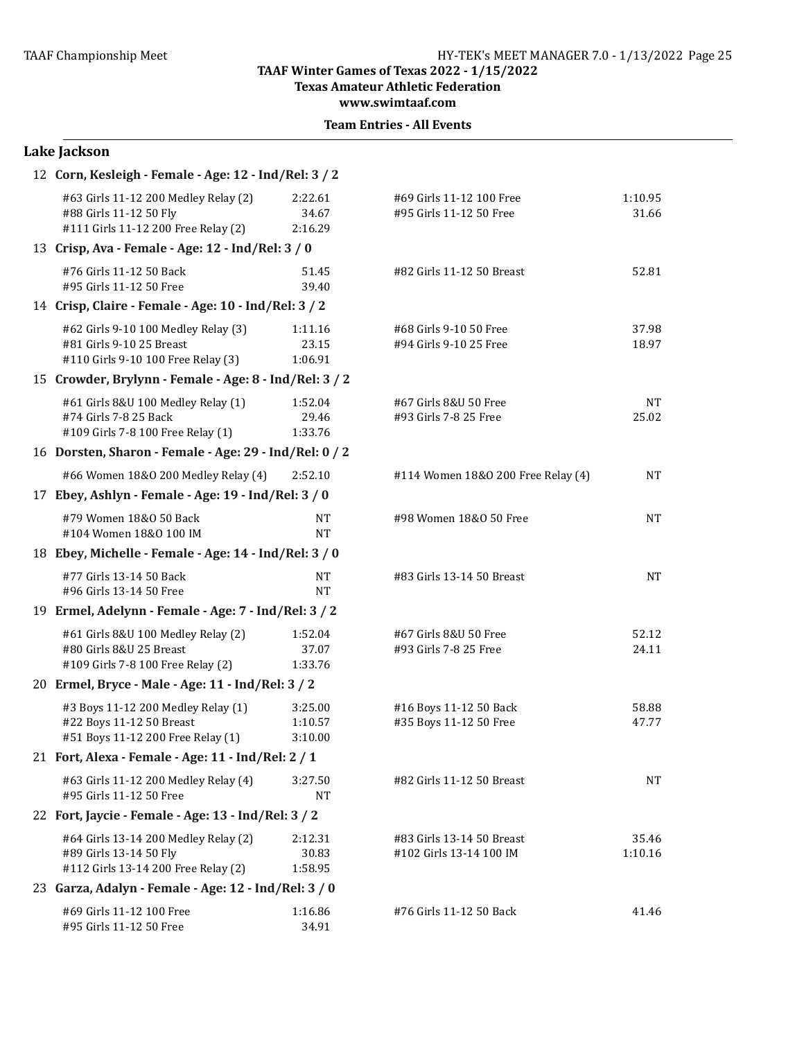**TAAF Winter Games of Texas 2022 - 1/15/2022**
**Texas Amateur Athletic Federation**
**www.swimtaaf.com**

**Team Entries - All Events**

## Lake Jackson

**12 Corn, Kesleigh - Female - Age: 12 - Ind/Rel: 3 / 2**

| Event | Time | Event | Time |
|---|---|---|---|
| #63 Girls 11-12 200 Medley Relay (2) | 2:22.61 | #69 Girls 11-12 100 Free | 1:10.95 |
| #88 Girls 11-12 50 Fly | 34.67 | #95 Girls 11-12 50 Free | 31.66 |
| #111 Girls 11-12 200 Free Relay (2) | 2:16.29 | | |

**13 Crisp, Ava - Female - Age: 12 - Ind/Rel: 3 / 0**

| Event | Time | Event | Time |
|---|---|---|---|
| #76 Girls 11-12 50 Back | 51.45 | #82 Girls 11-12 50 Breast | 52.81 |
| #95 Girls 11-12 50 Free | 39.40 | | |

**14 Crisp, Claire - Female - Age: 10 - Ind/Rel: 3 / 2**

| Event | Time | Event | Time |
|---|---|---|---|
| #62 Girls 9-10 100 Medley Relay (3) | 1:11.16 | #68 Girls 9-10 50 Free | 37.98 |
| #81 Girls 9-10 25 Breast | 23.15 | #94 Girls 9-10 25 Free | 18.97 |
| #110 Girls 9-10 100 Free Relay (3) | 1:06.91 | | |

**15 Crowder, Brylynn - Female - Age: 8 - Ind/Rel: 3 / 2**

| Event | Time | Event | Time |
|---|---|---|---|
| #61 Girls 8&U 100 Medley Relay (1) | 1:52.04 | #67 Girls 8&U 50 Free | NT |
| #74 Girls 7-8 25 Back | 29.46 | #93 Girls 7-8 25 Free | 25.02 |
| #109 Girls 7-8 100 Free Relay (1) | 1:33.76 | | |

**16 Dorsten, Sharon - Female - Age: 29 - Ind/Rel: 0 / 2**

| Event | Time | Event | Time |
|---|---|---|---|
| #66 Women 18&O 200 Medley Relay (4) | 2:52.10 | #114 Women 18&O 200 Free Relay (4) | NT |

**17 Ebey, Ashlyn - Female - Age: 19 - Ind/Rel: 3 / 0**

| Event | Time | Event | Time |
|---|---|---|---|
| #79 Women 18&O 50 Back | NT | #98 Women 18&O 50 Free | NT |
| #104 Women 18&O 100 IM | NT | | |

**18 Ebey, Michelle - Female - Age: 14 - Ind/Rel: 3 / 0**

| Event | Time | Event | Time |
|---|---|---|---|
| #77 Girls 13-14 50 Back | NT | #83 Girls 13-14 50 Breast | NT |
| #96 Girls 13-14 50 Free | NT | | |

**19 Ermel, Adelynn - Female - Age: 7 - Ind/Rel: 3 / 2**

| Event | Time | Event | Time |
|---|---|---|---|
| #61 Girls 8&U 100 Medley Relay (2) | 1:52.04 | #67 Girls 8&U 50 Free | 52.12 |
| #80 Girls 8&U 25 Breast | 37.07 | #93 Girls 7-8 25 Free | 24.11 |
| #109 Girls 7-8 100 Free Relay (2) | 1:33.76 | | |

**20 Ermel, Bryce - Male - Age: 11 - Ind/Rel: 3 / 2**

| Event | Time | Event | Time |
|---|---|---|---|
| #3 Boys 11-12 200 Medley Relay (1) | 3:25.00 | #16 Boys 11-12 50 Back | 58.88 |
| #22 Boys 11-12 50 Breast | 1:10.57 | #35 Boys 11-12 50 Free | 47.77 |
| #51 Boys 11-12 200 Free Relay (1) | 3:10.00 | | |

**21 Fort, Alexa - Female - Age: 11 - Ind/Rel: 2 / 1**

| Event | Time | Event | Time |
|---|---|---|---|
| #63 Girls 11-12 200 Medley Relay (4) | 3:27.50 | #82 Girls 11-12 50 Breast | NT |
| #95 Girls 11-12 50 Free | NT | | |

**22 Fort, Jaycie - Female - Age: 13 - Ind/Rel: 3 / 2**

| Event | Time | Event | Time |
|---|---|---|---|
| #64 Girls 13-14 200 Medley Relay (2) | 2:12.31 | #83 Girls 13-14 50 Breast | 35.46 |
| #89 Girls 13-14 50 Fly | 30.83 | #102 Girls 13-14 100 IM | 1:10.16 |
| #112 Girls 13-14 200 Free Relay (2) | 1:58.95 | | |

**23 Garza, Adalyn - Female - Age: 12 - Ind/Rel: 3 / 0**

| Event | Time | Event | Time |
|---|---|---|---|
| #69 Girls 11-12 100 Free | 1:16.86 | #76 Girls 11-12 50 Back | 41.46 |
| #95 Girls 11-12 50 Free | 34.91 | | |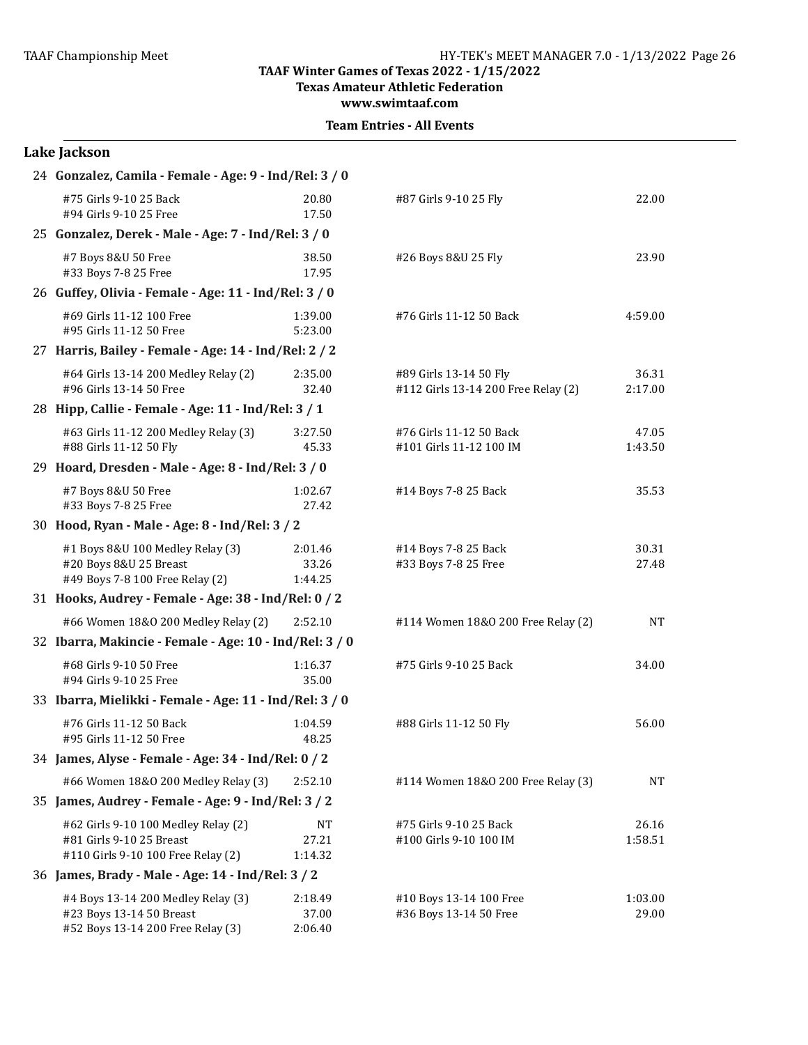TAAF Winter Games of Texas 2022 - 1/15/2022
Texas Amateur Athletic Federation
www.swimtaaf.com

**Team Entries - All Events**

## Lake Jackson

**24 Gonzalez, Camila - Female - Age: 9 - Ind/Rel: 3 / 0**

| Event | Time | Event | Time |
|---|---|---|---|
| #75 Girls 9-10 25 Back | 20.80 | #87 Girls 9-10 25 Fly | 22.00 |
| #94 Girls 9-10 25 Free | 17.50 | | |

**25 Gonzalez, Derek - Male - Age: 7 - Ind/Rel: 3 / 0**

| Event | Time | Event | Time |
|---|---|---|---|
| #7 Boys 8&U 50 Free | 38.50 | #26 Boys 8&U 25 Fly | 23.90 |
| #33 Boys 7-8 25 Free | 17.95 | | |

**26 Guffey, Olivia - Female - Age: 11 - Ind/Rel: 3 / 0**

| Event | Time | Event | Time |
|---|---|---|---|
| #69 Girls 11-12 100 Free | 1:39.00 | #76 Girls 11-12 50 Back | 4:59.00 |
| #95 Girls 11-12 50 Free | 5:23.00 | | |

**27 Harris, Bailey - Female - Age: 14 - Ind/Rel: 2 / 2**

| Event | Time | Event | Time |
|---|---|---|---|
| #64 Girls 13-14 200 Medley Relay (2) | 2:35.00 | #89 Girls 13-14 50 Fly | 36.31 |
| #96 Girls 13-14 50 Free | 32.40 | #112 Girls 13-14 200 Free Relay (2) | 2:17.00 |

**28 Hipp, Callie - Female - Age: 11 - Ind/Rel: 3 / 1**

| Event | Time | Event | Time |
|---|---|---|---|
| #63 Girls 11-12 200 Medley Relay (3) | 3:27.50 | #76 Girls 11-12 50 Back | 47.05 |
| #88 Girls 11-12 50 Fly | 45.33 | #101 Girls 11-12 100 IM | 1:43.50 |

**29 Hoard, Dresden - Male - Age: 8 - Ind/Rel: 3 / 0**

| Event | Time | Event | Time |
|---|---|---|---|
| #7 Boys 8&U 50 Free | 1:02.67 | #14 Boys 7-8 25 Back | 35.53 |
| #33 Boys 7-8 25 Free | 27.42 | | |

**30 Hood, Ryan - Male - Age: 8 - Ind/Rel: 3 / 2**

| Event | Time | Event | Time |
|---|---|---|---|
| #1 Boys 8&U 100 Medley Relay (3) | 2:01.46 | #14 Boys 7-8 25 Back | 30.31 |
| #20 Boys 8&U 25 Breast | 33.26 | #33 Boys 7-8 25 Free | 27.48 |
| #49 Boys 7-8 100 Free Relay (2) | 1:44.25 | | |

**31 Hooks, Audrey - Female - Age: 38 - Ind/Rel: 0 / 2**

| Event | Time | Event | Time |
|---|---|---|---|
| #66 Women 18&O 200 Medley Relay (2) | 2:52.10 | #114 Women 18&O 200 Free Relay (2) | NT |

**32 Ibarra, Makincie - Female - Age: 10 - Ind/Rel: 3 / 0**

| Event | Time | Event | Time |
|---|---|---|---|
| #68 Girls 9-10 50 Free | 1:16.37 | #75 Girls 9-10 25 Back | 34.00 |
| #94 Girls 9-10 25 Free | 35.00 | | |

**33 Ibarra, Mielikki - Female - Age: 11 - Ind/Rel: 3 / 0**

| Event | Time | Event | Time |
|---|---|---|---|
| #76 Girls 11-12 50 Back | 1:04.59 | #88 Girls 11-12 50 Fly | 56.00 |
| #95 Girls 11-12 50 Free | 48.25 | | |

**34 James, Alyse - Female - Age: 34 - Ind/Rel: 0 / 2**

| Event | Time | Event | Time |
|---|---|---|---|
| #66 Women 18&O 200 Medley Relay (3) | 2:52.10 | #114 Women 18&O 200 Free Relay (3) | NT |

**35 James, Audrey - Female - Age: 9 - Ind/Rel: 3 / 2**

| Event | Time | Event | Time |
|---|---|---|---|
| #62 Girls 9-10 100 Medley Relay (2) | NT | #75 Girls 9-10 25 Back | 26.16 |
| #81 Girls 9-10 25 Breast | 27.21 | #100 Girls 9-10 100 IM | 1:58.51 |
| #110 Girls 9-10 100 Free Relay (2) | 1:14.32 | | |

**36 James, Brady - Male - Age: 14 - Ind/Rel: 3 / 2**

| Event | Time | Event | Time |
|---|---|---|---|
| #4 Boys 13-14 200 Medley Relay (3) | 2:18.49 | #10 Boys 13-14 100 Free | 1:03.00 |
| #23 Boys 13-14 50 Breast | 37.00 | #36 Boys 13-14 50 Free | 29.00 |
| #52 Boys 13-14 200 Free Relay (3) | 2:06.40 | | |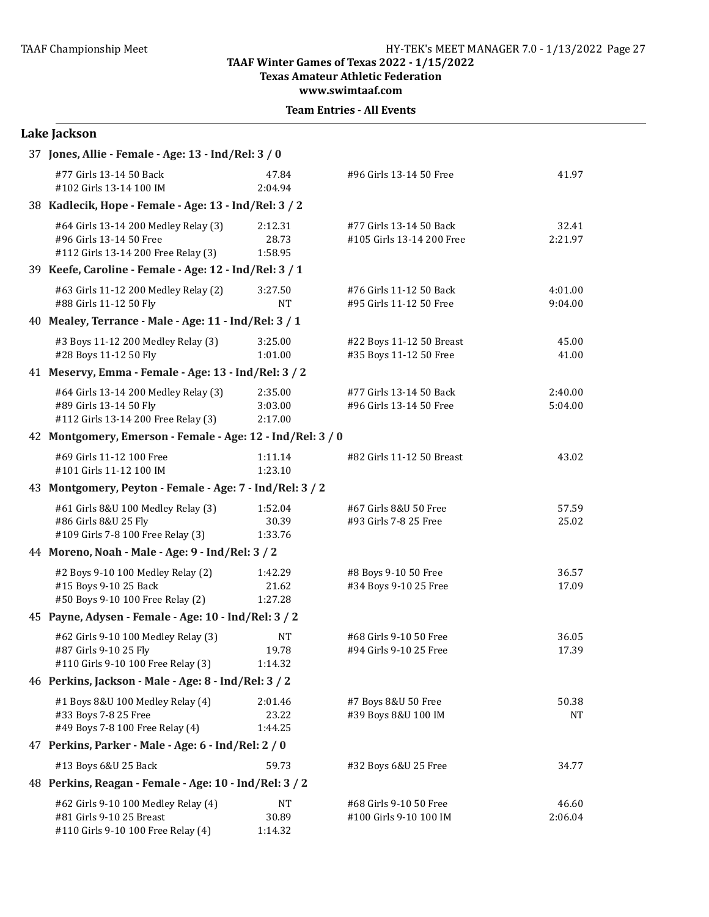TAAF Winter Games of Texas 2022 - 1/15/2022
Texas Amateur Athletic Federation
www.swimtaaf.com

**Team Entries - All Events**

## Lake Jackson

**37 Jones, Allie - Female - Age: 13 - Ind/Rel: 3 / 0**

| Event | Time | Event | Time |
|---|---|---|---|
| #77 Girls 13-14 50 Back | 47.84 | #96 Girls 13-14 50 Free | 41.97 |
| #102 Girls 13-14 100 IM | 2:04.94 | | |

**38 Kadlecik, Hope - Female - Age: 13 - Ind/Rel: 3 / 2**

| Event | Time | Event | Time |
|---|---|---|---|
| #64 Girls 13-14 200 Medley Relay (3) | 2:12.31 | #77 Girls 13-14 50 Back | 32.41 |
| #96 Girls 13-14 50 Free | 28.73 | #105 Girls 13-14 200 Free | 2:21.97 |
| #112 Girls 13-14 200 Free Relay (3) | 1:58.95 | | |

**39 Keefe, Caroline - Female - Age: 12 - Ind/Rel: 3 / 1**

| Event | Time | Event | Time |
|---|---|---|---|
| #63 Girls 11-12 200 Medley Relay (2) | 3:27.50 | #76 Girls 11-12 50 Back | 4:01.00 |
| #88 Girls 11-12 50 Fly | NT | #95 Girls 11-12 50 Free | 9:04.00 |

**40 Mealey, Terrance - Male - Age: 11 - Ind/Rel: 3 / 1**

| Event | Time | Event | Time |
|---|---|---|---|
| #3 Boys 11-12 200 Medley Relay (3) | 3:25.00 | #22 Boys 11-12 50 Breast | 45.00 |
| #28 Boys 11-12 50 Fly | 1:01.00 | #35 Boys 11-12 50 Free | 41.00 |

**41 Meservy, Emma - Female - Age: 13 - Ind/Rel: 3 / 2**

| Event | Time | Event | Time |
|---|---|---|---|
| #64 Girls 13-14 200 Medley Relay (3) | 2:35.00 | #77 Girls 13-14 50 Back | 2:40.00 |
| #89 Girls 13-14 50 Fly | 3:03.00 | #96 Girls 13-14 50 Free | 5:04.00 |
| #112 Girls 13-14 200 Free Relay (3) | 2:17.00 | | |

**42 Montgomery, Emerson - Female - Age: 12 - Ind/Rel: 3 / 0**

| Event | Time | Event | Time |
|---|---|---|---|
| #69 Girls 11-12 100 Free | 1:11.14 | #82 Girls 11-12 50 Breast | 43.02 |
| #101 Girls 11-12 100 IM | 1:23.10 | | |

**43 Montgomery, Peyton - Female - Age: 7 - Ind/Rel: 3 / 2**

| Event | Time | Event | Time |
|---|---|---|---|
| #61 Girls 8&U 100 Medley Relay (3) | 1:52.04 | #67 Girls 8&U 50 Free | 57.59 |
| #86 Girls 8&U 25 Fly | 30.39 | #93 Girls 7-8 25 Free | 25.02 |
| #109 Girls 7-8 100 Free Relay (3) | 1:33.76 | | |

**44 Moreno, Noah - Male - Age: 9 - Ind/Rel: 3 / 2**

| Event | Time | Event | Time |
|---|---|---|---|
| #2 Boys 9-10 100 Medley Relay (2) | 1:42.29 | #8 Boys 9-10 50 Free | 36.57 |
| #15 Boys 9-10 25 Back | 21.62 | #34 Boys 9-10 25 Free | 17.09 |
| #50 Boys 9-10 100 Free Relay (2) | 1:27.28 | | |

**45 Payne, Adysen - Female - Age: 10 - Ind/Rel: 3 / 2**

| Event | Time | Event | Time |
|---|---|---|---|
| #62 Girls 9-10 100 Medley Relay (3) | NT | #68 Girls 9-10 50 Free | 36.05 |
| #87 Girls 9-10 25 Fly | 19.78 | #94 Girls 9-10 25 Free | 17.39 |
| #110 Girls 9-10 100 Free Relay (3) | 1:14.32 | | |

**46 Perkins, Jackson - Male - Age: 8 - Ind/Rel: 3 / 2**

| Event | Time | Event | Time |
|---|---|---|---|
| #1 Boys 8&U 100 Medley Relay (4) | 2:01.46 | #7 Boys 8&U 50 Free | 50.38 |
| #33 Boys 7-8 25 Free | 23.22 | #39 Boys 8&U 100 IM | NT |
| #49 Boys 7-8 100 Free Relay (4) | 1:44.25 | | |

**47 Perkins, Parker - Male - Age: 6 - Ind/Rel: 2 / 0**

| Event | Time | Event | Time |
|---|---|---|---|
| #13 Boys 6&U 25 Back | 59.73 | #32 Boys 6&U 25 Free | 34.77 |

**48 Perkins, Reagan - Female - Age: 10 - Ind/Rel: 3 / 2**

| Event | Time | Event | Time |
|---|---|---|---|
| #62 Girls 9-10 100 Medley Relay (4) | NT | #68 Girls 9-10 50 Free | 46.60 |
| #81 Girls 9-10 25 Breast | 30.89 | #100 Girls 9-10 100 IM | 2:06.04 |
| #110 Girls 9-10 100 Free Relay (4) | 1:14.32 | | |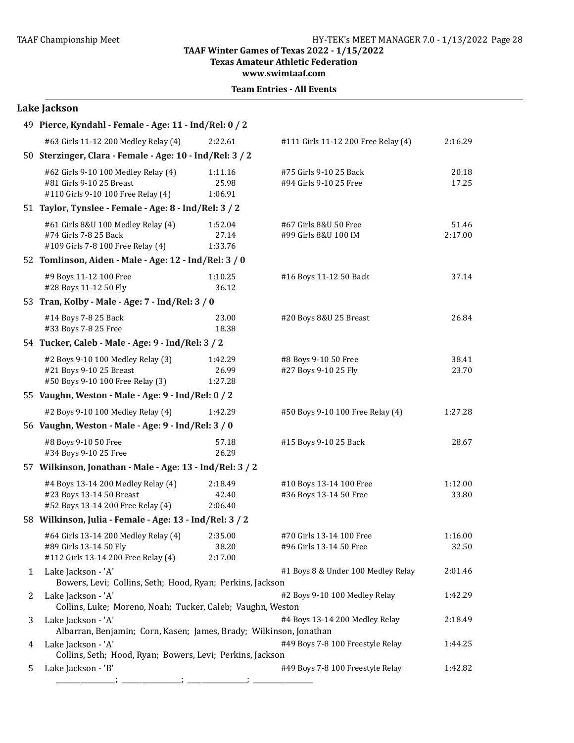**TAAF Winter Games of Texas 2022 - 1/15/2022**
**Texas Amateur Athletic Federation**
**www.swimtaaf.com**

**Team Entries - All Events**

## Lake Jackson

**49 Pierce, Kyndahl - Female - Age: 11 - Ind/Rel: 0 / 2**

| Event | Time | Event | Time |
|---|---|---|---|
| #63 Girls 11-12 200 Medley Relay (4) | 2:22.61 | #111 Girls 11-12 200 Free Relay (4) | 2:16.29 |

**50 Sterzinger, Clara - Female - Age: 10 - Ind/Rel: 3 / 2**

| Event | Time | Event | Time |
|---|---|---|---|
| #62 Girls 9-10 100 Medley Relay (4) | 1:11.16 | #75 Girls 9-10 25 Back | 20.18 |
| #81 Girls 9-10 25 Breast | 25.98 | #94 Girls 9-10 25 Free | 17.25 |
| #110 Girls 9-10 100 Free Relay (4) | 1:06.91 | | |

**51 Taylor, Tynslee - Female - Age: 8 - Ind/Rel: 3 / 2**

| Event | Time | Event | Time |
|---|---|---|---|
| #61 Girls 8&U 100 Medley Relay (4) | 1:52.04 | #67 Girls 8&U 50 Free | 51.46 |
| #74 Girls 7-8 25 Back | 27.14 | #99 Girls 8&U 100 IM | 2:17.00 |
| #109 Girls 7-8 100 Free Relay (4) | 1:33.76 | | |

**52 Tomlinson, Aiden - Male - Age: 12 - Ind/Rel: 3 / 0**

| Event | Time | Event | Time |
|---|---|---|---|
| #9 Boys 11-12 100 Free | 1:10.25 | #16 Boys 11-12 50 Back | 37.14 |
| #28 Boys 11-12 50 Fly | 36.12 | | |

**53 Tran, Kolby - Male - Age: 7 - Ind/Rel: 3 / 0**

| Event | Time | Event | Time |
|---|---|---|---|
| #14 Boys 7-8 25 Back | 23.00 | #20 Boys 8&U 25 Breast | 26.84 |
| #33 Boys 7-8 25 Free | 18.38 | | |

**54 Tucker, Caleb - Male - Age: 9 - Ind/Rel: 3 / 2**

| Event | Time | Event | Time |
|---|---|---|---|
| #2 Boys 9-10 100 Medley Relay (3) | 1:42.29 | #8 Boys 9-10 50 Free | 38.41 |
| #21 Boys 9-10 25 Breast | 26.99 | #27 Boys 9-10 25 Fly | 23.70 |
| #50 Boys 9-10 100 Free Relay (3) | 1:27.28 | | |

**55 Vaughn, Weston - Male - Age: 9 - Ind/Rel: 0 / 2**

| Event | Time | Event | Time |
|---|---|---|---|
| #2 Boys 9-10 100 Medley Relay (4) | 1:42.29 | #50 Boys 9-10 100 Free Relay (4) | 1:27.28 |

**56 Vaughn, Weston - Male - Age: 9 - Ind/Rel: 3 / 0**

| Event | Time | Event | Time |
|---|---|---|---|
| #8 Boys 9-10 50 Free | 57.18 | #15 Boys 9-10 25 Back | 28.67 |
| #34 Boys 9-10 25 Free | 26.29 | | |

**57 Wilkinson, Jonathan - Male - Age: 13 - Ind/Rel: 3 / 2**

| Event | Time | Event | Time |
|---|---|---|---|
| #4 Boys 13-14 200 Medley Relay (4) | 2:18.49 | #10 Boys 13-14 100 Free | 1:12.00 |
| #23 Boys 13-14 50 Breast | 42.40 | #36 Boys 13-14 50 Free | 33.80 |
| #52 Boys 13-14 200 Free Relay (4) | 2:06.40 | | |

**58 Wilkinson, Julia - Female - Age: 13 - Ind/Rel: 3 / 2**

| Event | Time | Event | Time |
|---|---|---|---|
| #64 Girls 13-14 200 Medley Relay (4) | 2:35.00 | #70 Girls 13-14 100 Free | 1:16.00 |
| #89 Girls 13-14 50 Fly | 38.20 | #96 Girls 13-14 50 Free | 32.50 |
| #112 Girls 13-14 200 Free Relay (4) | 2:17.00 | | |

| # | Team | Event | Time |
|---|---|---|---|
| 1 | Lake Jackson - 'A'<br>Bowers, Levi; Collins, Seth; Hood, Ryan; Perkins, Jackson | #1 Boys 8 & Under 100 Medley Relay | 2:01.46 |
| 2 | Lake Jackson - 'A'<br>Collins, Luke; Moreno, Noah; Tucker, Caleb; Vaughn, Weston | #2 Boys 9-10 100 Medley Relay | 1:42.29 |
| 3 | Lake Jackson - 'A'<br>Albarran, Benjamin; Corn, Kasen; James, Brady; Wilkinson, Jonathan | #4 Boys 13-14 200 Medley Relay | 2:18.49 |
| 4 | Lake Jackson - 'A'<br>Collins, Seth; Hood, Ryan; Bowers, Levi; Perkins, Jackson | #49 Boys 7-8 100 Freestyle Relay | 1:44.25 |
| 5 | Lake Jackson - 'B'<br>________________; ________________; ________________; ________________ | #49 Boys 7-8 100 Freestyle Relay | 1:42.82 |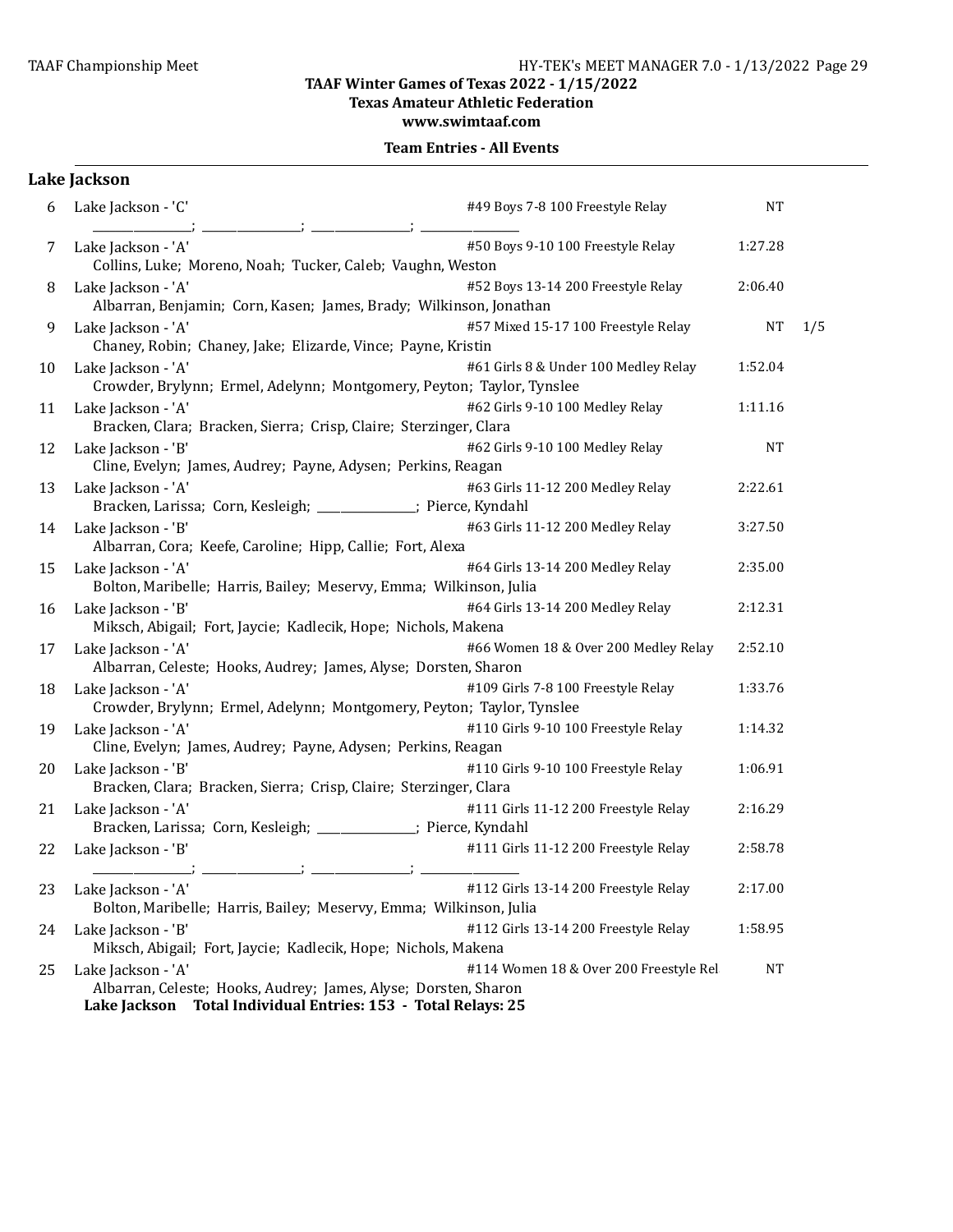**TAAF Winter Games of Texas 2022 - 1/15/2022**
**Texas Amateur Athletic Federation**
**www.swimtaaf.com**

**Team Entries - All Events**

## Lake Jackson

| # | Team | Event | Seed Time | |
|---|---|---|---|---|
| 6 | Lake Jackson - 'C' | #49 Boys 7-8 100 Freestyle Relay | NT | |
| | ________________; ________________; ________________; ________________ | | | |
| 7 | Lake Jackson - 'A' | #50 Boys 9-10 100 Freestyle Relay | 1:27.28 | |
| | Collins, Luke; Moreno, Noah; Tucker, Caleb; Vaughn, Weston | | | |
| 8 | Lake Jackson - 'A' | #52 Boys 13-14 200 Freestyle Relay | 2:06.40 | |
| | Albarran, Benjamin; Corn, Kasen; James, Brady; Wilkinson, Jonathan | | | |
| 9 | Lake Jackson - 'A' | #57 Mixed 15-17 100 Freestyle Relay | NT | 1/5 |
| | Chaney, Robin; Chaney, Jake; Elizarde, Vince; Payne, Kristin | | | |
| 10 | Lake Jackson - 'A' | #61 Girls 8 & Under 100 Medley Relay | 1:52.04 | |
| | Crowder, Brylynn; Ermel, Adelynn; Montgomery, Peyton; Taylor, Tynslee | | | |
| 11 | Lake Jackson - 'A' | #62 Girls 9-10 100 Medley Relay | 1:11.16 | |
| | Bracken, Clara; Bracken, Sierra; Crisp, Claire; Sterzinger, Clara | | | |
| 12 | Lake Jackson - 'B' | #62 Girls 9-10 100 Medley Relay | NT | |
| | Cline, Evelyn; James, Audrey; Payne, Adysen; Perkins, Reagan | | | |
| 13 | Lake Jackson - 'A' | #63 Girls 11-12 200 Medley Relay | 2:22.61 | |
| | Bracken, Larissa; Corn, Kesleigh; ________________; Pierce, Kyndahl | | | |
| 14 | Lake Jackson - 'B' | #63 Girls 11-12 200 Medley Relay | 3:27.50 | |
| | Albarran, Cora; Keefe, Caroline; Hipp, Callie; Fort, Alexa | | | |
| 15 | Lake Jackson - 'A' | #64 Girls 13-14 200 Medley Relay | 2:35.00 | |
| | Bolton, Maribelle; Harris, Bailey; Meservy, Emma; Wilkinson, Julia | | | |
| 16 | Lake Jackson - 'B' | #64 Girls 13-14 200 Medley Relay | 2:12.31 | |
| | Miksch, Abigail; Fort, Jaycie; Kadlecik, Hope; Nichols, Makena | | | |
| 17 | Lake Jackson - 'A' | #66 Women 18 & Over 200 Medley Relay | 2:52.10 | |
| | Albarran, Celeste; Hooks, Audrey; James, Alyse; Dorsten, Sharon | | | |
| 18 | Lake Jackson - 'A' | #109 Girls 7-8 100 Freestyle Relay | 1:33.76 | |
| | Crowder, Brylynn; Ermel, Adelynn; Montgomery, Peyton; Taylor, Tynslee | | | |
| 19 | Lake Jackson - 'A' | #110 Girls 9-10 100 Freestyle Relay | 1:14.32 | |
| | Cline, Evelyn; James, Audrey; Payne, Adysen; Perkins, Reagan | | | |
| 20 | Lake Jackson - 'B' | #110 Girls 9-10 100 Freestyle Relay | 1:06.91 | |
| | Bracken, Clara; Bracken, Sierra; Crisp, Claire; Sterzinger, Clara | | | |
| 21 | Lake Jackson - 'A' | #111 Girls 11-12 200 Freestyle Relay | 2:16.29 | |
| | Bracken, Larissa; Corn, Kesleigh; ________________; Pierce, Kyndahl | | | |
| 22 | Lake Jackson - 'B' | #111 Girls 11-12 200 Freestyle Relay | 2:58.78 | |
| | ________________; ________________; ________________; ________________ | | | |
| 23 | Lake Jackson - 'A' | #112 Girls 13-14 200 Freestyle Relay | 2:17.00 | |
| | Bolton, Maribelle; Harris, Bailey; Meservy, Emma; Wilkinson, Julia | | | |
| 24 | Lake Jackson - 'B' | #112 Girls 13-14 200 Freestyle Relay | 1:58.95 | |
| | Miksch, Abigail; Fort, Jaycie; Kadlecik, Hope; Nichols, Makena | | | |
| 25 | Lake Jackson - 'A' | #114 Women 18 & Over 200 Freestyle Rel | NT | |
| | Albarran, Celeste; Hooks, Audrey; James, Alyse; Dorsten, Sharon | | | |

**Lake Jackson Total Individual Entries: 153 - Total Relays: 25**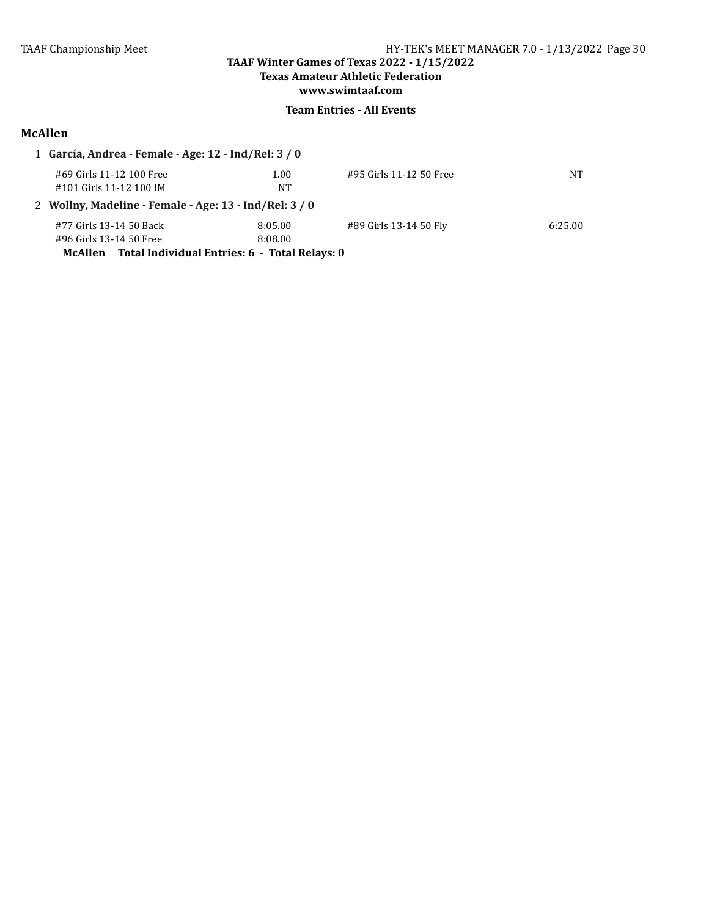TAAF Winter Games of Texas 2022 - 1/15/2022
Texas Amateur Athletic Federation
www.swimtaaf.com

**Team Entries - All Events**

## McAllen

1 **García, Andrea - Female - Age: 12 - Ind/Rel: 3 / 0**

| Event | Time | Event | Time |
|---|---|---|---|
| #69 Girls 11-12 100 Free | 1.00 | #95 Girls 11-12 50 Free | NT |
| #101 Girls 11-12 100 IM | NT | | |

2 **Wollny, Madeline - Female - Age: 13 - Ind/Rel: 3 / 0**

| Event | Time | Event | Time |
|---|---|---|---|
| #77 Girls 13-14 50 Back | 8:05.00 | #89 Girls 13-14 50 Fly | 6:25.00 |
| #96 Girls 13-14 50 Free | 8:08.00 | | |

**McAllen Total Individual Entries: 6 - Total Relays: 0**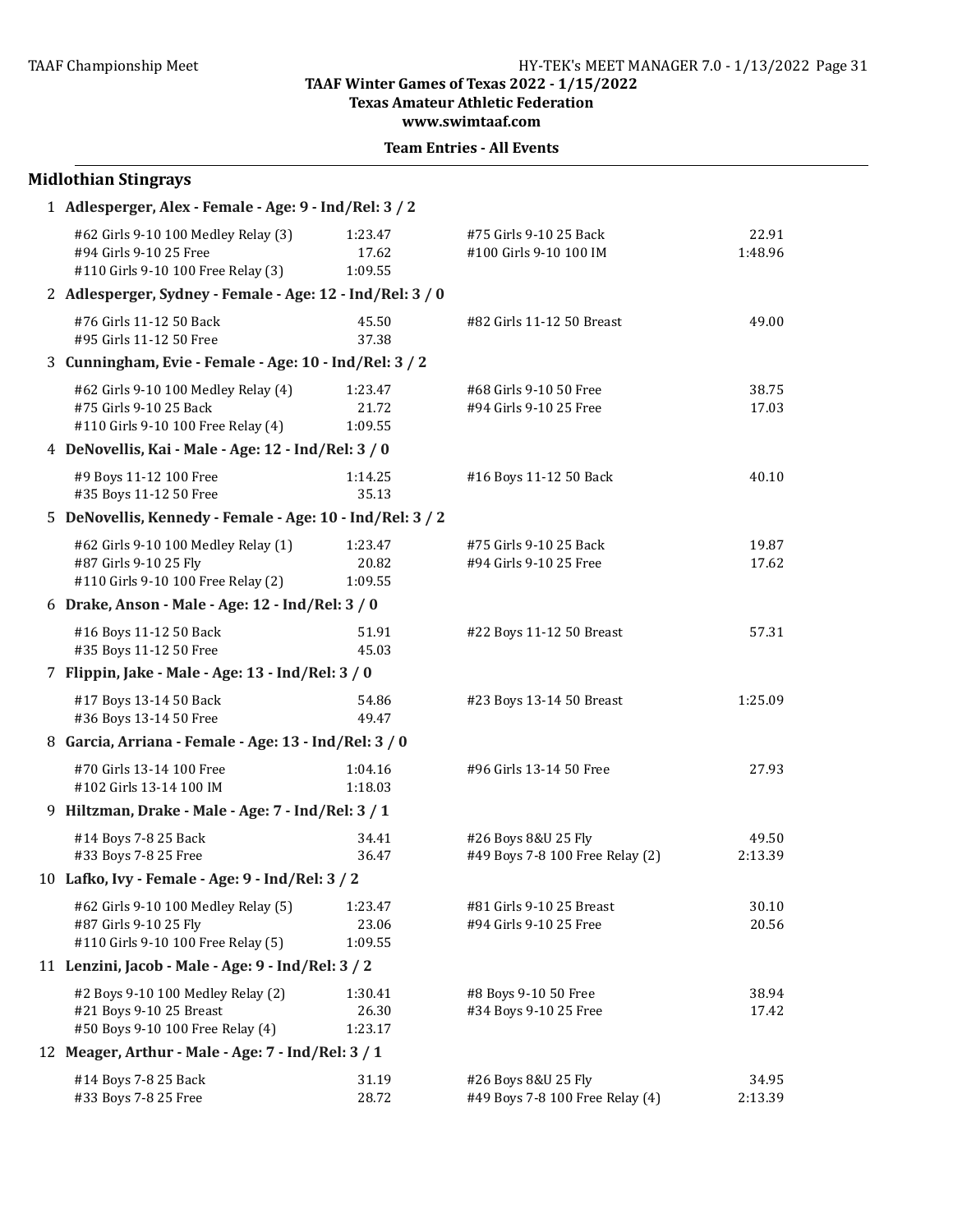**TAAF Winter Games of Texas 2022 - 1/15/2022**
**Texas Amateur Athletic Federation**
**www.swimtaaf.com**

**Team Entries - All Events**

## Midlothian Stingrays

**1 Adlesperger, Alex - Female - Age: 9 - Ind/Rel: 3 / 2**

| Event | Time | Event | Time |
|---|---|---|---|
| #62 Girls 9-10 100 Medley Relay (3) | 1:23.47 | #75 Girls 9-10 25 Back | 22.91 |
| #94 Girls 9-10 25 Free | 17.62 | #100 Girls 9-10 100 IM | 1:48.96 |
| #110 Girls 9-10 100 Free Relay (3) | 1:09.55 | | |

**2 Adlesperger, Sydney - Female - Age: 12 - Ind/Rel: 3 / 0**

| Event | Time | Event | Time |
|---|---|---|---|
| #76 Girls 11-12 50 Back | 45.50 | #82 Girls 11-12 50 Breast | 49.00 |
| #95 Girls 11-12 50 Free | 37.38 | | |

**3 Cunningham, Evie - Female - Age: 10 - Ind/Rel: 3 / 2**

| Event | Time | Event | Time |
|---|---|---|---|
| #62 Girls 9-10 100 Medley Relay (4) | 1:23.47 | #68 Girls 9-10 50 Free | 38.75 |
| #75 Girls 9-10 25 Back | 21.72 | #94 Girls 9-10 25 Free | 17.03 |
| #110 Girls 9-10 100 Free Relay (4) | 1:09.55 | | |

**4 DeNovellis, Kai - Male - Age: 12 - Ind/Rel: 3 / 0**

| Event | Time | Event | Time |
|---|---|---|---|
| #9 Boys 11-12 100 Free | 1:14.25 | #16 Boys 11-12 50 Back | 40.10 |
| #35 Boys 11-12 50 Free | 35.13 | | |

**5 DeNovellis, Kennedy - Female - Age: 10 - Ind/Rel: 3 / 2**

| Event | Time | Event | Time |
|---|---|---|---|
| #62 Girls 9-10 100 Medley Relay (1) | 1:23.47 | #75 Girls 9-10 25 Back | 19.87 |
| #87 Girls 9-10 25 Fly | 20.82 | #94 Girls 9-10 25 Free | 17.62 |
| #110 Girls 9-10 100 Free Relay (2) | 1:09.55 | | |

**6 Drake, Anson - Male - Age: 12 - Ind/Rel: 3 / 0**

| Event | Time | Event | Time |
|---|---|---|---|
| #16 Boys 11-12 50 Back | 51.91 | #22 Boys 11-12 50 Breast | 57.31 |
| #35 Boys 11-12 50 Free | 45.03 | | |

**7 Flippin, Jake - Male - Age: 13 - Ind/Rel: 3 / 0**

| Event | Time | Event | Time |
|---|---|---|---|
| #17 Boys 13-14 50 Back | 54.86 | #23 Boys 13-14 50 Breast | 1:25.09 |
| #36 Boys 13-14 50 Free | 49.47 | | |

**8 Garcia, Arriana - Female - Age: 13 - Ind/Rel: 3 / 0**

| Event | Time | Event | Time |
|---|---|---|---|
| #70 Girls 13-14 100 Free | 1:04.16 | #96 Girls 13-14 50 Free | 27.93 |
| #102 Girls 13-14 100 IM | 1:18.03 | | |

**9 Hiltzman, Drake - Male - Age: 7 - Ind/Rel: 3 / 1**

| Event | Time | Event | Time |
|---|---|---|---|
| #14 Boys 7-8 25 Back | 34.41 | #26 Boys 8&U 25 Fly | 49.50 |
| #33 Boys 7-8 25 Free | 36.47 | #49 Boys 7-8 100 Free Relay (2) | 2:13.39 |

**10 Lafko, Ivy - Female - Age: 9 - Ind/Rel: 3 / 2**

| Event | Time | Event | Time |
|---|---|---|---|
| #62 Girls 9-10 100 Medley Relay (5) | 1:23.47 | #81 Girls 9-10 25 Breast | 30.10 |
| #87 Girls 9-10 25 Fly | 23.06 | #94 Girls 9-10 25 Free | 20.56 |
| #110 Girls 9-10 100 Free Relay (5) | 1:09.55 | | |

**11 Lenzini, Jacob - Male - Age: 9 - Ind/Rel: 3 / 2**

| Event | Time | Event | Time |
|---|---|---|---|
| #2 Boys 9-10 100 Medley Relay (2) | 1:30.41 | #8 Boys 9-10 50 Free | 38.94 |
| #21 Boys 9-10 25 Breast | 26.30 | #34 Boys 9-10 25 Free | 17.42 |
| #50 Boys 9-10 100 Free Relay (4) | 1:23.17 | | |

**12 Meager, Arthur - Male - Age: 7 - Ind/Rel: 3 / 1**

| Event | Time | Event | Time |
|---|---|---|---|
| #14 Boys 7-8 25 Back | 31.19 | #26 Boys 8&U 25 Fly | 34.95 |
| #33 Boys 7-8 25 Free | 28.72 | #49 Boys 7-8 100 Free Relay (4) | 2:13.39 |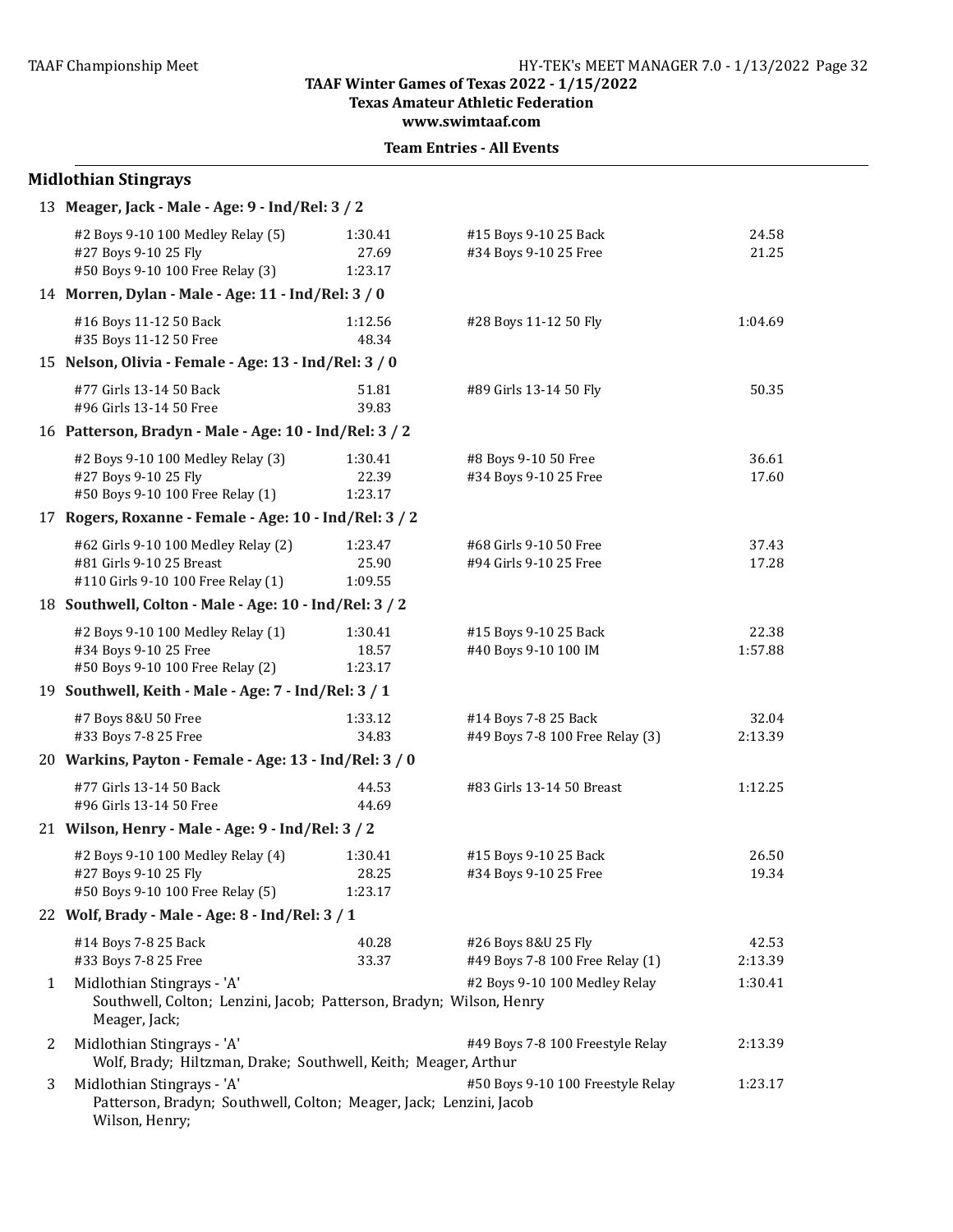TAAF Winter Games of Texas 2022 - 1/15/2022
Texas Amateur Athletic Federation
www.swimtaaf.com

**Team Entries - All Events**

## Midlothian Stingrays

**13 Meager, Jack - Male - Age: 9 - Ind/Rel: 3 / 2**

| Event | Time | Event | Time |
|---|---|---|---|
| #2 Boys 9-10 100 Medley Relay (5) | 1:30.41 | #15 Boys 9-10 25 Back | 24.58 |
| #27 Boys 9-10 25 Fly | 27.69 | #34 Boys 9-10 25 Free | 21.25 |
| #50 Boys 9-10 100 Free Relay (3) | 1:23.17 | | |

**14 Morren, Dylan - Male - Age: 11 - Ind/Rel: 3 / 0**

| Event | Time | Event | Time |
|---|---|---|---|
| #16 Boys 11-12 50 Back | 1:12.56 | #28 Boys 11-12 50 Fly | 1:04.69 |
| #35 Boys 11-12 50 Free | 48.34 | | |

**15 Nelson, Olivia - Female - Age: 13 - Ind/Rel: 3 / 0**

| Event | Time | Event | Time |
|---|---|---|---|
| #77 Girls 13-14 50 Back | 51.81 | #89 Girls 13-14 50 Fly | 50.35 |
| #96 Girls 13-14 50 Free | 39.83 | | |

**16 Patterson, Bradyn - Male - Age: 10 - Ind/Rel: 3 / 2**

| Event | Time | Event | Time |
|---|---|---|---|
| #2 Boys 9-10 100 Medley Relay (3) | 1:30.41 | #8 Boys 9-10 50 Free | 36.61 |
| #27 Boys 9-10 25 Fly | 22.39 | #34 Boys 9-10 25 Free | 17.60 |
| #50 Boys 9-10 100 Free Relay (1) | 1:23.17 | | |

**17 Rogers, Roxanne - Female - Age: 10 - Ind/Rel: 3 / 2**

| Event | Time | Event | Time |
|---|---|---|---|
| #62 Girls 9-10 100 Medley Relay (2) | 1:23.47 | #68 Girls 9-10 50 Free | 37.43 |
| #81 Girls 9-10 25 Breast | 25.90 | #94 Girls 9-10 25 Free | 17.28 |
| #110 Girls 9-10 100 Free Relay (1) | 1:09.55 | | |

**18 Southwell, Colton - Male - Age: 10 - Ind/Rel: 3 / 2**

| Event | Time | Event | Time |
|---|---|---|---|
| #2 Boys 9-10 100 Medley Relay (1) | 1:30.41 | #15 Boys 9-10 25 Back | 22.38 |
| #34 Boys 9-10 25 Free | 18.57 | #40 Boys 9-10 100 IM | 1:57.88 |
| #50 Boys 9-10 100 Free Relay (2) | 1:23.17 | | |

**19 Southwell, Keith - Male - Age: 7 - Ind/Rel: 3 / 1**

| Event | Time | Event | Time |
|---|---|---|---|
| #7 Boys 8&U 50 Free | 1:33.12 | #14 Boys 7-8 25 Back | 32.04 |
| #33 Boys 7-8 25 Free | 34.83 | #49 Boys 7-8 100 Free Relay (3) | 2:13.39 |

**20 Warkins, Payton - Female - Age: 13 - Ind/Rel: 3 / 0**

| Event | Time | Event | Time |
|---|---|---|---|
| #77 Girls 13-14 50 Back | 44.53 | #83 Girls 13-14 50 Breast | 1:12.25 |
| #96 Girls 13-14 50 Free | 44.69 | | |

**21 Wilson, Henry - Male - Age: 9 - Ind/Rel: 3 / 2**

| Event | Time | Event | Time |
|---|---|---|---|
| #2 Boys 9-10 100 Medley Relay (4) | 1:30.41 | #15 Boys 9-10 25 Back | 26.50 |
| #27 Boys 9-10 25 Fly | 28.25 | #34 Boys 9-10 25 Free | 19.34 |
| #50 Boys 9-10 100 Free Relay (5) | 1:23.17 | | |

**22 Wolf, Brady - Male - Age: 8 - Ind/Rel: 3 / 1**

| Event | Time | Event | Time |
|---|---|---|---|
| #14 Boys 7-8 25 Back | 40.28 | #26 Boys 8&U 25 Fly | 42.53 |
| #33 Boys 7-8 25 Free | 33.37 | #49 Boys 7-8 100 Free Relay (1) | 2:13.39 |

1 Midlothian Stingrays - 'A' — #2 Boys 9-10 100 Medley Relay — 1:30.41
Southwell, Colton; Lenzini, Jacob; Patterson, Bradyn; Wilson, Henry
Meager, Jack;

2 Midlothian Stingrays - 'A' — #49 Boys 7-8 100 Freestyle Relay — 2:13.39
Wolf, Brady; Hiltzman, Drake; Southwell, Keith; Meager, Arthur

3 Midlothian Stingrays - 'A' — #50 Boys 9-10 100 Freestyle Relay — 1:23.17
Patterson, Bradyn; Southwell, Colton; Meager, Jack; Lenzini, Jacob
Wilson, Henry;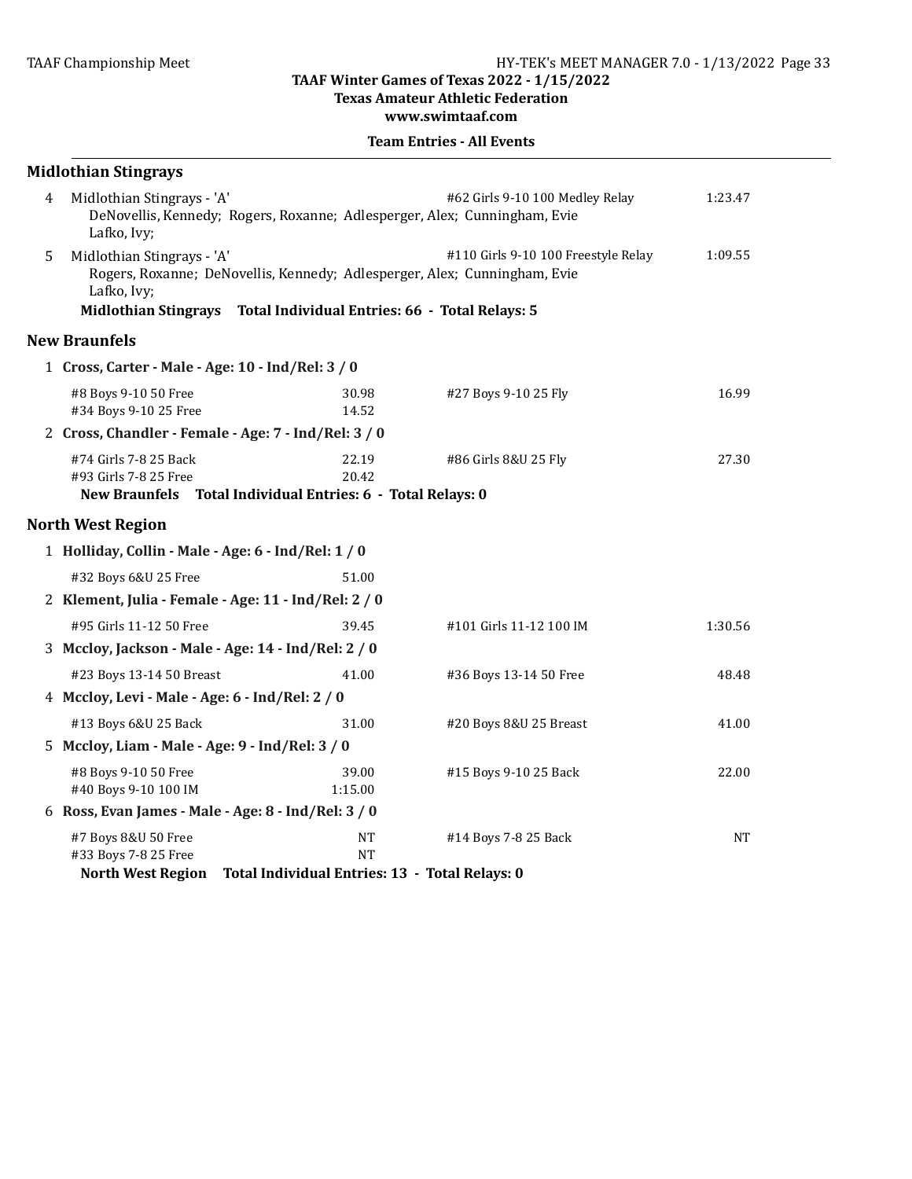## Team Entries - All Events

### Midlothian Stingrays

4 Midlothian Stingrays - 'A' — #62 Girls 9-10 100 Medley Relay — 1:23.47
DeNovellis, Kennedy; Rogers, Roxanne; Adlesperger, Alex; Cunningham, Evie
Lafko, Ivy;

5 Midlothian Stingrays - 'A' — #110 Girls 9-10 100 Freestyle Relay — 1:09.55
Rogers, Roxanne; DeNovellis, Kennedy; Adlesperger, Alex; Cunningham, Evie
Lafko, Ivy;

**Midlothian Stingrays Total Individual Entries: 66 - Total Relays: 5**

### New Braunfels

1 **Cross, Carter - Male - Age: 10 - Ind/Rel: 3 / 0**

| Event | Time | Event | Time |
|---|---|---|---|
| #8 Boys 9-10 50 Free | 30.98 | #27 Boys 9-10 25 Fly | 16.99 |
| #34 Boys 9-10 25 Free | 14.52 | | |

2 **Cross, Chandler - Female - Age: 7 - Ind/Rel: 3 / 0**

| Event | Time | Event | Time |
|---|---|---|---|
| #74 Girls 7-8 25 Back | 22.19 | #86 Girls 8&U 25 Fly | 27.30 |
| #93 Girls 7-8 25 Free | 20.42 | | |

**New Braunfels Total Individual Entries: 6 - Total Relays: 0**

### North West Region

1 **Holliday, Collin - Male - Age: 6 - Ind/Rel: 1 / 0**

| Event | Time | Event | Time |
|---|---|---|---|
| #32 Boys 6&U 25 Free | 51.00 | | |

2 **Klement, Julia - Female - Age: 11 - Ind/Rel: 2 / 0**

| Event | Time | Event | Time |
|---|---|---|---|
| #95 Girls 11-12 50 Free | 39.45 | #101 Girls 11-12 100 IM | 1:30.56 |

3 **Mccloy, Jackson - Male - Age: 14 - Ind/Rel: 2 / 0**

| Event | Time | Event | Time |
|---|---|---|---|
| #23 Boys 13-14 50 Breast | 41.00 | #36 Boys 13-14 50 Free | 48.48 |

4 **Mccloy, Levi - Male - Age: 6 - Ind/Rel: 2 / 0**

| Event | Time | Event | Time |
|---|---|---|---|
| #13 Boys 6&U 25 Back | 31.00 | #20 Boys 8&U 25 Breast | 41.00 |

5 **Mccloy, Liam - Male - Age: 9 - Ind/Rel: 3 / 0**

| Event | Time | Event | Time |
|---|---|---|---|
| #8 Boys 9-10 50 Free | 39.00 | #15 Boys 9-10 25 Back | 22.00 |
| #40 Boys 9-10 100 IM | 1:15.00 | | |

6 **Ross, Evan James - Male - Age: 8 - Ind/Rel: 3 / 0**

| Event | Time | Event | Time |
|---|---|---|---|
| #7 Boys 8&U 50 Free | NT | #14 Boys 7-8 25 Back | NT |
| #33 Boys 7-8 25 Free | NT | | |

**North West Region Total Individual Entries: 13 - Total Relays: 0**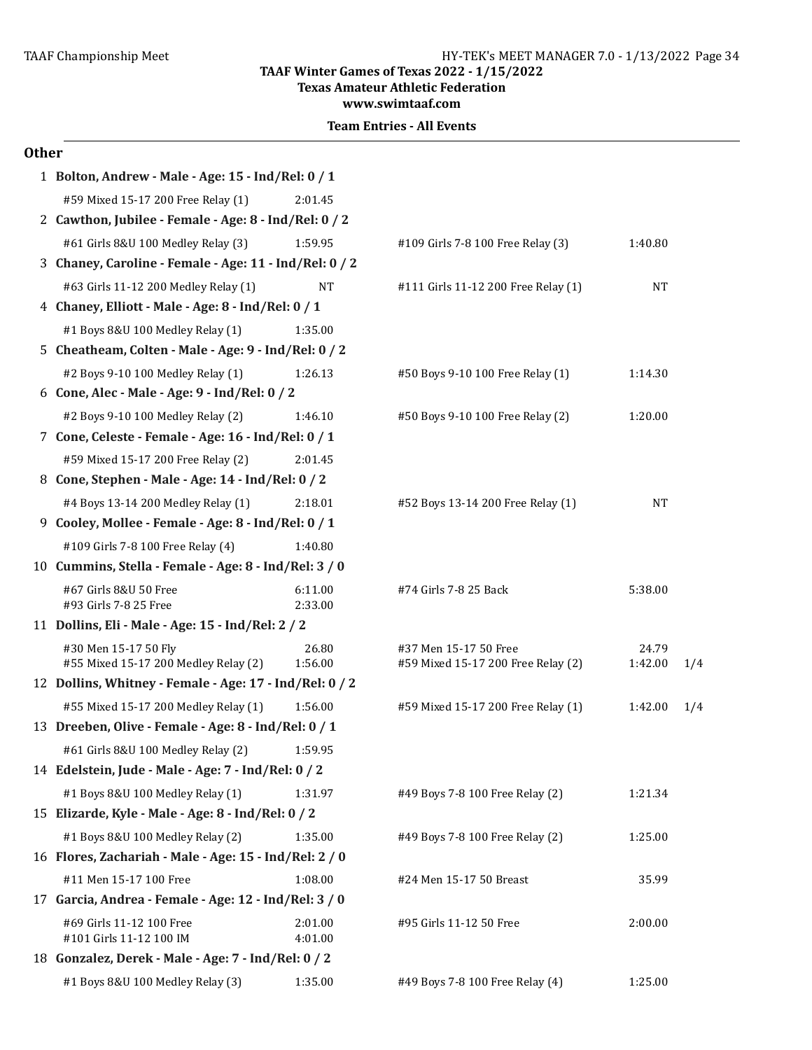TAAF Winter Games of Texas 2022 - 1/15/2022
Texas Amateur Athletic Federation
www.swimtaaf.com

**Team Entries - All Events**

## Other

1 **Bolton, Andrew - Male - Age: 15 - Ind/Rel: 0 / 1**

#59 Mixed 15-17 200 Free Relay (1) 2:01.45

2 **Cawthon, Jubilee - Female - Age: 8 - Ind/Rel: 0 / 2**

#61 Girls 8&U 100 Medley Relay (3) 1:59.95 | #109 Girls 7-8 100 Free Relay (3) 1:40.80

3 **Chaney, Caroline - Female - Age: 11 - Ind/Rel: 0 / 2**

#63 Girls 11-12 200 Medley Relay (1) NT | #111 Girls 11-12 200 Free Relay (1) NT

4 **Chaney, Elliott - Male - Age: 8 - Ind/Rel: 0 / 1**

#1 Boys 8&U 100 Medley Relay (1) 1:35.00

5 **Cheatheam, Colten - Male - Age: 9 - Ind/Rel: 0 / 2**

#2 Boys 9-10 100 Medley Relay (1) 1:26.13 | #50 Boys 9-10 100 Free Relay (1) 1:14.30

6 **Cone, Alec - Male - Age: 9 - Ind/Rel: 0 / 2**

#2 Boys 9-10 100 Medley Relay (2) 1:46.10 | #50 Boys 9-10 100 Free Relay (2) 1:20.00

7 **Cone, Celeste - Female - Age: 16 - Ind/Rel: 0 / 1**

#59 Mixed 15-17 200 Free Relay (2) 2:01.45

8 **Cone, Stephen - Male - Age: 14 - Ind/Rel: 0 / 2**

#4 Boys 13-14 200 Medley Relay (1) 2:18.01 | #52 Boys 13-14 200 Free Relay (1) NT

9 **Cooley, Mollee - Female - Age: 8 - Ind/Rel: 0 / 1**

#109 Girls 7-8 100 Free Relay (4) 1:40.80

10 **Cummins, Stella - Female - Age: 8 - Ind/Rel: 3 / 0**

#67 Girls 8&U 50 Free 6:11.00 | #74 Girls 7-8 25 Back 5:38.00
#93 Girls 7-8 25 Free 2:33.00

11 **Dollins, Eli - Male - Age: 15 - Ind/Rel: 2 / 2**

#30 Men 15-17 50 Fly 26.80 | #37 Men 15-17 50 Free 24.79
#55 Mixed 15-17 200 Medley Relay (2) 1:56.00 | #59 Mixed 15-17 200 Free Relay (2) 1:42.00 1/4

12 **Dollins, Whitney - Female - Age: 17 - Ind/Rel: 0 / 2**

#55 Mixed 15-17 200 Medley Relay (1) 1:56.00 | #59 Mixed 15-17 200 Free Relay (1) 1:42.00 1/4

13 **Dreeben, Olive - Female - Age: 8 - Ind/Rel: 0 / 1**

#61 Girls 8&U 100 Medley Relay (2) 1:59.95

14 **Edelstein, Jude - Male - Age: 7 - Ind/Rel: 0 / 2**

#1 Boys 8&U 100 Medley Relay (1) 1:31.97 | #49 Boys 7-8 100 Free Relay (2) 1:21.34

15 **Elizarde, Kyle - Male - Age: 8 - Ind/Rel: 0 / 2**

#1 Boys 8&U 100 Medley Relay (2) 1:35.00 | #49 Boys 7-8 100 Free Relay (2) 1:25.00

16 **Flores, Zachariah - Male - Age: 15 - Ind/Rel: 2 / 0**

#11 Men 15-17 100 Free 1:08.00 | #24 Men 15-17 50 Breast 35.99

17 **Garcia, Andrea - Female - Age: 12 - Ind/Rel: 3 / 0**

#69 Girls 11-12 100 Free 2:01.00 | #95 Girls 11-12 50 Free 2:00.00
#101 Girls 11-12 100 IM 4:01.00

18 **Gonzalez, Derek - Male - Age: 7 - Ind/Rel: 0 / 2**

#1 Boys 8&U 100 Medley Relay (3) 1:35.00 | #49 Boys 7-8 100 Free Relay (4) 1:25.00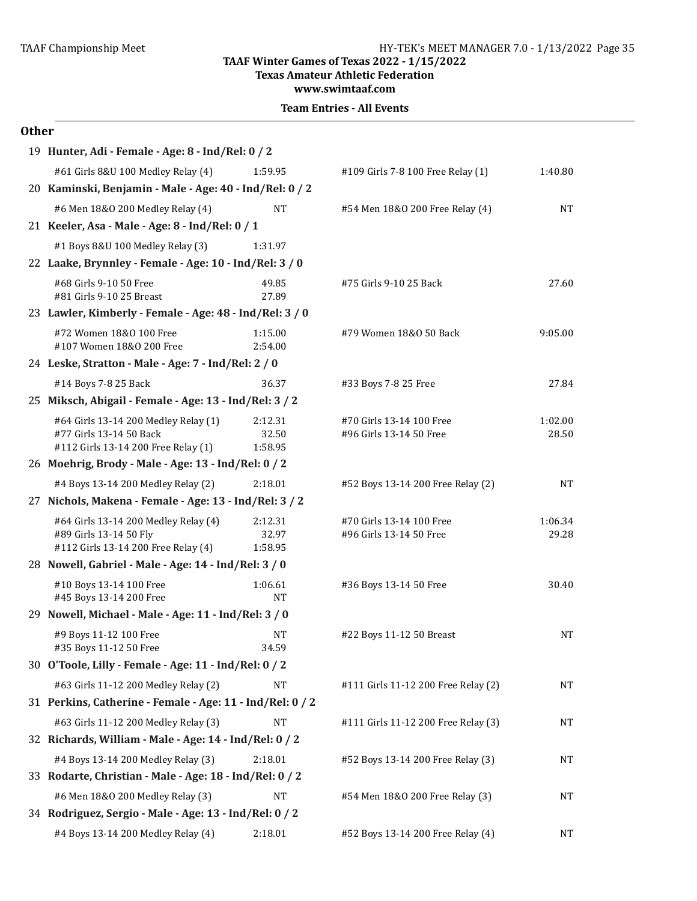**TAAF Winter Games of Texas 2022 - 1/15/2022**
**Texas Amateur Athletic Federation**
**www.swimtaaf.com**

**Team Entries - All Events**

## Other

**19 Hunter, Adi - Female - Age: 8 - Ind/Rel: 0 / 2**

| Event | Time | Event | Time |
|---|---|---|---|
| #61 Girls 8&U 100 Medley Relay (4) | 1:59.95 | #109 Girls 7-8 100 Free Relay (1) | 1:40.80 |

**20 Kaminski, Benjamin - Male - Age: 40 - Ind/Rel: 0 / 2**

| Event | Time | Event | Time |
|---|---|---|---|
| #6 Men 18&O 200 Medley Relay (4) | NT | #54 Men 18&O 200 Free Relay (4) | NT |

**21 Keeler, Asa - Male - Age: 8 - Ind/Rel: 0 / 1**

| Event | Time |
|---|---|
| #1 Boys 8&U 100 Medley Relay (3) | 1:31.97 |

**22 Laake, Brynnley - Female - Age: 10 - Ind/Rel: 3 / 0**

| Event | Time | Event | Time |
|---|---|---|---|
| #68 Girls 9-10 50 Free | 49.85 | #75 Girls 9-10 25 Back | 27.60 |
| #81 Girls 9-10 25 Breast | 27.89 | | |

**23 Lawler, Kimberly - Female - Age: 48 - Ind/Rel: 3 / 0**

| Event | Time | Event | Time |
|---|---|---|---|
| #72 Women 18&O 100 Free | 1:15.00 | #79 Women 18&O 50 Back | 9:05.00 |
| #107 Women 18&O 200 Free | 2:54.00 | | |

**24 Leske, Stratton - Male - Age: 7 - Ind/Rel: 2 / 0**

| Event | Time | Event | Time |
|---|---|---|---|
| #14 Boys 7-8 25 Back | 36.37 | #33 Boys 7-8 25 Free | 27.84 |

**25 Miksch, Abigail - Female - Age: 13 - Ind/Rel: 3 / 2**

| Event | Time | Event | Time |
|---|---|---|---|
| #64 Girls 13-14 200 Medley Relay (1) | 2:12.31 | #70 Girls 13-14 100 Free | 1:02.00 |
| #77 Girls 13-14 50 Back | 32.50 | #96 Girls 13-14 50 Free | 28.50 |
| #112 Girls 13-14 200 Free Relay (1) | 1:58.95 | | |

**26 Moehrig, Brody - Male - Age: 13 - Ind/Rel: 0 / 2**

| Event | Time | Event | Time |
|---|---|---|---|
| #4 Boys 13-14 200 Medley Relay (2) | 2:18.01 | #52 Boys 13-14 200 Free Relay (2) | NT |

**27 Nichols, Makena - Female - Age: 13 - Ind/Rel: 3 / 2**

| Event | Time | Event | Time |
|---|---|---|---|
| #64 Girls 13-14 200 Medley Relay (4) | 2:12.31 | #70 Girls 13-14 100 Free | 1:06.34 |
| #89 Girls 13-14 50 Fly | 32.97 | #96 Girls 13-14 50 Free | 29.28 |
| #112 Girls 13-14 200 Free Relay (4) | 1:58.95 | | |

**28 Nowell, Gabriel - Male - Age: 14 - Ind/Rel: 3 / 0**

| Event | Time | Event | Time |
|---|---|---|---|
| #10 Boys 13-14 100 Free | 1:06.61 | #36 Boys 13-14 50 Free | 30.40 |
| #45 Boys 13-14 200 Free | NT | | |

**29 Nowell, Michael - Male - Age: 11 - Ind/Rel: 3 / 0**

| Event | Time | Event | Time |
|---|---|---|---|
| #9 Boys 11-12 100 Free | NT | #22 Boys 11-12 50 Breast | NT |
| #35 Boys 11-12 50 Free | 34.59 | | |

**30 O'Toole, Lilly - Female - Age: 11 - Ind/Rel: 0 / 2**

| Event | Time | Event | Time |
|---|---|---|---|
| #63 Girls 11-12 200 Medley Relay (2) | NT | #111 Girls 11-12 200 Free Relay (2) | NT |

**31 Perkins, Catherine - Female - Age: 11 - Ind/Rel: 0 / 2**

| Event | Time | Event | Time |
|---|---|---|---|
| #63 Girls 11-12 200 Medley Relay (3) | NT | #111 Girls 11-12 200 Free Relay (3) | NT |

**32 Richards, William - Male - Age: 14 - Ind/Rel: 0 / 2**

| Event | Time | Event | Time |
|---|---|---|---|
| #4 Boys 13-14 200 Medley Relay (3) | 2:18.01 | #52 Boys 13-14 200 Free Relay (3) | NT |

**33 Rodarte, Christian - Male - Age: 18 - Ind/Rel: 0 / 2**

| Event | Time | Event | Time |
|---|---|---|---|
| #6 Men 18&O 200 Medley Relay (3) | NT | #54 Men 18&O 200 Free Relay (3) | NT |

**34 Rodriguez, Sergio - Male - Age: 13 - Ind/Rel: 0 / 2**

| Event | Time | Event | Time |
|---|---|---|---|
| #4 Boys 13-14 200 Medley Relay (4) | 2:18.01 | #52 Boys 13-14 200 Free Relay (4) | NT |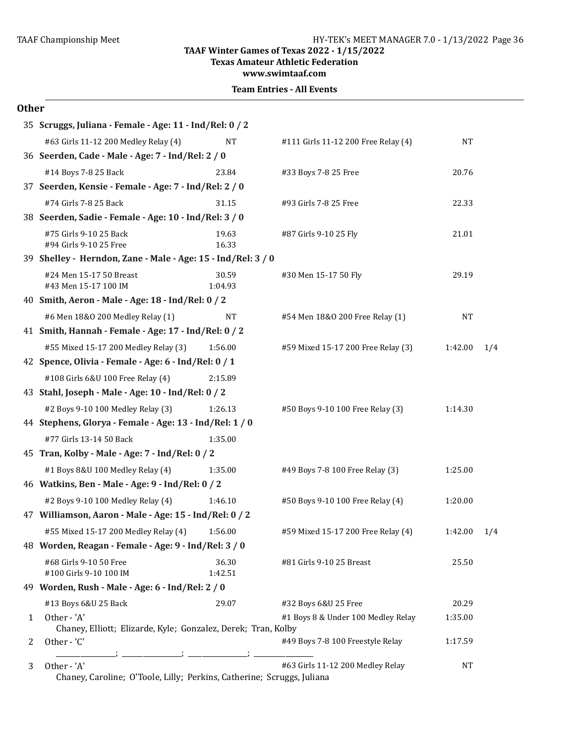TAAF Winter Games of Texas 2022 - 1/15/2022
Texas Amateur Athletic Federation
www.swimtaaf.com

**Team Entries - All Events**

## Other

**35 Scruggs, Juliana - Female - Age: 11 - Ind/Rel: 0 / 2**

#63 Girls 11-12 200 Medley Relay (4) NT — #111 Girls 11-12 200 Free Relay (4) NT

**36 Seerden, Cade - Male - Age: 7 - Ind/Rel: 2 / 0**

#14 Boys 7-8 25 Back 23.84 — #33 Boys 7-8 25 Free 20.76

**37 Seerden, Kensie - Female - Age: 7 - Ind/Rel: 2 / 0**

#74 Girls 7-8 25 Back 31.15 — #93 Girls 7-8 25 Free 22.33

**38 Seerden, Sadie - Female - Age: 10 - Ind/Rel: 3 / 0**

#75 Girls 9-10 25 Back 19.63 — #87 Girls 9-10 25 Fly 21.01
#94 Girls 9-10 25 Free 16.33

**39 Shelley - Herndon, Zane - Male - Age: 15 - Ind/Rel: 3 / 0**

#24 Men 15-17 50 Breast 30.59 — #30 Men 15-17 50 Fly 29.19
#43 Men 15-17 100 IM 1:04.93

**40 Smith, Aeron - Male - Age: 18 - Ind/Rel: 0 / 2**

#6 Men 18&O 200 Medley Relay (1) NT — #54 Men 18&O 200 Free Relay (1) NT

**41 Smith, Hannah - Female - Age: 17 - Ind/Rel: 0 / 2**

#55 Mixed 15-17 200 Medley Relay (3) 1:56.00 — #59 Mixed 15-17 200 Free Relay (3) 1:42.00 1/4

**42 Spence, Olivia - Female - Age: 6 - Ind/Rel: 0 / 1**

#108 Girls 6&U 100 Free Relay (4) 2:15.89

**43 Stahl, Joseph - Male - Age: 10 - Ind/Rel: 0 / 2**

#2 Boys 9-10 100 Medley Relay (3) 1:26.13 — #50 Boys 9-10 100 Free Relay (3) 1:14.30

**44 Stephens, Glorya - Female - Age: 13 - Ind/Rel: 1 / 0**

#77 Girls 13-14 50 Back 1:35.00

**45 Tran, Kolby - Male - Age: 7 - Ind/Rel: 0 / 2**

#1 Boys 8&U 100 Medley Relay (4) 1:35.00 — #49 Boys 7-8 100 Free Relay (3) 1:25.00

**46 Watkins, Ben - Male - Age: 9 - Ind/Rel: 0 / 2**

#2 Boys 9-10 100 Medley Relay (4) 1:46.10 — #50 Boys 9-10 100 Free Relay (4) 1:20.00

**47 Williamson, Aaron - Male - Age: 15 - Ind/Rel: 0 / 2**

#55 Mixed 15-17 200 Medley Relay (4) 1:56.00 — #59 Mixed 15-17 200 Free Relay (4) 1:42.00 1/4

**48 Worden, Reagan - Female - Age: 9 - Ind/Rel: 3 / 0**

#68 Girls 9-10 50 Free 36.30 — #81 Girls 9-10 25 Breast 25.50
#100 Girls 9-10 100 IM 1:42.51

**49 Worden, Rush - Male - Age: 6 - Ind/Rel: 2 / 0**

#13 Boys 6&U 25 Back 29.07 — #32 Boys 6&U 25 Free 20.29

| # | Team | Event | Seed |
|---|---|---|---|
| 1 | Other - 'A' | #1 Boys 8 & Under 100 Medley Relay | 1:35.00 |
| | Chaney, Elliott; Elizarde, Kyle; Gonzalez, Derek; Tran, Kolby | | |
| 2 | Other - 'C' | #49 Boys 7-8 100 Freestyle Relay | 1:17.59 |
| | _______________; _______________; _______________; _______________ | | |
| 3 | Other - 'A' | #63 Girls 11-12 200 Medley Relay | NT |
| | Chaney, Caroline; O'Toole, Lilly; Perkins, Catherine; Scruggs, Juliana | | |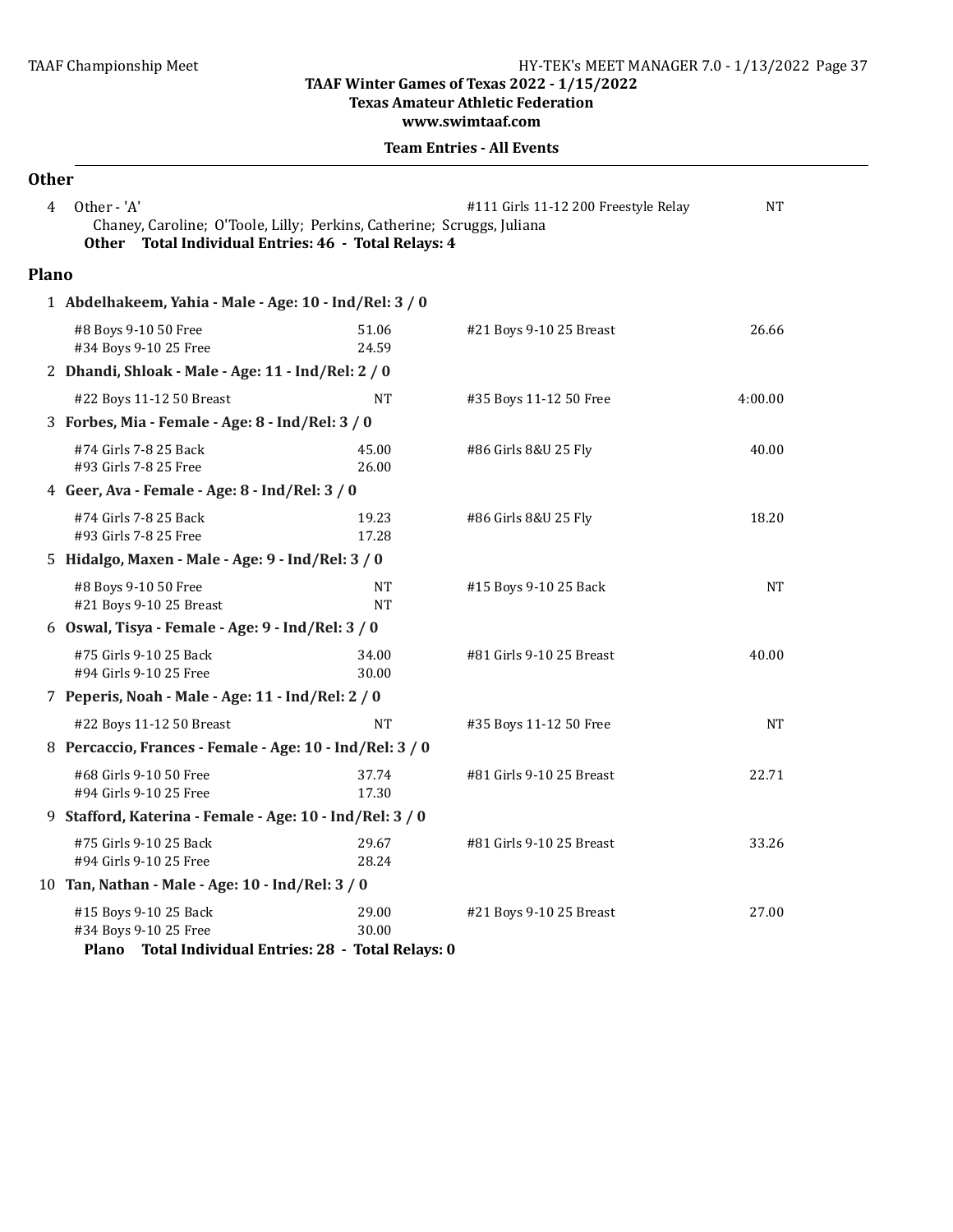## Other

4 Other - 'A' — #111 Girls 11-12 200 Freestyle Relay — NT

Chaney, Caroline; O'Toole, Lilly; Perkins, Catherine; Scruggs, Juliana

**Other Total Individual Entries: 46 - Total Relays: 4**

## Plano

**1 Abdelhakeem, Yahia - Male - Age: 10 - Ind/Rel: 3 / 0**

| Event | Seed | Event | Seed |
|---|---|---|---|
| #8 Boys 9-10 50 Free | 51.06 | #21 Boys 9-10 25 Breast | 26.66 |
| #34 Boys 9-10 25 Free | 24.59 | | |

**2 Dhandi, Shloak - Male - Age: 11 - Ind/Rel: 2 / 0**

| Event | Seed | Event | Seed |
|---|---|---|---|
| #22 Boys 11-12 50 Breast | NT | #35 Boys 11-12 50 Free | 4:00.00 |

**3 Forbes, Mia - Female - Age: 8 - Ind/Rel: 3 / 0**

| Event | Seed | Event | Seed |
|---|---|---|---|
| #74 Girls 7-8 25 Back | 45.00 | #86 Girls 8&U 25 Fly | 40.00 |
| #93 Girls 7-8 25 Free | 26.00 | | |

**4 Geer, Ava - Female - Age: 8 - Ind/Rel: 3 / 0**

| Event | Seed | Event | Seed |
|---|---|---|---|
| #74 Girls 7-8 25 Back | 19.23 | #86 Girls 8&U 25 Fly | 18.20 |
| #93 Girls 7-8 25 Free | 17.28 | | |

**5 Hidalgo, Maxen - Male - Age: 9 - Ind/Rel: 3 / 0**

| Event | Seed | Event | Seed |
|---|---|---|---|
| #8 Boys 9-10 50 Free | NT | #15 Boys 9-10 25 Back | NT |
| #21 Boys 9-10 25 Breast | NT | | |

**6 Oswal, Tisya - Female - Age: 9 - Ind/Rel: 3 / 0**

| Event | Seed | Event | Seed |
|---|---|---|---|
| #75 Girls 9-10 25 Back | 34.00 | #81 Girls 9-10 25 Breast | 40.00 |
| #94 Girls 9-10 25 Free | 30.00 | | |

**7 Peperis, Noah - Male - Age: 11 - Ind/Rel: 2 / 0**

| Event | Seed | Event | Seed |
|---|---|---|---|
| #22 Boys 11-12 50 Breast | NT | #35 Boys 11-12 50 Free | NT |

**8 Percaccio, Frances - Female - Age: 10 - Ind/Rel: 3 / 0**

| Event | Seed | Event | Seed |
|---|---|---|---|
| #68 Girls 9-10 50 Free | 37.74 | #81 Girls 9-10 25 Breast | 22.71 |
| #94 Girls 9-10 25 Free | 17.30 | | |

**9 Stafford, Katerina - Female - Age: 10 - Ind/Rel: 3 / 0**

| Event | Seed | Event | Seed |
|---|---|---|---|
| #75 Girls 9-10 25 Back | 29.67 | #81 Girls 9-10 25 Breast | 33.26 |
| #94 Girls 9-10 25 Free | 28.24 | | |

**10 Tan, Nathan - Male - Age: 10 - Ind/Rel: 3 / 0**

| Event | Seed | Event | Seed |
|---|---|---|---|
| #15 Boys 9-10 25 Back | 29.00 | #21 Boys 9-10 25 Breast | 27.00 |
| #34 Boys 9-10 25 Free | 30.00 | | |

**Plano Total Individual Entries: 28 - Total Relays: 0**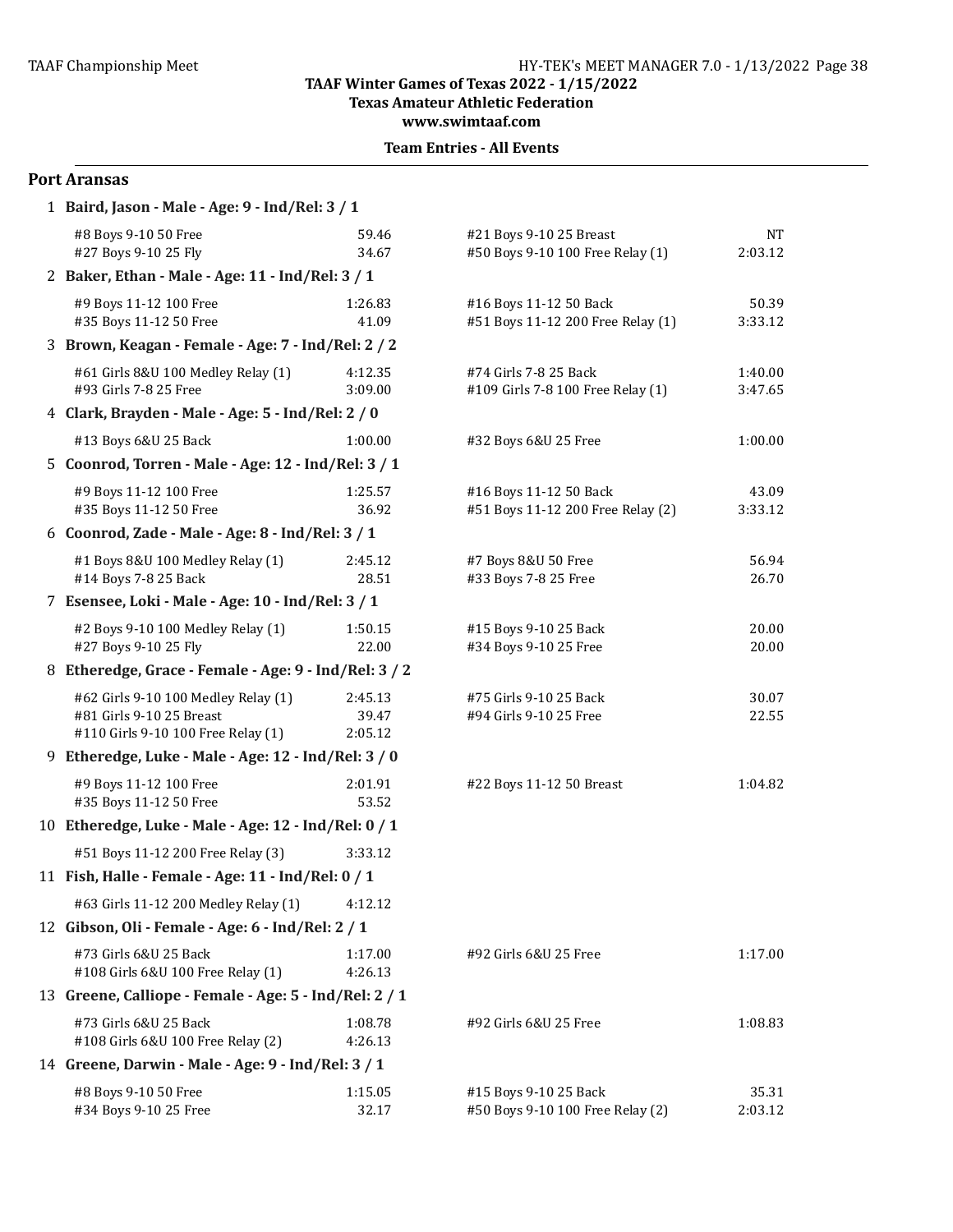# TAAF Winter Games of Texas 2022 - 1/15/2022

**Texas Amateur Athletic Federation**

**www.swimtaaf.com**

**Team Entries - All Events**

## Port Aransas

**1 Baird, Jason - Male - Age: 9 - Ind/Rel: 3 / 1**

| Event | Time | Event | Time |
|---|---|---|---|
| #8 Boys 9-10 50 Free | 59.46 | #21 Boys 9-10 25 Breast | NT |
| #27 Boys 9-10 25 Fly | 34.67 | #50 Boys 9-10 100 Free Relay (1) | 2:03.12 |

**2 Baker, Ethan - Male - Age: 11 - Ind/Rel: 3 / 1**

| Event | Time | Event | Time |
|---|---|---|---|
| #9 Boys 11-12 100 Free | 1:26.83 | #16 Boys 11-12 50 Back | 50.39 |
| #35 Boys 11-12 50 Free | 41.09 | #51 Boys 11-12 200 Free Relay (1) | 3:33.12 |

**3 Brown, Keagan - Female - Age: 7 - Ind/Rel: 2 / 2**

| Event | Time | Event | Time |
|---|---|---|---|
| #61 Girls 8&U 100 Medley Relay (1) | 4:12.35 | #74 Girls 7-8 25 Back | 1:40.00 |
| #93 Girls 7-8 25 Free | 3:09.00 | #109 Girls 7-8 100 Free Relay (1) | 3:47.65 |

**4 Clark, Brayden - Male - Age: 5 - Ind/Rel: 2 / 0**

| Event | Time | Event | Time |
|---|---|---|---|
| #13 Boys 6&U 25 Back | 1:00.00 | #32 Boys 6&U 25 Free | 1:00.00 |

**5 Coonrod, Torren - Male - Age: 12 - Ind/Rel: 3 / 1**

| Event | Time | Event | Time |
|---|---|---|---|
| #9 Boys 11-12 100 Free | 1:25.57 | #16 Boys 11-12 50 Back | 43.09 |
| #35 Boys 11-12 50 Free | 36.92 | #51 Boys 11-12 200 Free Relay (2) | 3:33.12 |

**6 Coonrod, Zade - Male - Age: 8 - Ind/Rel: 3 / 1**

| Event | Time | Event | Time |
|---|---|---|---|
| #1 Boys 8&U 100 Medley Relay (1) | 2:45.12 | #7 Boys 8&U 50 Free | 56.94 |
| #14 Boys 7-8 25 Back | 28.51 | #33 Boys 7-8 25 Free | 26.70 |

**7 Esensee, Loki - Male - Age: 10 - Ind/Rel: 3 / 1**

| Event | Time | Event | Time |
|---|---|---|---|
| #2 Boys 9-10 100 Medley Relay (1) | 1:50.15 | #15 Boys 9-10 25 Back | 20.00 |
| #27 Boys 9-10 25 Fly | 22.00 | #34 Boys 9-10 25 Free | 20.00 |

**8 Etheredge, Grace - Female - Age: 9 - Ind/Rel: 3 / 2**

| Event | Time | Event | Time |
|---|---|---|---|
| #62 Girls 9-10 100 Medley Relay (1) | 2:45.13 | #75 Girls 9-10 25 Back | 30.07 |
| #81 Girls 9-10 25 Breast | 39.47 | #94 Girls 9-10 25 Free | 22.55 |
| #110 Girls 9-10 100 Free Relay (1) | 2:05.12 | | |

**9 Etheredge, Luke - Male - Age: 12 - Ind/Rel: 3 / 0**

| Event | Time | Event | Time |
|---|---|---|---|
| #9 Boys 11-12 100 Free | 2:01.91 | #22 Boys 11-12 50 Breast | 1:04.82 |
| #35 Boys 11-12 50 Free | 53.52 | | |

**10 Etheredge, Luke - Male - Age: 12 - Ind/Rel: 0 / 1**

| Event | Time | Event | Time |
|---|---|---|---|
| #51 Boys 11-12 200 Free Relay (3) | 3:33.12 | | |

**11 Fish, Halle - Female - Age: 11 - Ind/Rel: 0 / 1**

| Event | Time | Event | Time |
|---|---|---|---|
| #63 Girls 11-12 200 Medley Relay (1) | 4:12.12 | | |

**12 Gibson, Oli - Female - Age: 6 - Ind/Rel: 2 / 1**

| Event | Time | Event | Time |
|---|---|---|---|
| #73 Girls 6&U 25 Back | 1:17.00 | #92 Girls 6&U 25 Free | 1:17.00 |
| #108 Girls 6&U 100 Free Relay (1) | 4:26.13 | | |

**13 Greene, Calliope - Female - Age: 5 - Ind/Rel: 2 / 1**

| Event | Time | Event | Time |
|---|---|---|---|
| #73 Girls 6&U 25 Back | 1:08.78 | #92 Girls 6&U 25 Free | 1:08.83 |
| #108 Girls 6&U 100 Free Relay (2) | 4:26.13 | | |

**14 Greene, Darwin - Male - Age: 9 - Ind/Rel: 3 / 1**

| Event | Time | Event | Time |
|---|---|---|---|
| #8 Boys 9-10 50 Free | 1:15.05 | #15 Boys 9-10 25 Back | 35.31 |
| #34 Boys 9-10 25 Free | 32.17 | #50 Boys 9-10 100 Free Relay (2) | 2:03.12 |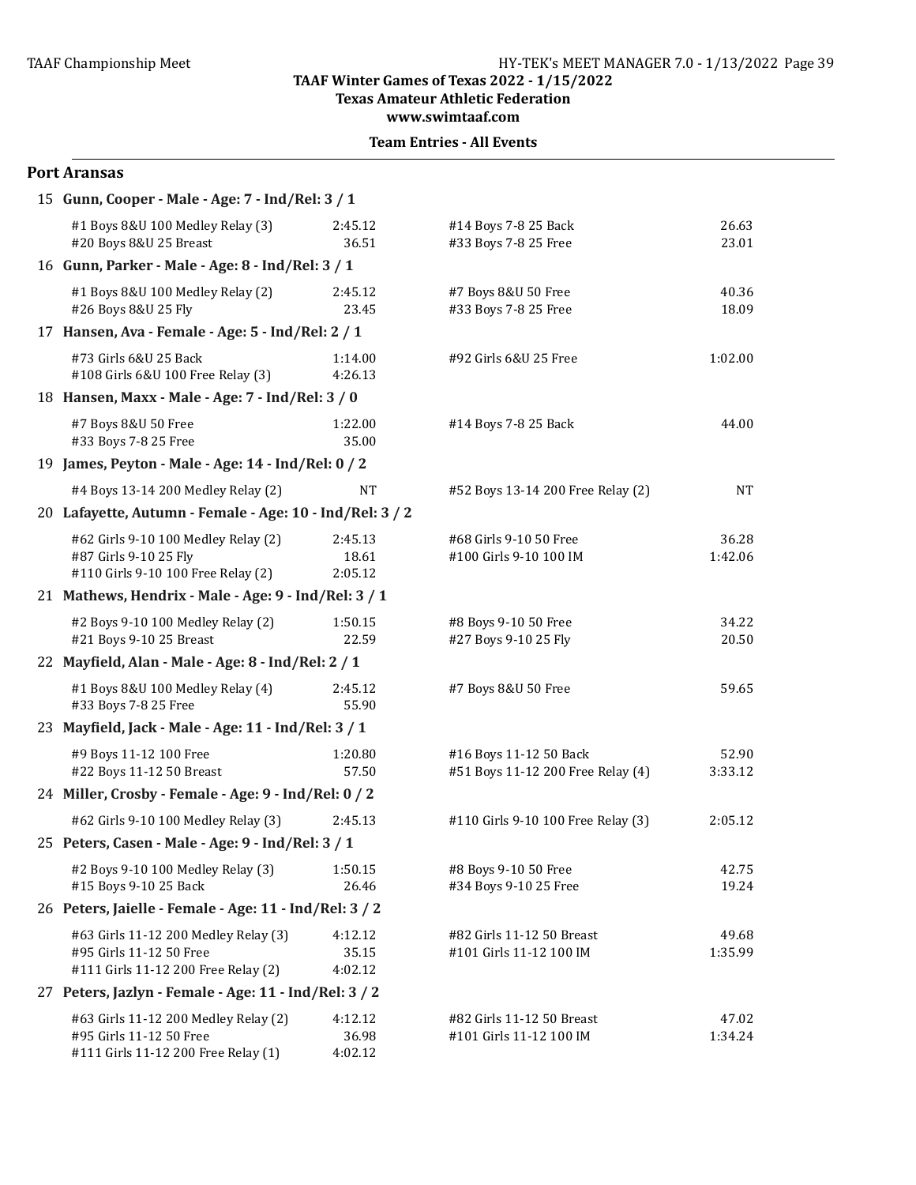**TAAF Winter Games of Texas 2022 - 1/15/2022**
**Texas Amateur Athletic Federation**
**www.swimtaaf.com**

**Team Entries - All Events**

## Port Aransas

### 15 Gunn, Cooper - Male - Age: 7 - Ind/Rel: 3 / 1

| Event | Time | Event | Time |
|---|---|---|---|
| #1 Boys 8&U 100 Medley Relay (3) | 2:45.12 | #14 Boys 7-8 25 Back | 26.63 |
| #20 Boys 8&U 25 Breast | 36.51 | #33 Boys 7-8 25 Free | 23.01 |

### 16 Gunn, Parker - Male - Age: 8 - Ind/Rel: 3 / 1

| Event | Time | Event | Time |
|---|---|---|---|
| #1 Boys 8&U 100 Medley Relay (2) | 2:45.12 | #7 Boys 8&U 50 Free | 40.36 |
| #26 Boys 8&U 25 Fly | 23.45 | #33 Boys 7-8 25 Free | 18.09 |

### 17 Hansen, Ava - Female - Age: 5 - Ind/Rel: 2 / 1

| Event | Time | Event | Time |
|---|---|---|---|
| #73 Girls 6&U 25 Back | 1:14.00 | #92 Girls 6&U 25 Free | 1:02.00 |
| #108 Girls 6&U 100 Free Relay (3) | 4:26.13 | | |

### 18 Hansen, Maxx - Male - Age: 7 - Ind/Rel: 3 / 0

| Event | Time | Event | Time |
|---|---|---|---|
| #7 Boys 8&U 50 Free | 1:22.00 | #14 Boys 7-8 25 Back | 44.00 |
| #33 Boys 7-8 25 Free | 35.00 | | |

### 19 James, Peyton - Male - Age: 14 - Ind/Rel: 0 / 2

| Event | Time | Event | Time |
|---|---|---|---|
| #4 Boys 13-14 200 Medley Relay (2) | NT | #52 Boys 13-14 200 Free Relay (2) | NT |

### 20 Lafayette, Autumn - Female - Age: 10 - Ind/Rel: 3 / 2

| Event | Time | Event | Time |
|---|---|---|---|
| #62 Girls 9-10 100 Medley Relay (2) | 2:45.13 | #68 Girls 9-10 50 Free | 36.28 |
| #87 Girls 9-10 25 Fly | 18.61 | #100 Girls 9-10 100 IM | 1:42.06 |
| #110 Girls 9-10 100 Free Relay (2) | 2:05.12 | | |

### 21 Mathews, Hendrix - Male - Age: 9 - Ind/Rel: 3 / 1

| Event | Time | Event | Time |
|---|---|---|---|
| #2 Boys 9-10 100 Medley Relay (2) | 1:50.15 | #8 Boys 9-10 50 Free | 34.22 |
| #21 Boys 9-10 25 Breast | 22.59 | #27 Boys 9-10 25 Fly | 20.50 |

### 22 Mayfield, Alan - Male - Age: 8 - Ind/Rel: 2 / 1

| Event | Time | Event | Time |
|---|---|---|---|
| #1 Boys 8&U 100 Medley Relay (4) | 2:45.12 | #7 Boys 8&U 50 Free | 59.65 |
| #33 Boys 7-8 25 Free | 55.90 | | |

### 23 Mayfield, Jack - Male - Age: 11 - Ind/Rel: 3 / 1

| Event | Time | Event | Time |
|---|---|---|---|
| #9 Boys 11-12 100 Free | 1:20.80 | #16 Boys 11-12 50 Back | 52.90 |
| #22 Boys 11-12 50 Breast | 57.50 | #51 Boys 11-12 200 Free Relay (4) | 3:33.12 |

### 24 Miller, Crosby - Female - Age: 9 - Ind/Rel: 0 / 2

| Event | Time | Event | Time |
|---|---|---|---|
| #62 Girls 9-10 100 Medley Relay (3) | 2:45.13 | #110 Girls 9-10 100 Free Relay (3) | 2:05.12 |

### 25 Peters, Casen - Male - Age: 9 - Ind/Rel: 3 / 1

| Event | Time | Event | Time |
|---|---|---|---|
| #2 Boys 9-10 100 Medley Relay (3) | 1:50.15 | #8 Boys 9-10 50 Free | 42.75 |
| #15 Boys 9-10 25 Back | 26.46 | #34 Boys 9-10 25 Free | 19.24 |

### 26 Peters, Jaielle - Female - Age: 11 - Ind/Rel: 3 / 2

| Event | Time | Event | Time |
|---|---|---|---|
| #63 Girls 11-12 200 Medley Relay (3) | 4:12.12 | #82 Girls 11-12 50 Breast | 49.68 |
| #95 Girls 11-12 50 Free | 35.15 | #101 Girls 11-12 100 IM | 1:35.99 |
| #111 Girls 11-12 200 Free Relay (2) | 4:02.12 | | |

### 27 Peters, Jazlyn - Female - Age: 11 - Ind/Rel: 3 / 2

| Event | Time | Event | Time |
|---|---|---|---|
| #63 Girls 11-12 200 Medley Relay (2) | 4:12.12 | #82 Girls 11-12 50 Breast | 47.02 |
| #95 Girls 11-12 50 Free | 36.98 | #101 Girls 11-12 100 IM | 1:34.24 |
| #111 Girls 11-12 200 Free Relay (1) | 4:02.12 | | |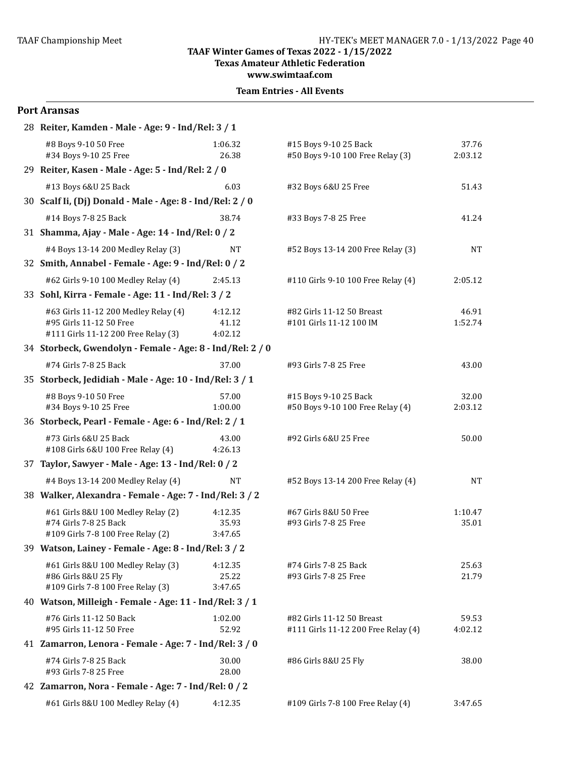TAAF Winter Games of Texas 2022 - 1/15/2022
Texas Amateur Athletic Federation
www.swimtaaf.com

**Team Entries - All Events**

## Port Aransas

**28 Reiter, Kamden - Male - Age: 9 - Ind/Rel: 3 / 1**

| Event | Time | Event | Time |
|---|---|---|---|
| #8 Boys 9-10 50 Free | 1:06.32 | #15 Boys 9-10 25 Back | 37.76 |
| #34 Boys 9-10 25 Free | 26.38 | #50 Boys 9-10 100 Free Relay (3) | 2:03.12 |

**29 Reiter, Kasen - Male - Age: 5 - Ind/Rel: 2 / 0**

| Event | Time | Event | Time |
|---|---|---|---|
| #13 Boys 6&U 25 Back | 6.03 | #32 Boys 6&U 25 Free | 51.43 |

**30 Scalf Ii, (Dj) Donald - Male - Age: 8 - Ind/Rel: 2 / 0**

| Event | Time | Event | Time |
|---|---|---|---|
| #14 Boys 7-8 25 Back | 38.74 | #33 Boys 7-8 25 Free | 41.24 |

**31 Shamma, Ajay - Male - Age: 14 - Ind/Rel: 0 / 2**

| Event | Time | Event | Time |
|---|---|---|---|
| #4 Boys 13-14 200 Medley Relay (3) | NT | #52 Boys 13-14 200 Free Relay (3) | NT |

**32 Smith, Annabel - Female - Age: 9 - Ind/Rel: 0 / 2**

| Event | Time | Event | Time |
|---|---|---|---|
| #62 Girls 9-10 100 Medley Relay (4) | 2:45.13 | #110 Girls 9-10 100 Free Relay (4) | 2:05.12 |

**33 Sohl, Kirra - Female - Age: 11 - Ind/Rel: 3 / 2**

| Event | Time | Event | Time |
|---|---|---|---|
| #63 Girls 11-12 200 Medley Relay (4) | 4:12.12 | #82 Girls 11-12 50 Breast | 46.91 |
| #95 Girls 11-12 50 Free | 41.12 | #101 Girls 11-12 100 IM | 1:52.74 |
| #111 Girls 11-12 200 Free Relay (3) | 4:02.12 | | |

**34 Storbeck, Gwendolyn - Female - Age: 8 - Ind/Rel: 2 / 0**

| Event | Time | Event | Time |
|---|---|---|---|
| #74 Girls 7-8 25 Back | 37.00 | #93 Girls 7-8 25 Free | 43.00 |

**35 Storbeck, Jedidiah - Male - Age: 10 - Ind/Rel: 3 / 1**

| Event | Time | Event | Time |
|---|---|---|---|
| #8 Boys 9-10 50 Free | 57.00 | #15 Boys 9-10 25 Back | 32.00 |
| #34 Boys 9-10 25 Free | 1:00.00 | #50 Boys 9-10 100 Free Relay (4) | 2:03.12 |

**36 Storbeck, Pearl - Female - Age: 6 - Ind/Rel: 2 / 1**

| Event | Time | Event | Time |
|---|---|---|---|
| #73 Girls 6&U 25 Back | 43.00 | #92 Girls 6&U 25 Free | 50.00 |
| #108 Girls 6&U 100 Free Relay (4) | 4:26.13 | | |

**37 Taylor, Sawyer - Male - Age: 13 - Ind/Rel: 0 / 2**

| Event | Time | Event | Time |
|---|---|---|---|
| #4 Boys 13-14 200 Medley Relay (4) | NT | #52 Boys 13-14 200 Free Relay (4) | NT |

**38 Walker, Alexandra - Female - Age: 7 - Ind/Rel: 3 / 2**

| Event | Time | Event | Time |
|---|---|---|---|
| #61 Girls 8&U 100 Medley Relay (2) | 4:12.35 | #67 Girls 8&U 50 Free | 1:10.47 |
| #74 Girls 7-8 25 Back | 35.93 | #93 Girls 7-8 25 Free | 35.01 |
| #109 Girls 7-8 100 Free Relay (2) | 3:47.65 | | |

**39 Watson, Lainey - Female - Age: 8 - Ind/Rel: 3 / 2**

| Event | Time | Event | Time |
|---|---|---|---|
| #61 Girls 8&U 100 Medley Relay (3) | 4:12.35 | #74 Girls 7-8 25 Back | 25.63 |
| #86 Girls 8&U 25 Fly | 25.22 | #93 Girls 7-8 25 Free | 21.79 |
| #109 Girls 7-8 100 Free Relay (3) | 3:47.65 | | |

**40 Watson, Milleigh - Female - Age: 11 - Ind/Rel: 3 / 1**

| Event | Time | Event | Time |
|---|---|---|---|
| #76 Girls 11-12 50 Back | 1:02.00 | #82 Girls 11-12 50 Breast | 59.53 |
| #95 Girls 11-12 50 Free | 52.92 | #111 Girls 11-12 200 Free Relay (4) | 4:02.12 |

**41 Zamarron, Lenora - Female - Age: 7 - Ind/Rel: 3 / 0**

| Event | Time | Event | Time |
|---|---|---|---|
| #74 Girls 7-8 25 Back | 30.00 | #86 Girls 8&U 25 Fly | 38.00 |
| #93 Girls 7-8 25 Free | 28.00 | | |

**42 Zamarron, Nora - Female - Age: 7 - Ind/Rel: 0 / 2**

| Event | Time | Event | Time |
|---|---|---|---|
| #61 Girls 8&U 100 Medley Relay (4) | 4:12.35 | #109 Girls 7-8 100 Free Relay (4) | 3:47.65 |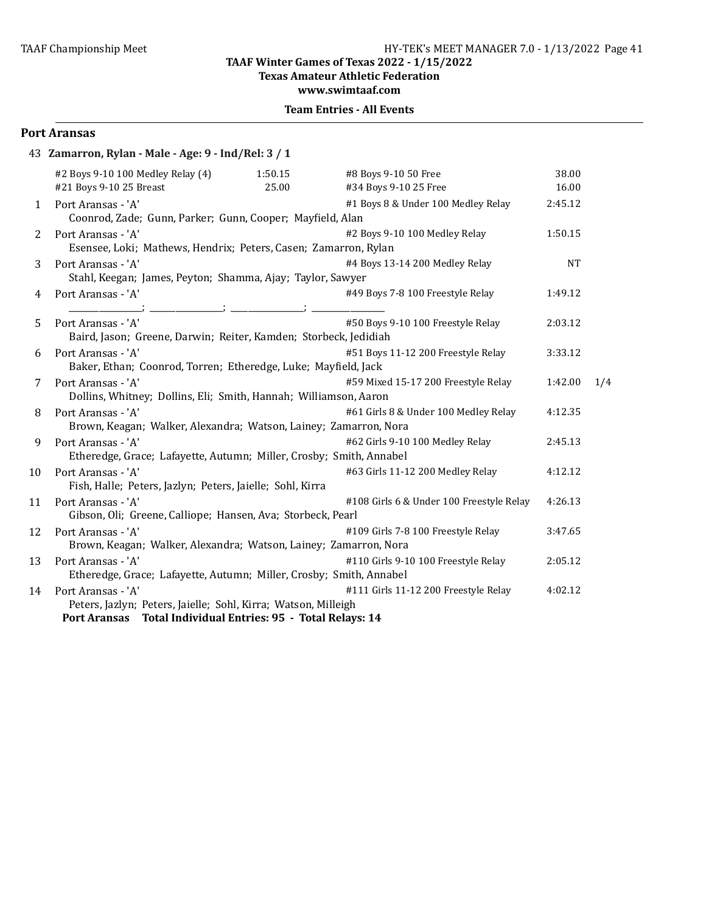**TAAF Winter Games of Texas 2022 - 1/15/2022**
**Texas Amateur Athletic Federation**
**www.swimtaaf.com**

**Team Entries - All Events**

## Port Aransas

**43 Zamarron, Rylan - Male - Age: 9 - Ind/Rel: 3 / 1**

| Event | Time | Event | Time |
|---|---|---|---|
| #2 Boys 9-10 100 Medley Relay (4) | 1:50.15 | #8 Boys 9-10 50 Free | 38.00 |
| #21 Boys 9-10 25 Breast | 25.00 | #34 Boys 9-10 25 Free | 16.00 |

| # | Team | Event | Time | |
|---|---|---|---|---|
| 1 | Port Aransas - 'A'<br>Coonrod, Zade; Gunn, Parker; Gunn, Cooper; Mayfield, Alan | #1 Boys 8 & Under 100 Medley Relay | 2:45.12 | |
| 2 | Port Aransas - 'A'<br>Esensee, Loki; Mathews, Hendrix; Peters, Casen; Zamarron, Rylan | #2 Boys 9-10 100 Medley Relay | 1:50.15 | |
| 3 | Port Aransas - 'A'<br>Stahl, Keegan; James, Peyton; Shamma, Ajay; Taylor, Sawyer | #4 Boys 13-14 200 Medley Relay | NT | |
| 4 | Port Aransas - 'A'<br>________________; ________________; ________________; ________________ | #49 Boys 7-8 100 Freestyle Relay | 1:49.12 | |
| 5 | Port Aransas - 'A'<br>Baird, Jason; Greene, Darwin; Reiter, Kamden; Storbeck, Jedidiah | #50 Boys 9-10 100 Freestyle Relay | 2:03.12 | |
| 6 | Port Aransas - 'A'<br>Baker, Ethan; Coonrod, Torren; Etheredge, Luke; Mayfield, Jack | #51 Boys 11-12 200 Freestyle Relay | 3:33.12 | |
| 7 | Port Aransas - 'A'<br>Dollins, Whitney; Dollins, Eli; Smith, Hannah; Williamson, Aaron | #59 Mixed 15-17 200 Freestyle Relay | 1:42.00 | 1/4 |
| 8 | Port Aransas - 'A'<br>Brown, Keagan; Walker, Alexandra; Watson, Lainey; Zamarron, Nora | #61 Girls 8 & Under 100 Medley Relay | 4:12.35 | |
| 9 | Port Aransas - 'A'<br>Etheredge, Grace; Lafayette, Autumn; Miller, Crosby; Smith, Annabel | #62 Girls 9-10 100 Medley Relay | 2:45.13 | |
| 10 | Port Aransas - 'A'<br>Fish, Halle; Peters, Jazlyn; Peters, Jaielle; Sohl, Kirra | #63 Girls 11-12 200 Medley Relay | 4:12.12 | |
| 11 | Port Aransas - 'A'<br>Gibson, Oli; Greene, Calliope; Hansen, Ava; Storbeck, Pearl | #108 Girls 6 & Under 100 Freestyle Relay | 4:26.13 | |
| 12 | Port Aransas - 'A'<br>Brown, Keagan; Walker, Alexandra; Watson, Lainey; Zamarron, Nora | #109 Girls 7-8 100 Freestyle Relay | 3:47.65 | |
| 13 | Port Aransas - 'A'<br>Etheredge, Grace; Lafayette, Autumn; Miller, Crosby; Smith, Annabel | #110 Girls 9-10 100 Freestyle Relay | 2:05.12 | |
| 14 | Port Aransas - 'A'<br>Peters, Jazlyn; Peters, Jaielle; Sohl, Kirra; Watson, Milleigh | #111 Girls 11-12 200 Freestyle Relay | 4:02.12 | |

**Port Aransas Total Individual Entries: 95 - Total Relays: 14**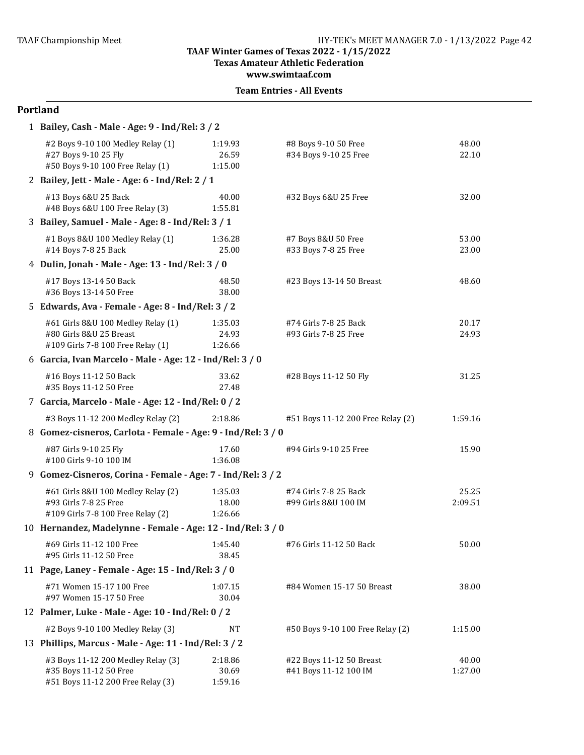TAAF Winter Games of Texas 2022 - 1/15/2022
Texas Amateur Athletic Federation
www.swimtaaf.com

**Team Entries - All Events**

## Portland

**1 Bailey, Cash - Male - Age: 9 - Ind/Rel: 3 / 2**

| Event | Time | Event | Time |
|---|---|---|---|
| #2 Boys 9-10 100 Medley Relay (1) | 1:19.93 | #8 Boys 9-10 50 Free | 48.00 |
| #27 Boys 9-10 25 Fly | 26.59 | #34 Boys 9-10 25 Free | 22.10 |
| #50 Boys 9-10 100 Free Relay (1) | 1:15.00 | | |

**2 Bailey, Jett - Male - Age: 6 - Ind/Rel: 2 / 1**

| Event | Time | Event | Time |
|---|---|---|---|
| #13 Boys 6&U 25 Back | 40.00 | #32 Boys 6&U 25 Free | 32.00 |
| #48 Boys 6&U 100 Free Relay (3) | 1:55.81 | | |

**3 Bailey, Samuel - Male - Age: 8 - Ind/Rel: 3 / 1**

| Event | Time | Event | Time |
|---|---|---|---|
| #1 Boys 8&U 100 Medley Relay (1) | 1:36.28 | #7 Boys 8&U 50 Free | 53.00 |
| #14 Boys 7-8 25 Back | 25.00 | #33 Boys 7-8 25 Free | 23.00 |

**4 Dulin, Jonah - Male - Age: 13 - Ind/Rel: 3 / 0**

| Event | Time | Event | Time |
|---|---|---|---|
| #17 Boys 13-14 50 Back | 48.50 | #23 Boys 13-14 50 Breast | 48.60 |
| #36 Boys 13-14 50 Free | 38.00 | | |

**5 Edwards, Ava - Female - Age: 8 - Ind/Rel: 3 / 2**

| Event | Time | Event | Time |
|---|---|---|---|
| #61 Girls 8&U 100 Medley Relay (1) | 1:35.03 | #74 Girls 7-8 25 Back | 20.17 |
| #80 Girls 8&U 25 Breast | 24.93 | #93 Girls 7-8 25 Free | 24.93 |
| #109 Girls 7-8 100 Free Relay (1) | 1:26.66 | | |

**6 Garcia, Ivan Marcelo - Male - Age: 12 - Ind/Rel: 3 / 0**

| Event | Time | Event | Time |
|---|---|---|---|
| #16 Boys 11-12 50 Back | 33.62 | #28 Boys 11-12 50 Fly | 31.25 |
| #35 Boys 11-12 50 Free | 27.48 | | |

**7 Garcia, Marcelo - Male - Age: 12 - Ind/Rel: 0 / 2**

| Event | Time | Event | Time |
|---|---|---|---|
| #3 Boys 11-12 200 Medley Relay (2) | 2:18.86 | #51 Boys 11-12 200 Free Relay (2) | 1:59.16 |

**8 Gomez-cisneros, Carlota - Female - Age: 9 - Ind/Rel: 3 / 0**

| Event | Time | Event | Time |
|---|---|---|---|
| #87 Girls 9-10 25 Fly | 17.60 | #94 Girls 9-10 25 Free | 15.90 |
| #100 Girls 9-10 100 IM | 1:36.08 | | |

**9 Gomez-Cisneros, Corina - Female - Age: 7 - Ind/Rel: 3 / 2**

| Event | Time | Event | Time |
|---|---|---|---|
| #61 Girls 8&U 100 Medley Relay (2) | 1:35.03 | #74 Girls 7-8 25 Back | 25.25 |
| #93 Girls 7-8 25 Free | 18.00 | #99 Girls 8&U 100 IM | 2:09.51 |
| #109 Girls 7-8 100 Free Relay (2) | 1:26.66 | | |

**10 Hernandez, Madelynne - Female - Age: 12 - Ind/Rel: 3 / 0**

| Event | Time | Event | Time |
|---|---|---|---|
| #69 Girls 11-12 100 Free | 1:45.40 | #76 Girls 11-12 50 Back | 50.00 |
| #95 Girls 11-12 50 Free | 38.45 | | |

**11 Page, Laney - Female - Age: 15 - Ind/Rel: 3 / 0**

| Event | Time | Event | Time |
|---|---|---|---|
| #71 Women 15-17 100 Free | 1:07.15 | #84 Women 15-17 50 Breast | 38.00 |
| #97 Women 15-17 50 Free | 30.04 | | |

**12 Palmer, Luke - Male - Age: 10 - Ind/Rel: 0 / 2**

| Event | Time | Event | Time |
|---|---|---|---|
| #2 Boys 9-10 100 Medley Relay (3) | NT | #50 Boys 9-10 100 Free Relay (2) | 1:15.00 |

**13 Phillips, Marcus - Male - Age: 11 - Ind/Rel: 3 / 2**

| Event | Time | Event | Time |
|---|---|---|---|
| #3 Boys 11-12 200 Medley Relay (3) | 2:18.86 | #22 Boys 11-12 50 Breast | 40.00 |
| #35 Boys 11-12 50 Free | 30.69 | #41 Boys 11-12 100 IM | 1:27.00 |
| #51 Boys 11-12 200 Free Relay (3) | 1:59.16 | | |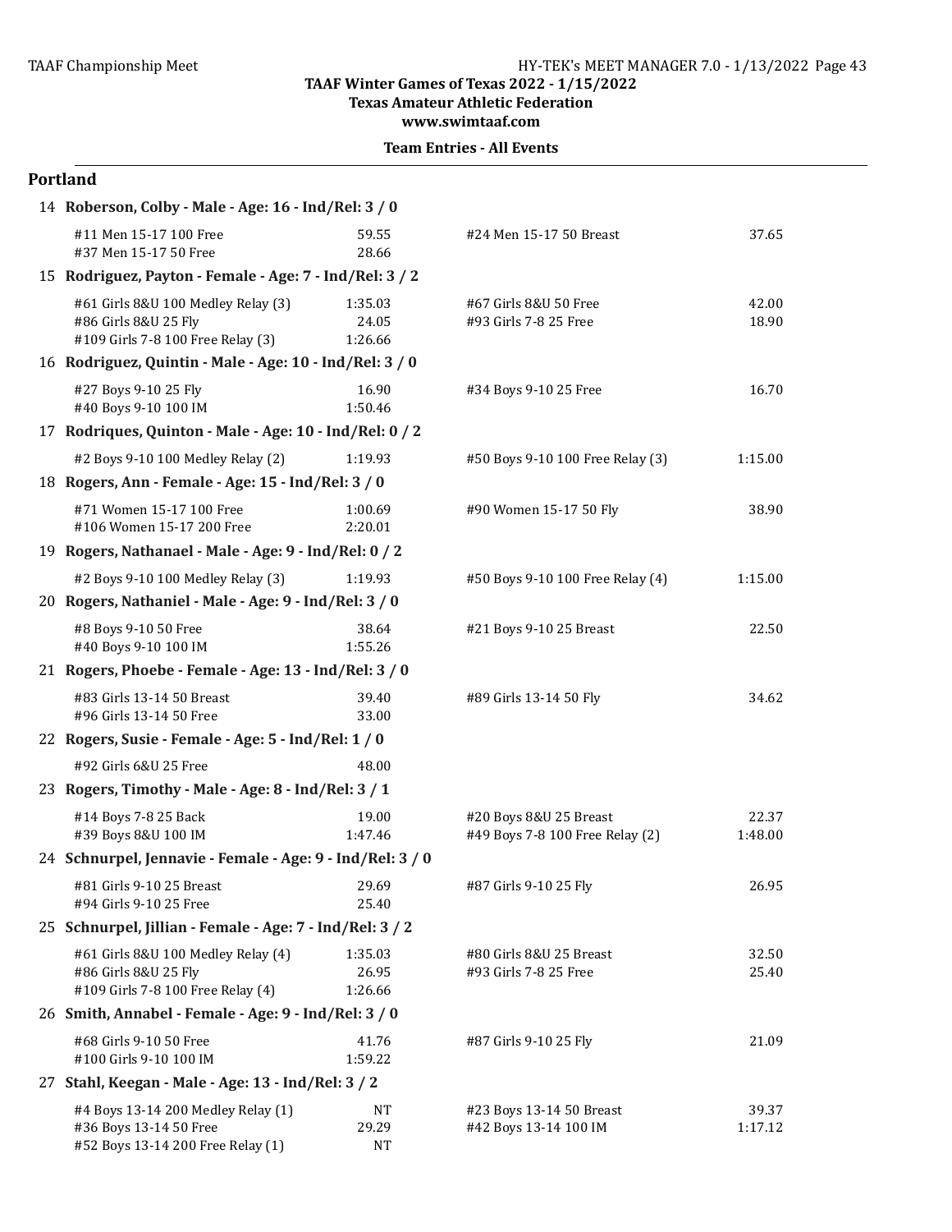TAAF Winter Games of Texas 2022 - 1/15/2022
Texas Amateur Athletic Federation
www.swimtaaf.com

**Team Entries - All Events**

## Portland

**14 Roberson, Colby - Male - Age: 16 - Ind/Rel: 3 / 0**

| Event | Time | Event | Time |
|---|---|---|---|
| #11 Men 15-17 100 Free | 59.55 | #24 Men 15-17 50 Breast | 37.65 |
| #37 Men 15-17 50 Free | 28.66 | | |

**15 Rodriguez, Payton - Female - Age: 7 - Ind/Rel: 3 / 2**

| Event | Time | Event | Time |
|---|---|---|---|
| #61 Girls 8&U 100 Medley Relay (3) | 1:35.03 | #67 Girls 8&U 50 Free | 42.00 |
| #86 Girls 8&U 25 Fly | 24.05 | #93 Girls 7-8 25 Free | 18.90 |
| #109 Girls 7-8 100 Free Relay (3) | 1:26.66 | | |

**16 Rodriguez, Quintin - Male - Age: 10 - Ind/Rel: 3 / 0**

| Event | Time | Event | Time |
|---|---|---|---|
| #27 Boys 9-10 25 Fly | 16.90 | #34 Boys 9-10 25 Free | 16.70 |
| #40 Boys 9-10 100 IM | 1:50.46 | | |

**17 Rodriques, Quinton - Male - Age: 10 - Ind/Rel: 0 / 2**

| Event | Time | Event | Time |
|---|---|---|---|
| #2 Boys 9-10 100 Medley Relay (2) | 1:19.93 | #50 Boys 9-10 100 Free Relay (3) | 1:15.00 |

**18 Rogers, Ann - Female - Age: 15 - Ind/Rel: 3 / 0**

| Event | Time | Event | Time |
|---|---|---|---|
| #71 Women 15-17 100 Free | 1:00.69 | #90 Women 15-17 50 Fly | 38.90 |
| #106 Women 15-17 200 Free | 2:20.01 | | |

**19 Rogers, Nathanael - Male - Age: 9 - Ind/Rel: 0 / 2**

| Event | Time | Event | Time |
|---|---|---|---|
| #2 Boys 9-10 100 Medley Relay (3) | 1:19.93 | #50 Boys 9-10 100 Free Relay (4) | 1:15.00 |

**20 Rogers, Nathaniel - Male - Age: 9 - Ind/Rel: 3 / 0**

| Event | Time | Event | Time |
|---|---|---|---|
| #8 Boys 9-10 50 Free | 38.64 | #21 Boys 9-10 25 Breast | 22.50 |
| #40 Boys 9-10 100 IM | 1:55.26 | | |

**21 Rogers, Phoebe - Female - Age: 13 - Ind/Rel: 3 / 0**

| Event | Time | Event | Time |
|---|---|---|---|
| #83 Girls 13-14 50 Breast | 39.40 | #89 Girls 13-14 50 Fly | 34.62 |
| #96 Girls 13-14 50 Free | 33.00 | | |

**22 Rogers, Susie - Female - Age: 5 - Ind/Rel: 1 / 0**

| Event | Time |
|---|---|
| #92 Girls 6&U 25 Free | 48.00 |

**23 Rogers, Timothy - Male - Age: 8 - Ind/Rel: 3 / 1**

| Event | Time | Event | Time |
|---|---|---|---|
| #14 Boys 7-8 25 Back | 19.00 | #20 Boys 8&U 25 Breast | 22.37 |
| #39 Boys 8&U 100 IM | 1:47.46 | #49 Boys 7-8 100 Free Relay (2) | 1:48.00 |

**24 Schnurpel, Jennavie - Female - Age: 9 - Ind/Rel: 3 / 0**

| Event | Time | Event | Time |
|---|---|---|---|
| #81 Girls 9-10 25 Breast | 29.69 | #87 Girls 9-10 25 Fly | 26.95 |
| #94 Girls 9-10 25 Free | 25.40 | | |

**25 Schnurpel, Jillian - Female - Age: 7 - Ind/Rel: 3 / 2**

| Event | Time | Event | Time |
|---|---|---|---|
| #61 Girls 8&U 100 Medley Relay (4) | 1:35.03 | #80 Girls 8&U 25 Breast | 32.50 |
| #86 Girls 8&U 25 Fly | 26.95 | #93 Girls 7-8 25 Free | 25.40 |
| #109 Girls 7-8 100 Free Relay (4) | 1:26.66 | | |

**26 Smith, Annabel - Female - Age: 9 - Ind/Rel: 3 / 0**

| Event | Time | Event | Time |
|---|---|---|---|
| #68 Girls 9-10 50 Free | 41.76 | #87 Girls 9-10 25 Fly | 21.09 |
| #100 Girls 9-10 100 IM | 1:59.22 | | |

**27 Stahl, Keegan - Male - Age: 13 - Ind/Rel: 3 / 2**

| Event | Time | Event | Time |
|---|---|---|---|
| #4 Boys 13-14 200 Medley Relay (1) | NT | #23 Boys 13-14 50 Breast | 39.37 |
| #36 Boys 13-14 50 Free | 29.29 | #42 Boys 13-14 100 IM | 1:17.12 |
| #52 Boys 13-14 200 Free Relay (1) | NT | | |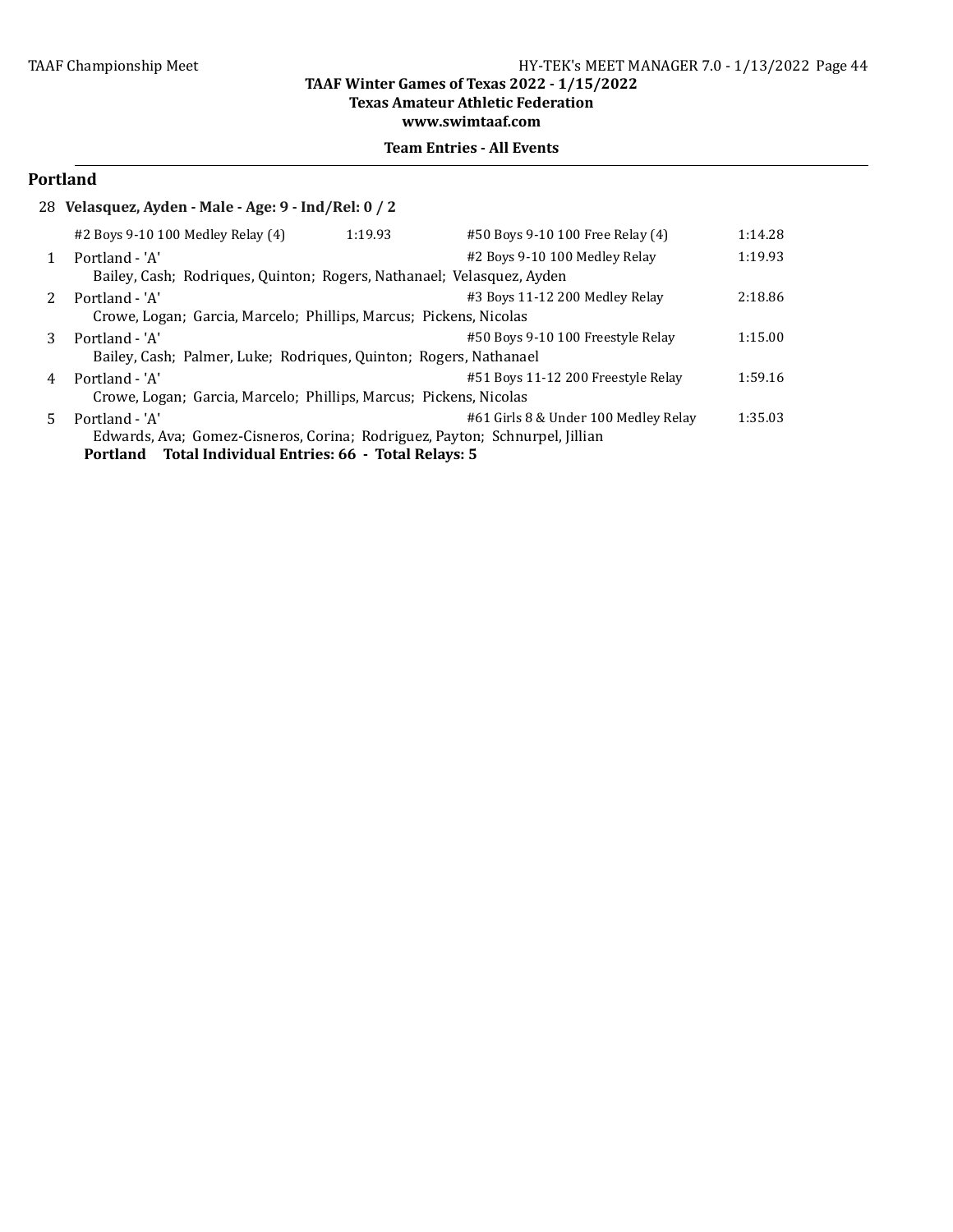**TAAF Winter Games of Texas 2022 - 1/15/2022**
**Texas Amateur Athletic Federation**
**www.swimtaaf.com**

**Team Entries - All Events**

## Portland

28 **Velasquez, Ayden - Male - Age: 9 - Ind/Rel: 0 / 2**

| | | | |
|---|---|---|---|
| #2 Boys 9-10 100 Medley Relay (4) | 1:19.93 | #50 Boys 9-10 100 Free Relay (4) | 1:14.28 |

| # | Team | Event | Time |
|---|---|---|---|
| 1 | Portland - 'A'<br>Bailey, Cash; Rodriques, Quinton; Rogers, Nathanael; Velasquez, Ayden | #2 Boys 9-10 100 Medley Relay | 1:19.93 |
| 2 | Portland - 'A'<br>Crowe, Logan; Garcia, Marcelo; Phillips, Marcus; Pickens, Nicolas | #3 Boys 11-12 200 Medley Relay | 2:18.86 |
| 3 | Portland - 'A'<br>Bailey, Cash; Palmer, Luke; Rodriques, Quinton; Rogers, Nathanael | #50 Boys 9-10 100 Freestyle Relay | 1:15.00 |
| 4 | Portland - 'A'<br>Crowe, Logan; Garcia, Marcelo; Phillips, Marcus; Pickens, Nicolas | #51 Boys 11-12 200 Freestyle Relay | 1:59.16 |
| 5 | Portland - 'A'<br>Edwards, Ava; Gomez-Cisneros, Corina; Rodriguez, Payton; Schnurpel, Jillian | #61 Girls 8 & Under 100 Medley Relay | 1:35.03 |

**Portland Total Individual Entries: 66 - Total Relays: 5**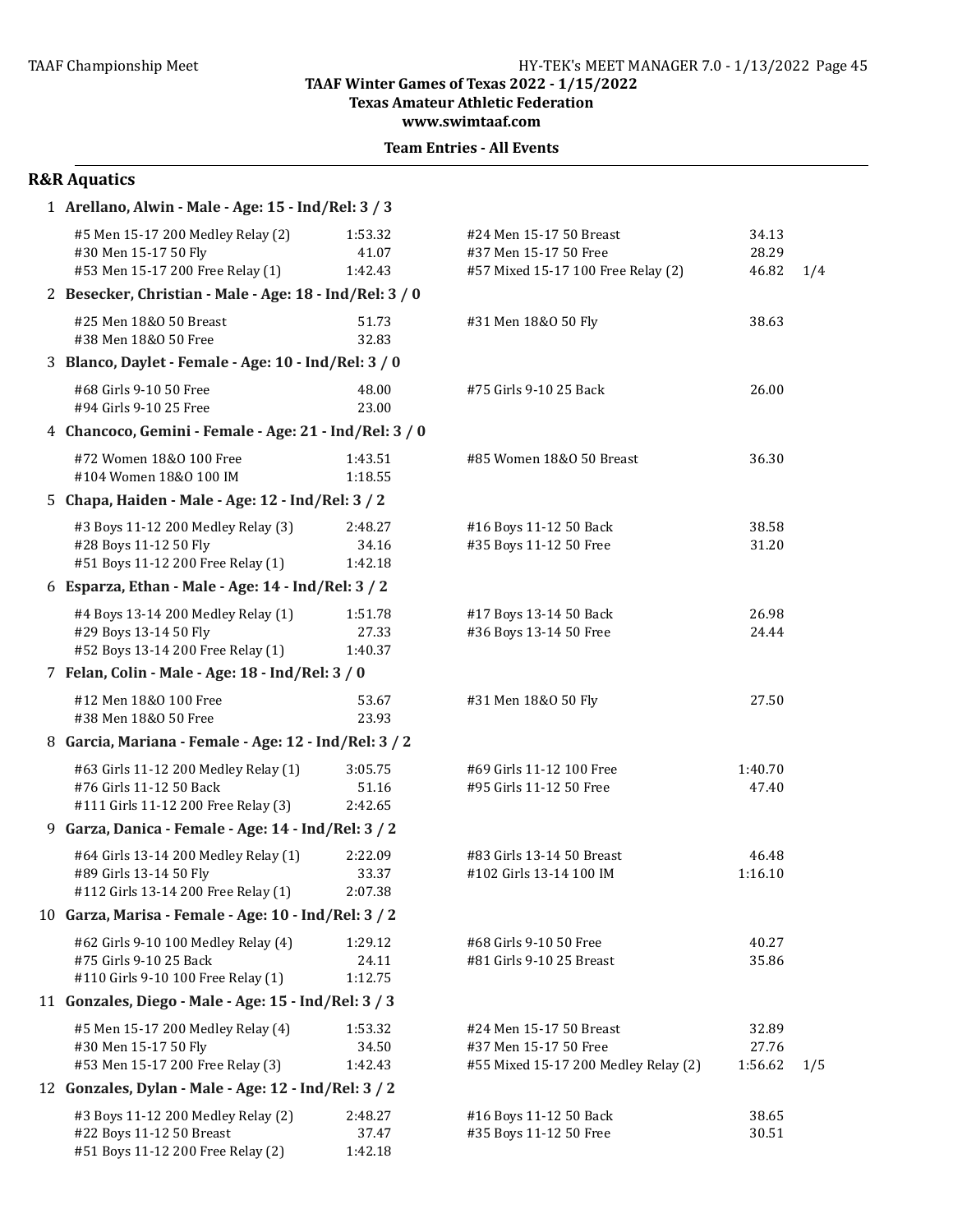**TAAF Winter Games of Texas 2022 - 1/15/2022**
**Texas Amateur Athletic Federation**
**www.swimtaaf.com**

**Team Entries - All Events**

## R&R Aquatics

**1 Arellano, Alwin - Male - Age: 15 - Ind/Rel: 3 / 3**

| | | | | |
|---|---|---|---|---|
| #5 Men 15-17 200 Medley Relay (2) | 1:53.32 | #24 Men 15-17 50 Breast | 34.13 | |
| #30 Men 15-17 50 Fly | 41.07 | #37 Men 15-17 50 Free | 28.29 | |
| #53 Men 15-17 200 Free Relay (1) | 1:42.43 | #57 Mixed 15-17 100 Free Relay (2) | 46.82 | 1/4 |

**2 Besecker, Christian - Male - Age: 18 - Ind/Rel: 3 / 0**

| | | | |
|---|---|---|---|
| #25 Men 18&O 50 Breast | 51.73 | #31 Men 18&O 50 Fly | 38.63 |
| #38 Men 18&O 50 Free | 32.83 | | |

**3 Blanco, Daylet - Female - Age: 10 - Ind/Rel: 3 / 0**

| | | | |
|---|---|---|---|
| #68 Girls 9-10 50 Free | 48.00 | #75 Girls 9-10 25 Back | 26.00 |
| #94 Girls 9-10 25 Free | 23.00 | | |

**4 Chancoco, Gemini - Female - Age: 21 - Ind/Rel: 3 / 0**

| | | | |
|---|---|---|---|
| #72 Women 18&O 100 Free | 1:43.51 | #85 Women 18&O 50 Breast | 36.30 |
| #104 Women 18&O 100 IM | 1:18.55 | | |

**5 Chapa, Haiden - Male - Age: 12 - Ind/Rel: 3 / 2**

| | | | |
|---|---|---|---|
| #3 Boys 11-12 200 Medley Relay (3) | 2:48.27 | #16 Boys 11-12 50 Back | 38.58 |
| #28 Boys 11-12 50 Fly | 34.16 | #35 Boys 11-12 50 Free | 31.20 |
| #51 Boys 11-12 200 Free Relay (1) | 1:42.18 | | |

**6 Esparza, Ethan - Male - Age: 14 - Ind/Rel: 3 / 2**

| | | | |
|---|---|---|---|
| #4 Boys 13-14 200 Medley Relay (1) | 1:51.78 | #17 Boys 13-14 50 Back | 26.98 |
| #29 Boys 13-14 50 Fly | 27.33 | #36 Boys 13-14 50 Free | 24.44 |
| #52 Boys 13-14 200 Free Relay (1) | 1:40.37 | | |

**7 Felan, Colin - Male - Age: 18 - Ind/Rel: 3 / 0**

| | | | |
|---|---|---|---|
| #12 Men 18&O 100 Free | 53.67 | #31 Men 18&O 50 Fly | 27.50 |
| #38 Men 18&O 50 Free | 23.93 | | |

**8 Garcia, Mariana - Female - Age: 12 - Ind/Rel: 3 / 2**

| | | | |
|---|---|---|---|
| #63 Girls 11-12 200 Medley Relay (1) | 3:05.75 | #69 Girls 11-12 100 Free | 1:40.70 |
| #76 Girls 11-12 50 Back | 51.16 | #95 Girls 11-12 50 Free | 47.40 |
| #111 Girls 11-12 200 Free Relay (3) | 2:42.65 | | |

**9 Garza, Danica - Female - Age: 14 - Ind/Rel: 3 / 2**

| | | | |
|---|---|---|---|
| #64 Girls 13-14 200 Medley Relay (1) | 2:22.09 | #83 Girls 13-14 50 Breast | 46.48 |
| #89 Girls 13-14 50 Fly | 33.37 | #102 Girls 13-14 100 IM | 1:16.10 |
| #112 Girls 13-14 200 Free Relay (1) | 2:07.38 | | |

**10 Garza, Marisa - Female - Age: 10 - Ind/Rel: 3 / 2**

| | | | |
|---|---|---|---|
| #62 Girls 9-10 100 Medley Relay (4) | 1:29.12 | #68 Girls 9-10 50 Free | 40.27 |
| #75 Girls 9-10 25 Back | 24.11 | #81 Girls 9-10 25 Breast | 35.86 |
| #110 Girls 9-10 100 Free Relay (1) | 1:12.75 | | |

**11 Gonzales, Diego - Male - Age: 15 - Ind/Rel: 3 / 3**

| | | | | |
|---|---|---|---|---|
| #5 Men 15-17 200 Medley Relay (4) | 1:53.32 | #24 Men 15-17 50 Breast | 32.89 | |
| #30 Men 15-17 50 Fly | 34.50 | #37 Men 15-17 50 Free | 27.76 | |
| #53 Men 15-17 200 Free Relay (3) | 1:42.43 | #55 Mixed 15-17 200 Medley Relay (2) | 1:56.62 | 1/5 |

**12 Gonzales, Dylan - Male - Age: 12 - Ind/Rel: 3 / 2**

| | | | |
|---|---|---|---|
| #3 Boys 11-12 200 Medley Relay (2) | 2:48.27 | #16 Boys 11-12 50 Back | 38.65 |
| #22 Boys 11-12 50 Breast | 37.47 | #35 Boys 11-12 50 Free | 30.51 |
| #51 Boys 11-12 200 Free Relay (2) | 1:42.18 | | |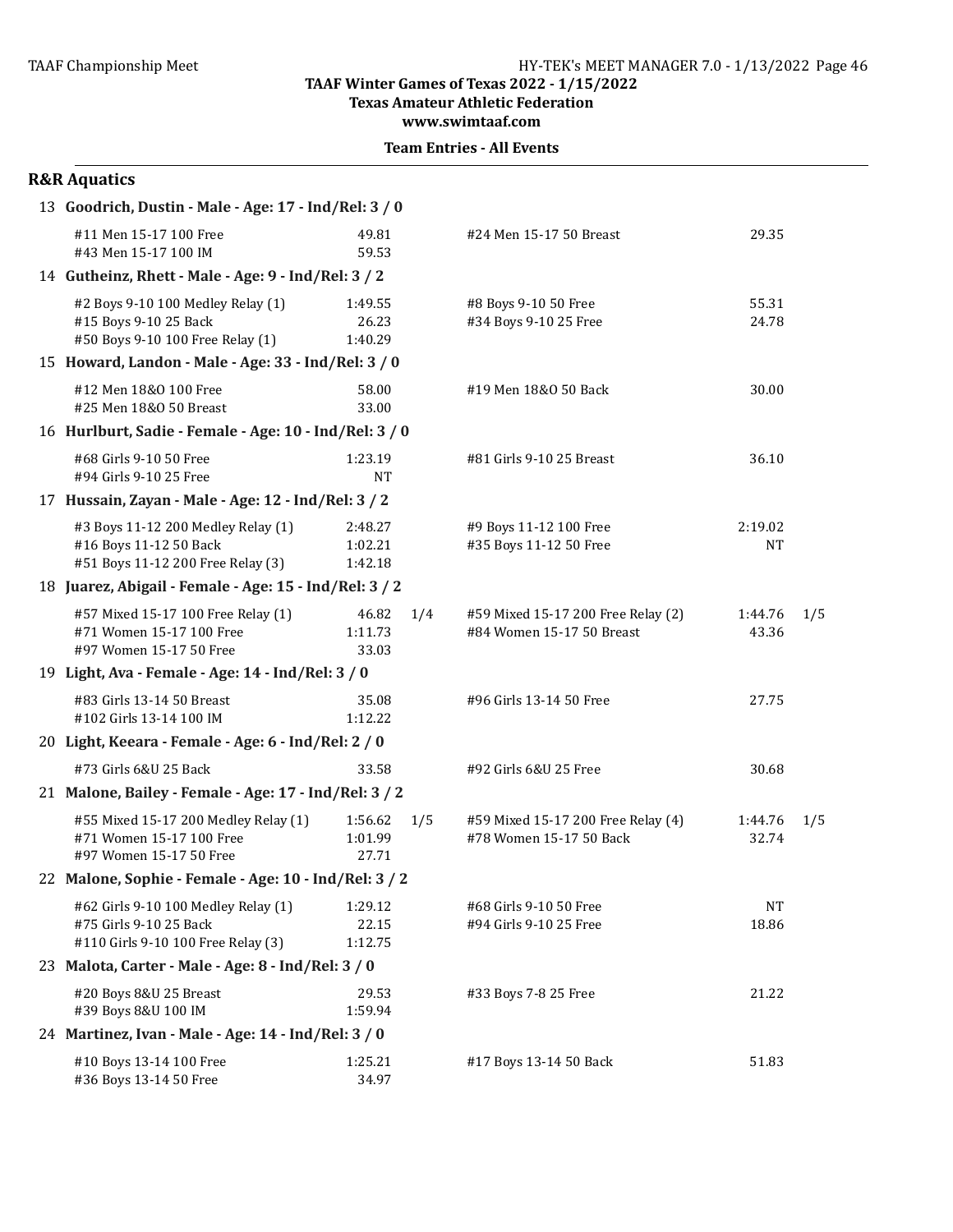TAAF Winter Games of Texas 2022 - 1/15/2022
Texas Amateur Athletic Federation
www.swimtaaf.com

**Team Entries - All Events**

## R&R Aquatics

**13 Goodrich, Dustin - Male - Age: 17 - Ind/Rel: 3 / 0**

| Event | Time | | Event | Time | |
|---|---|---|---|---|---|
| #11 Men 15-17 100 Free | 49.81 | | #24 Men 15-17 50 Breast | 29.35 | |
| #43 Men 15-17 100 IM | 59.53 | | | | |

**14 Gutheinz, Rhett - Male - Age: 9 - Ind/Rel: 3 / 2**

| Event | Time | | Event | Time | |
|---|---|---|---|---|---|
| #2 Boys 9-10 100 Medley Relay (1) | 1:49.55 | | #8 Boys 9-10 50 Free | 55.31 | |
| #15 Boys 9-10 25 Back | 26.23 | | #34 Boys 9-10 25 Free | 24.78 | |
| #50 Boys 9-10 100 Free Relay (1) | 1:40.29 | | | | |

**15 Howard, Landon - Male - Age: 33 - Ind/Rel: 3 / 0**

| Event | Time | | Event | Time | |
|---|---|---|---|---|---|
| #12 Men 18&O 100 Free | 58.00 | | #19 Men 18&O 50 Back | 30.00 | |
| #25 Men 18&O 50 Breast | 33.00 | | | | |

**16 Hurlburt, Sadie - Female - Age: 10 - Ind/Rel: 3 / 0**

| Event | Time | | Event | Time | |
|---|---|---|---|---|---|
| #68 Girls 9-10 50 Free | 1:23.19 | | #81 Girls 9-10 25 Breast | 36.10 | |
| #94 Girls 9-10 25 Free | NT | | | | |

**17 Hussain, Zayan - Male - Age: 12 - Ind/Rel: 3 / 2**

| Event | Time | | Event | Time | |
|---|---|---|---|---|---|
| #3 Boys 11-12 200 Medley Relay (1) | 2:48.27 | | #9 Boys 11-12 100 Free | 2:19.02 | |
| #16 Boys 11-12 50 Back | 1:02.21 | | #35 Boys 11-12 50 Free | NT | |
| #51 Boys 11-12 200 Free Relay (3) | 1:42.18 | | | | |

**18 Juarez, Abigail - Female - Age: 15 - Ind/Rel: 3 / 2**

| Event | Time | | Event | Time | |
|---|---|---|---|---|---|
| #57 Mixed 15-17 100 Free Relay (1) | 46.82 | 1/4 | #59 Mixed 15-17 200 Free Relay (2) | 1:44.76 | 1/5 |
| #71 Women 15-17 100 Free | 1:11.73 | | #84 Women 15-17 50 Breast | 43.36 | |
| #97 Women 15-17 50 Free | 33.03 | | | | |

**19 Light, Ava - Female - Age: 14 - Ind/Rel: 3 / 0**

| Event | Time | | Event | Time | |
|---|---|---|---|---|---|
| #83 Girls 13-14 50 Breast | 35.08 | | #96 Girls 13-14 50 Free | 27.75 | |
| #102 Girls 13-14 100 IM | 1:12.22 | | | | |

**20 Light, Keeara - Female - Age: 6 - Ind/Rel: 2 / 0**

| Event | Time | | Event | Time | |
|---|---|---|---|---|---|
| #73 Girls 6&U 25 Back | 33.58 | | #92 Girls 6&U 25 Free | 30.68 | |

**21 Malone, Bailey - Female - Age: 17 - Ind/Rel: 3 / 2**

| Event | Time | | Event | Time | |
|---|---|---|---|---|---|
| #55 Mixed 15-17 200 Medley Relay (1) | 1:56.62 | 1/5 | #59 Mixed 15-17 200 Free Relay (4) | 1:44.76 | 1/5 |
| #71 Women 15-17 100 Free | 1:01.99 | | #78 Women 15-17 50 Back | 32.74 | |
| #97 Women 15-17 50 Free | 27.71 | | | | |

**22 Malone, Sophie - Female - Age: 10 - Ind/Rel: 3 / 2**

| Event | Time | | Event | Time | |
|---|---|---|---|---|---|
| #62 Girls 9-10 100 Medley Relay (1) | 1:29.12 | | #68 Girls 9-10 50 Free | NT | |
| #75 Girls 9-10 25 Back | 22.15 | | #94 Girls 9-10 25 Free | 18.86 | |
| #110 Girls 9-10 100 Free Relay (3) | 1:12.75 | | | | |

**23 Malota, Carter - Male - Age: 8 - Ind/Rel: 3 / 0**

| Event | Time | | Event | Time | |
|---|---|---|---|---|---|
| #20 Boys 8&U 25 Breast | 29.53 | | #33 Boys 7-8 25 Free | 21.22 | |
| #39 Boys 8&U 100 IM | 1:59.94 | | | | |

**24 Martinez, Ivan - Male - Age: 14 - Ind/Rel: 3 / 0**

| Event | Time | | Event | Time | |
|---|---|---|---|---|---|
| #10 Boys 13-14 100 Free | 1:25.21 | | #17 Boys 13-14 50 Back | 51.83 | |
| #36 Boys 13-14 50 Free | 34.97 | | | | |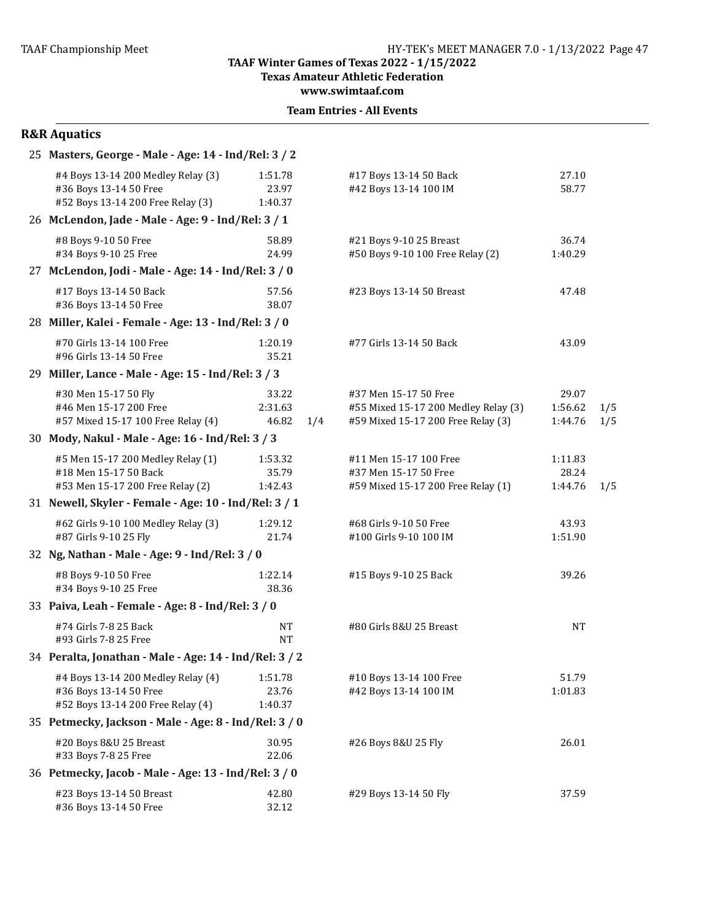**TAAF Winter Games of Texas 2022 - 1/15/2022**
**Texas Amateur Athletic Federation**
**www.swimtaaf.com**

**Team Entries - All Events**

## R&R Aquatics

### 25 Masters, George - Male - Age: 14 - Ind/Rel: 3 / 2

| Event | Time | | Event | Time | |
|---|---|---|---|---|---|
| #4 Boys 13-14 200 Medley Relay (3) | 1:51.78 | | #17 Boys 13-14 50 Back | 27.10 | |
| #36 Boys 13-14 50 Free | 23.97 | | #42 Boys 13-14 100 IM | 58.77 | |
| #52 Boys 13-14 200 Free Relay (3) | 1:40.37 | | | | |

### 26 McLendon, Jade - Male - Age: 9 - Ind/Rel: 3 / 1

| Event | Time | | Event | Time | |
|---|---|---|---|---|---|
| #8 Boys 9-10 50 Free | 58.89 | | #21 Boys 9-10 25 Breast | 36.74 | |
| #34 Boys 9-10 25 Free | 24.99 | | #50 Boys 9-10 100 Free Relay (2) | 1:40.29 | |

### 27 McLendon, Jodi - Male - Age: 14 - Ind/Rel: 3 / 0

| Event | Time | | Event | Time | |
|---|---|---|---|---|---|
| #17 Boys 13-14 50 Back | 57.56 | | #23 Boys 13-14 50 Breast | 47.48 | |
| #36 Boys 13-14 50 Free | 38.07 | | | | |

### 28 Miller, Kalei - Female - Age: 13 - Ind/Rel: 3 / 0

| Event | Time | | Event | Time | |
|---|---|---|---|---|---|
| #70 Girls 13-14 100 Free | 1:20.19 | | #77 Girls 13-14 50 Back | 43.09 | |
| #96 Girls 13-14 50 Free | 35.21 | | | | |

### 29 Miller, Lance - Male - Age: 15 - Ind/Rel: 3 / 3

| Event | Time | | Event | Time | |
|---|---|---|---|---|---|
| #30 Men 15-17 50 Fly | 33.22 | | #37 Men 15-17 50 Free | 29.07 | |
| #46 Men 15-17 200 Free | 2:31.63 | | #55 Mixed 15-17 200 Medley Relay (3) | 1:56.62 | 1/5 |
| #57 Mixed 15-17 100 Free Relay (4) | 46.82 | 1/4 | #59 Mixed 15-17 200 Free Relay (3) | 1:44.76 | 1/5 |

### 30 Mody, Nakul - Male - Age: 16 - Ind/Rel: 3 / 3

| Event | Time | | Event | Time | |
|---|---|---|---|---|---|
| #5 Men 15-17 200 Medley Relay (1) | 1:53.32 | | #11 Men 15-17 100 Free | 1:11.83 | |
| #18 Men 15-17 50 Back | 35.79 | | #37 Men 15-17 50 Free | 28.24 | |
| #53 Men 15-17 200 Free Relay (2) | 1:42.43 | | #59 Mixed 15-17 200 Free Relay (1) | 1:44.76 | 1/5 |

### 31 Newell, Skyler - Female - Age: 10 - Ind/Rel: 3 / 1

| Event | Time | | Event | Time | |
|---|---|---|---|---|---|
| #62 Girls 9-10 100 Medley Relay (3) | 1:29.12 | | #68 Girls 9-10 50 Free | 43.93 | |
| #87 Girls 9-10 25 Fly | 21.74 | | #100 Girls 9-10 100 IM | 1:51.90 | |

### 32 Ng, Nathan - Male - Age: 9 - Ind/Rel: 3 / 0

| Event | Time | | Event | Time | |
|---|---|---|---|---|---|
| #8 Boys 9-10 50 Free | 1:22.14 | | #15 Boys 9-10 25 Back | 39.26 | |
| #34 Boys 9-10 25 Free | 38.36 | | | | |

### 33 Paiva, Leah - Female - Age: 8 - Ind/Rel: 3 / 0

| Event | Time | | Event | Time | |
|---|---|---|---|---|---|
| #74 Girls 7-8 25 Back | NT | | #80 Girls 8&U 25 Breast | NT | |
| #93 Girls 7-8 25 Free | NT | | | | |

### 34 Peralta, Jonathan - Male - Age: 14 - Ind/Rel: 3 / 2

| Event | Time | | Event | Time | |
|---|---|---|---|---|---|
| #4 Boys 13-14 200 Medley Relay (4) | 1:51.78 | | #10 Boys 13-14 100 Free | 51.79 | |
| #36 Boys 13-14 50 Free | 23.76 | | #42 Boys 13-14 100 IM | 1:01.83 | |
| #52 Boys 13-14 200 Free Relay (4) | 1:40.37 | | | | |

### 35 Petmecky, Jackson - Male - Age: 8 - Ind/Rel: 3 / 0

| Event | Time | | Event | Time | |
|---|---|---|---|---|---|
| #20 Boys 8&U 25 Breast | 30.95 | | #26 Boys 8&U 25 Fly | 26.01 | |
| #33 Boys 7-8 25 Free | 22.06 | | | | |

### 36 Petmecky, Jacob - Male - Age: 13 - Ind/Rel: 3 / 0

| Event | Time | | Event | Time | |
|---|---|---|---|---|---|
| #23 Boys 13-14 50 Breast | 42.80 | | #29 Boys 13-14 50 Fly | 37.59 | |
| #36 Boys 13-14 50 Free | 32.12 | | | | |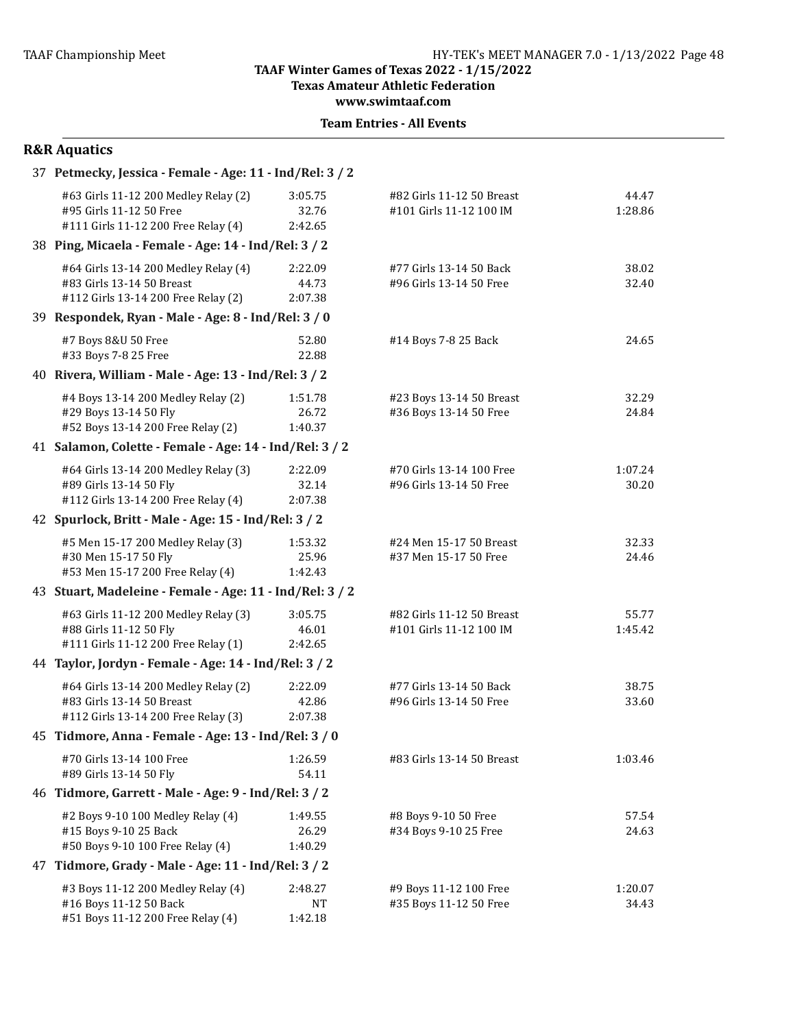**TAAF Winter Games of Texas 2022 - 1/15/2022**
**Texas Amateur Athletic Federation**
**www.swimtaaf.com**

**Team Entries - All Events**

## R&R Aquatics

**37 Petmecky, Jessica - Female - Age: 11 - Ind/Rel: 3 / 2**

| Event | Time | Event | Time |
|---|---|---|---|
| #63 Girls 11-12 200 Medley Relay (2) | 3:05.75 | #82 Girls 11-12 50 Breast | 44.47 |
| #95 Girls 11-12 50 Free | 32.76 | #101 Girls 11-12 100 IM | 1:28.86 |
| #111 Girls 11-12 200 Free Relay (4) | 2:42.65 | | |

**38 Ping, Micaela - Female - Age: 14 - Ind/Rel: 3 / 2**

| Event | Time | Event | Time |
|---|---|---|---|
| #64 Girls 13-14 200 Medley Relay (4) | 2:22.09 | #77 Girls 13-14 50 Back | 38.02 |
| #83 Girls 13-14 50 Breast | 44.73 | #96 Girls 13-14 50 Free | 32.40 |
| #112 Girls 13-14 200 Free Relay (2) | 2:07.38 | | |

**39 Respondek, Ryan - Male - Age: 8 - Ind/Rel: 3 / 0**

| Event | Time | Event | Time |
|---|---|---|---|
| #7 Boys 8&U 50 Free | 52.80 | #14 Boys 7-8 25 Back | 24.65 |
| #33 Boys 7-8 25 Free | 22.88 | | |

**40 Rivera, William - Male - Age: 13 - Ind/Rel: 3 / 2**

| Event | Time | Event | Time |
|---|---|---|---|
| #4 Boys 13-14 200 Medley Relay (2) | 1:51.78 | #23 Boys 13-14 50 Breast | 32.29 |
| #29 Boys 13-14 50 Fly | 26.72 | #36 Boys 13-14 50 Free | 24.84 |
| #52 Boys 13-14 200 Free Relay (2) | 1:40.37 | | |

**41 Salamon, Colette - Female - Age: 14 - Ind/Rel: 3 / 2**

| Event | Time | Event | Time |
|---|---|---|---|
| #64 Girls 13-14 200 Medley Relay (3) | 2:22.09 | #70 Girls 13-14 100 Free | 1:07.24 |
| #89 Girls 13-14 50 Fly | 32.14 | #96 Girls 13-14 50 Free | 30.20 |
| #112 Girls 13-14 200 Free Relay (4) | 2:07.38 | | |

**42 Spurlock, Britt - Male - Age: 15 - Ind/Rel: 3 / 2**

| Event | Time | Event | Time |
|---|---|---|---|
| #5 Men 15-17 200 Medley Relay (3) | 1:53.32 | #24 Men 15-17 50 Breast | 32.33 |
| #30 Men 15-17 50 Fly | 25.96 | #37 Men 15-17 50 Free | 24.46 |
| #53 Men 15-17 200 Free Relay (4) | 1:42.43 | | |

**43 Stuart, Madeleine - Female - Age: 11 - Ind/Rel: 3 / 2**

| Event | Time | Event | Time |
|---|---|---|---|
| #63 Girls 11-12 200 Medley Relay (3) | 3:05.75 | #82 Girls 11-12 50 Breast | 55.77 |
| #88 Girls 11-12 50 Fly | 46.01 | #101 Girls 11-12 100 IM | 1:45.42 |
| #111 Girls 11-12 200 Free Relay (1) | 2:42.65 | | |

**44 Taylor, Jordyn - Female - Age: 14 - Ind/Rel: 3 / 2**

| Event | Time | Event | Time |
|---|---|---|---|
| #64 Girls 13-14 200 Medley Relay (2) | 2:22.09 | #77 Girls 13-14 50 Back | 38.75 |
| #83 Girls 13-14 50 Breast | 42.86 | #96 Girls 13-14 50 Free | 33.60 |
| #112 Girls 13-14 200 Free Relay (3) | 2:07.38 | | |

**45 Tidmore, Anna - Female - Age: 13 - Ind/Rel: 3 / 0**

| Event | Time | Event | Time |
|---|---|---|---|
| #70 Girls 13-14 100 Free | 1:26.59 | #83 Girls 13-14 50 Breast | 1:03.46 |
| #89 Girls 13-14 50 Fly | 54.11 | | |

**46 Tidmore, Garrett - Male - Age: 9 - Ind/Rel: 3 / 2**

| Event | Time | Event | Time |
|---|---|---|---|
| #2 Boys 9-10 100 Medley Relay (4) | 1:49.55 | #8 Boys 9-10 50 Free | 57.54 |
| #15 Boys 9-10 25 Back | 26.29 | #34 Boys 9-10 25 Free | 24.63 |
| #50 Boys 9-10 100 Free Relay (4) | 1:40.29 | | |

**47 Tidmore, Grady - Male - Age: 11 - Ind/Rel: 3 / 2**

| Event | Time | Event | Time |
|---|---|---|---|
| #3 Boys 11-12 200 Medley Relay (4) | 2:48.27 | #9 Boys 11-12 100 Free | 1:20.07 |
| #16 Boys 11-12 50 Back | NT | #35 Boys 11-12 50 Free | 34.43 |
| #51 Boys 11-12 200 Free Relay (4) | 1:42.18 | | |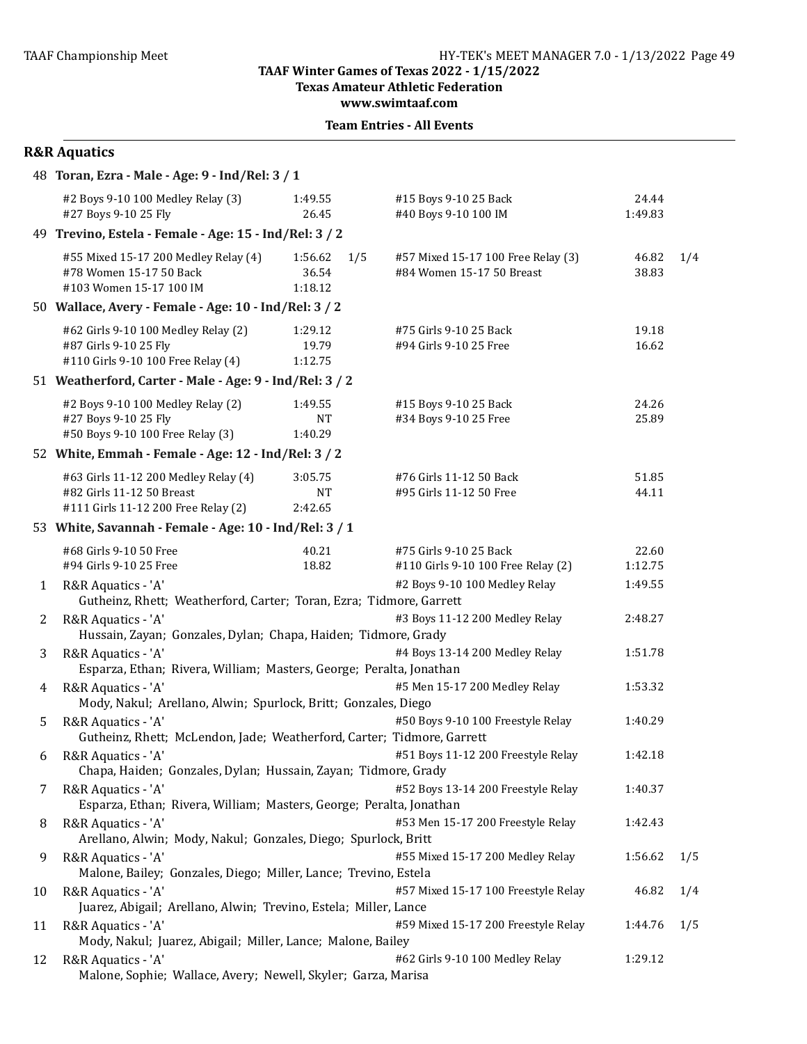TAAF Winter Games of Texas 2022 - 1/15/2022
Texas Amateur Athletic Federation
www.swimtaaf.com

**Team Entries - All Events**

## R&R Aquatics

**48 Toran, Ezra - Male - Age: 9 - Ind/Rel: 3 / 1**

| Event | Time | | Event | Time | |
|---|---|---|---|---|---|
| #2 Boys 9-10 100 Medley Relay (3) | 1:49.55 | | #15 Boys 9-10 25 Back | 24.44 | |
| #27 Boys 9-10 25 Fly | 26.45 | | #40 Boys 9-10 100 IM | 1:49.83 | |

**49 Trevino, Estela - Female - Age: 15 - Ind/Rel: 3 / 2**

| Event | Time | | Event | Time | |
|---|---|---|---|---|---|
| #55 Mixed 15-17 200 Medley Relay (4) | 1:56.62 | 1/5 | #57 Mixed 15-17 100 Free Relay (3) | 46.82 | 1/4 |
| #78 Women 15-17 50 Back | 36.54 | | #84 Women 15-17 50 Breast | 38.83 | |
| #103 Women 15-17 100 IM | 1:18.12 | | | | |

**50 Wallace, Avery - Female - Age: 10 - Ind/Rel: 3 / 2**

| Event | Time | | Event | Time | |
|---|---|---|---|---|---|
| #62 Girls 9-10 100 Medley Relay (2) | 1:29.12 | | #75 Girls 9-10 25 Back | 19.18 | |
| #87 Girls 9-10 25 Fly | 19.79 | | #94 Girls 9-10 25 Free | 16.62 | |
| #110 Girls 9-10 100 Free Relay (4) | 1:12.75 | | | | |

**51 Weatherford, Carter - Male - Age: 9 - Ind/Rel: 3 / 2**

| Event | Time | | Event | Time | |
|---|---|---|---|---|---|
| #2 Boys 9-10 100 Medley Relay (2) | 1:49.55 | | #15 Boys 9-10 25 Back | 24.26 | |
| #27 Boys 9-10 25 Fly | NT | | #34 Boys 9-10 25 Free | 25.89 | |
| #50 Boys 9-10 100 Free Relay (3) | 1:40.29 | | | | |

**52 White, Emmah - Female - Age: 12 - Ind/Rel: 3 / 2**

| Event | Time | | Event | Time | |
|---|---|---|---|---|---|
| #63 Girls 11-12 200 Medley Relay (4) | 3:05.75 | | #76 Girls 11-12 50 Back | 51.85 | |
| #82 Girls 11-12 50 Breast | NT | | #95 Girls 11-12 50 Free | 44.11 | |
| #111 Girls 11-12 200 Free Relay (2) | 2:42.65 | | | | |

**53 White, Savannah - Female - Age: 10 - Ind/Rel: 3 / 1**

| Event | Time | | Event | Time | |
|---|---|---|---|---|---|
| #68 Girls 9-10 50 Free | 40.21 | | #75 Girls 9-10 25 Back | 22.60 | |
| #94 Girls 9-10 25 Free | 18.82 | | #110 Girls 9-10 100 Free Relay (2) | 1:12.75 | |

| # | Relay | Event | Time | |
|---|---|---|---|---|
| 1 | R&R Aquatics - 'A'<br>Gutheinz, Rhett; Weatherford, Carter; Toran, Ezra; Tidmore, Garrett | #2 Boys 9-10 100 Medley Relay | 1:49.55 | |
| 2 | R&R Aquatics - 'A'<br>Hussain, Zayan; Gonzales, Dylan; Chapa, Haiden; Tidmore, Grady | #3 Boys 11-12 200 Medley Relay | 2:48.27 | |
| 3 | R&R Aquatics - 'A'<br>Esparza, Ethan; Rivera, William; Masters, George; Peralta, Jonathan | #4 Boys 13-14 200 Medley Relay | 1:51.78 | |
| 4 | R&R Aquatics - 'A'<br>Mody, Nakul; Arellano, Alwin; Spurlock, Britt; Gonzales, Diego | #5 Men 15-17 200 Medley Relay | 1:53.32 | |
| 5 | R&R Aquatics - 'A'<br>Gutheinz, Rhett; McLendon, Jade; Weatherford, Carter; Tidmore, Garrett | #50 Boys 9-10 100 Freestyle Relay | 1:40.29 | |
| 6 | R&R Aquatics - 'A'<br>Chapa, Haiden; Gonzales, Dylan; Hussain, Zayan; Tidmore, Grady | #51 Boys 11-12 200 Freestyle Relay | 1:42.18 | |
| 7 | R&R Aquatics - 'A'<br>Esparza, Ethan; Rivera, William; Masters, George; Peralta, Jonathan | #52 Boys 13-14 200 Freestyle Relay | 1:40.37 | |
| 8 | R&R Aquatics - 'A'<br>Arellano, Alwin; Mody, Nakul; Gonzales, Diego; Spurlock, Britt | #53 Men 15-17 200 Freestyle Relay | 1:42.43 | |
| 9 | R&R Aquatics - 'A'<br>Malone, Bailey; Gonzales, Diego; Miller, Lance; Trevino, Estela | #55 Mixed 15-17 200 Medley Relay | 1:56.62 | 1/5 |
| 10 | R&R Aquatics - 'A'<br>Juarez, Abigail; Arellano, Alwin; Trevino, Estela; Miller, Lance | #57 Mixed 15-17 100 Freestyle Relay | 46.82 | 1/4 |
| 11 | R&R Aquatics - 'A'<br>Mody, Nakul; Juarez, Abigail; Miller, Lance; Malone, Bailey | #59 Mixed 15-17 200 Freestyle Relay | 1:44.76 | 1/5 |
| 12 | R&R Aquatics - 'A'<br>Malone, Sophie; Wallace, Avery; Newell, Skyler; Garza, Marisa | #62 Girls 9-10 100 Medley Relay | 1:29.12 | |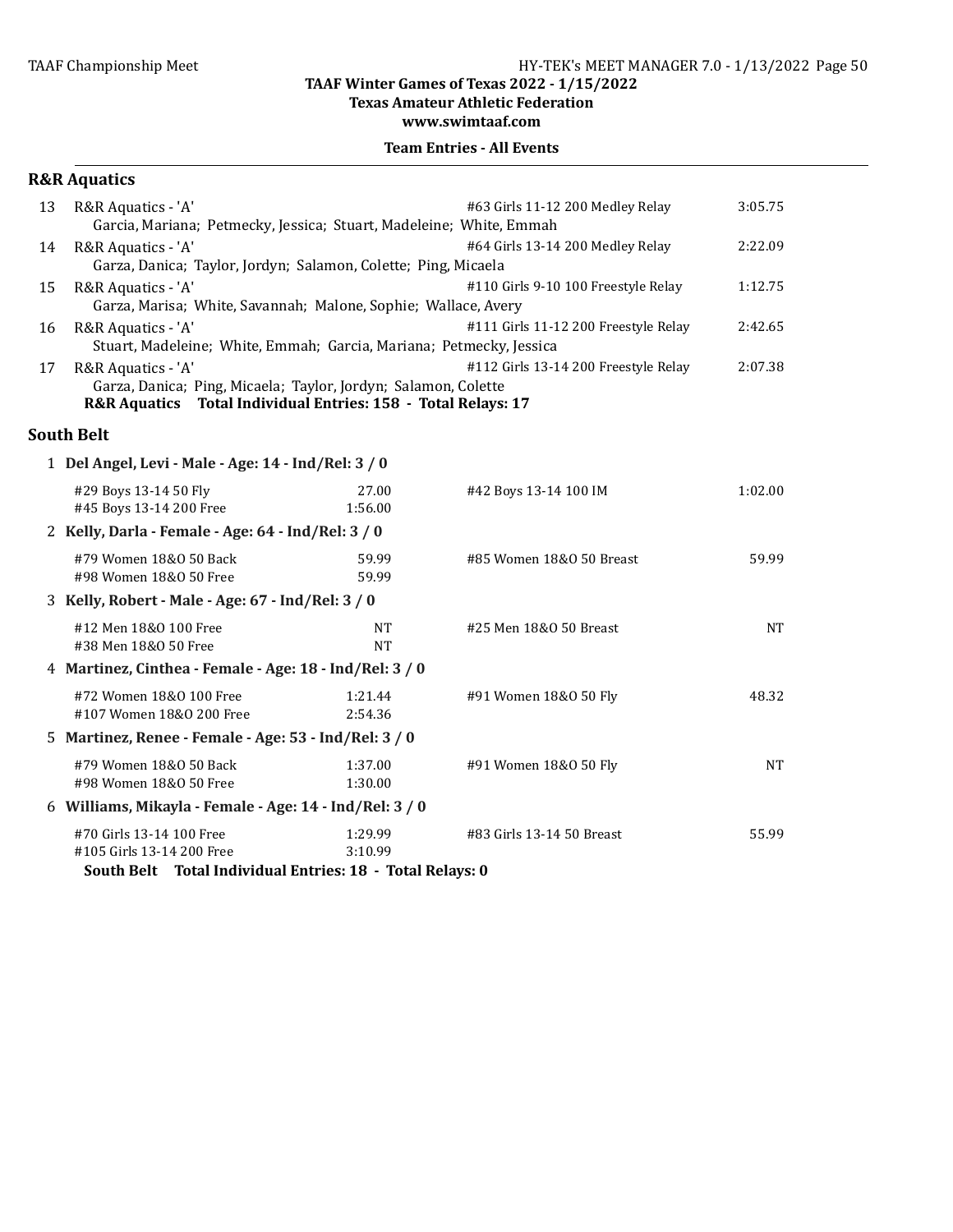TAAF Winter Games of Texas 2022 - 1/15/2022
Texas Amateur Athletic Federation
www.swimtaaf.com

**Team Entries - All Events**

## R&R Aquatics

13 R&R Aquatics - 'A' — #63 Girls 11-12 200 Medley Relay — 3:05.75
Garcia, Mariana; Petmecky, Jessica; Stuart, Madeleine; White, Emmah

14 R&R Aquatics - 'A' — #64 Girls 13-14 200 Medley Relay — 2:22.09
Garza, Danica; Taylor, Jordyn; Salamon, Colette; Ping, Micaela

15 R&R Aquatics - 'A' — #110 Girls 9-10 100 Freestyle Relay — 1:12.75
Garza, Marisa; White, Savannah; Malone, Sophie; Wallace, Avery

16 R&R Aquatics - 'A' — #111 Girls 11-12 200 Freestyle Relay — 2:42.65
Stuart, Madeleine; White, Emmah; Garcia, Mariana; Petmecky, Jessica

17 R&R Aquatics - 'A' — #112 Girls 13-14 200 Freestyle Relay — 2:07.38
Garza, Danica; Ping, Micaela; Taylor, Jordyn; Salamon, Colette

**R&R Aquatics Total Individual Entries: 158 - Total Relays: 17**

## South Belt

**1 Del Angel, Levi - Male - Age: 14 - Ind/Rel: 3 / 0**

| Event | Time | Event | Time |
|---|---|---|---|
| #29 Boys 13-14 50 Fly | 27.00 | #42 Boys 13-14 100 IM | 1:02.00 |
| #45 Boys 13-14 200 Free | 1:56.00 | | |

**2 Kelly, Darla - Female - Age: 64 - Ind/Rel: 3 / 0**

| Event | Time | Event | Time |
|---|---|---|---|
| #79 Women 18&O 50 Back | 59.99 | #85 Women 18&O 50 Breast | 59.99 |
| #98 Women 18&O 50 Free | 59.99 | | |

**3 Kelly, Robert - Male - Age: 67 - Ind/Rel: 3 / 0**

| Event | Time | Event | Time |
|---|---|---|---|
| #12 Men 18&O 100 Free | NT | #25 Men 18&O 50 Breast | NT |
| #38 Men 18&O 50 Free | NT | | |

**4 Martinez, Cinthea - Female - Age: 18 - Ind/Rel: 3 / 0**

| Event | Time | Event | Time |
|---|---|---|---|
| #72 Women 18&O 100 Free | 1:21.44 | #91 Women 18&O 50 Fly | 48.32 |
| #107 Women 18&O 200 Free | 2:54.36 | | |

**5 Martinez, Renee - Female - Age: 53 - Ind/Rel: 3 / 0**

| Event | Time | Event | Time |
|---|---|---|---|
| #79 Women 18&O 50 Back | 1:37.00 | #91 Women 18&O 50 Fly | NT |
| #98 Women 18&O 50 Free | 1:30.00 | | |

**6 Williams, Mikayla - Female - Age: 14 - Ind/Rel: 3 / 0**

| Event | Time | Event | Time |
|---|---|---|---|
| #70 Girls 13-14 100 Free | 1:29.99 | #83 Girls 13-14 50 Breast | 55.99 |
| #105 Girls 13-14 200 Free | 3:10.99 | | |

**South Belt Total Individual Entries: 18 - Total Relays: 0**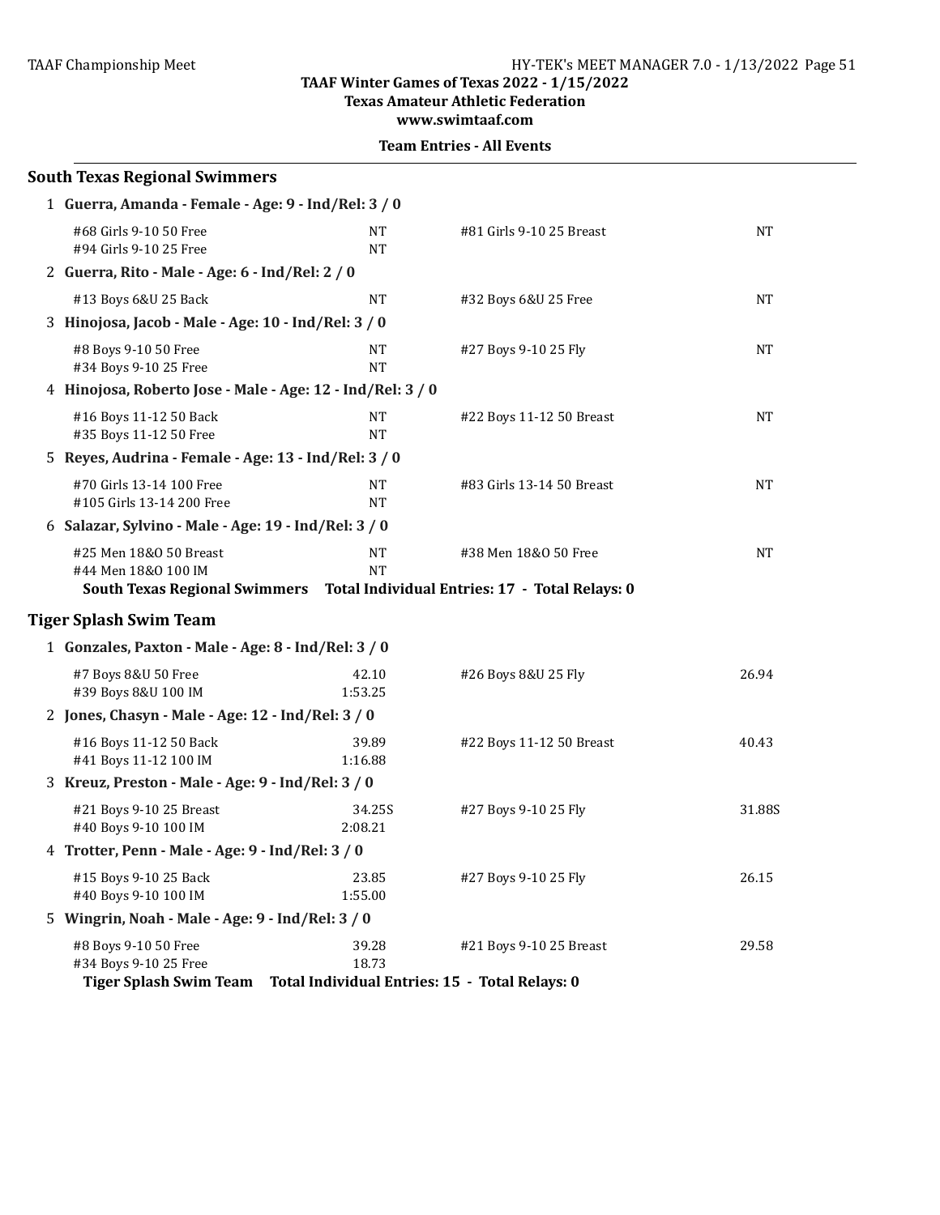TAAF Championship Meet

**TAAF Winter Games of Texas 2022 - 1/15/2022**
**Texas Amateur Athletic Federation**
**www.swimtaaf.com**

**Team Entries - All Events**

## South Texas Regional Swimmers

**1 Guerra, Amanda - Female - Age: 9 - Ind/Rel: 3 / 0**

| Event | Time | Event | Time |
|---|---|---|---|
| #68 Girls 9-10 50 Free | NT | #81 Girls 9-10 25 Breast | NT |
| #94 Girls 9-10 25 Free | NT | | |

**2 Guerra, Rito - Male - Age: 6 - Ind/Rel: 2 / 0**

| Event | Time | Event | Time |
|---|---|---|---|
| #13 Boys 6&U 25 Back | NT | #32 Boys 6&U 25 Free | NT |

**3 Hinojosa, Jacob - Male - Age: 10 - Ind/Rel: 3 / 0**

| Event | Time | Event | Time |
|---|---|---|---|
| #8 Boys 9-10 50 Free | NT | #27 Boys 9-10 25 Fly | NT |
| #34 Boys 9-10 25 Free | NT | | |

**4 Hinojosa, Roberto Jose - Male - Age: 12 - Ind/Rel: 3 / 0**

| Event | Time | Event | Time |
|---|---|---|---|
| #16 Boys 11-12 50 Back | NT | #22 Boys 11-12 50 Breast | NT |
| #35 Boys 11-12 50 Free | NT | | |

**5 Reyes, Audrina - Female - Age: 13 - Ind/Rel: 3 / 0**

| Event | Time | Event | Time |
|---|---|---|---|
| #70 Girls 13-14 100 Free | NT | #83 Girls 13-14 50 Breast | NT |
| #105 Girls 13-14 200 Free | NT | | |

**6 Salazar, Sylvino - Male - Age: 19 - Ind/Rel: 3 / 0**

| Event | Time | Event | Time |
|---|---|---|---|
| #25 Men 18&O 50 Breast | NT | #38 Men 18&O 50 Free | NT |
| #44 Men 18&O 100 IM | NT | | |

**South Texas Regional Swimmers Total Individual Entries: 17 - Total Relays: 0**

## Tiger Splash Swim Team

**1 Gonzales, Paxton - Male - Age: 8 - Ind/Rel: 3 / 0**

| Event | Time | Event | Time |
|---|---|---|---|
| #7 Boys 8&U 50 Free | 42.10 | #26 Boys 8&U 25 Fly | 26.94 |
| #39 Boys 8&U 100 IM | 1:53.25 | | |

**2 Jones, Chasyn - Male - Age: 12 - Ind/Rel: 3 / 0**

| Event | Time | Event | Time |
|---|---|---|---|
| #16 Boys 11-12 50 Back | 39.89 | #22 Boys 11-12 50 Breast | 40.43 |
| #41 Boys 11-12 100 IM | 1:16.88 | | |

**3 Kreuz, Preston - Male - Age: 9 - Ind/Rel: 3 / 0**

| Event | Time | Event | Time |
|---|---|---|---|
| #21 Boys 9-10 25 Breast | 34.25S | #27 Boys 9-10 25 Fly | 31.88S |
| #40 Boys 9-10 100 IM | 2:08.21 | | |

**4 Trotter, Penn - Male - Age: 9 - Ind/Rel: 3 / 0**

| Event | Time | Event | Time |
|---|---|---|---|
| #15 Boys 9-10 25 Back | 23.85 | #27 Boys 9-10 25 Fly | 26.15 |
| #40 Boys 9-10 100 IM | 1:55.00 | | |

**5 Wingrin, Noah - Male - Age: 9 - Ind/Rel: 3 / 0**

| Event | Time | Event | Time |
|---|---|---|---|
| #8 Boys 9-10 50 Free | 39.28 | #21 Boys 9-10 25 Breast | 29.58 |
| #34 Boys 9-10 25 Free | 18.73 | | |

**Tiger Splash Swim Team Total Individual Entries: 15 - Total Relays: 0**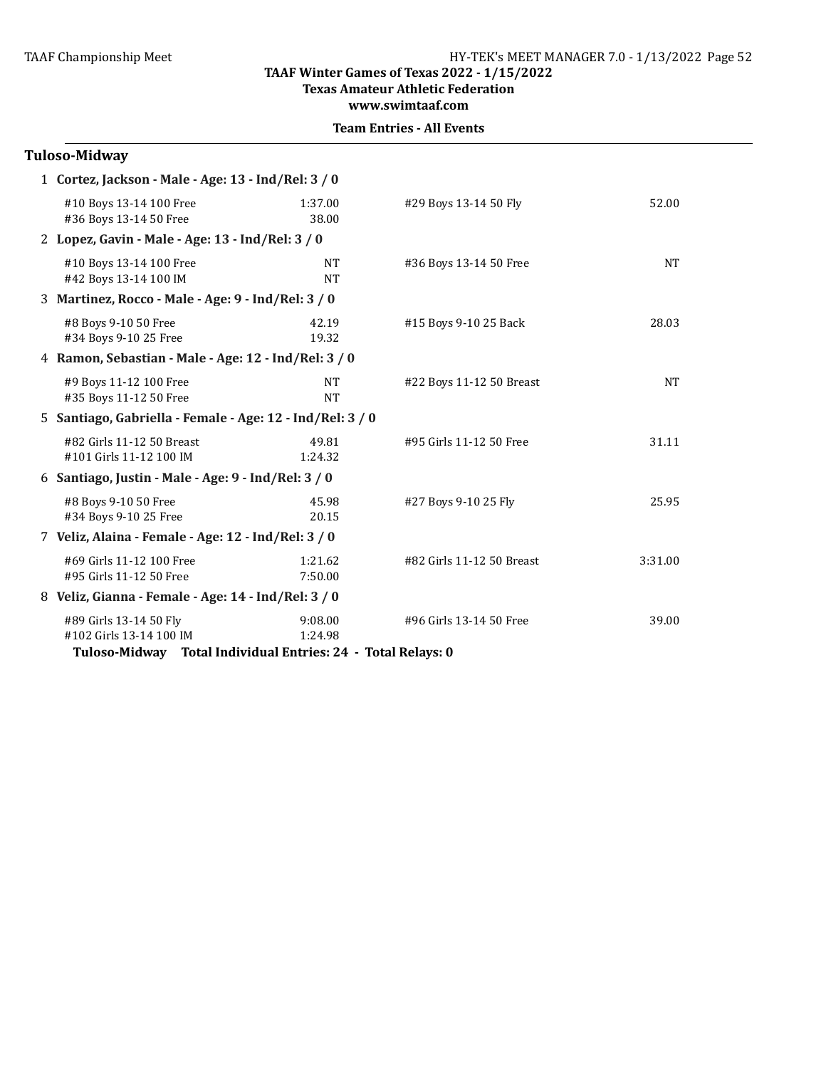TAAF Winter Games of Texas 2022 - 1/15/2022
Texas Amateur Athletic Federation
www.swimtaaf.com

**Team Entries - All Events**

## Tuloso-Midway

**1 Cortez, Jackson - Male - Age: 13 - Ind/Rel: 3 / 0**

| Event | Time | Event | Time |
|---|---|---|---|
| #10 Boys 13-14 100 Free | 1:37.00 | #29 Boys 13-14 50 Fly | 52.00 |
| #36 Boys 13-14 50 Free | 38.00 | | |

**2 Lopez, Gavin - Male - Age: 13 - Ind/Rel: 3 / 0**

| Event | Time | Event | Time |
|---|---|---|---|
| #10 Boys 13-14 100 Free | NT | #36 Boys 13-14 50 Free | NT |
| #42 Boys 13-14 100 IM | NT | | |

**3 Martinez, Rocco - Male - Age: 9 - Ind/Rel: 3 / 0**

| Event | Time | Event | Time |
|---|---|---|---|
| #8 Boys 9-10 50 Free | 42.19 | #15 Boys 9-10 25 Back | 28.03 |
| #34 Boys 9-10 25 Free | 19.32 | | |

**4 Ramon, Sebastian - Male - Age: 12 - Ind/Rel: 3 / 0**

| Event | Time | Event | Time |
|---|---|---|---|
| #9 Boys 11-12 100 Free | NT | #22 Boys 11-12 50 Breast | NT |
| #35 Boys 11-12 50 Free | NT | | |

**5 Santiago, Gabriella - Female - Age: 12 - Ind/Rel: 3 / 0**

| Event | Time | Event | Time |
|---|---|---|---|
| #82 Girls 11-12 50 Breast | 49.81 | #95 Girls 11-12 50 Free | 31.11 |
| #101 Girls 11-12 100 IM | 1:24.32 | | |

**6 Santiago, Justin - Male - Age: 9 - Ind/Rel: 3 / 0**

| Event | Time | Event | Time |
|---|---|---|---|
| #8 Boys 9-10 50 Free | 45.98 | #27 Boys 9-10 25 Fly | 25.95 |
| #34 Boys 9-10 25 Free | 20.15 | | |

**7 Veliz, Alaina - Female - Age: 12 - Ind/Rel: 3 / 0**

| Event | Time | Event | Time |
|---|---|---|---|
| #69 Girls 11-12 100 Free | 1:21.62 | #82 Girls 11-12 50 Breast | 3:31.00 |
| #95 Girls 11-12 50 Free | 7:50.00 | | |

**8 Veliz, Gianna - Female - Age: 14 - Ind/Rel: 3 / 0**

| Event | Time | Event | Time |
|---|---|---|---|
| #89 Girls 13-14 50 Fly | 9:08.00 | #96 Girls 13-14 50 Free | 39.00 |
| #102 Girls 13-14 100 IM | 1:24.98 | | |

**Tuloso-Midway Total Individual Entries: 24 - Total Relays: 0**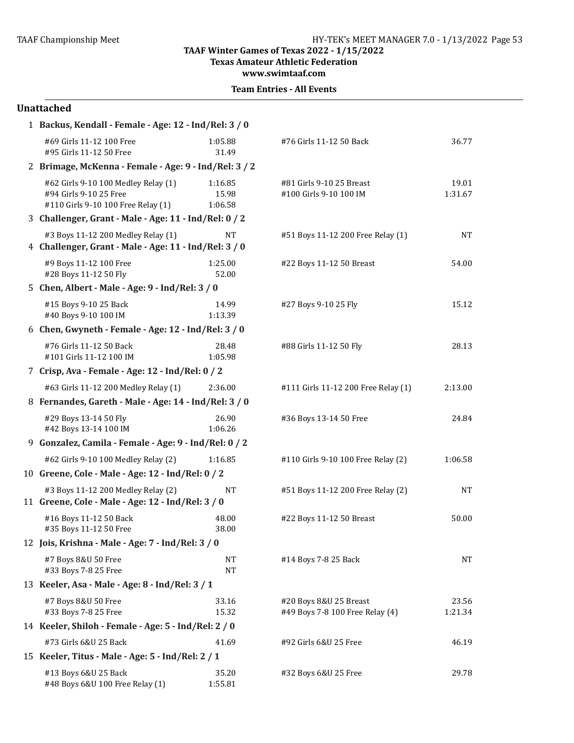TAAF Winter Games of Texas 2022 - 1/15/2022
Texas Amateur Athletic Federation
www.swimtaaf.com

**Team Entries - All Events**

## Unattached

1 **Backus, Kendall - Female - Age: 12 - Ind/Rel: 3 / 0**

| | | | |
|---|---|---|---|
| #69 Girls 11-12 100 Free | 1:05.88 | #76 Girls 11-12 50 Back | 36.77 |
| #95 Girls 11-12 50 Free | 31.49 | | |

2 **Brimage, McKenna - Female - Age: 9 - Ind/Rel: 3 / 2**

| | | | |
|---|---|---|---|
| #62 Girls 9-10 100 Medley Relay (1) | 1:16.85 | #81 Girls 9-10 25 Breast | 19.01 |
| #94 Girls 9-10 25 Free | 15.98 | #100 Girls 9-10 100 IM | 1:31.67 |
| #110 Girls 9-10 100 Free Relay (1) | 1:06.58 | | |

3 **Challenger, Grant - Male - Age: 11 - Ind/Rel: 0 / 2**

| | | | |
|---|---|---|---|
| #3 Boys 11-12 200 Medley Relay (1) | NT | #51 Boys 11-12 200 Free Relay (1) | NT |

4 **Challenger, Grant - Male - Age: 11 - Ind/Rel: 3 / 0**

| | | | |
|---|---|---|---|
| #9 Boys 11-12 100 Free | 1:25.00 | #22 Boys 11-12 50 Breast | 54.00 |
| #28 Boys 11-12 50 Fly | 52.00 | | |

5 **Chen, Albert - Male - Age: 9 - Ind/Rel: 3 / 0**

| | | | |
|---|---|---|---|
| #15 Boys 9-10 25 Back | 14.99 | #27 Boys 9-10 25 Fly | 15.12 |
| #40 Boys 9-10 100 IM | 1:13.39 | | |

6 **Chen, Gwyneth - Female - Age: 12 - Ind/Rel: 3 / 0**

| | | | |
|---|---|---|---|
| #76 Girls 11-12 50 Back | 28.48 | #88 Girls 11-12 50 Fly | 28.13 |
| #101 Girls 11-12 100 IM | 1:05.98 | | |

7 **Crisp, Ava - Female - Age: 12 - Ind/Rel: 0 / 2**

| | | | |
|---|---|---|---|
| #63 Girls 11-12 200 Medley Relay (1) | 2:36.00 | #111 Girls 11-12 200 Free Relay (1) | 2:13.00 |

8 **Fernandes, Gareth - Male - Age: 14 - Ind/Rel: 3 / 0**

| | | | |
|---|---|---|---|
| #29 Boys 13-14 50 Fly | 26.90 | #36 Boys 13-14 50 Free | 24.84 |
| #42 Boys 13-14 100 IM | 1:06.26 | | |

9 **Gonzalez, Camila - Female - Age: 9 - Ind/Rel: 0 / 2**

| | | | |
|---|---|---|---|
| #62 Girls 9-10 100 Medley Relay (2) | 1:16.85 | #110 Girls 9-10 100 Free Relay (2) | 1:06.58 |

10 **Greene, Cole - Male - Age: 12 - Ind/Rel: 0 / 2**

| | | | |
|---|---|---|---|
| #3 Boys 11-12 200 Medley Relay (2) | NT | #51 Boys 11-12 200 Free Relay (2) | NT |

11 **Greene, Cole - Male - Age: 12 - Ind/Rel: 3 / 0**

| | | | |
|---|---|---|---|
| #16 Boys 11-12 50 Back | 48.00 | #22 Boys 11-12 50 Breast | 50.00 |
| #35 Boys 11-12 50 Free | 38.00 | | |

12 **Jois, Krishna - Male - Age: 7 - Ind/Rel: 3 / 0**

| | | | |
|---|---|---|---|
| #7 Boys 8&U 50 Free | NT | #14 Boys 7-8 25 Back | NT |
| #33 Boys 7-8 25 Free | NT | | |

13 **Keeler, Asa - Male - Age: 8 - Ind/Rel: 3 / 1**

| | | | |
|---|---|---|---|
| #7 Boys 8&U 50 Free | 33.16 | #20 Boys 8&U 25 Breast | 23.56 |
| #33 Boys 7-8 25 Free | 15.32 | #49 Boys 7-8 100 Free Relay (4) | 1:21.34 |

14 **Keeler, Shiloh - Female - Age: 5 - Ind/Rel: 2 / 0**

| | | | |
|---|---|---|---|
| #73 Girls 6&U 25 Back | 41.69 | #92 Girls 6&U 25 Free | 46.19 |

15 **Keeler, Titus - Male - Age: 5 - Ind/Rel: 2 / 1**

| | | | |
|---|---|---|---|
| #13 Boys 6&U 25 Back | 35.20 | #32 Boys 6&U 25 Free | 29.78 |
| #48 Boys 6&U 100 Free Relay (1) | 1:55.81 | | |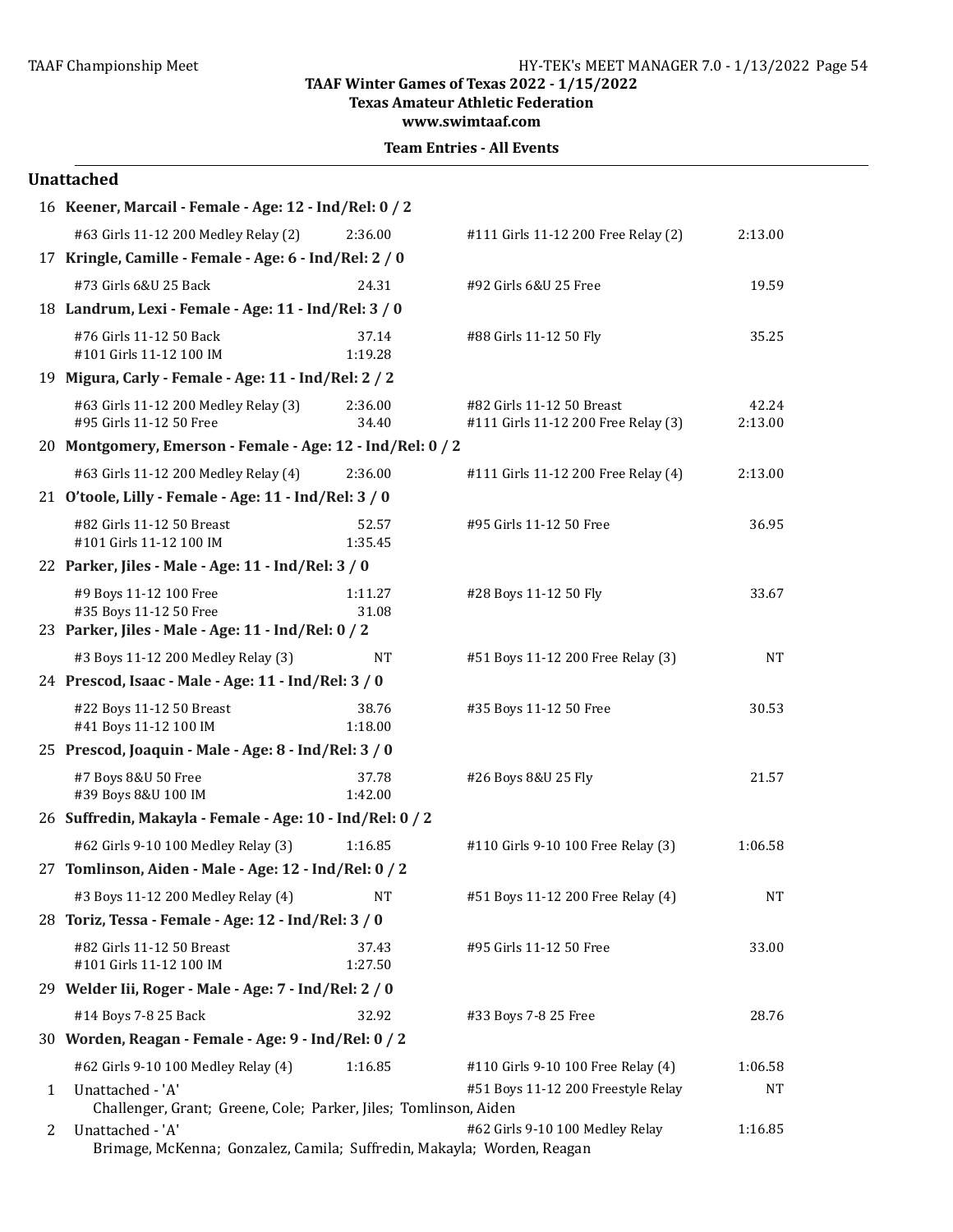## Unattached

**16 Keener, Marcail - Female - Age: 12 - Ind/Rel: 0 / 2**

| Event | Time | Event | Time |
|---|---|---|---|
| #63 Girls 11-12 200 Medley Relay (2) | 2:36.00 | #111 Girls 11-12 200 Free Relay (2) | 2:13.00 |

**17 Kringle, Camille - Female - Age: 6 - Ind/Rel: 2 / 0**

| Event | Time | Event | Time |
|---|---|---|---|
| #73 Girls 6&U 25 Back | 24.31 | #92 Girls 6&U 25 Free | 19.59 |

**18 Landrum, Lexi - Female - Age: 11 - Ind/Rel: 3 / 0**

| Event | Time | Event | Time |
|---|---|---|---|
| #76 Girls 11-12 50 Back | 37.14 | #88 Girls 11-12 50 Fly | 35.25 |
| #101 Girls 11-12 100 IM | 1:19.28 | | |

**19 Migura, Carly - Female - Age: 11 - Ind/Rel: 2 / 2**

| Event | Time | Event | Time |
|---|---|---|---|
| #63 Girls 11-12 200 Medley Relay (3) | 2:36.00 | #82 Girls 11-12 50 Breast | 42.24 |
| #95 Girls 11-12 50 Free | 34.40 | #111 Girls 11-12 200 Free Relay (3) | 2:13.00 |

**20 Montgomery, Emerson - Female - Age: 12 - Ind/Rel: 0 / 2**

| Event | Time | Event | Time |
|---|---|---|---|
| #63 Girls 11-12 200 Medley Relay (4) | 2:36.00 | #111 Girls 11-12 200 Free Relay (4) | 2:13.00 |

**21 O'toole, Lilly - Female - Age: 11 - Ind/Rel: 3 / 0**

| Event | Time | Event | Time |
|---|---|---|---|
| #82 Girls 11-12 50 Breast | 52.57 | #95 Girls 11-12 50 Free | 36.95 |
| #101 Girls 11-12 100 IM | 1:35.45 | | |

**22 Parker, Jiles - Male - Age: 11 - Ind/Rel: 3 / 0**

| Event | Time | Event | Time |
|---|---|---|---|
| #9 Boys 11-12 100 Free | 1:11.27 | #28 Boys 11-12 50 Fly | 33.67 |
| #35 Boys 11-12 50 Free | 31.08 | | |

**23 Parker, Jiles - Male - Age: 11 - Ind/Rel: 0 / 2**

| Event | Time | Event | Time |
|---|---|---|---|
| #3 Boys 11-12 200 Medley Relay (3) | NT | #51 Boys 11-12 200 Free Relay (3) | NT |

**24 Prescod, Isaac - Male - Age: 11 - Ind/Rel: 3 / 0**

| Event | Time | Event | Time |
|---|---|---|---|
| #22 Boys 11-12 50 Breast | 38.76 | #35 Boys 11-12 50 Free | 30.53 |
| #41 Boys 11-12 100 IM | 1:18.00 | | |

**25 Prescod, Joaquin - Male - Age: 8 - Ind/Rel: 3 / 0**

| Event | Time | Event | Time |
|---|---|---|---|
| #7 Boys 8&U 50 Free | 37.78 | #26 Boys 8&U 25 Fly | 21.57 |
| #39 Boys 8&U 100 IM | 1:42.00 | | |

**26 Suffredin, Makayla - Female - Age: 10 - Ind/Rel: 0 / 2**

| Event | Time | Event | Time |
|---|---|---|---|
| #62 Girls 9-10 100 Medley Relay (3) | 1:16.85 | #110 Girls 9-10 100 Free Relay (3) | 1:06.58 |

**27 Tomlinson, Aiden - Male - Age: 12 - Ind/Rel: 0 / 2**

| Event | Time | Event | Time |
|---|---|---|---|
| #3 Boys 11-12 200 Medley Relay (4) | NT | #51 Boys 11-12 200 Free Relay (4) | NT |

**28 Toriz, Tessa - Female - Age: 12 - Ind/Rel: 3 / 0**

| Event | Time | Event | Time |
|---|---|---|---|
| #82 Girls 11-12 50 Breast | 37.43 | #95 Girls 11-12 50 Free | 33.00 |
| #101 Girls 11-12 100 IM | 1:27.50 | | |

**29 Welder Iii, Roger - Male - Age: 7 - Ind/Rel: 2 / 0**

| Event | Time | Event | Time |
|---|---|---|---|
| #14 Boys 7-8 25 Back | 32.92 | #33 Boys 7-8 25 Free | 28.76 |

**30 Worden, Reagan - Female - Age: 9 - Ind/Rel: 0 / 2**

| Event | Time | Event | Time |
|---|---|---|---|
| #62 Girls 9-10 100 Medley Relay (4) | 1:16.85 | #110 Girls 9-10 100 Free Relay (4) | 1:06.58 |

| # | Relay | Event | Time |
|---|---|---|---|
| 1 | Unattached - 'A' | #51 Boys 11-12 200 Freestyle Relay | NT |
| | Challenger, Grant; Greene, Cole; Parker, Jiles; Tomlinson, Aiden | | |
| 2 | Unattached - 'A' | #62 Girls 9-10 100 Medley Relay | 1:16.85 |
| | Brimage, McKenna; Gonzalez, Camila; Suffredin, Makayla; Worden, Reagan | | |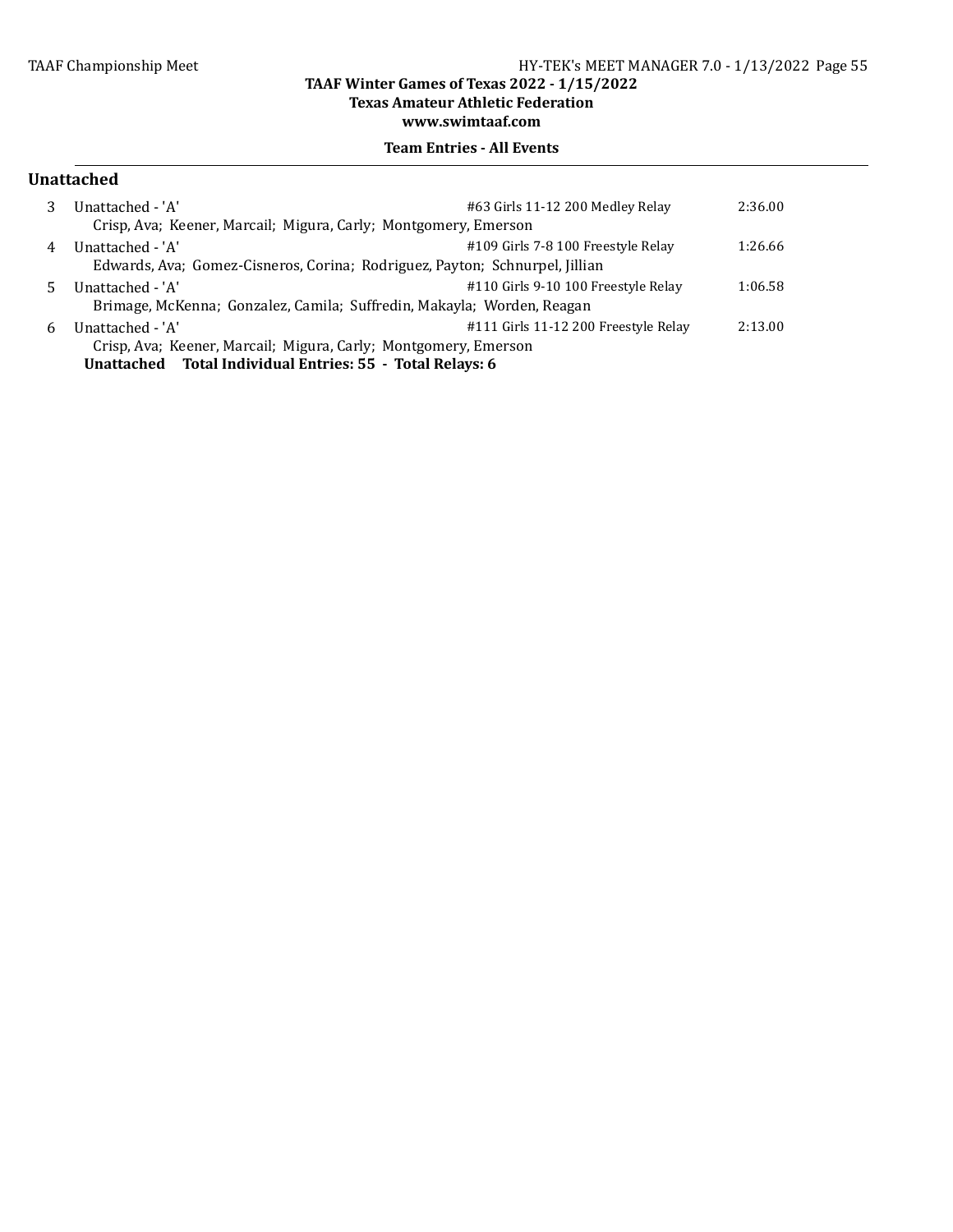## Unattached

| # | Team | Event | Seed Time |
|---|---|---|---|
| 3 | Unattached - 'A' | #63 Girls 11-12 200 Medley Relay | 2:36.00 |
| | Crisp, Ava; Keener, Marcail; Migura, Carly; Montgomery, Emerson | | |
| 4 | Unattached - 'A' | #109 Girls 7-8 100 Freestyle Relay | 1:26.66 |
| | Edwards, Ava; Gomez-Cisneros, Corina; Rodriguez, Payton; Schnurpel, Jillian | | |
| 5 | Unattached - 'A' | #110 Girls 9-10 100 Freestyle Relay | 1:06.58 |
| | Brimage, McKenna; Gonzalez, Camila; Suffredin, Makayla; Worden, Reagan | | |
| 6 | Unattached - 'A' | #111 Girls 11-12 200 Freestyle Relay | 2:13.00 |
| | Crisp, Ava; Keener, Marcail; Migura, Carly; Montgomery, Emerson | | |

**Unattached Total Individual Entries: 55 - Total Relays: 6**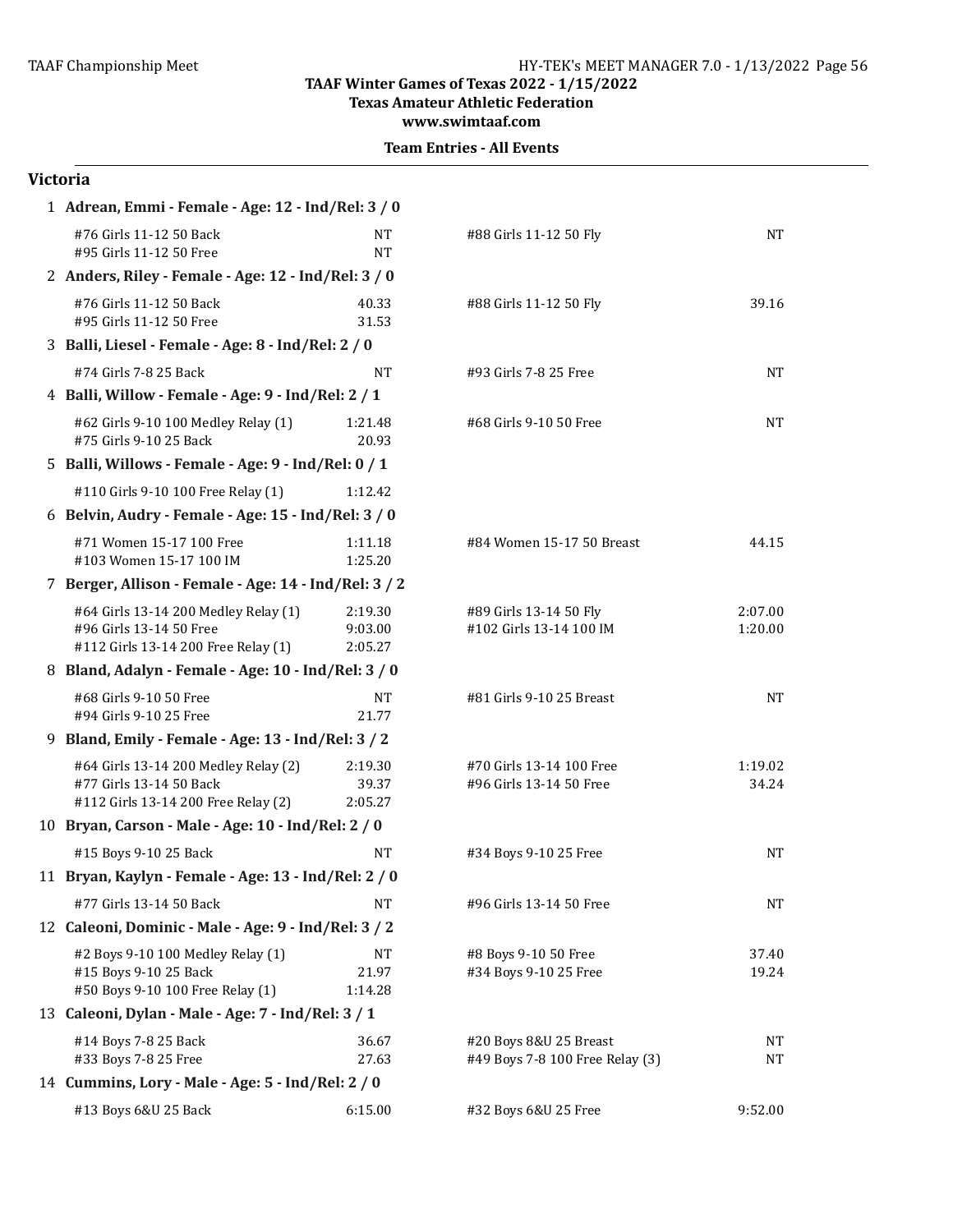TAAF Winter Games of Texas 2022 - 1/15/2022
Texas Amateur Athletic Federation
www.swimtaaf.com

**Team Entries - All Events**

## Victoria

**1 Adrean, Emmi - Female - Age: 12 - Ind/Rel: 3 / 0**

| Event | Time | Event | Time |
|---|---|---|---|
| #76 Girls 11-12 50 Back | NT | #88 Girls 11-12 50 Fly | NT |
| #95 Girls 11-12 50 Free | NT | | |

**2 Anders, Riley - Female - Age: 12 - Ind/Rel: 3 / 0**

| Event | Time | Event | Time |
|---|---|---|---|
| #76 Girls 11-12 50 Back | 40.33 | #88 Girls 11-12 50 Fly | 39.16 |
| #95 Girls 11-12 50 Free | 31.53 | | |

**3 Balli, Liesel - Female - Age: 8 - Ind/Rel: 2 / 0**

| Event | Time | Event | Time |
|---|---|---|---|
| #74 Girls 7-8 25 Back | NT | #93 Girls 7-8 25 Free | NT |

**4 Balli, Willow - Female - Age: 9 - Ind/Rel: 2 / 1**

| Event | Time | Event | Time |
|---|---|---|---|
| #62 Girls 9-10 100 Medley Relay (1) | 1:21.48 | #68 Girls 9-10 50 Free | NT |
| #75 Girls 9-10 25 Back | 20.93 | | |

**5 Balli, Willows - Female - Age: 9 - Ind/Rel: 0 / 1**

| Event | Time | Event | Time |
|---|---|---|---|
| #110 Girls 9-10 100 Free Relay (1) | 1:12.42 | | |

**6 Belvin, Audry - Female - Age: 15 - Ind/Rel: 3 / 0**

| Event | Time | Event | Time |
|---|---|---|---|
| #71 Women 15-17 100 Free | 1:11.18 | #84 Women 15-17 50 Breast | 44.15 |
| #103 Women 15-17 100 IM | 1:25.20 | | |

**7 Berger, Allison - Female - Age: 14 - Ind/Rel: 3 / 2**

| Event | Time | Event | Time |
|---|---|---|---|
| #64 Girls 13-14 200 Medley Relay (1) | 2:19.30 | #89 Girls 13-14 50 Fly | 2:07.00 |
| #96 Girls 13-14 50 Free | 9:03.00 | #102 Girls 13-14 100 IM | 1:20.00 |
| #112 Girls 13-14 200 Free Relay (1) | 2:05.27 | | |

**8 Bland, Adalyn - Female - Age: 10 - Ind/Rel: 3 / 0**

| Event | Time | Event | Time |
|---|---|---|---|
| #68 Girls 9-10 50 Free | NT | #81 Girls 9-10 25 Breast | NT |
| #94 Girls 9-10 25 Free | 21.77 | | |

**9 Bland, Emily - Female - Age: 13 - Ind/Rel: 3 / 2**

| Event | Time | Event | Time |
|---|---|---|---|
| #64 Girls 13-14 200 Medley Relay (2) | 2:19.30 | #70 Girls 13-14 100 Free | 1:19.02 |
| #77 Girls 13-14 50 Back | 39.37 | #96 Girls 13-14 50 Free | 34.24 |
| #112 Girls 13-14 200 Free Relay (2) | 2:05.27 | | |

**10 Bryan, Carson - Male - Age: 10 - Ind/Rel: 2 / 0**

| Event | Time | Event | Time |
|---|---|---|---|
| #15 Boys 9-10 25 Back | NT | #34 Boys 9-10 25 Free | NT |

**11 Bryan, Kaylyn - Female - Age: 13 - Ind/Rel: 2 / 0**

| Event | Time | Event | Time |
|---|---|---|---|
| #77 Girls 13-14 50 Back | NT | #96 Girls 13-14 50 Free | NT |

**12 Caleoni, Dominic - Male - Age: 9 - Ind/Rel: 3 / 2**

| Event | Time | Event | Time |
|---|---|---|---|
| #2 Boys 9-10 100 Medley Relay (1) | NT | #8 Boys 9-10 50 Free | 37.40 |
| #15 Boys 9-10 25 Back | 21.97 | #34 Boys 9-10 25 Free | 19.24 |
| #50 Boys 9-10 100 Free Relay (1) | 1:14.28 | | |

**13 Caleoni, Dylan - Male - Age: 7 - Ind/Rel: 3 / 1**

| Event | Time | Event | Time |
|---|---|---|---|
| #14 Boys 7-8 25 Back | 36.67 | #20 Boys 8&U 25 Breast | NT |
| #33 Boys 7-8 25 Free | 27.63 | #49 Boys 7-8 100 Free Relay (3) | NT |

**14 Cummins, Lory - Male - Age: 5 - Ind/Rel: 2 / 0**

| Event | Time | Event | Time |
|---|---|---|---|
| #13 Boys 6&U 25 Back | 6:15.00 | #32 Boys 6&U 25 Free | 9:52.00 |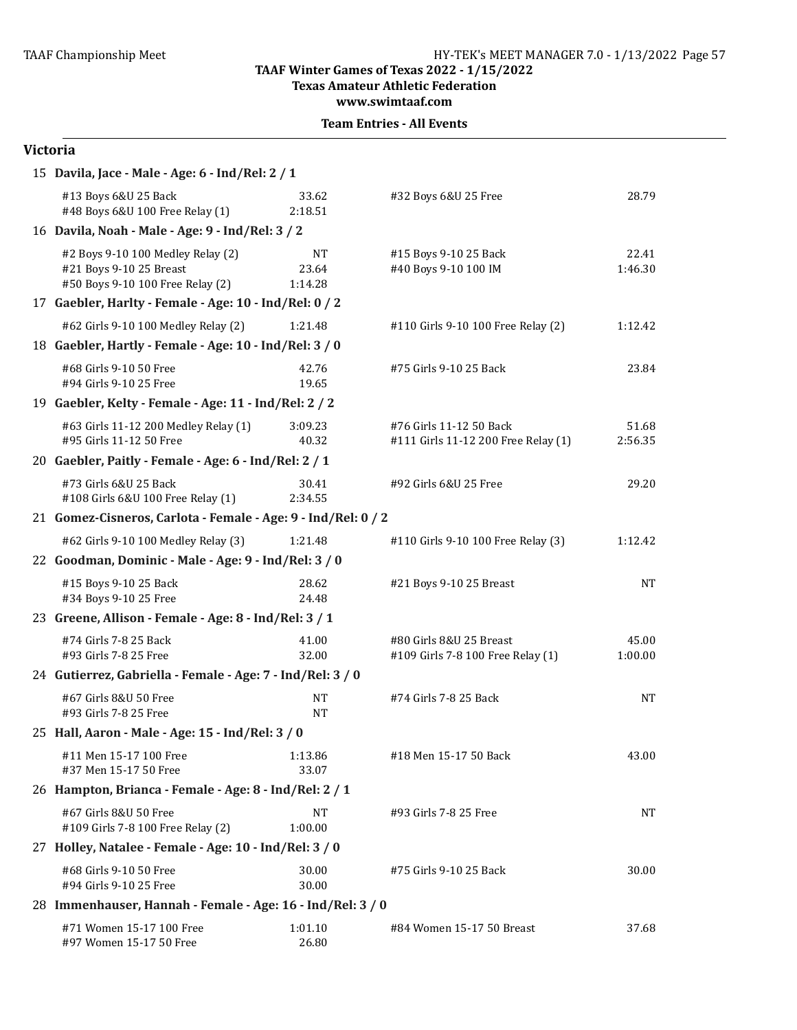TAAF Winter Games of Texas 2022 - 1/15/2022
Texas Amateur Athletic Federation
www.swimtaaf.com

**Team Entries - All Events**

## Victoria

**15 Davila, Jace - Male - Age: 6 - Ind/Rel: 2 / 1**

| Event | Time | Event | Time |
|---|---|---|---|
| #13 Boys 6&U 25 Back | 33.62 | #32 Boys 6&U 25 Free | 28.79 |
| #48 Boys 6&U 100 Free Relay (1) | 2:18.51 | | |

**16 Davila, Noah - Male - Age: 9 - Ind/Rel: 3 / 2**

| Event | Time | Event | Time |
|---|---|---|---|
| #2 Boys 9-10 100 Medley Relay (2) | NT | #15 Boys 9-10 25 Back | 22.41 |
| #21 Boys 9-10 25 Breast | 23.64 | #40 Boys 9-10 100 IM | 1:46.30 |
| #50 Boys 9-10 100 Free Relay (2) | 1:14.28 | | |

**17 Gaebler, Harlty - Female - Age: 10 - Ind/Rel: 0 / 2**

| Event | Time | Event | Time |
|---|---|---|---|
| #62 Girls 9-10 100 Medley Relay (2) | 1:21.48 | #110 Girls 9-10 100 Free Relay (2) | 1:12.42 |

**18 Gaebler, Hartly - Female - Age: 10 - Ind/Rel: 3 / 0**

| Event | Time | Event | Time |
|---|---|---|---|
| #68 Girls 9-10 50 Free | 42.76 | #75 Girls 9-10 25 Back | 23.84 |
| #94 Girls 9-10 25 Free | 19.65 | | |

**19 Gaebler, Kelty - Female - Age: 11 - Ind/Rel: 2 / 2**

| Event | Time | Event | Time |
|---|---|---|---|
| #63 Girls 11-12 200 Medley Relay (1) | 3:09.23 | #76 Girls 11-12 50 Back | 51.68 |
| #95 Girls 11-12 50 Free | 40.32 | #111 Girls 11-12 200 Free Relay (1) | 2:56.35 |

**20 Gaebler, Paitly - Female - Age: 6 - Ind/Rel: 2 / 1**

| Event | Time | Event | Time |
|---|---|---|---|
| #73 Girls 6&U 25 Back | 30.41 | #92 Girls 6&U 25 Free | 29.20 |
| #108 Girls 6&U 100 Free Relay (1) | 2:34.55 | | |

**21 Gomez-Cisneros, Carlota - Female - Age: 9 - Ind/Rel: 0 / 2**

| Event | Time | Event | Time |
|---|---|---|---|
| #62 Girls 9-10 100 Medley Relay (3) | 1:21.48 | #110 Girls 9-10 100 Free Relay (3) | 1:12.42 |

**22 Goodman, Dominic - Male - Age: 9 - Ind/Rel: 3 / 0**

| Event | Time | Event | Time |
|---|---|---|---|
| #15 Boys 9-10 25 Back | 28.62 | #21 Boys 9-10 25 Breast | NT |
| #34 Boys 9-10 25 Free | 24.48 | | |

**23 Greene, Allison - Female - Age: 8 - Ind/Rel: 3 / 1**

| Event | Time | Event | Time |
|---|---|---|---|
| #74 Girls 7-8 25 Back | 41.00 | #80 Girls 8&U 25 Breast | 45.00 |
| #93 Girls 7-8 25 Free | 32.00 | #109 Girls 7-8 100 Free Relay (1) | 1:00.00 |

**24 Gutierrez, Gabriella - Female - Age: 7 - Ind/Rel: 3 / 0**

| Event | Time | Event | Time |
|---|---|---|---|
| #67 Girls 8&U 50 Free | NT | #74 Girls 7-8 25 Back | NT |
| #93 Girls 7-8 25 Free | NT | | |

**25 Hall, Aaron - Male - Age: 15 - Ind/Rel: 3 / 0**

| Event | Time | Event | Time |
|---|---|---|---|
| #11 Men 15-17 100 Free | 1:13.86 | #18 Men 15-17 50 Back | 43.00 |
| #37 Men 15-17 50 Free | 33.07 | | |

**26 Hampton, Brianca - Female - Age: 8 - Ind/Rel: 2 / 1**

| Event | Time | Event | Time |
|---|---|---|---|
| #67 Girls 8&U 50 Free | NT | #93 Girls 7-8 25 Free | NT |
| #109 Girls 7-8 100 Free Relay (2) | 1:00.00 | | |

**27 Holley, Natalee - Female - Age: 10 - Ind/Rel: 3 / 0**

| Event | Time | Event | Time |
|---|---|---|---|
| #68 Girls 9-10 50 Free | 30.00 | #75 Girls 9-10 25 Back | 30.00 |
| #94 Girls 9-10 25 Free | 30.00 | | |

**28 Immenhauser, Hannah - Female - Age: 16 - Ind/Rel: 3 / 0**

| Event | Time | Event | Time |
|---|---|---|---|
| #71 Women 15-17 100 Free | 1:01.10 | #84 Women 15-17 50 Breast | 37.68 |
| #97 Women 15-17 50 Free | 26.80 | | |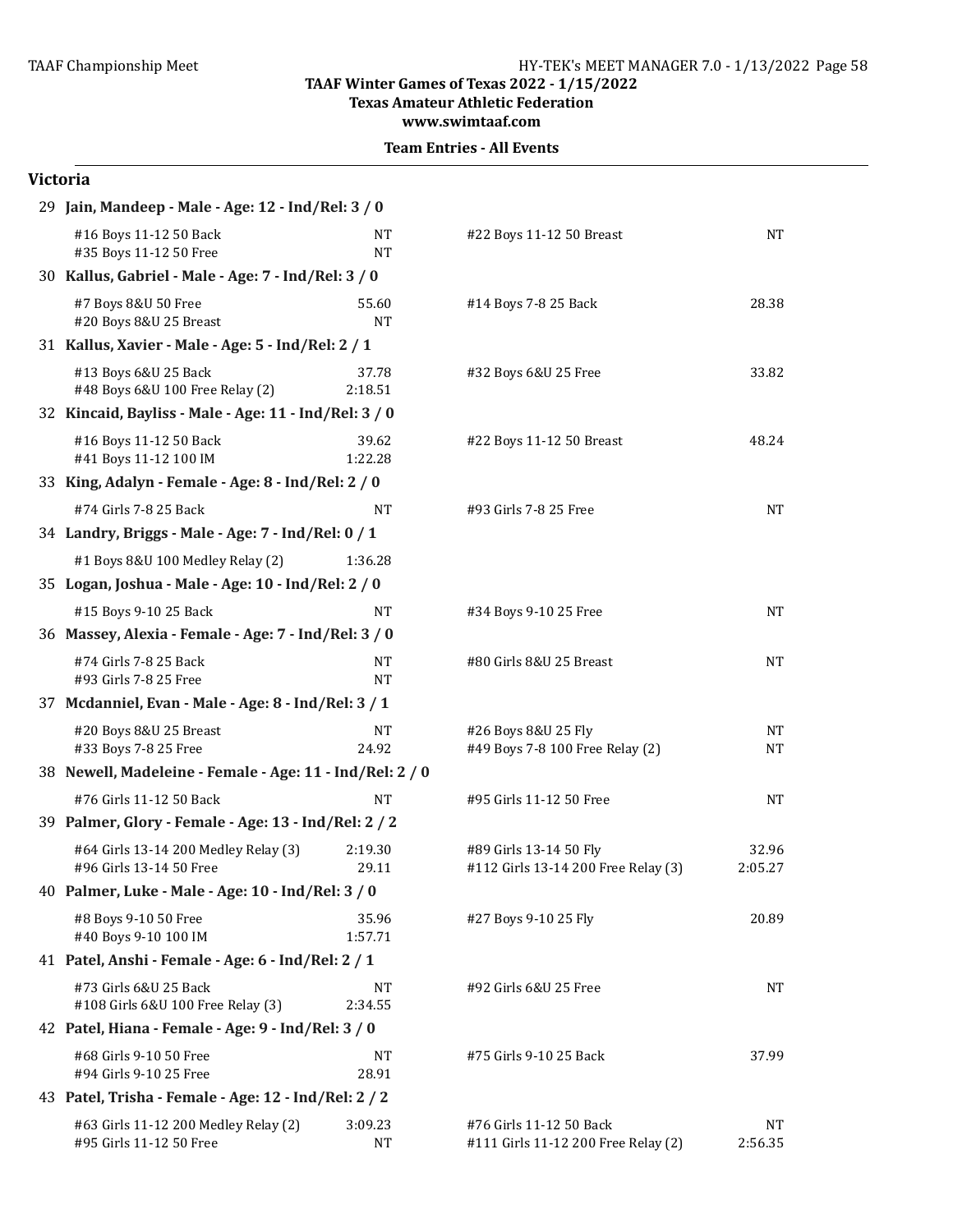TAAF Winter Games of Texas 2022 - 1/15/2022
Texas Amateur Athletic Federation
www.swimtaaf.com

**Team Entries - All Events**

## Victoria

**29 Jain, Mandeep - Male - Age: 12 - Ind/Rel: 3 / 0**

| Event | Time | Event | Time |
|---|---|---|---|
| #16 Boys 11-12 50 Back | NT | #22 Boys 11-12 50 Breast | NT |
| #35 Boys 11-12 50 Free | NT | | |

**30 Kallus, Gabriel - Male - Age: 7 - Ind/Rel: 3 / 0**

| Event | Time | Event | Time |
|---|---|---|---|
| #7 Boys 8&U 50 Free | 55.60 | #14 Boys 7-8 25 Back | 28.38 |
| #20 Boys 8&U 25 Breast | NT | | |

**31 Kallus, Xavier - Male - Age: 5 - Ind/Rel: 2 / 1**

| Event | Time | Event | Time |
|---|---|---|---|
| #13 Boys 6&U 25 Back | 37.78 | #32 Boys 6&U 25 Free | 33.82 |
| #48 Boys 6&U 100 Free Relay (2) | 2:18.51 | | |

**32 Kincaid, Bayliss - Male - Age: 11 - Ind/Rel: 3 / 0**

| Event | Time | Event | Time |
|---|---|---|---|
| #16 Boys 11-12 50 Back | 39.62 | #22 Boys 11-12 50 Breast | 48.24 |
| #41 Boys 11-12 100 IM | 1:22.28 | | |

**33 King, Adalyn - Female - Age: 8 - Ind/Rel: 2 / 0**

| Event | Time | Event | Time |
|---|---|---|---|
| #74 Girls 7-8 25 Back | NT | #93 Girls 7-8 25 Free | NT |

**34 Landry, Briggs - Male - Age: 7 - Ind/Rel: 0 / 1**

| Event | Time | Event | Time |
|---|---|---|---|
| #1 Boys 8&U 100 Medley Relay (2) | 1:36.28 | | |

**35 Logan, Joshua - Male - Age: 10 - Ind/Rel: 2 / 0**

| Event | Time | Event | Time |
|---|---|---|---|
| #15 Boys 9-10 25 Back | NT | #34 Boys 9-10 25 Free | NT |

**36 Massey, Alexia - Female - Age: 7 - Ind/Rel: 3 / 0**

| Event | Time | Event | Time |
|---|---|---|---|
| #74 Girls 7-8 25 Back | NT | #80 Girls 8&U 25 Breast | NT |
| #93 Girls 7-8 25 Free | NT | | |

**37 Mcdanniel, Evan - Male - Age: 8 - Ind/Rel: 3 / 1**

| Event | Time | Event | Time |
|---|---|---|---|
| #20 Boys 8&U 25 Breast | NT | #26 Boys 8&U 25 Fly | NT |
| #33 Boys 7-8 25 Free | 24.92 | #49 Boys 7-8 100 Free Relay (2) | NT |

**38 Newell, Madeleine - Female - Age: 11 - Ind/Rel: 2 / 0**

| Event | Time | Event | Time |
|---|---|---|---|
| #76 Girls 11-12 50 Back | NT | #95 Girls 11-12 50 Free | NT |

**39 Palmer, Glory - Female - Age: 13 - Ind/Rel: 2 / 2**

| Event | Time | Event | Time |
|---|---|---|---|
| #64 Girls 13-14 200 Medley Relay (3) | 2:19.30 | #89 Girls 13-14 50 Fly | 32.96 |
| #96 Girls 13-14 50 Free | 29.11 | #112 Girls 13-14 200 Free Relay (3) | 2:05.27 |

**40 Palmer, Luke - Male - Age: 10 - Ind/Rel: 3 / 0**

| Event | Time | Event | Time |
|---|---|---|---|
| #8 Boys 9-10 50 Free | 35.96 | #27 Boys 9-10 25 Fly | 20.89 |
| #40 Boys 9-10 100 IM | 1:57.71 | | |

**41 Patel, Anshi - Female - Age: 6 - Ind/Rel: 2 / 1**

| Event | Time | Event | Time |
|---|---|---|---|
| #73 Girls 6&U 25 Back | NT | #92 Girls 6&U 25 Free | NT |
| #108 Girls 6&U 100 Free Relay (3) | 2:34.55 | | |

**42 Patel, Hiana - Female - Age: 9 - Ind/Rel: 3 / 0**

| Event | Time | Event | Time |
|---|---|---|---|
| #68 Girls 9-10 50 Free | NT | #75 Girls 9-10 25 Back | 37.99 |
| #94 Girls 9-10 25 Free | 28.91 | | |

**43 Patel, Trisha - Female - Age: 12 - Ind/Rel: 2 / 2**

| Event | Time | Event | Time |
|---|---|---|---|
| #63 Girls 11-12 200 Medley Relay (2) | 3:09.23 | #76 Girls 11-12 50 Back | NT |
| #95 Girls 11-12 50 Free | NT | #111 Girls 11-12 200 Free Relay (2) | 2:56.35 |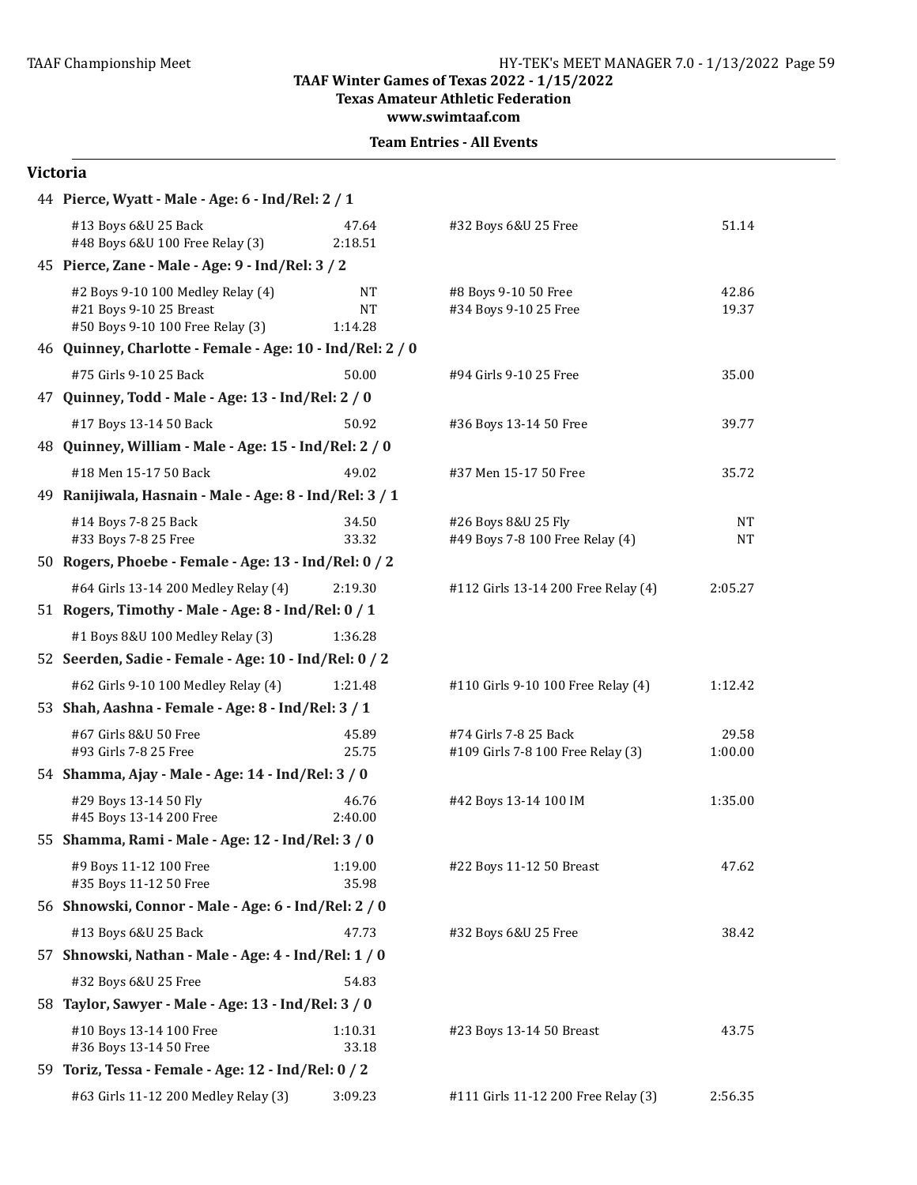TAAF Winter Games of Texas 2022 - 1/15/2022
Texas Amateur Athletic Federation
www.swimtaaf.com

**Team Entries - All Events**

## Victoria

**44 Pierce, Wyatt - Male - Age: 6 - Ind/Rel: 2 / 1**

| Event | Time | Event | Time |
|---|---|---|---|
| #13 Boys 6&U 25 Back | 47.64 | #32 Boys 6&U 25 Free | 51.14 |
| #48 Boys 6&U 100 Free Relay (3) | 2:18.51 | | |

**45 Pierce, Zane - Male - Age: 9 - Ind/Rel: 3 / 2**

| Event | Time | Event | Time |
|---|---|---|---|
| #2 Boys 9-10 100 Medley Relay (4) | NT | #8 Boys 9-10 50 Free | 42.86 |
| #21 Boys 9-10 25 Breast | NT | #34 Boys 9-10 25 Free | 19.37 |
| #50 Boys 9-10 100 Free Relay (3) | 1:14.28 | | |

**46 Quinney, Charlotte - Female - Age: 10 - Ind/Rel: 2 / 0**

| Event | Time | Event | Time |
|---|---|---|---|
| #75 Girls 9-10 25 Back | 50.00 | #94 Girls 9-10 25 Free | 35.00 |

**47 Quinney, Todd - Male - Age: 13 - Ind/Rel: 2 / 0**

| Event | Time | Event | Time |
|---|---|---|---|
| #17 Boys 13-14 50 Back | 50.92 | #36 Boys 13-14 50 Free | 39.77 |

**48 Quinney, William - Male - Age: 15 - Ind/Rel: 2 / 0**

| Event | Time | Event | Time |
|---|---|---|---|
| #18 Men 15-17 50 Back | 49.02 | #37 Men 15-17 50 Free | 35.72 |

**49 Ranijiwala, Hasnain - Male - Age: 8 - Ind/Rel: 3 / 1**

| Event | Time | Event | Time |
|---|---|---|---|
| #14 Boys 7-8 25 Back | 34.50 | #26 Boys 8&U 25 Fly | NT |
| #33 Boys 7-8 25 Free | 33.32 | #49 Boys 7-8 100 Free Relay (4) | NT |

**50 Rogers, Phoebe - Female - Age: 13 - Ind/Rel: 0 / 2**

| Event | Time | Event | Time |
|---|---|---|---|
| #64 Girls 13-14 200 Medley Relay (4) | 2:19.30 | #112 Girls 13-14 200 Free Relay (4) | 2:05.27 |

**51 Rogers, Timothy - Male - Age: 8 - Ind/Rel: 0 / 1**

| Event | Time | Event | Time |
|---|---|---|---|
| #1 Boys 8&U 100 Medley Relay (3) | 1:36.28 | | |

**52 Seerden, Sadie - Female - Age: 10 - Ind/Rel: 0 / 2**

| Event | Time | Event | Time |
|---|---|---|---|
| #62 Girls 9-10 100 Medley Relay (4) | 1:21.48 | #110 Girls 9-10 100 Free Relay (4) | 1:12.42 |

**53 Shah, Aashna - Female - Age: 8 - Ind/Rel: 3 / 1**

| Event | Time | Event | Time |
|---|---|---|---|
| #67 Girls 8&U 50 Free | 45.89 | #74 Girls 7-8 25 Back | 29.58 |
| #93 Girls 7-8 25 Free | 25.75 | #109 Girls 7-8 100 Free Relay (3) | 1:00.00 |

**54 Shamma, Ajay - Male - Age: 14 - Ind/Rel: 3 / 0**

| Event | Time | Event | Time |
|---|---|---|---|
| #29 Boys 13-14 50 Fly | 46.76 | #42 Boys 13-14 100 IM | 1:35.00 |
| #45 Boys 13-14 200 Free | 2:40.00 | | |

**55 Shamma, Rami - Male - Age: 12 - Ind/Rel: 3 / 0**

| Event | Time | Event | Time |
|---|---|---|---|
| #9 Boys 11-12 100 Free | 1:19.00 | #22 Boys 11-12 50 Breast | 47.62 |
| #35 Boys 11-12 50 Free | 35.98 | | |

**56 Shnowski, Connor - Male - Age: 6 - Ind/Rel: 2 / 0**

| Event | Time | Event | Time |
|---|---|---|---|
| #13 Boys 6&U 25 Back | 47.73 | #32 Boys 6&U 25 Free | 38.42 |

**57 Shnowski, Nathan - Male - Age: 4 - Ind/Rel: 1 / 0**

| Event | Time | Event | Time |
|---|---|---|---|
| #32 Boys 6&U 25 Free | 54.83 | | |

**58 Taylor, Sawyer - Male - Age: 13 - Ind/Rel: 3 / 0**

| Event | Time | Event | Time |
|---|---|---|---|
| #10 Boys 13-14 100 Free | 1:10.31 | #23 Boys 13-14 50 Breast | 43.75 |
| #36 Boys 13-14 50 Free | 33.18 | | |

**59 Toriz, Tessa - Female - Age: 12 - Ind/Rel: 0 / 2**

| Event | Time | Event | Time |
|---|---|---|---|
| #63 Girls 11-12 200 Medley Relay (3) | 3:09.23 | #111 Girls 11-12 200 Free Relay (3) | 2:56.35 |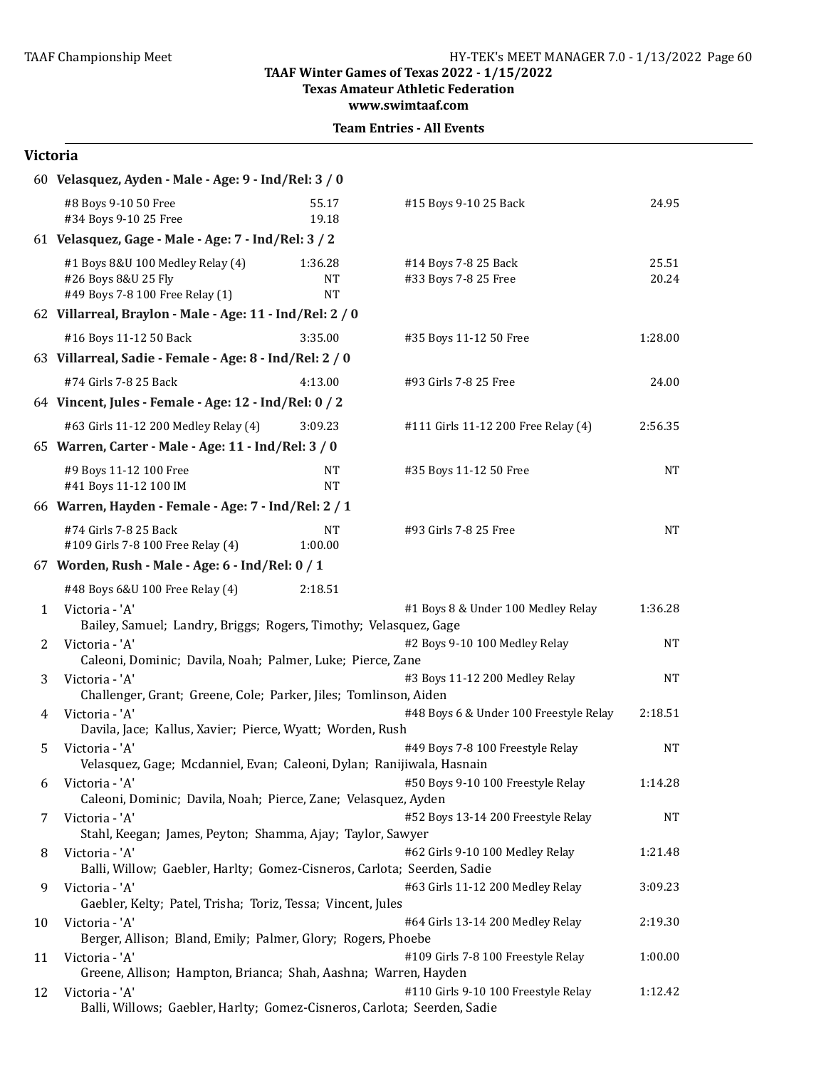TAAF Winter Games of Texas 2022 - 1/15/2022
Texas Amateur Athletic Federation
www.swimtaaf.com

**Team Entries - All Events**

## Victoria

**60 Velasquez, Ayden - Male - Age: 9 - Ind/Rel: 3 / 0**

| Event | Time | Event | Time |
|---|---|---|---|
| #8 Boys 9-10 50 Free | 55.17 | #15 Boys 9-10 25 Back | 24.95 |
| #34 Boys 9-10 25 Free | 19.18 | | |

**61 Velasquez, Gage - Male - Age: 7 - Ind/Rel: 3 / 2**

| Event | Time | Event | Time |
|---|---|---|---|
| #1 Boys 8&U 100 Medley Relay (4) | 1:36.28 | #14 Boys 7-8 25 Back | 25.51 |
| #26 Boys 8&U 25 Fly | NT | #33 Boys 7-8 25 Free | 20.24 |
| #49 Boys 7-8 100 Free Relay (1) | NT | | |

**62 Villarreal, Braylon - Male - Age: 11 - Ind/Rel: 2 / 0**

| Event | Time | Event | Time |
|---|---|---|---|
| #16 Boys 11-12 50 Back | 3:35.00 | #35 Boys 11-12 50 Free | 1:28.00 |

**63 Villarreal, Sadie - Female - Age: 8 - Ind/Rel: 2 / 0**

| Event | Time | Event | Time |
|---|---|---|---|
| #74 Girls 7-8 25 Back | 4:13.00 | #93 Girls 7-8 25 Free | 24.00 |

**64 Vincent, Jules - Female - Age: 12 - Ind/Rel: 0 / 2**

| Event | Time | Event | Time |
|---|---|---|---|
| #63 Girls 11-12 200 Medley Relay (4) | 3:09.23 | #111 Girls 11-12 200 Free Relay (4) | 2:56.35 |

**65 Warren, Carter - Male - Age: 11 - Ind/Rel: 3 / 0**

| Event | Time | Event | Time |
|---|---|---|---|
| #9 Boys 11-12 100 Free | NT | #35 Boys 11-12 50 Free | NT |
| #41 Boys 11-12 100 IM | NT | | |

**66 Warren, Hayden - Female - Age: 7 - Ind/Rel: 2 / 1**

| Event | Time | Event | Time |
|---|---|---|---|
| #74 Girls 7-8 25 Back | NT | #93 Girls 7-8 25 Free | NT |
| #109 Girls 7-8 100 Free Relay (4) | 1:00.00 | | |

**67 Worden, Rush - Male - Age: 6 - Ind/Rel: 0 / 1**

| Event | Time |
|---|---|
| #48 Boys 6&U 100 Free Relay (4) | 2:18.51 |

| # | Team | Event | Time |
|---|---|---|---|
| 1 | Victoria - 'A'<br>Bailey, Samuel; Landry, Briggs; Rogers, Timothy; Velasquez, Gage | #1 Boys 8 & Under 100 Medley Relay | 1:36.28 |
| 2 | Victoria - 'A'<br>Caleoni, Dominic; Davila, Noah; Palmer, Luke; Pierce, Zane | #2 Boys 9-10 100 Medley Relay | NT |
| 3 | Victoria - 'A'<br>Challenger, Grant; Greene, Cole; Parker, Jiles; Tomlinson, Aiden | #3 Boys 11-12 200 Medley Relay | NT |
| 4 | Victoria - 'A'<br>Davila, Jace; Kallus, Xavier; Pierce, Wyatt; Worden, Rush | #48 Boys 6 & Under 100 Freestyle Relay | 2:18.51 |
| 5 | Victoria - 'A'<br>Velasquez, Gage; Mcdanniel, Evan; Caleoni, Dylan; Ranijiwala, Hasnain | #49 Boys 7-8 100 Freestyle Relay | NT |
| 6 | Victoria - 'A'<br>Caleoni, Dominic; Davila, Noah; Pierce, Zane; Velasquez, Ayden | #50 Boys 9-10 100 Freestyle Relay | 1:14.28 |
| 7 | Victoria - 'A'<br>Stahl, Keegan; James, Peyton; Shamma, Ajay; Taylor, Sawyer | #52 Boys 13-14 200 Freestyle Relay | NT |
| 8 | Victoria - 'A'<br>Balli, Willow; Gaebler, Harlty; Gomez-Cisneros, Carlota; Seerden, Sadie | #62 Girls 9-10 100 Medley Relay | 1:21.48 |
| 9 | Victoria - 'A'<br>Gaebler, Kelty; Patel, Trisha; Toriz, Tessa; Vincent, Jules | #63 Girls 11-12 200 Medley Relay | 3:09.23 |
| 10 | Victoria - 'A'<br>Berger, Allison; Bland, Emily; Palmer, Glory; Rogers, Phoebe | #64 Girls 13-14 200 Medley Relay | 2:19.30 |
| 11 | Victoria - 'A'<br>Greene, Allison; Hampton, Brianca; Shah, Aashna; Warren, Hayden | #109 Girls 7-8 100 Freestyle Relay | 1:00.00 |
| 12 | Victoria - 'A'<br>Balli, Willows; Gaebler, Harlty; Gomez-Cisneros, Carlota; Seerden, Sadie | #110 Girls 9-10 100 Freestyle Relay | 1:12.42 |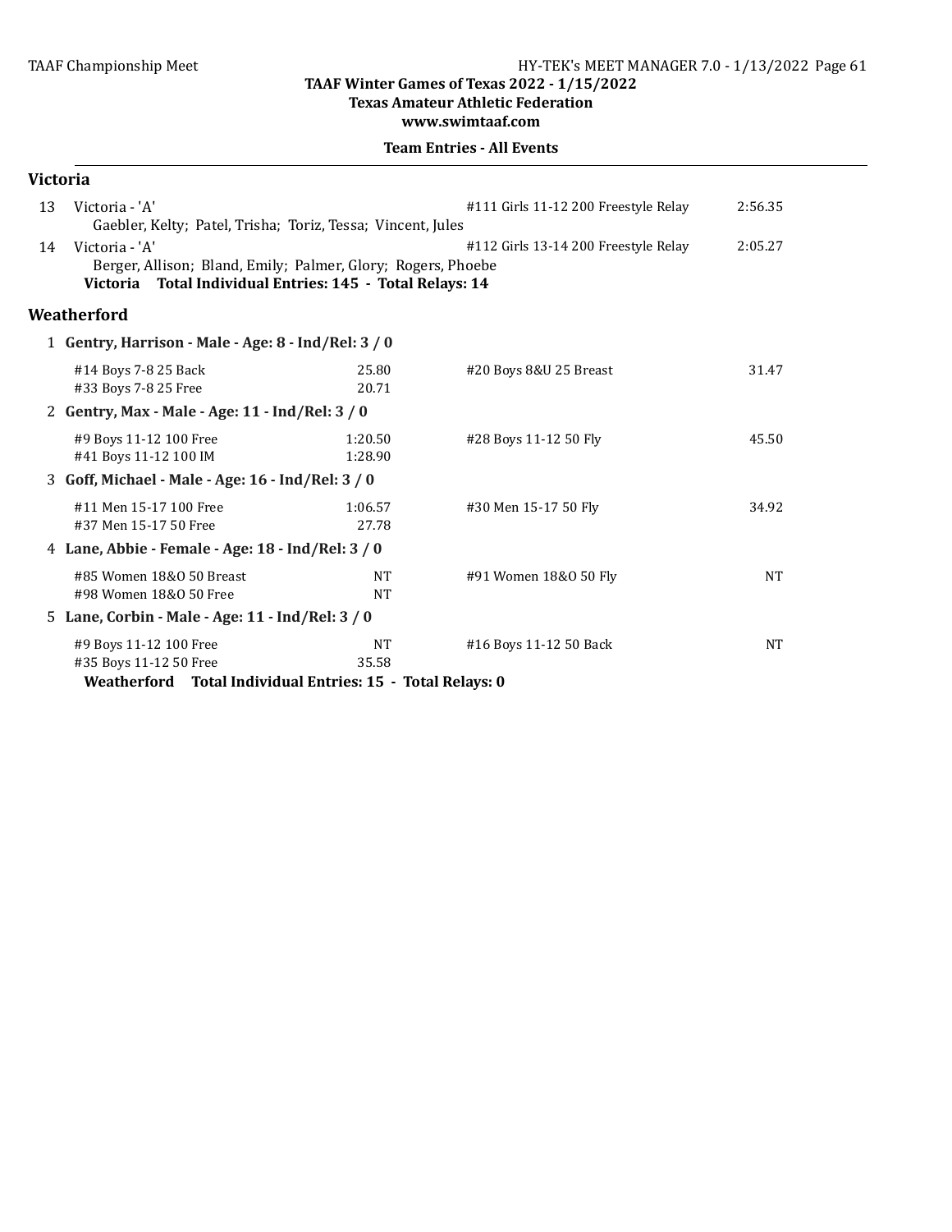TAAF Winter Games of Texas 2022 - 1/15/2022
Texas Amateur Athletic Federation
www.swimtaaf.com

**Team Entries - All Events**

## Victoria

13 Victoria - 'A' — #111 Girls 11-12 200 Freestyle Relay — 2:56.35
Gaebler, Kelty; Patel, Trisha; Toriz, Tessa; Vincent, Jules

14 Victoria - 'A' — #112 Girls 13-14 200 Freestyle Relay — 2:05.27
Berger, Allison; Bland, Emily; Palmer, Glory; Rogers, Phoebe

**Victoria Total Individual Entries: 145 - Total Relays: 14**

## Weatherford

**1 Gentry, Harrison - Male - Age: 8 - Ind/Rel: 3 / 0**

| Event | Time | Event | Time |
|---|---|---|---|
| #14 Boys 7-8 25 Back | 25.80 | #20 Boys 8&U 25 Breast | 31.47 |
| #33 Boys 7-8 25 Free | 20.71 | | |

**2 Gentry, Max - Male - Age: 11 - Ind/Rel: 3 / 0**

| Event | Time | Event | Time |
|---|---|---|---|
| #9 Boys 11-12 100 Free | 1:20.50 | #28 Boys 11-12 50 Fly | 45.50 |
| #41 Boys 11-12 100 IM | 1:28.90 | | |

**3 Goff, Michael - Male - Age: 16 - Ind/Rel: 3 / 0**

| Event | Time | Event | Time |
|---|---|---|---|
| #11 Men 15-17 100 Free | 1:06.57 | #30 Men 15-17 50 Fly | 34.92 |
| #37 Men 15-17 50 Free | 27.78 | | |

**4 Lane, Abbie - Female - Age: 18 - Ind/Rel: 3 / 0**

| Event | Time | Event | Time |
|---|---|---|---|
| #85 Women 18&O 50 Breast | NT | #91 Women 18&O 50 Fly | NT |
| #98 Women 18&O 50 Free | NT | | |

**5 Lane, Corbin - Male - Age: 11 - Ind/Rel: 3 / 0**

| Event | Time | Event | Time |
|---|---|---|---|
| #9 Boys 11-12 100 Free | NT | #16 Boys 11-12 50 Back | NT |
| #35 Boys 11-12 50 Free | 35.58 | | |

**Weatherford Total Individual Entries: 15 - Total Relays: 0**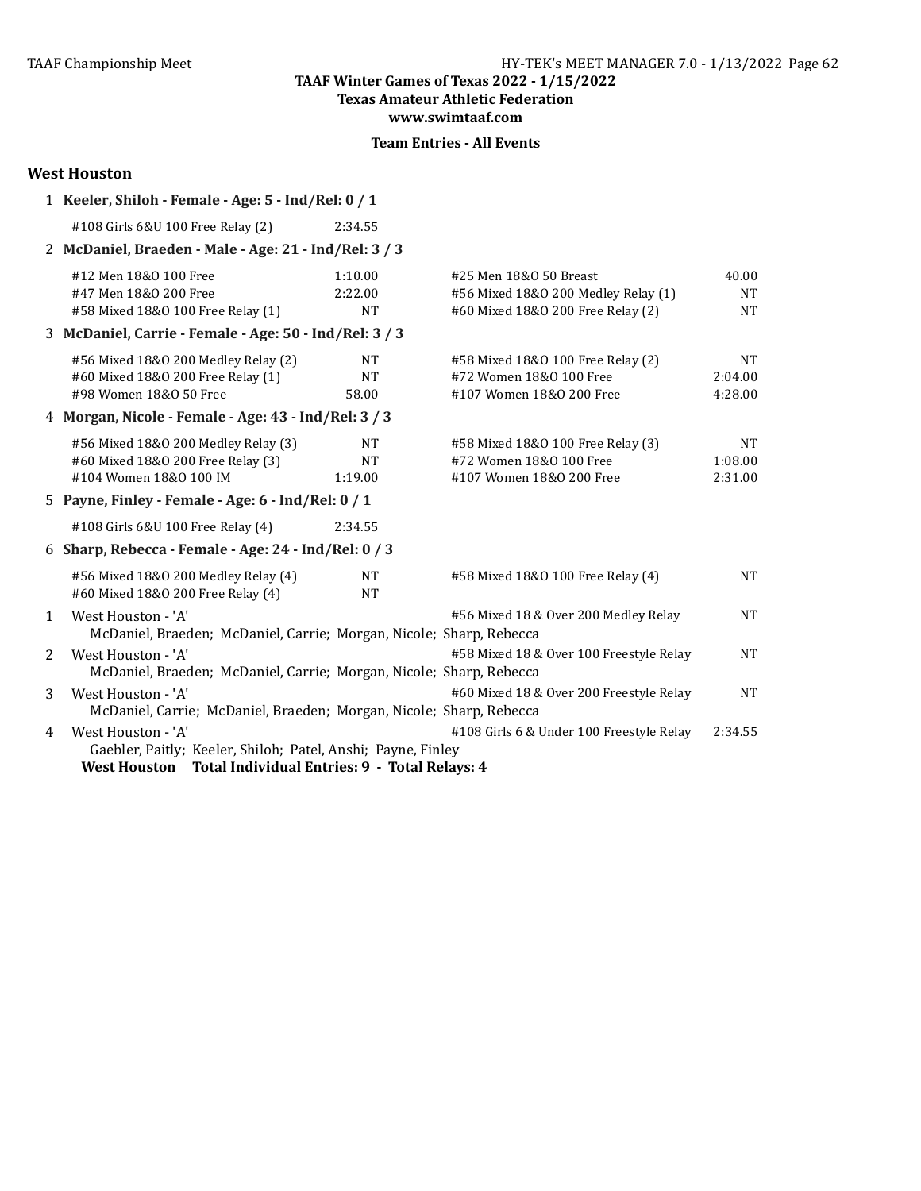**TAAF Winter Games of Texas 2022 - 1/15/2022**
**Texas Amateur Athletic Federation**
**www.swimtaaf.com**

**Team Entries - All Events**

## West Houston

1 **Keeler, Shiloh - Female - Age: 5 - Ind/Rel: 0 / 1**

| | | | |
|---|---|---|---|
| #108 Girls 6&U 100 Free Relay (2) | 2:34.55 | | |

2 **McDaniel, Braeden - Male - Age: 21 - Ind/Rel: 3 / 3**

| | | | |
|---|---|---|---|
| #12 Men 18&O 100 Free | 1:10.00 | #25 Men 18&O 50 Breast | 40.00 |
| #47 Men 18&O 200 Free | 2:22.00 | #56 Mixed 18&O 200 Medley Relay (1) | NT |
| #58 Mixed 18&O 100 Free Relay (1) | NT | #60 Mixed 18&O 200 Free Relay (2) | NT |

3 **McDaniel, Carrie - Female - Age: 50 - Ind/Rel: 3 / 3**

| | | | |
|---|---|---|---|
| #56 Mixed 18&O 200 Medley Relay (2) | NT | #58 Mixed 18&O 100 Free Relay (2) | NT |
| #60 Mixed 18&O 200 Free Relay (1) | NT | #72 Women 18&O 100 Free | 2:04.00 |
| #98 Women 18&O 50 Free | 58.00 | #107 Women 18&O 200 Free | 4:28.00 |

4 **Morgan, Nicole - Female - Age: 43 - Ind/Rel: 3 / 3**

| | | | |
|---|---|---|---|
| #56 Mixed 18&O 200 Medley Relay (3) | NT | #58 Mixed 18&O 100 Free Relay (3) | NT |
| #60 Mixed 18&O 200 Free Relay (3) | NT | #72 Women 18&O 100 Free | 1:08.00 |
| #104 Women 18&O 100 IM | 1:19.00 | #107 Women 18&O 200 Free | 2:31.00 |

5 **Payne, Finley - Female - Age: 6 - Ind/Rel: 0 / 1**

| | | | |
|---|---|---|---|
| #108 Girls 6&U 100 Free Relay (4) | 2:34.55 | | |

6 **Sharp, Rebecca - Female - Age: 24 - Ind/Rel: 0 / 3**

| | | | |
|---|---|---|---|
| #56 Mixed 18&O 200 Medley Relay (4) | NT | #58 Mixed 18&O 100 Free Relay (4) | NT |
| #60 Mixed 18&O 200 Free Relay (4) | NT | | |

| | | | |
|---|---|---|---|
| 1 | West Houston - 'A' | #56 Mixed 18 & Over 200 Medley Relay | NT |
| | McDaniel, Braeden; McDaniel, Carrie; Morgan, Nicole; Sharp, Rebecca | | |
| 2 | West Houston - 'A' | #58 Mixed 18 & Over 100 Freestyle Relay | NT |
| | McDaniel, Braeden; McDaniel, Carrie; Morgan, Nicole; Sharp, Rebecca | | |
| 3 | West Houston - 'A' | #60 Mixed 18 & Over 200 Freestyle Relay | NT |
| | McDaniel, Carrie; McDaniel, Braeden; Morgan, Nicole; Sharp, Rebecca | | |
| 4 | West Houston - 'A' | #108 Girls 6 & Under 100 Freestyle Relay | 2:34.55 |
| | Gaebler, Paitly; Keeler, Shiloh; Patel, Anshi; Payne, Finley | | |

**West Houston Total Individual Entries: 9 - Total Relays: 4**